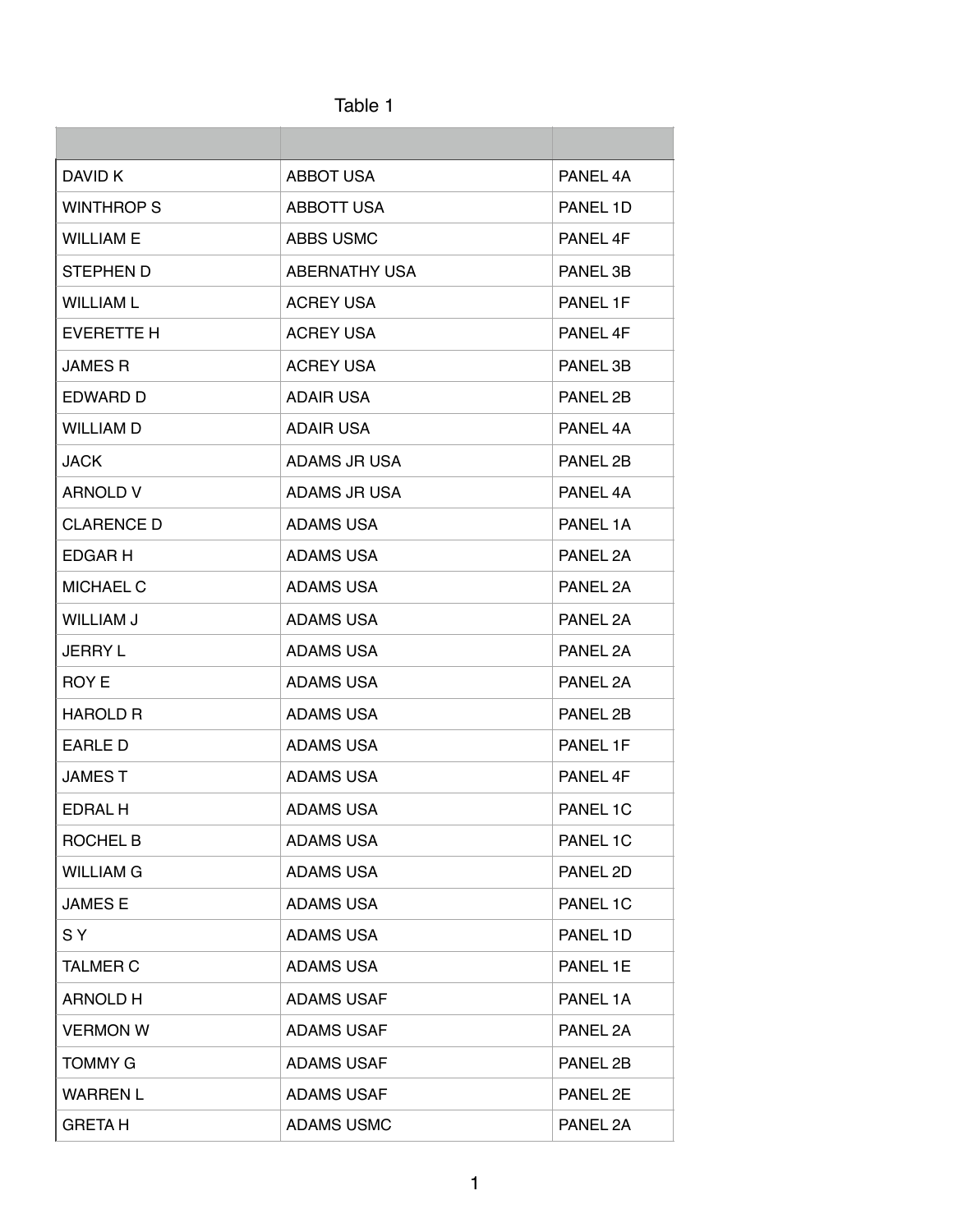Table 1

| | | |
|---|---|---|
| DAVID K | ABBOT USA | PANEL 4A |
| WINTHROP S | ABBOTT USA | PANEL 1D |
| WILLIAM E | ABBS USMC | PANEL 4F |
| STEPHEN D | ABERNATHY USA | PANEL 3B |
| WILLIAM L | ACREY USA | PANEL 1F |
| EVERETTE H | ACREY USA | PANEL 4F |
| JAMES R | ACREY USA | PANEL 3B |
| EDWARD D | ADAIR USA | PANEL 2B |
| WILLIAM D | ADAIR USA | PANEL 4A |
| JACK | ADAMS JR USA | PANEL 2B |
| ARNOLD V | ADAMS JR USA | PANEL 4A |
| CLARENCE D | ADAMS USA | PANEL 1A |
| EDGAR H | ADAMS USA | PANEL 2A |
| MICHAEL C | ADAMS USA | PANEL 2A |
| WILLIAM J | ADAMS USA | PANEL 2A |
| JERRY L | ADAMS USA | PANEL 2A |
| ROY E | ADAMS USA | PANEL 2A |
| HAROLD R | ADAMS USA | PANEL 2B |
| EARLE D | ADAMS USA | PANEL 1F |
| JAMES T | ADAMS USA | PANEL 4F |
| EDRAL H | ADAMS USA | PANEL 1C |
| ROCHEL B | ADAMS USA | PANEL 1C |
| WILLIAM G | ADAMS USA | PANEL 2D |
| JAMES E | ADAMS USA | PANEL 1C |
| S Y | ADAMS USA | PANEL 1D |
| TALMER C | ADAMS USA | PANEL 1E |
| ARNOLD H | ADAMS USAF | PANEL 1A |
| VERMON W | ADAMS USAF | PANEL 2A |
| TOMMY G | ADAMS USAF | PANEL 2B |
| WARREN L | ADAMS USAF | PANEL 2E |
| GRETA H | ADAMS USMC | PANEL 2A |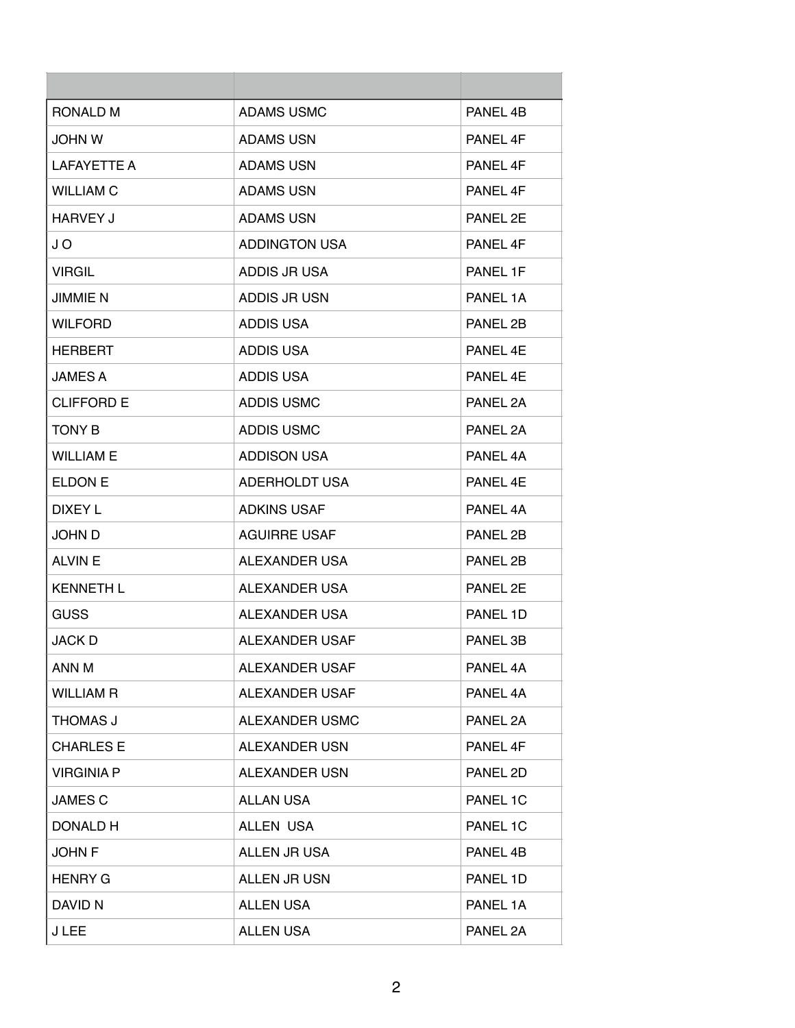| | | |
|---|---|---|
| RONALD M | ADAMS USMC | PANEL 4B |
| JOHN W | ADAMS USN | PANEL 4F |
| LAFAYETTE A | ADAMS USN | PANEL 4F |
| WILLIAM C | ADAMS USN | PANEL 4F |
| HARVEY J | ADAMS USN | PANEL 2E |
| J O | ADDINGTON USA | PANEL 4F |
| VIRGIL | ADDIS JR USA | PANEL 1F |
| JIMMIE N | ADDIS JR USN | PANEL 1A |
| WILFORD | ADDIS USA | PANEL 2B |
| HERBERT | ADDIS USA | PANEL 4E |
| JAMES A | ADDIS USA | PANEL 4E |
| CLIFFORD E | ADDIS USMC | PANEL 2A |
| TONY B | ADDIS USMC | PANEL 2A |
| WILLIAM E | ADDISON USA | PANEL 4A |
| ELDON E | ADERHOLDT USA | PANEL 4E |
| DIXEY L | ADKINS USAF | PANEL 4A |
| JOHN D | AGUIRRE USAF | PANEL 2B |
| ALVIN E | ALEXANDER USA | PANEL 2B |
| KENNETH L | ALEXANDER USA | PANEL 2E |
| GUSS | ALEXANDER USA | PANEL 1D |
| JACK D | ALEXANDER USAF | PANEL 3B |
| ANN M | ALEXANDER USAF | PANEL 4A |
| WILLIAM R | ALEXANDER USAF | PANEL 4A |
| THOMAS J | ALEXANDER USMC | PANEL 2A |
| CHARLES E | ALEXANDER USN | PANEL 4F |
| VIRGINIA P | ALEXANDER USN | PANEL 2D |
| JAMES C | ALLAN USA | PANEL 1C |
| DONALD H | ALLEN  USA | PANEL 1C |
| JOHN F | ALLEN JR USA | PANEL 4B |
| HENRY G | ALLEN JR USN | PANEL 1D |
| DAVID N | ALLEN USA | PANEL 1A |
| J LEE | ALLEN USA | PANEL 2A |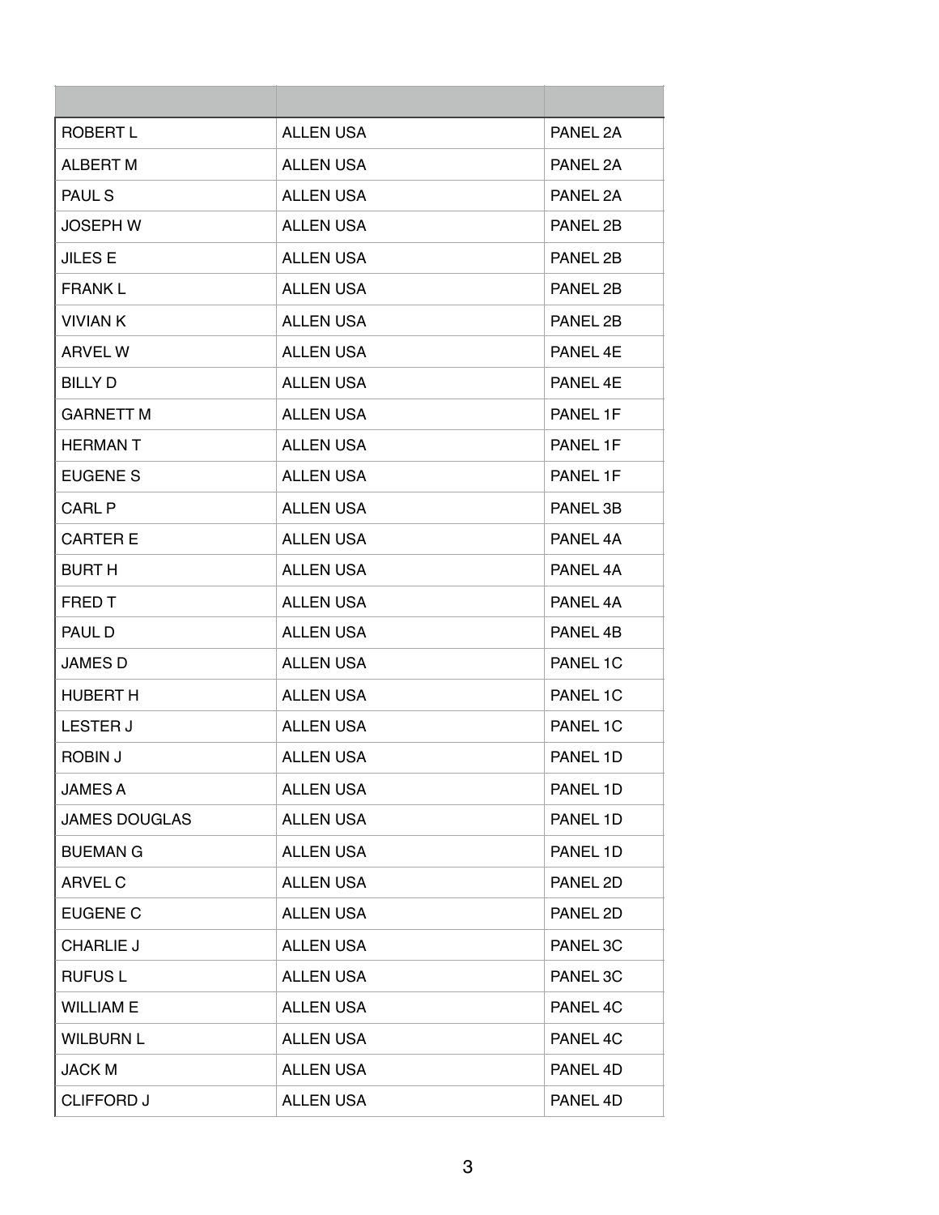| | | |
|---|---|---|
| ROBERT L | ALLEN USA | PANEL 2A |
| ALBERT M | ALLEN USA | PANEL 2A |
| PAUL S | ALLEN USA | PANEL 2A |
| JOSEPH W | ALLEN USA | PANEL 2B |
| JILES E | ALLEN USA | PANEL 2B |
| FRANK L | ALLEN USA | PANEL 2B |
| VIVIAN K | ALLEN USA | PANEL 2B |
| ARVEL W | ALLEN USA | PANEL 4E |
| BILLY D | ALLEN USA | PANEL 4E |
| GARNETT M | ALLEN USA | PANEL 1F |
| HERMAN T | ALLEN USA | PANEL 1F |
| EUGENE S | ALLEN USA | PANEL 1F |
| CARL P | ALLEN USA | PANEL 3B |
| CARTER E | ALLEN USA | PANEL 4A |
| BURT H | ALLEN USA | PANEL 4A |
| FRED T | ALLEN USA | PANEL 4A |
| PAUL D | ALLEN USA | PANEL 4B |
| JAMES D | ALLEN USA | PANEL 1C |
| HUBERT H | ALLEN USA | PANEL 1C |
| LESTER J | ALLEN USA | PANEL 1C |
| ROBIN J | ALLEN USA | PANEL 1D |
| JAMES A | ALLEN USA | PANEL 1D |
| JAMES DOUGLAS | ALLEN USA | PANEL 1D |
| BUEMAN G | ALLEN USA | PANEL 1D |
| ARVEL C | ALLEN USA | PANEL 2D |
| EUGENE C | ALLEN USA | PANEL 2D |
| CHARLIE J | ALLEN USA | PANEL 3C |
| RUFUS L | ALLEN USA | PANEL 3C |
| WILLIAM E | ALLEN USA | PANEL 4C |
| WILBURN L | ALLEN USA | PANEL 4C |
| JACK M | ALLEN USA | PANEL 4D |
| CLIFFORD J | ALLEN USA | PANEL 4D |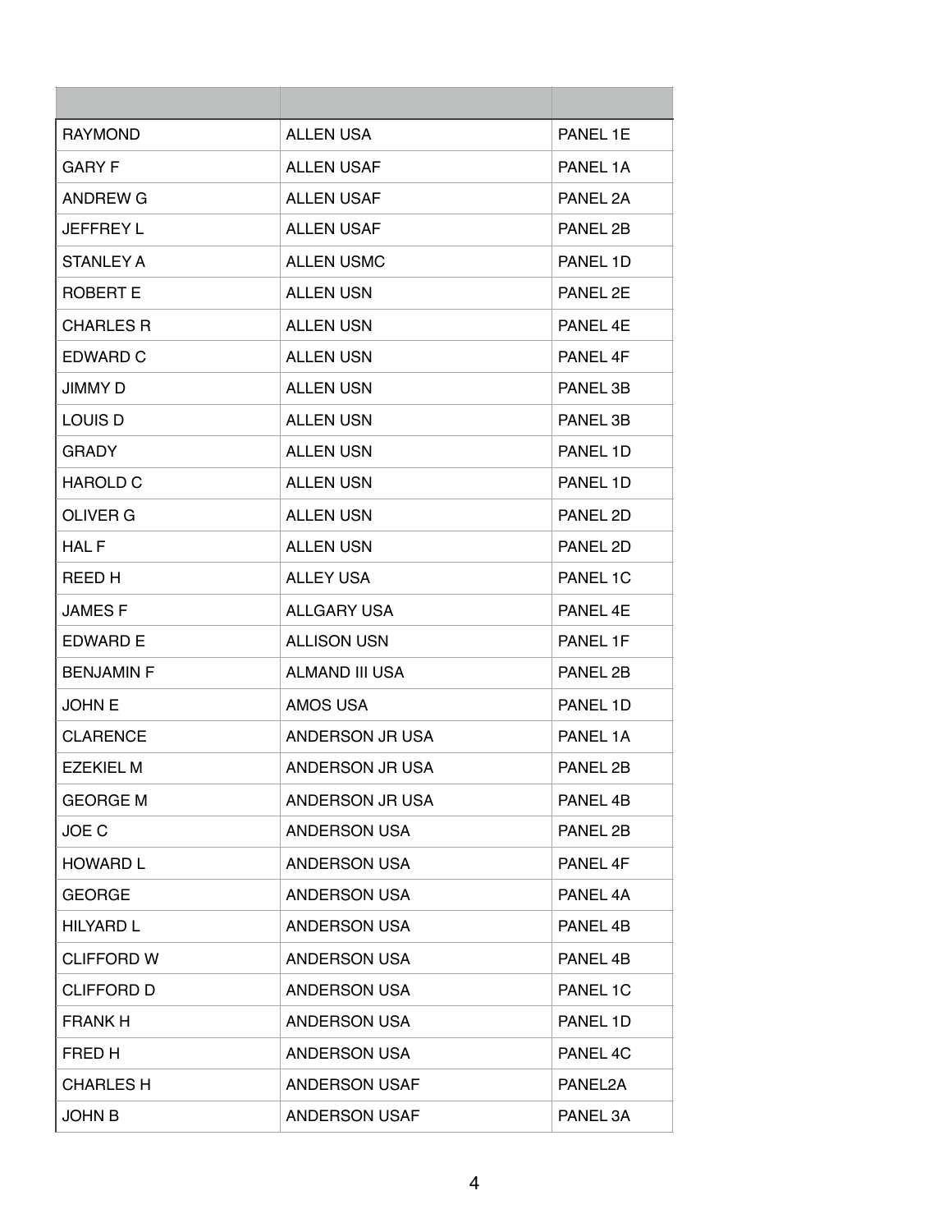| | | |
|---|---|---|
| RAYMOND | ALLEN USA | PANEL 1E |
| GARY F | ALLEN USAF | PANEL 1A |
| ANDREW G | ALLEN USAF | PANEL 2A |
| JEFFREY L | ALLEN USAF | PANEL 2B |
| STANLEY A | ALLEN USMC | PANEL 1D |
| ROBERT E | ALLEN USN | PANEL 2E |
| CHARLES R | ALLEN USN | PANEL 4E |
| EDWARD C | ALLEN USN | PANEL 4F |
| JIMMY D | ALLEN USN | PANEL 3B |
| LOUIS D | ALLEN USN | PANEL 3B |
| GRADY | ALLEN USN | PANEL 1D |
| HAROLD C | ALLEN USN | PANEL 1D |
| OLIVER G | ALLEN USN | PANEL 2D |
| HAL F | ALLEN USN | PANEL 2D |
| REED H | ALLEY USA | PANEL 1C |
| JAMES F | ALLGARY USA | PANEL 4E |
| EDWARD E | ALLISON USN | PANEL 1F |
| BENJAMIN F | ALMAND III USA | PANEL 2B |
| JOHN E | AMOS USA | PANEL 1D |
| CLARENCE | ANDERSON JR USA | PANEL 1A |
| EZEKIEL M | ANDERSON JR USA | PANEL 2B |
| GEORGE M | ANDERSON JR USA | PANEL 4B |
| JOE C | ANDERSON USA | PANEL 2B |
| HOWARD L | ANDERSON USA | PANEL 4F |
| GEORGE | ANDERSON USA | PANEL 4A |
| HILYARD L | ANDERSON USA | PANEL 4B |
| CLIFFORD W | ANDERSON USA | PANEL 4B |
| CLIFFORD D | ANDERSON USA | PANEL 1C |
| FRANK H | ANDERSON USA | PANEL 1D |
| FRED H | ANDERSON USA | PANEL 4C |
| CHARLES H | ANDERSON USAF | PANEL2A |
| JOHN B | ANDERSON USAF | PANEL 3A |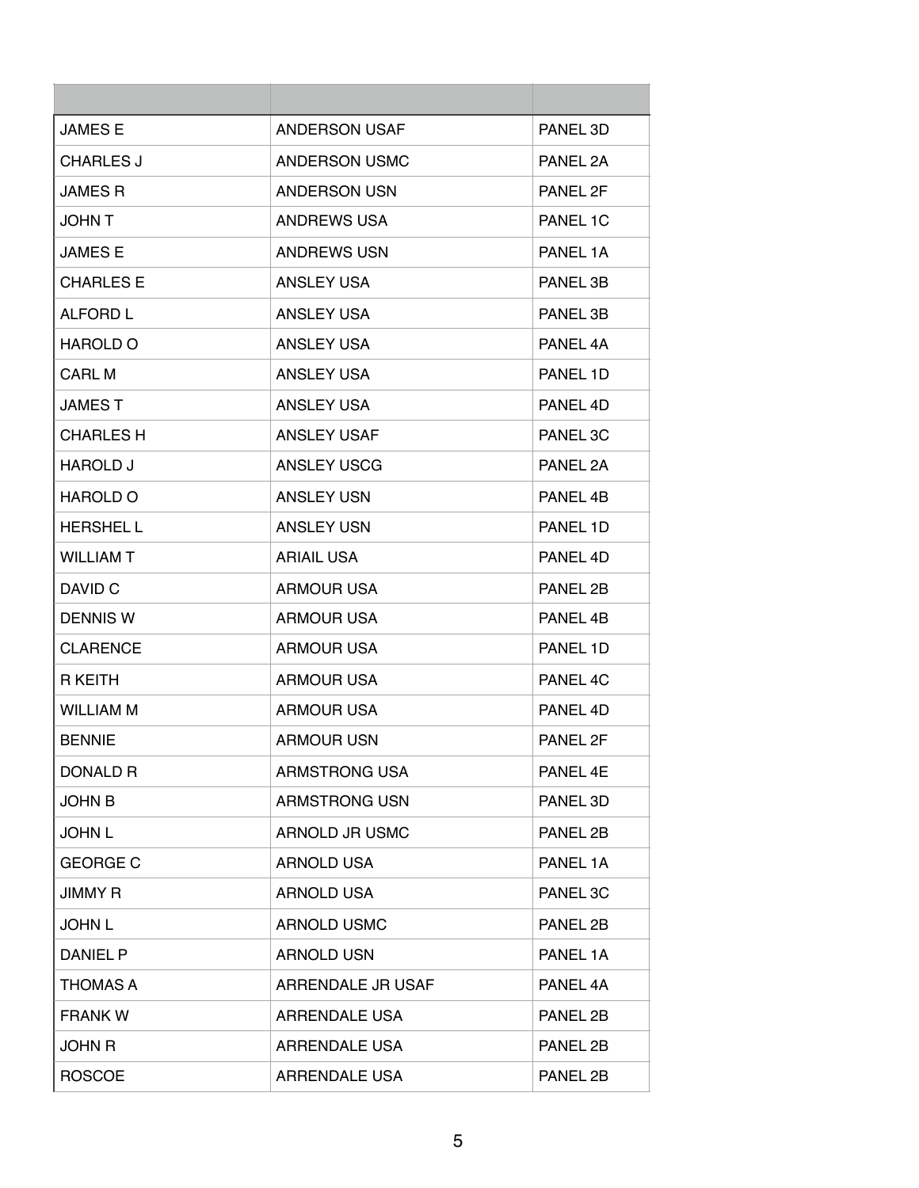| | | |
|---|---|---|
| JAMES E | ANDERSON USAF | PANEL 3D |
| CHARLES J | ANDERSON USMC | PANEL 2A |
| JAMES R | ANDERSON USN | PANEL 2F |
| JOHN T | ANDREWS USA | PANEL 1C |
| JAMES E | ANDREWS USN | PANEL 1A |
| CHARLES E | ANSLEY USA | PANEL 3B |
| ALFORD L | ANSLEY USA | PANEL 3B |
| HAROLD O | ANSLEY USA | PANEL 4A |
| CARL M | ANSLEY USA | PANEL 1D |
| JAMES T | ANSLEY USA | PANEL 4D |
| CHARLES H | ANSLEY USAF | PANEL 3C |
| HAROLD J | ANSLEY USCG | PANEL 2A |
| HAROLD O | ANSLEY USN | PANEL 4B |
| HERSHEL L | ANSLEY USN | PANEL 1D |
| WILLIAM T | ARIAIL USA | PANEL 4D |
| DAVID C | ARMOUR USA | PANEL 2B |
| DENNIS W | ARMOUR USA | PANEL 4B |
| CLARENCE | ARMOUR USA | PANEL 1D |
| R KEITH | ARMOUR USA | PANEL 4C |
| WILLIAM M | ARMOUR USA | PANEL 4D |
| BENNIE | ARMOUR USN | PANEL 2F |
| DONALD R | ARMSTRONG USA | PANEL 4E |
| JOHN B | ARMSTRONG USN | PANEL 3D |
| JOHN L | ARNOLD JR USMC | PANEL 2B |
| GEORGE C | ARNOLD USA | PANEL 1A |
| JIMMY R | ARNOLD USA | PANEL 3C |
| JOHN L | ARNOLD USMC | PANEL 2B |
| DANIEL P | ARNOLD USN | PANEL 1A |
| THOMAS A | ARRENDALE JR USAF | PANEL 4A |
| FRANK W | ARRENDALE USA | PANEL 2B |
| JOHN R | ARRENDALE USA | PANEL 2B |
| ROSCOE | ARRENDALE USA | PANEL 2B |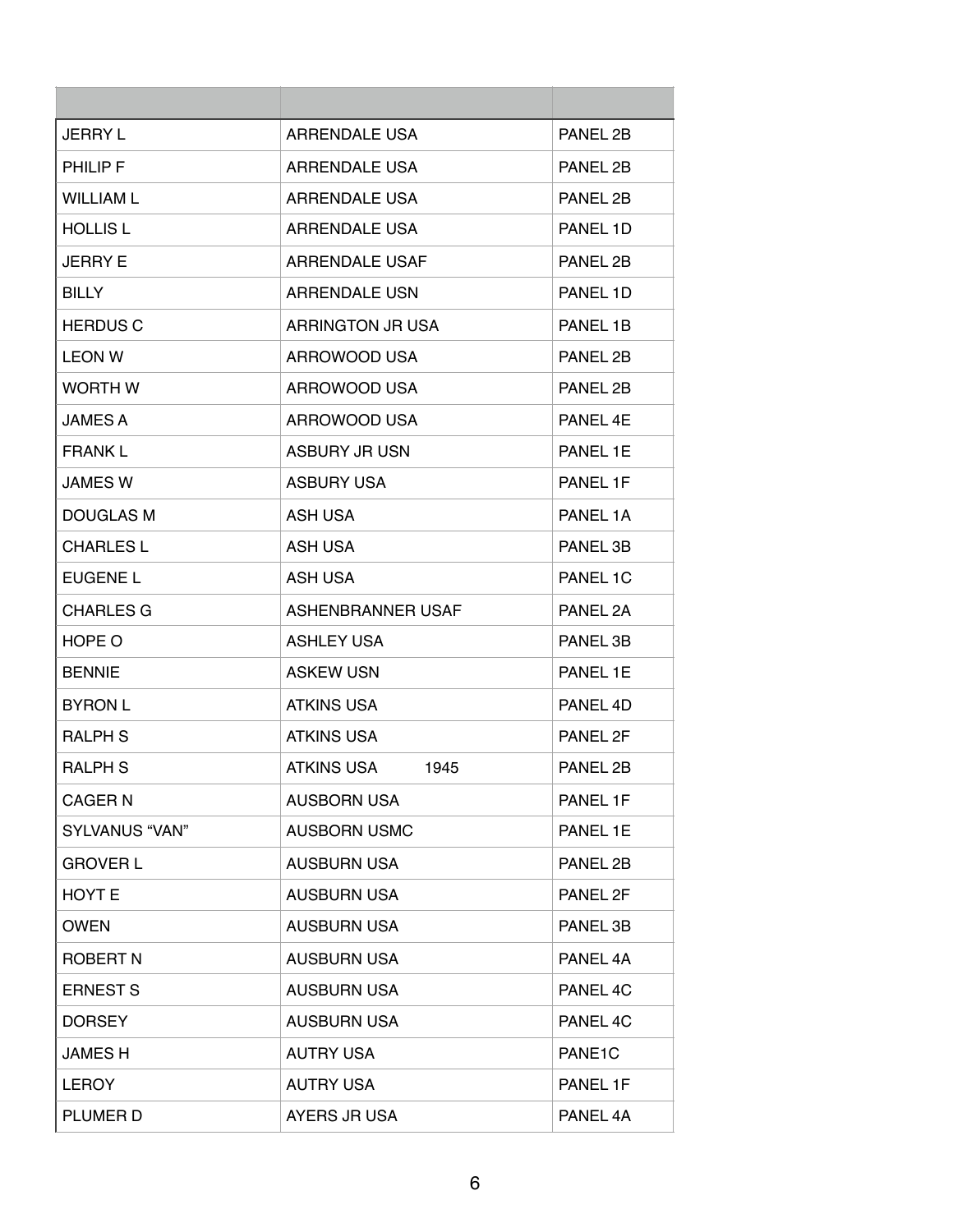| | | |
|---|---|---|
| JERRY L | ARRENDALE USA | PANEL 2B |
| PHILIP F | ARRENDALE USA | PANEL 2B |
| WILLIAM L | ARRENDALE USA | PANEL 2B |
| HOLLIS L | ARRENDALE USA | PANEL 1D |
| JERRY E | ARRENDALE USAF | PANEL 2B |
| BILLY | ARRENDALE USN | PANEL 1D |
| HERDUS C | ARRINGTON JR USA | PANEL 1B |
| LEON W | ARROWOOD USA | PANEL 2B |
| WORTH W | ARROWOOD USA | PANEL 2B |
| JAMES A | ARROWOOD USA | PANEL 4E |
| FRANK L | ASBURY JR USN | PANEL 1E |
| JAMES W | ASBURY USA | PANEL 1F |
| DOUGLAS M | ASH USA | PANEL 1A |
| CHARLES L | ASH USA | PANEL 3B |
| EUGENE L | ASH USA | PANEL 1C |
| CHARLES G | ASHENBRANNER USAF | PANEL 2A |
| HOPE O | ASHLEY USA | PANEL 3B |
| BENNIE | ASKEW USN | PANEL 1E |
| BYRON L | ATKINS USA | PANEL 4D |
| RALPH S | ATKINS USA | PANEL 2F |
| RALPH S | ATKINS USA 1945 | PANEL 2B |
| CAGER N | AUSBORN USA | PANEL 1F |
| SYLVANUS "VAN" | AUSBORN USMC | PANEL 1E |
| GROVER L | AUSBURN USA | PANEL 2B |
| HOYT E | AUSBURN USA | PANEL 2F |
| OWEN | AUSBURN USA | PANEL 3B |
| ROBERT N | AUSBURN USA | PANEL 4A |
| ERNEST S | AUSBURN USA | PANEL 4C |
| DORSEY | AUSBURN USA | PANEL 4C |
| JAMES H | AUTRY USA | PANE1C |
| LEROY | AUTRY USA | PANEL 1F |
| PLUMER D | AYERS JR USA | PANEL 4A |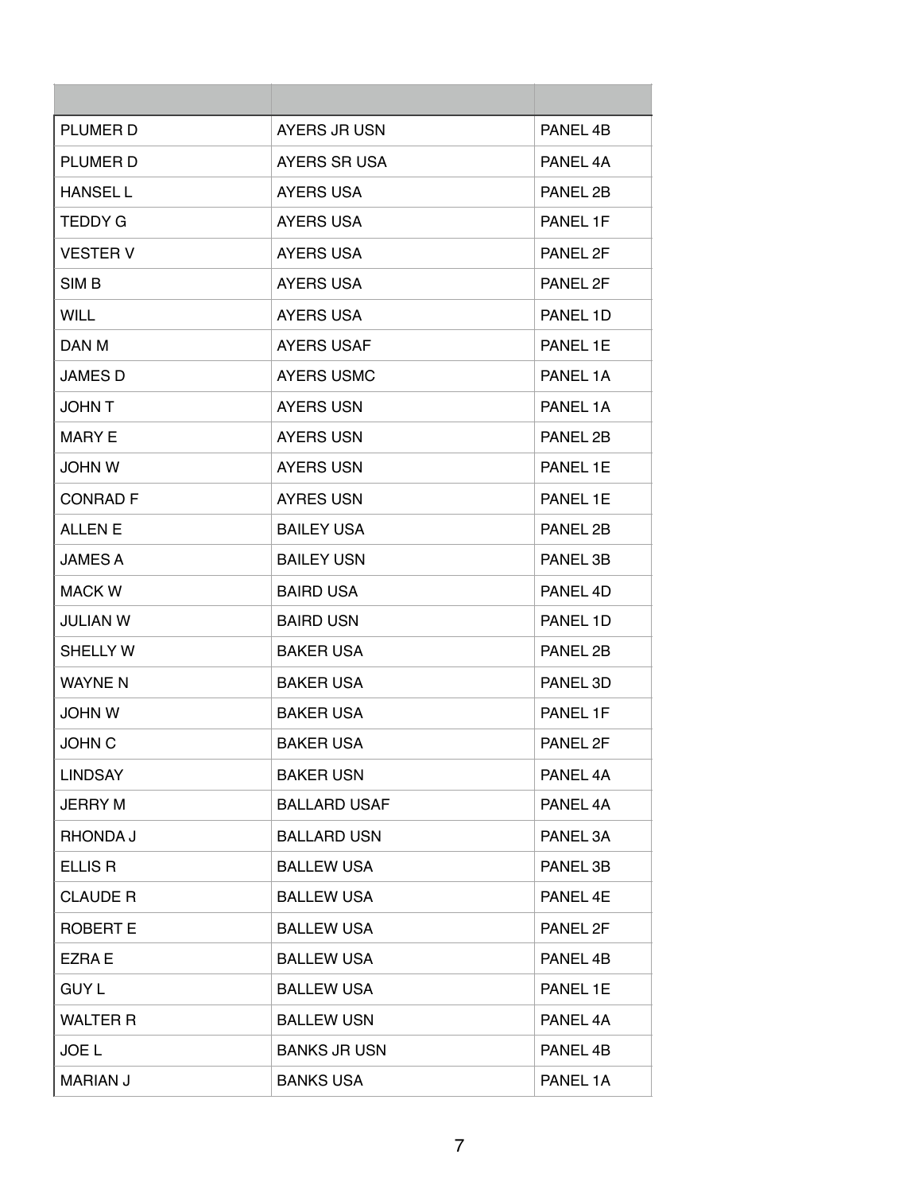| | | |
|---|---|---|
| PLUMER D | AYERS JR USN | PANEL 4B |
| PLUMER D | AYERS SR USA | PANEL 4A |
| HANSEL L | AYERS USA | PANEL 2B |
| TEDDY G | AYERS USA | PANEL 1F |
| VESTER V | AYERS USA | PANEL 2F |
| SIM B | AYERS USA | PANEL 2F |
| WILL | AYERS USA | PANEL 1D |
| DAN M | AYERS USAF | PANEL 1E |
| JAMES D | AYERS USMC | PANEL 1A |
| JOHN T | AYERS USN | PANEL 1A |
| MARY E | AYERS USN | PANEL 2B |
| JOHN W | AYERS USN | PANEL 1E |
| CONRAD F | AYRES USN | PANEL 1E |
| ALLEN E | BAILEY USA | PANEL 2B |
| JAMES A | BAILEY USN | PANEL 3B |
| MACK W | BAIRD USA | PANEL 4D |
| JULIAN W | BAIRD USN | PANEL 1D |
| SHELLY W | BAKER USA | PANEL 2B |
| WAYNE N | BAKER USA | PANEL 3D |
| JOHN W | BAKER USA | PANEL 1F |
| JOHN C | BAKER USA | PANEL 2F |
| LINDSAY | BAKER USN | PANEL 4A |
| JERRY M | BALLARD USAF | PANEL 4A |
| RHONDA J | BALLARD USN | PANEL 3A |
| ELLIS R | BALLEW USA | PANEL 3B |
| CLAUDE R | BALLEW USA | PANEL 4E |
| ROBERT E | BALLEW USA | PANEL 2F |
| EZRA E | BALLEW USA | PANEL 4B |
| GUY L | BALLEW USA | PANEL 1E |
| WALTER R | BALLEW USN | PANEL 4A |
| JOE L | BANKS JR USN | PANEL 4B |
| MARIAN J | BANKS USA | PANEL 1A |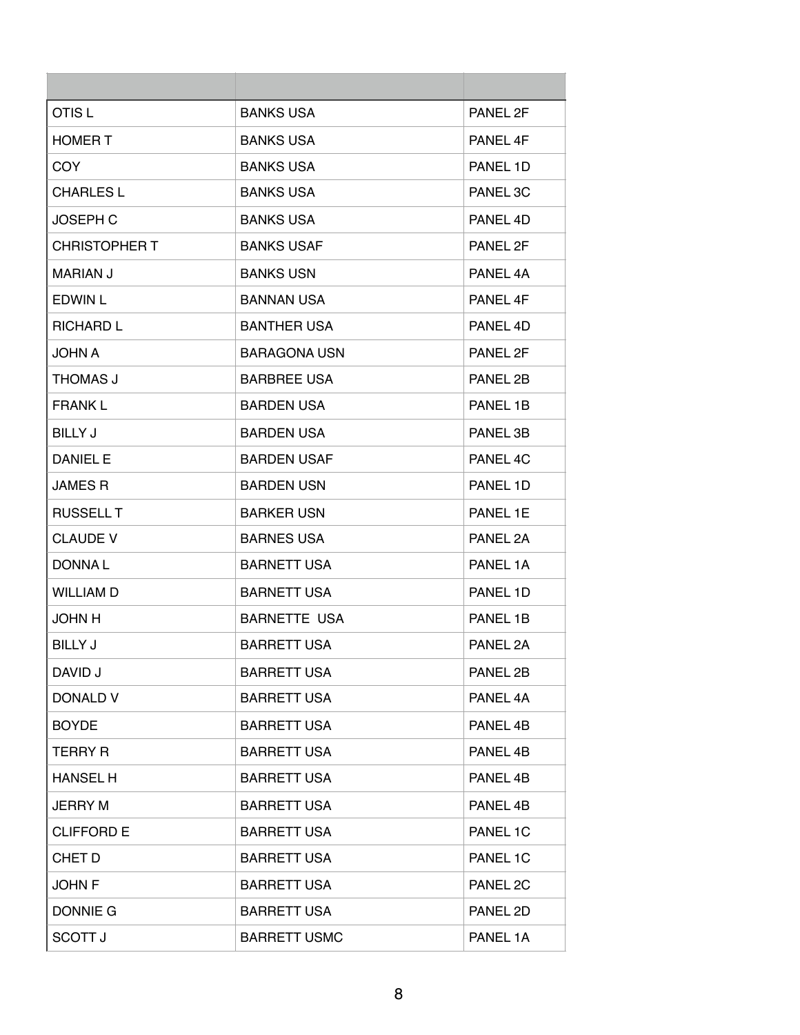| | | |
|---|---|---|
| OTIS L | BANKS USA | PANEL 2F |
| HOMER T | BANKS USA | PANEL 4F |
| COY | BANKS USA | PANEL 1D |
| CHARLES L | BANKS USA | PANEL 3C |
| JOSEPH C | BANKS USA | PANEL 4D |
| CHRISTOPHER T | BANKS USAF | PANEL 2F |
| MARIAN J | BANKS USN | PANEL 4A |
| EDWIN L | BANNAN USA | PANEL 4F |
| RICHARD L | BANTHER USA | PANEL 4D |
| JOHN A | BARAGONA USN | PANEL 2F |
| THOMAS J | BARBREE USA | PANEL 2B |
| FRANK L | BARDEN USA | PANEL 1B |
| BILLY J | BARDEN USA | PANEL 3B |
| DANIEL E | BARDEN USAF | PANEL 4C |
| JAMES R | BARDEN USN | PANEL 1D |
| RUSSELL T | BARKER USN | PANEL 1E |
| CLAUDE V | BARNES USA | PANEL 2A |
| DONNA L | BARNETT USA | PANEL 1A |
| WILLIAM D | BARNETT USA | PANEL 1D |
| JOHN H | BARNETTE USA | PANEL 1B |
| BILLY J | BARRETT USA | PANEL 2A |
| DAVID J | BARRETT USA | PANEL 2B |
| DONALD V | BARRETT USA | PANEL 4A |
| BOYDE | BARRETT USA | PANEL 4B |
| TERRY R | BARRETT USA | PANEL 4B |
| HANSEL H | BARRETT USA | PANEL 4B |
| JERRY M | BARRETT USA | PANEL 4B |
| CLIFFORD E | BARRETT USA | PANEL 1C |
| CHET D | BARRETT USA | PANEL 1C |
| JOHN F | BARRETT USA | PANEL 2C |
| DONNIE G | BARRETT USA | PANEL 2D |
| SCOTT J | BARRETT USMC | PANEL 1A |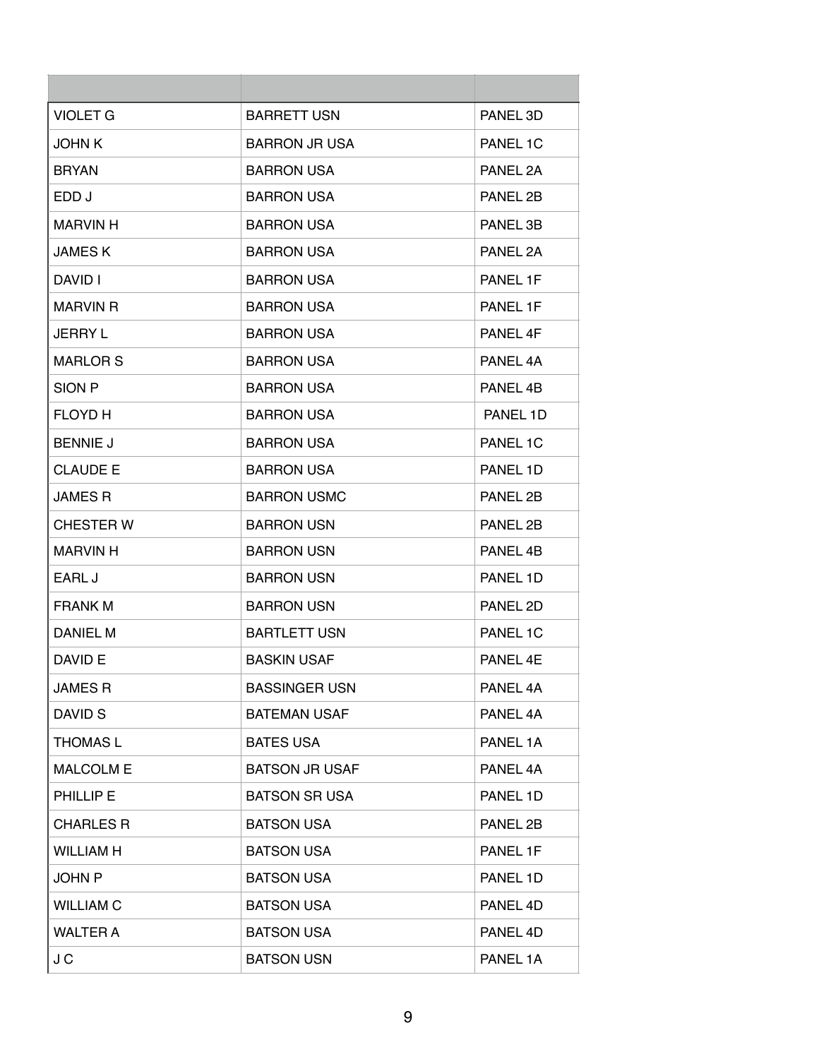| | | |
|---|---|---|
| VIOLET G | BARRETT USN | PANEL 3D |
| JOHN K | BARRON JR USA | PANEL 1C |
| BRYAN | BARRON USA | PANEL 2A |
| EDD J | BARRON USA | PANEL 2B |
| MARVIN H | BARRON USA | PANEL 3B |
| JAMES K | BARRON USA | PANEL 2A |
| DAVID I | BARRON USA | PANEL 1F |
| MARVIN R | BARRON USA | PANEL 1F |
| JERRY L | BARRON USA | PANEL 4F |
| MARLOR S | BARRON USA | PANEL 4A |
| SION P | BARRON USA | PANEL 4B |
| FLOYD H | BARRON USA | PANEL 1D |
| BENNIE J | BARRON USA | PANEL 1C |
| CLAUDE E | BARRON USA | PANEL 1D |
| JAMES R | BARRON USMC | PANEL 2B |
| CHESTER W | BARRON USN | PANEL 2B |
| MARVIN H | BARRON USN | PANEL 4B |
| EARL J | BARRON USN | PANEL 1D |
| FRANK M | BARRON USN | PANEL 2D |
| DANIEL M | BARTLETT USN | PANEL 1C |
| DAVID E | BASKIN USAF | PANEL 4E |
| JAMES R | BASSINGER USN | PANEL 4A |
| DAVID S | BATEMAN USAF | PANEL 4A |
| THOMAS L | BATES USA | PANEL 1A |
| MALCOLM E | BATSON JR USAF | PANEL 4A |
| PHILLIP E | BATSON SR USA | PANEL 1D |
| CHARLES R | BATSON USA | PANEL 2B |
| WILLIAM H | BATSON USA | PANEL 1F |
| JOHN P | BATSON USA | PANEL 1D |
| WILLIAM C | BATSON USA | PANEL 4D |
| WALTER A | BATSON USA | PANEL 4D |
| J C | BATSON USN | PANEL 1A |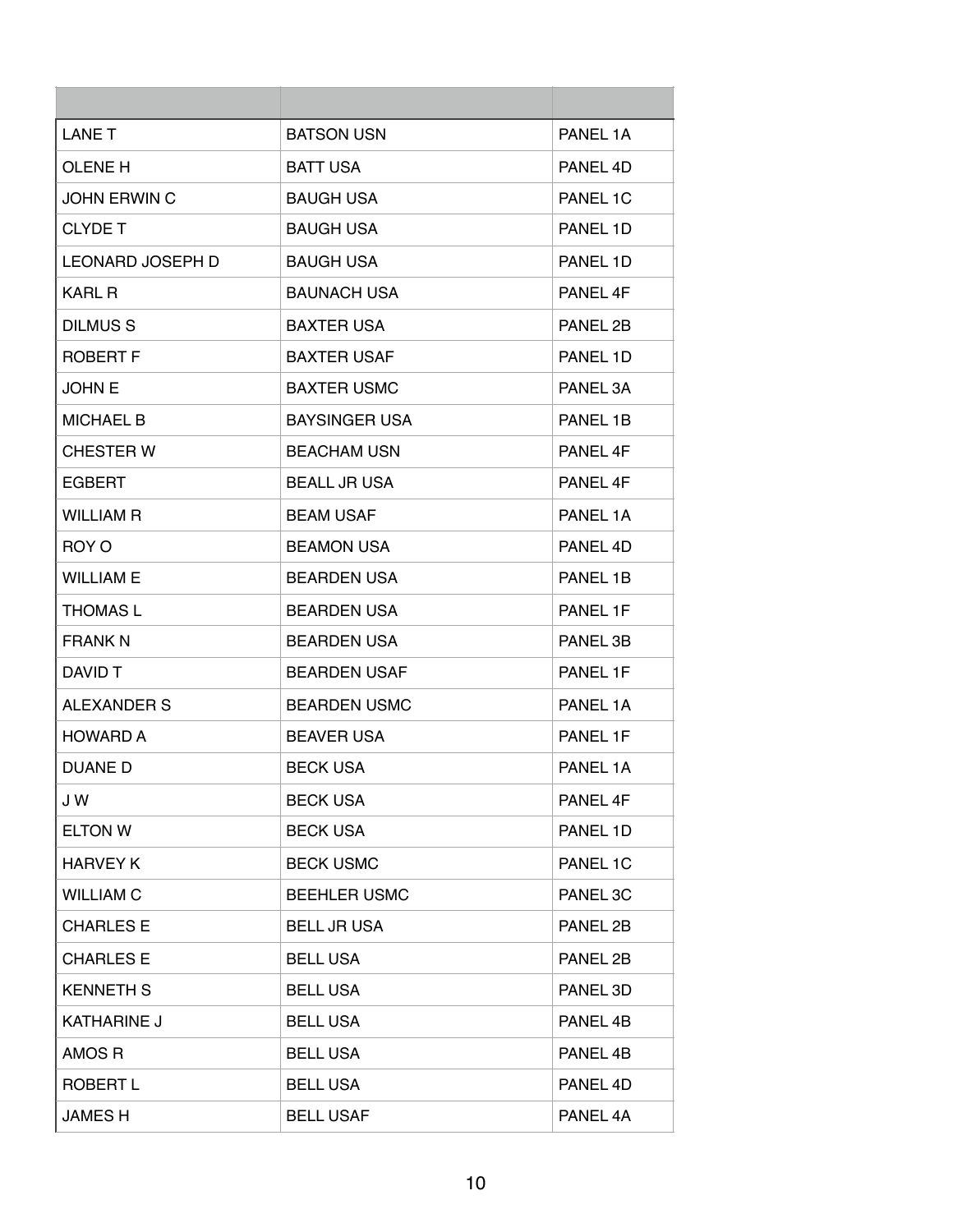| | | |
|---|---|---|
| LANE T | BATSON USN | PANEL 1A |
| OLENE H | BATT USA | PANEL 4D |
| JOHN ERWIN C | BAUGH USA | PANEL 1C |
| CLYDE T | BAUGH USA | PANEL 1D |
| LEONARD JOSEPH D | BAUGH USA | PANEL 1D |
| KARL R | BAUNACH USA | PANEL 4F |
| DILMUS S | BAXTER USA | PANEL 2B |
| ROBERT F | BAXTER USAF | PANEL 1D |
| JOHN E | BAXTER USMC | PANEL 3A |
| MICHAEL B | BAYSINGER USA | PANEL 1B |
| CHESTER W | BEACHAM USN | PANEL 4F |
| EGBERT | BEALL JR USA | PANEL 4F |
| WILLIAM R | BEAM USAF | PANEL 1A |
| ROY O | BEAMON USA | PANEL 4D |
| WILLIAM E | BEARDEN USA | PANEL 1B |
| THOMAS L | BEARDEN USA | PANEL 1F |
| FRANK N | BEARDEN USA | PANEL 3B |
| DAVID T | BEARDEN USAF | PANEL 1F |
| ALEXANDER S | BEARDEN USMC | PANEL 1A |
| HOWARD A | BEAVER USA | PANEL 1F |
| DUANE D | BECK USA | PANEL 1A |
| J W | BECK USA | PANEL 4F |
| ELTON W | BECK USA | PANEL 1D |
| HARVEY K | BECK USMC | PANEL 1C |
| WILLIAM C | BEEHLER USMC | PANEL 3C |
| CHARLES E | BELL JR USA | PANEL 2B |
| CHARLES E | BELL USA | PANEL 2B |
| KENNETH S | BELL USA | PANEL 3D |
| KATHARINE J | BELL USA | PANEL 4B |
| AMOS R | BELL USA | PANEL 4B |
| ROBERT L | BELL USA | PANEL 4D |
| JAMES H | BELL USAF | PANEL 4A |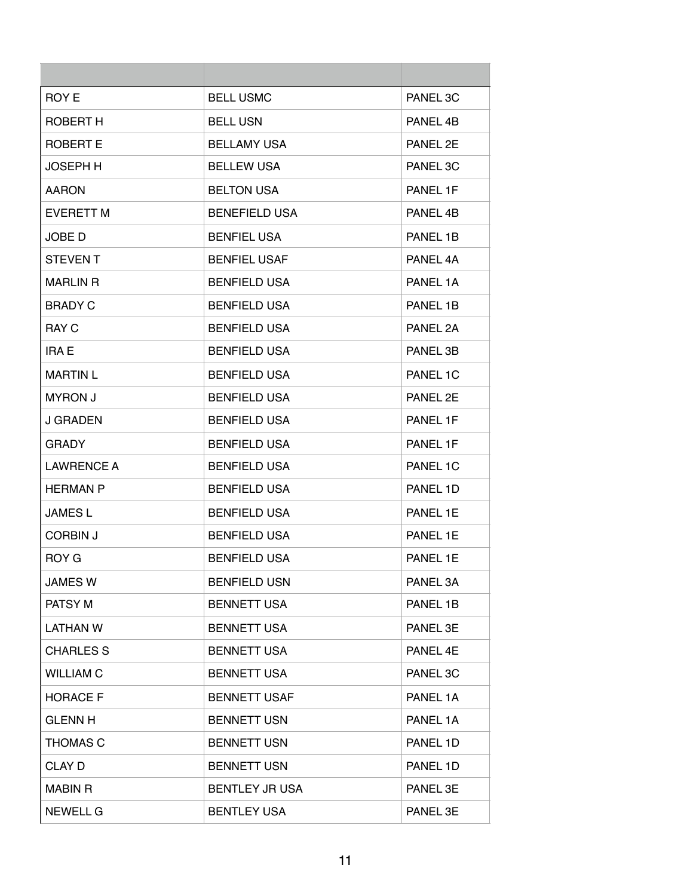| | | |
|---|---|---|
| ROY E | BELL USMC | PANEL 3C |
| ROBERT H | BELL USN | PANEL 4B |
| ROBERT E | BELLAMY USA | PANEL 2E |
| JOSEPH H | BELLEW USA | PANEL 3C |
| AARON | BELTON USA | PANEL 1F |
| EVERETT M | BENEFIELD USA | PANEL 4B |
| JOBE D | BENFIEL USA | PANEL 1B |
| STEVEN T | BENFIEL USAF | PANEL 4A |
| MARLIN R | BENFIELD USA | PANEL 1A |
| BRADY C | BENFIELD USA | PANEL 1B |
| RAY C | BENFIELD USA | PANEL 2A |
| IRA E | BENFIELD USA | PANEL 3B |
| MARTIN L | BENFIELD USA | PANEL 1C |
| MYRON J | BENFIELD USA | PANEL 2E |
| J GRADEN | BENFIELD USA | PANEL 1F |
| GRADY | BENFIELD USA | PANEL 1F |
| LAWRENCE A | BENFIELD USA | PANEL 1C |
| HERMAN P | BENFIELD USA | PANEL 1D |
| JAMES L | BENFIELD USA | PANEL 1E |
| CORBIN J | BENFIELD USA | PANEL 1E |
| ROY G | BENFIELD USA | PANEL 1E |
| JAMES W | BENFIELD USN | PANEL 3A |
| PATSY M | BENNETT USA | PANEL 1B |
| LATHAN W | BENNETT USA | PANEL 3E |
| CHARLES S | BENNETT USA | PANEL 4E |
| WILLIAM C | BENNETT USA | PANEL 3C |
| HORACE F | BENNETT USAF | PANEL 1A |
| GLENN H | BENNETT USN | PANEL 1A |
| THOMAS C | BENNETT USN | PANEL 1D |
| CLAY D | BENNETT USN | PANEL 1D |
| MABIN R | BENTLEY JR USA | PANEL 3E |
| NEWELL G | BENTLEY USA | PANEL 3E |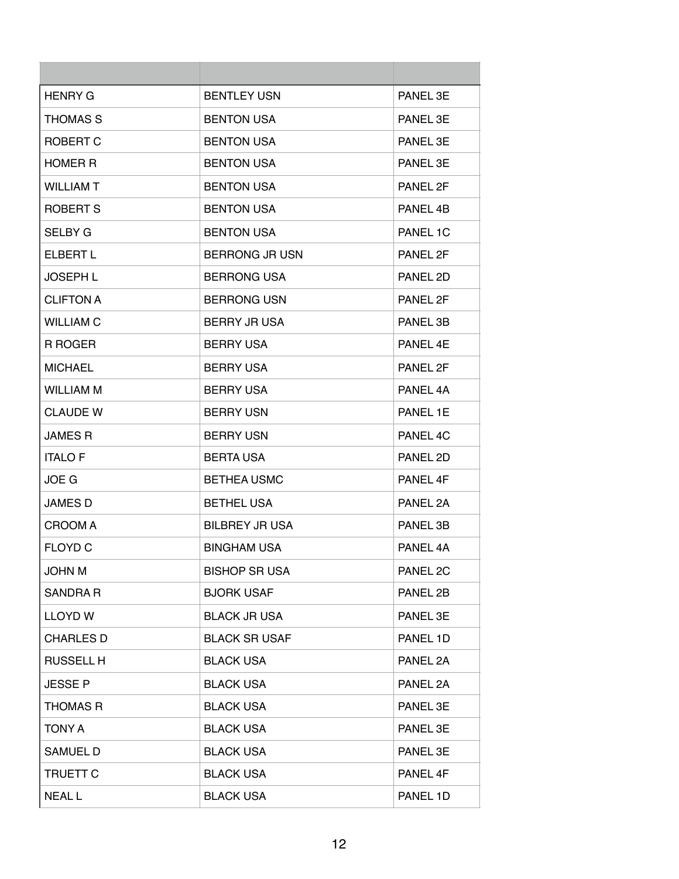| | | |
|---|---|---|
| HENRY G | BENTLEY USN | PANEL 3E |
| THOMAS S | BENTON USA | PANEL 3E |
| ROBERT C | BENTON USA | PANEL 3E |
| HOMER R | BENTON USA | PANEL 3E |
| WILLIAM T | BENTON USA | PANEL 2F |
| ROBERT S | BENTON USA | PANEL 4B |
| SELBY G | BENTON USA | PANEL 1C |
| ELBERT L | BERRONG JR USN | PANEL 2F |
| JOSEPH L | BERRONG USA | PANEL 2D |
| CLIFTON A | BERRONG USN | PANEL 2F |
| WILLIAM C | BERRY JR USA | PANEL 3B |
| R ROGER | BERRY USA | PANEL 4E |
| MICHAEL | BERRY USA | PANEL 2F |
| WILLIAM M | BERRY USA | PANEL 4A |
| CLAUDE W | BERRY USN | PANEL 1E |
| JAMES R | BERRY USN | PANEL 4C |
| ITALO F | BERTA USA | PANEL 2D |
| JOE G | BETHEA USMC | PANEL 4F |
| JAMES D | BETHEL USA | PANEL 2A |
| CROOM A | BILBREY JR USA | PANEL 3B |
| FLOYD C | BINGHAM USA | PANEL 4A |
| JOHN M | BISHOP SR USA | PANEL 2C |
| SANDRA R | BJORK USAF | PANEL 2B |
| LLOYD W | BLACK JR USA | PANEL 3E |
| CHARLES D | BLACK SR USAF | PANEL 1D |
| RUSSELL H | BLACK USA | PANEL 2A |
| JESSE P | BLACK USA | PANEL 2A |
| THOMAS R | BLACK USA | PANEL 3E |
| TONY A | BLACK USA | PANEL 3E |
| SAMUEL D | BLACK USA | PANEL 3E |
| TRUETT C | BLACK USA | PANEL 4F |
| NEAL L | BLACK USA | PANEL 1D |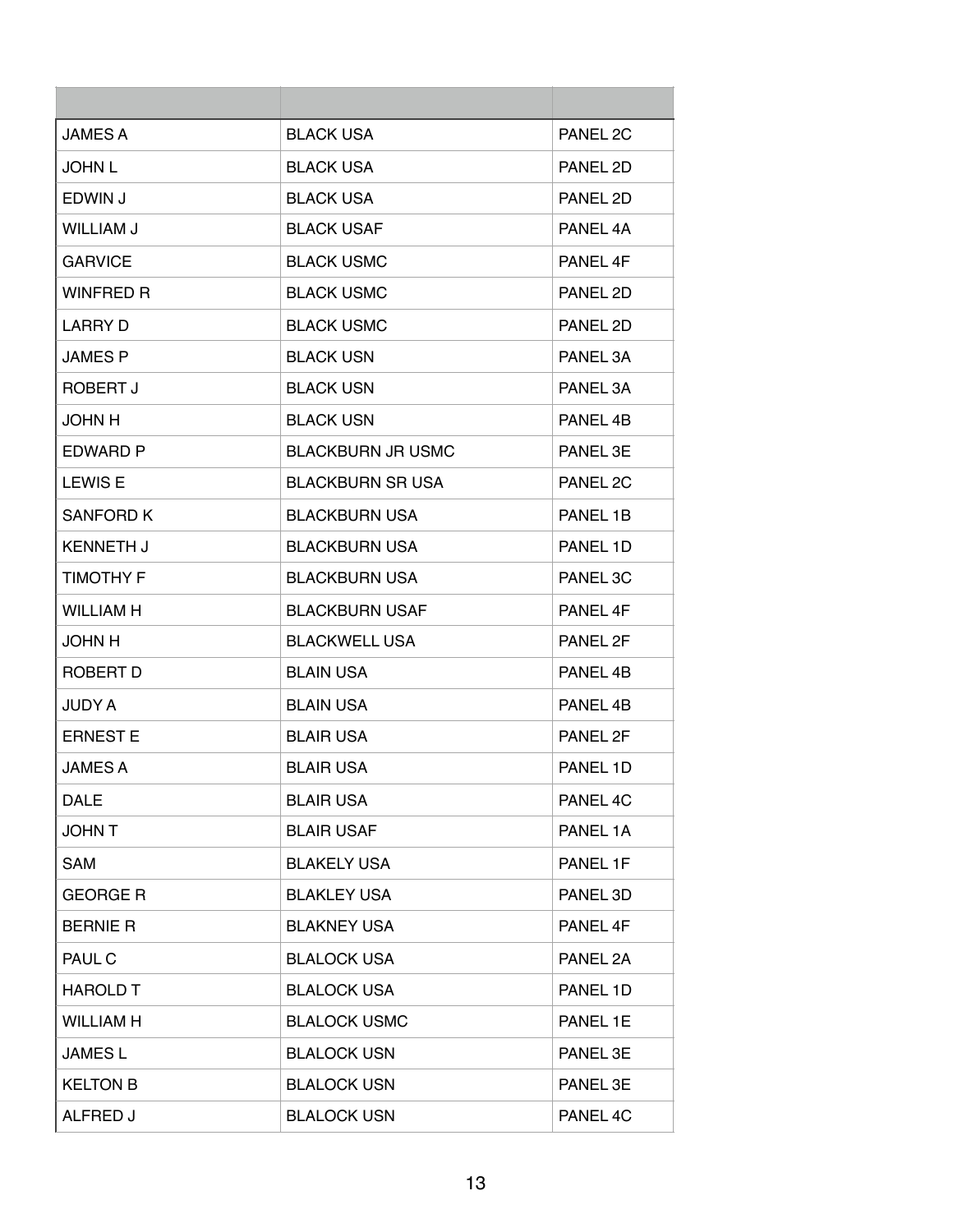| | | |
|---|---|---|
| JAMES A | BLACK USA | PANEL 2C |
| JOHN L | BLACK USA | PANEL 2D |
| EDWIN J | BLACK USA | PANEL 2D |
| WILLIAM J | BLACK USAF | PANEL 4A |
| GARVICE | BLACK USMC | PANEL 4F |
| WINFRED R | BLACK USMC | PANEL 2D |
| LARRY D | BLACK USMC | PANEL 2D |
| JAMES P | BLACK USN | PANEL 3A |
| ROBERT J | BLACK USN | PANEL 3A |
| JOHN H | BLACK USN | PANEL 4B |
| EDWARD P | BLACKBURN JR USMC | PANEL 3E |
| LEWIS E | BLACKBURN SR USA | PANEL 2C |
| SANFORD K | BLACKBURN USA | PANEL 1B |
| KENNETH J | BLACKBURN USA | PANEL 1D |
| TIMOTHY F | BLACKBURN USA | PANEL 3C |
| WILLIAM H | BLACKBURN USAF | PANEL 4F |
| JOHN H | BLACKWELL USA | PANEL 2F |
| ROBERT D | BLAIN USA | PANEL 4B |
| JUDY A | BLAIN USA | PANEL 4B |
| ERNEST E | BLAIR USA | PANEL 2F |
| JAMES A | BLAIR USA | PANEL 1D |
| DALE | BLAIR USA | PANEL 4C |
| JOHN T | BLAIR USAF | PANEL 1A |
| SAM | BLAKELY USA | PANEL 1F |
| GEORGE R | BLAKLEY USA | PANEL 3D |
| BERNIE R | BLAKNEY USA | PANEL 4F |
| PAUL C | BLALOCK USA | PANEL 2A |
| HAROLD T | BLALOCK USA | PANEL 1D |
| WILLIAM H | BLALOCK USMC | PANEL 1E |
| JAMES L | BLALOCK USN | PANEL 3E |
| KELTON B | BLALOCK USN | PANEL 3E |
| ALFRED J | BLALOCK USN | PANEL 4C |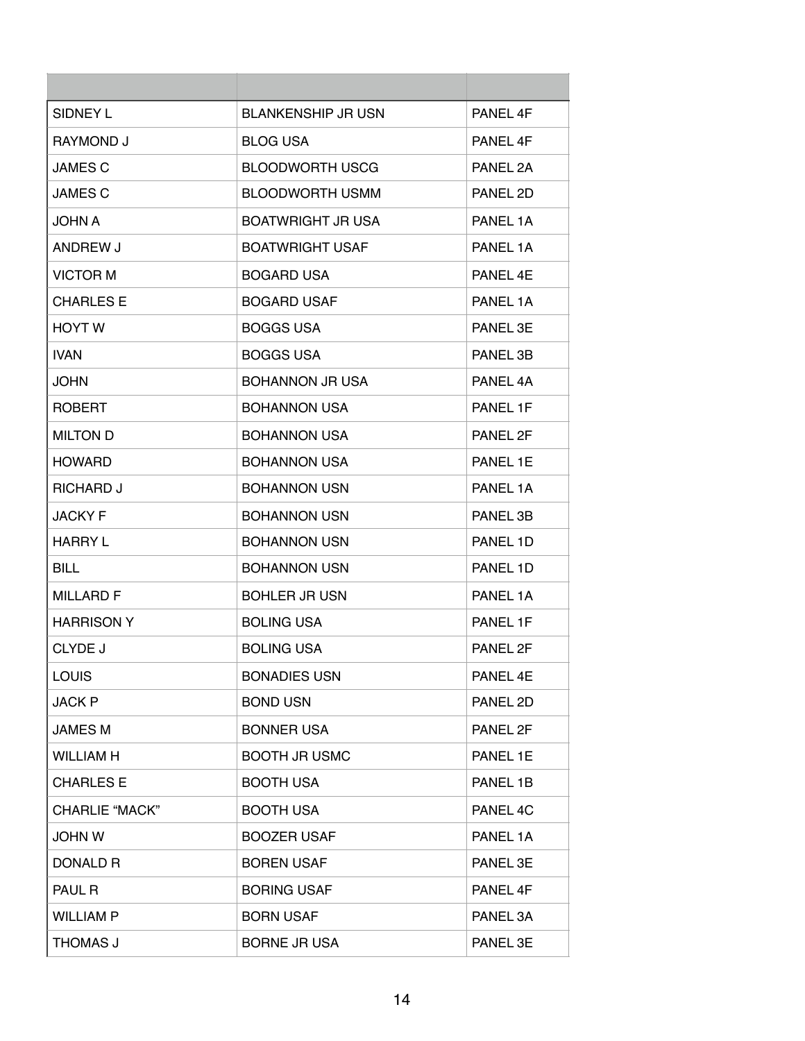| | | |
|---|---|---|
| SIDNEY L | BLANKENSHIP JR USN | PANEL 4F |
| RAYMOND J | BLOG USA | PANEL 4F |
| JAMES C | BLOODWORTH USCG | PANEL 2A |
| JAMES C | BLOODWORTH USMM | PANEL 2D |
| JOHN A | BOATWRIGHT JR USA | PANEL 1A |
| ANDREW J | BOATWRIGHT USAF | PANEL 1A |
| VICTOR M | BOGARD USA | PANEL 4E |
| CHARLES E | BOGARD USAF | PANEL 1A |
| HOYT W | BOGGS USA | PANEL 3E |
| IVAN | BOGGS USA | PANEL 3B |
| JOHN | BOHANNON JR USA | PANEL 4A |
| ROBERT | BOHANNON USA | PANEL 1F |
| MILTON D | BOHANNON USA | PANEL 2F |
| HOWARD | BOHANNON USA | PANEL 1E |
| RICHARD J | BOHANNON USN | PANEL 1A |
| JACKY F | BOHANNON USN | PANEL 3B |
| HARRY L | BOHANNON USN | PANEL 1D |
| BILL | BOHANNON USN | PANEL 1D |
| MILLARD F | BOHLER JR USN | PANEL 1A |
| HARRISON Y | BOLING USA | PANEL 1F |
| CLYDE J | BOLING USA | PANEL 2F |
| LOUIS | BONADIES USN | PANEL 4E |
| JACK P | BOND USN | PANEL 2D |
| JAMES M | BONNER USA | PANEL 2F |
| WILLIAM H | BOOTH JR USMC | PANEL 1E |
| CHARLES E | BOOTH USA | PANEL 1B |
| CHARLIE “MACK” | BOOTH USA | PANEL 4C |
| JOHN W | BOOZER USAF | PANEL 1A |
| DONALD R | BOREN USAF | PANEL 3E |
| PAUL R | BORING USAF | PANEL 4F |
| WILLIAM P | BORN USAF | PANEL 3A |
| THOMAS J | BORNE JR USA | PANEL 3E |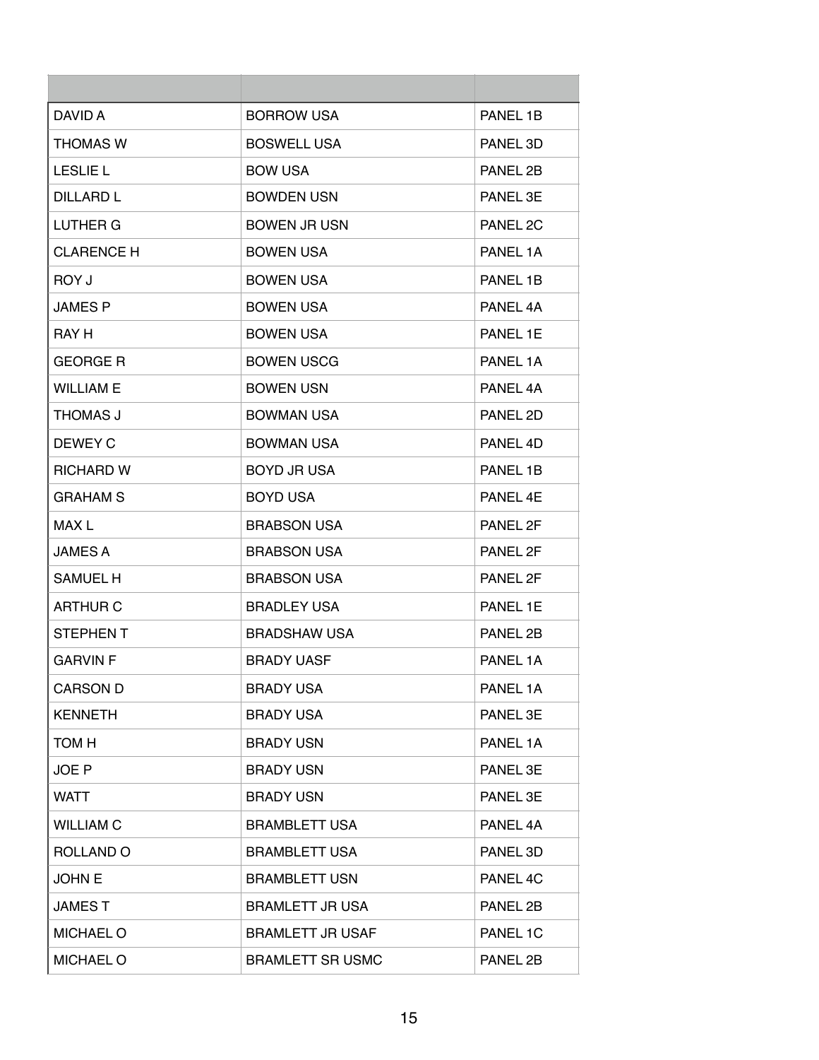| | | |
|---|---|---|
| DAVID A | BORROW USA | PANEL 1B |
| THOMAS W | BOSWELL USA | PANEL 3D |
| LESLIE L | BOW USA | PANEL 2B |
| DILLARD L | BOWDEN USN | PANEL 3E |
| LUTHER G | BOWEN JR USN | PANEL 2C |
| CLARENCE H | BOWEN USA | PANEL 1A |
| ROY J | BOWEN USA | PANEL 1B |
| JAMES P | BOWEN USA | PANEL 4A |
| RAY H | BOWEN USA | PANEL 1E |
| GEORGE R | BOWEN USCG | PANEL 1A |
| WILLIAM E | BOWEN USN | PANEL 4A |
| THOMAS J | BOWMAN USA | PANEL 2D |
| DEWEY C | BOWMAN USA | PANEL 4D |
| RICHARD W | BOYD JR USA | PANEL 1B |
| GRAHAM S | BOYD USA | PANEL 4E |
| MAX L | BRABSON USA | PANEL 2F |
| JAMES A | BRABSON USA | PANEL 2F |
| SAMUEL H | BRABSON USA | PANEL 2F |
| ARTHUR C | BRADLEY USA | PANEL 1E |
| STEPHEN T | BRADSHAW USA | PANEL 2B |
| GARVIN F | BRADY UASF | PANEL 1A |
| CARSON D | BRADY USA | PANEL 1A |
| KENNETH | BRADY USA | PANEL 3E |
| TOM H | BRADY USN | PANEL 1A |
| JOE P | BRADY USN | PANEL 3E |
| WATT | BRADY USN | PANEL 3E |
| WILLIAM C | BRAMBLETT USA | PANEL 4A |
| ROLLAND O | BRAMBLETT USA | PANEL 3D |
| JOHN E | BRAMBLETT USN | PANEL 4C |
| JAMES T | BRAMLETT JR USA | PANEL 2B |
| MICHAEL O | BRAMLETT JR USAF | PANEL 1C |
| MICHAEL O | BRAMLETT SR USMC | PANEL 2B |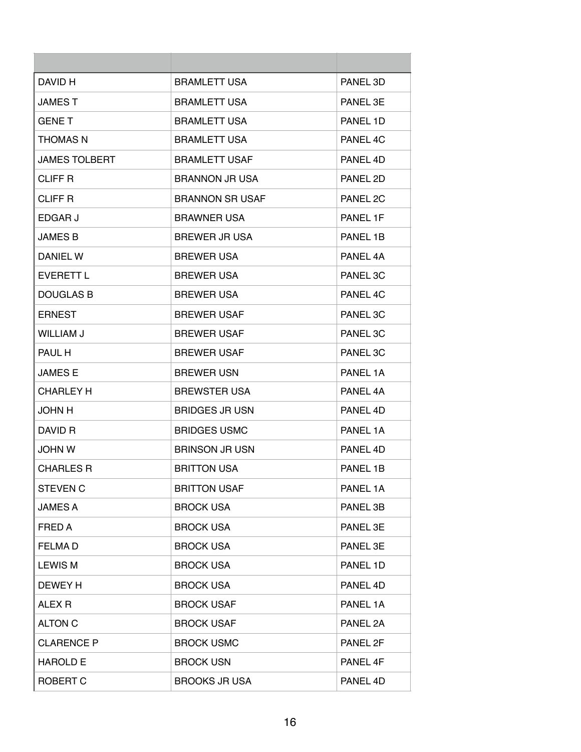| | | |
|---|---|---|
| DAVID H | BRAMLETT USA | PANEL 3D |
| JAMES T | BRAMLETT USA | PANEL 3E |
| GENE T | BRAMLETT USA | PANEL 1D |
| THOMAS N | BRAMLETT USA | PANEL 4C |
| JAMES TOLBERT | BRAMLETT USAF | PANEL 4D |
| CLIFF R | BRANNON JR USA | PANEL 2D |
| CLIFF R | BRANNON SR USAF | PANEL 2C |
| EDGAR J | BRAWNER USA | PANEL 1F |
| JAMES B | BREWER JR USA | PANEL 1B |
| DANIEL W | BREWER USA | PANEL 4A |
| EVERETT L | BREWER USA | PANEL 3C |
| DOUGLAS B | BREWER USA | PANEL 4C |
| ERNEST | BREWER USAF | PANEL 3C |
| WILLIAM J | BREWER USAF | PANEL 3C |
| PAUL H | BREWER USAF | PANEL 3C |
| JAMES E | BREWER USN | PANEL 1A |
| CHARLEY H | BREWSTER USA | PANEL 4A |
| JOHN H | BRIDGES JR USN | PANEL 4D |
| DAVID R | BRIDGES USMC | PANEL 1A |
| JOHN W | BRINSON JR USN | PANEL 4D |
| CHARLES R | BRITTON USA | PANEL 1B |
| STEVEN C | BRITTON USAF | PANEL 1A |
| JAMES A | BROCK USA | PANEL 3B |
| FRED A | BROCK USA | PANEL 3E |
| FELMA D | BROCK USA | PANEL 3E |
| LEWIS M | BROCK USA | PANEL 1D |
| DEWEY H | BROCK USA | PANEL 4D |
| ALEX R | BROCK USAF | PANEL 1A |
| ALTON C | BROCK USAF | PANEL 2A |
| CLARENCE P | BROCK USMC | PANEL 2F |
| HAROLD E | BROCK USN | PANEL 4F |
| ROBERT C | BROOKS JR USA | PANEL 4D |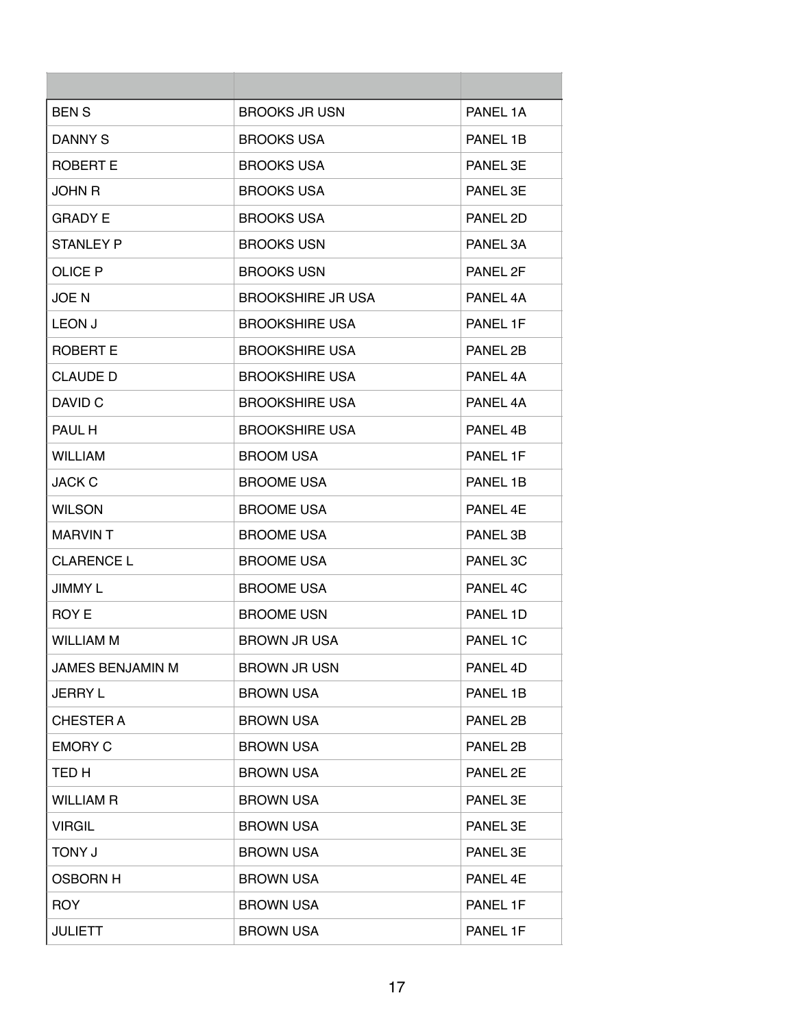| | | |
|---|---|---|
| BEN S | BROOKS JR USN | PANEL 1A |
| DANNY S | BROOKS USA | PANEL 1B |
| ROBERT E | BROOKS USA | PANEL 3E |
| JOHN R | BROOKS USA | PANEL 3E |
| GRADY E | BROOKS USA | PANEL 2D |
| STANLEY P | BROOKS USN | PANEL 3A |
| OLICE P | BROOKS USN | PANEL 2F |
| JOE N | BROOKSHIRE JR USA | PANEL 4A |
| LEON J | BROOKSHIRE USA | PANEL 1F |
| ROBERT E | BROOKSHIRE USA | PANEL 2B |
| CLAUDE D | BROOKSHIRE USA | PANEL 4A |
| DAVID C | BROOKSHIRE USA | PANEL 4A |
| PAUL H | BROOKSHIRE USA | PANEL 4B |
| WILLIAM | BROOM USA | PANEL 1F |
| JACK C | BROOME USA | PANEL 1B |
| WILSON | BROOME USA | PANEL 4E |
| MARVIN T | BROOME USA | PANEL 3B |
| CLARENCE L | BROOME USA | PANEL 3C |
| JIMMY L | BROOME USA | PANEL 4C |
| ROY E | BROOME USN | PANEL 1D |
| WILLIAM M | BROWN JR USA | PANEL 1C |
| JAMES BENJAMIN M | BROWN JR USN | PANEL 4D |
| JERRY L | BROWN USA | PANEL 1B |
| CHESTER A | BROWN USA | PANEL 2B |
| EMORY C | BROWN USA | PANEL 2B |
| TED H | BROWN USA | PANEL 2E |
| WILLIAM R | BROWN USA | PANEL 3E |
| VIRGIL | BROWN USA | PANEL 3E |
| TONY J | BROWN USA | PANEL 3E |
| OSBORN H | BROWN USA | PANEL 4E |
| ROY | BROWN USA | PANEL 1F |
| JULIETT | BROWN USA | PANEL 1F |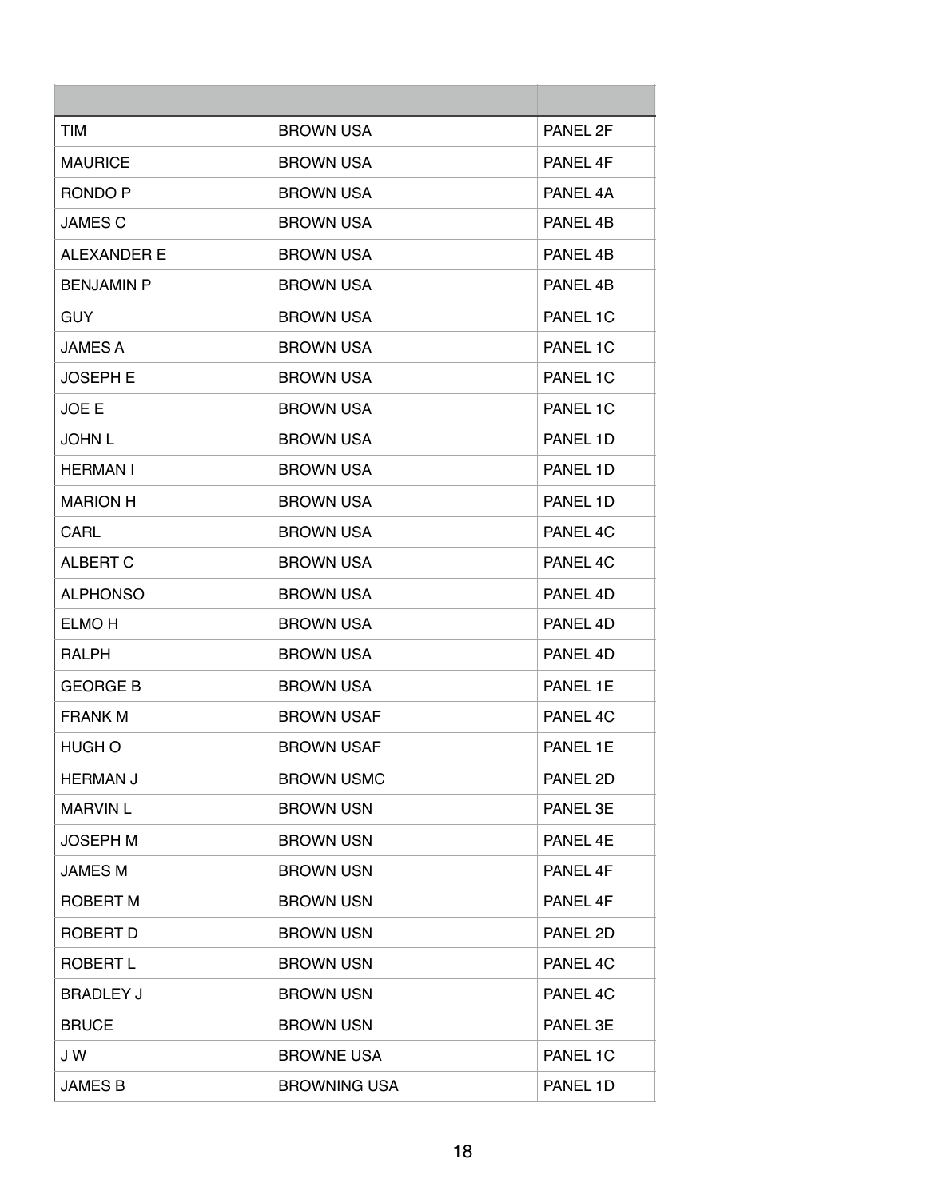| | | |
|---|---|---|
| TIM | BROWN USA | PANEL 2F |
| MAURICE | BROWN USA | PANEL 4F |
| RONDO P | BROWN USA | PANEL 4A |
| JAMES C | BROWN USA | PANEL 4B |
| ALEXANDER E | BROWN USA | PANEL 4B |
| BENJAMIN P | BROWN USA | PANEL 4B |
| GUY | BROWN USA | PANEL 1C |
| JAMES A | BROWN USA | PANEL 1C |
| JOSEPH E | BROWN USA | PANEL 1C |
| JOE E | BROWN USA | PANEL 1C |
| JOHN L | BROWN USA | PANEL 1D |
| HERMAN I | BROWN USA | PANEL 1D |
| MARION H | BROWN USA | PANEL 1D |
| CARL | BROWN USA | PANEL 4C |
| ALBERT C | BROWN USA | PANEL 4C |
| ALPHONSO | BROWN USA | PANEL 4D |
| ELMO H | BROWN USA | PANEL 4D |
| RALPH | BROWN USA | PANEL 4D |
| GEORGE B | BROWN USA | PANEL 1E |
| FRANK M | BROWN USAF | PANEL 4C |
| HUGH O | BROWN USAF | PANEL 1E |
| HERMAN J | BROWN USMC | PANEL 2D |
| MARVIN L | BROWN USN | PANEL 3E |
| JOSEPH M | BROWN USN | PANEL 4E |
| JAMES M | BROWN USN | PANEL 4F |
| ROBERT M | BROWN USN | PANEL 4F |
| ROBERT D | BROWN USN | PANEL 2D |
| ROBERT L | BROWN USN | PANEL 4C |
| BRADLEY J | BROWN USN | PANEL 4C |
| BRUCE | BROWN USN | PANEL 3E |
| J W | BROWNE USA | PANEL 1C |
| JAMES B | BROWNING USA | PANEL 1D |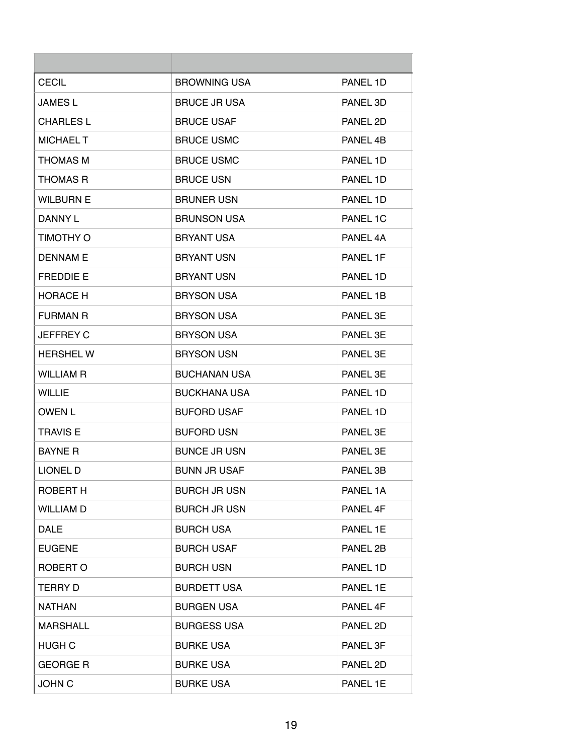| | | |
|---|---|---|
| CECIL | BROWNING USA | PANEL 1D |
| JAMES L | BRUCE JR USA | PANEL 3D |
| CHARLES L | BRUCE USAF | PANEL 2D |
| MICHAEL T | BRUCE USMC | PANEL 4B |
| THOMAS M | BRUCE USMC | PANEL 1D |
| THOMAS R | BRUCE USN | PANEL 1D |
| WILBURN E | BRUNER USN | PANEL 1D |
| DANNY L | BRUNSON USA | PANEL 1C |
| TIMOTHY O | BRYANT USA | PANEL 4A |
| DENNAM E | BRYANT USN | PANEL 1F |
| FREDDIE E | BRYANT USN | PANEL 1D |
| HORACE H | BRYSON USA | PANEL 1B |
| FURMAN R | BRYSON USA | PANEL 3E |
| JEFFREY C | BRYSON USA | PANEL 3E |
| HERSHEL W | BRYSON USN | PANEL 3E |
| WILLIAM R | BUCHANAN USA | PANEL 3E |
| WILLIE | BUCKHANA USA | PANEL 1D |
| OWEN L | BUFORD USAF | PANEL 1D |
| TRAVIS E | BUFORD USN | PANEL 3E |
| BAYNE R | BUNCE JR USN | PANEL 3E |
| LIONEL D | BUNN JR USAF | PANEL 3B |
| ROBERT H | BURCH JR USN | PANEL 1A |
| WILLIAM D | BURCH JR USN | PANEL 4F |
| DALE | BURCH USA | PANEL 1E |
| EUGENE | BURCH USAF | PANEL 2B |
| ROBERT O | BURCH USN | PANEL 1D |
| TERRY D | BURDETT USA | PANEL 1E |
| NATHAN | BURGEN USA | PANEL 4F |
| MARSHALL | BURGESS USA | PANEL 2D |
| HUGH C | BURKE USA | PANEL 3F |
| GEORGE R | BURKE USA | PANEL 2D |
| JOHN C | BURKE USA | PANEL 1E |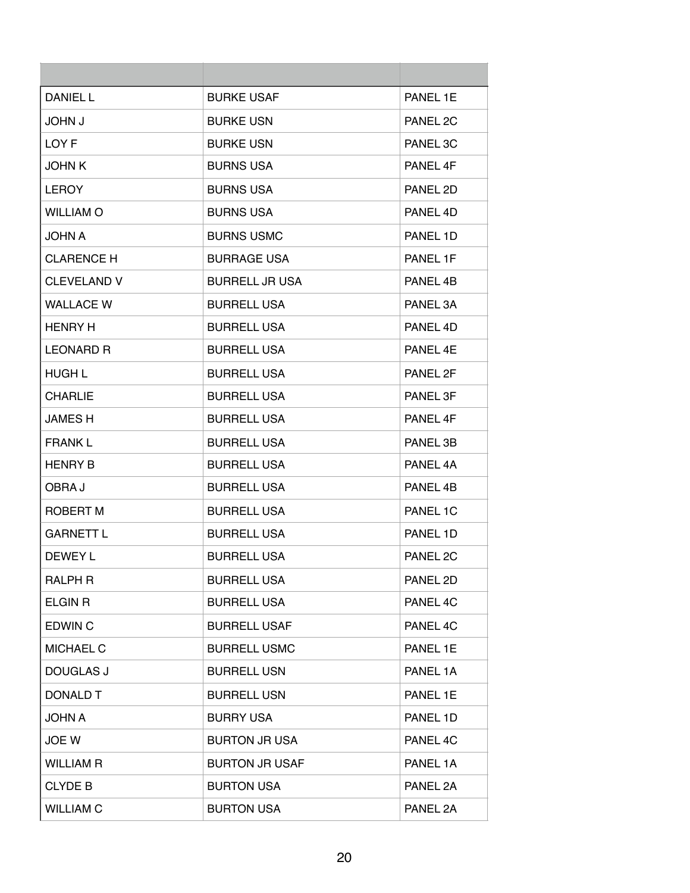| | | |
|---|---|---|
| DANIEL L | BURKE USAF | PANEL 1E |
| JOHN J | BURKE USN | PANEL 2C |
| LOY F | BURKE USN | PANEL 3C |
| JOHN K | BURNS USA | PANEL 4F |
| LEROY | BURNS USA | PANEL 2D |
| WILLIAM O | BURNS USA | PANEL 4D |
| JOHN A | BURNS USMC | PANEL 1D |
| CLARENCE H | BURRAGE USA | PANEL 1F |
| CLEVELAND V | BURRELL JR USA | PANEL 4B |
| WALLACE W | BURRELL USA | PANEL 3A |
| HENRY H | BURRELL USA | PANEL 4D |
| LEONARD R | BURRELL USA | PANEL 4E |
| HUGH L | BURRELL USA | PANEL 2F |
| CHARLIE | BURRELL USA | PANEL 3F |
| JAMES H | BURRELL USA | PANEL 4F |
| FRANK L | BURRELL USA | PANEL 3B |
| HENRY B | BURRELL USA | PANEL 4A |
| OBRA J | BURRELL USA | PANEL 4B |
| ROBERT M | BURRELL USA | PANEL 1C |
| GARNETT L | BURRELL USA | PANEL 1D |
| DEWEY L | BURRELL USA | PANEL 2C |
| RALPH R | BURRELL USA | PANEL 2D |
| ELGIN R | BURRELL USA | PANEL 4C |
| EDWIN C | BURRELL USAF | PANEL 4C |
| MICHAEL C | BURRELL USMC | PANEL 1E |
| DOUGLAS J | BURRELL USN | PANEL 1A |
| DONALD T | BURRELL USN | PANEL 1E |
| JOHN A | BURRY USA | PANEL 1D |
| JOE W | BURTON JR USA | PANEL 4C |
| WILLIAM R | BURTON JR USAF | PANEL 1A |
| CLYDE B | BURTON USA | PANEL 2A |
| WILLIAM C | BURTON USA | PANEL 2A |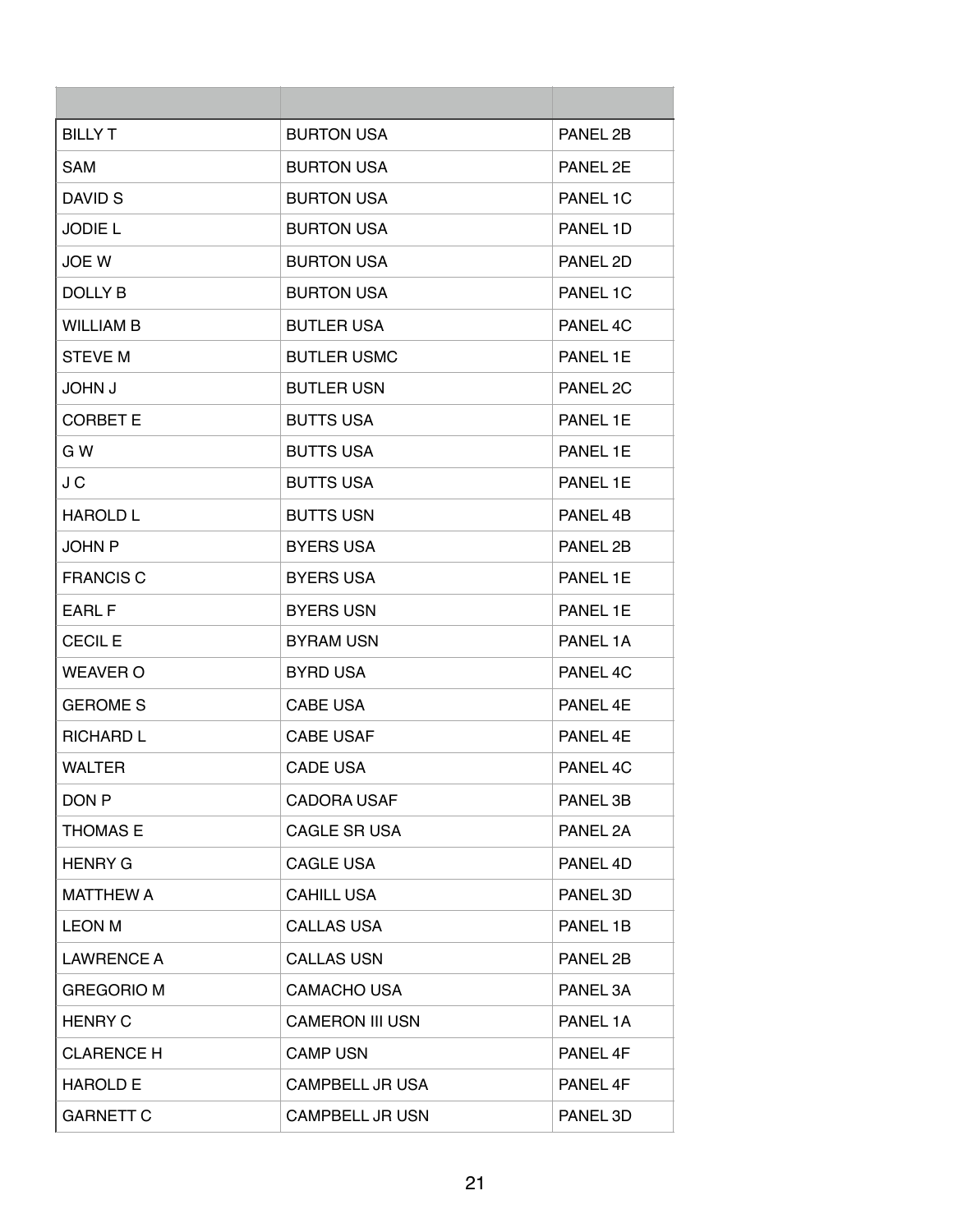| | | |
|---|---|---|
| BILLY T | BURTON USA | PANEL 2B |
| SAM | BURTON USA | PANEL 2E |
| DAVID S | BURTON USA | PANEL 1C |
| JODIE L | BURTON USA | PANEL 1D |
| JOE W | BURTON USA | PANEL 2D |
| DOLLY B | BURTON USA | PANEL 1C |
| WILLIAM B | BUTLER USA | PANEL 4C |
| STEVE M | BUTLER USMC | PANEL 1E |
| JOHN J | BUTLER USN | PANEL 2C |
| CORBET E | BUTTS USA | PANEL 1E |
| G W | BUTTS USA | PANEL 1E |
| J C | BUTTS USA | PANEL 1E |
| HAROLD L | BUTTS USN | PANEL 4B |
| JOHN P | BYERS USA | PANEL 2B |
| FRANCIS C | BYERS USA | PANEL 1E |
| EARL F | BYERS USN | PANEL 1E |
| CECIL E | BYRAM USN | PANEL 1A |
| WEAVER O | BYRD USA | PANEL 4C |
| GEROME S | CABE USA | PANEL 4E |
| RICHARD L | CABE USAF | PANEL 4E |
| WALTER | CADE USA | PANEL 4C |
| DON P | CADORA USAF | PANEL 3B |
| THOMAS E | CAGLE SR USA | PANEL 2A |
| HENRY G | CAGLE USA | PANEL 4D |
| MATTHEW A | CAHILL USA | PANEL 3D |
| LEON M | CALLAS USA | PANEL 1B |
| LAWRENCE A | CALLAS USN | PANEL 2B |
| GREGORIO M | CAMACHO USA | PANEL 3A |
| HENRY C | CAMERON III USN | PANEL 1A |
| CLARENCE H | CAMP USN | PANEL 4F |
| HAROLD E | CAMPBELL JR USA | PANEL 4F |
| GARNETT C | CAMPBELL JR USN | PANEL 3D |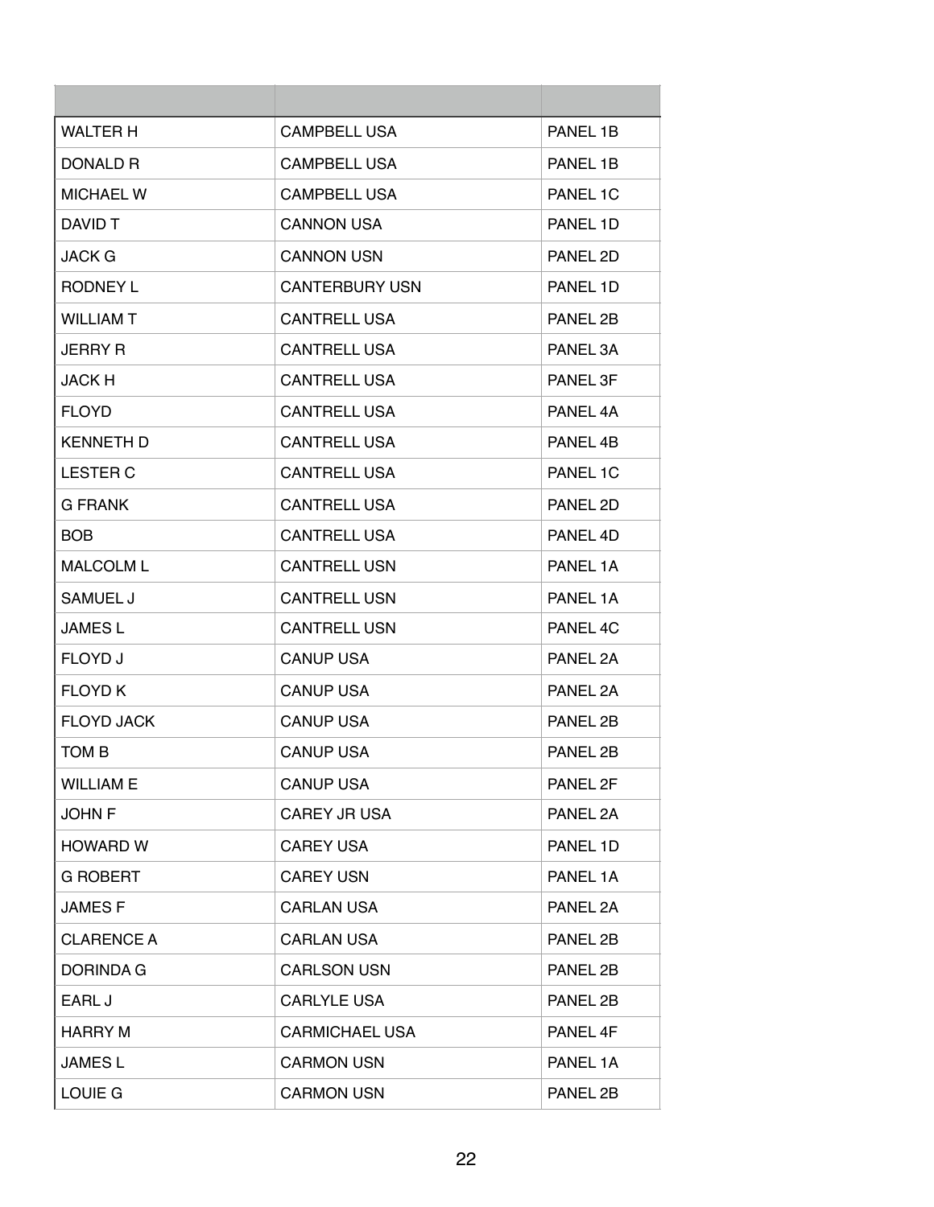| | | |
|---|---|---|
| WALTER H | CAMPBELL USA | PANEL 1B |
| DONALD R | CAMPBELL USA | PANEL 1B |
| MICHAEL W | CAMPBELL USA | PANEL 1C |
| DAVID T | CANNON USA | PANEL 1D |
| JACK G | CANNON USN | PANEL 2D |
| RODNEY L | CANTERBURY USN | PANEL 1D |
| WILLIAM T | CANTRELL USA | PANEL 2B |
| JERRY R | CANTRELL USA | PANEL 3A |
| JACK H | CANTRELL USA | PANEL 3F |
| FLOYD | CANTRELL USA | PANEL 4A |
| KENNETH D | CANTRELL USA | PANEL 4B |
| LESTER C | CANTRELL USA | PANEL 1C |
| G FRANK | CANTRELL USA | PANEL 2D |
| BOB | CANTRELL USA | PANEL 4D |
| MALCOLM L | CANTRELL USN | PANEL 1A |
| SAMUEL J | CANTRELL USN | PANEL 1A |
| JAMES L | CANTRELL USN | PANEL 4C |
| FLOYD J | CANUP USA | PANEL 2A |
| FLOYD K | CANUP USA | PANEL 2A |
| FLOYD JACK | CANUP USA | PANEL 2B |
| TOM B | CANUP USA | PANEL 2B |
| WILLIAM E | CANUP USA | PANEL 2F |
| JOHN F | CAREY JR USA | PANEL 2A |
| HOWARD W | CAREY USA | PANEL 1D |
| G ROBERT | CAREY USN | PANEL 1A |
| JAMES F | CARLAN USA | PANEL 2A |
| CLARENCE A | CARLAN USA | PANEL 2B |
| DORINDA G | CARLSON USN | PANEL 2B |
| EARL J | CARLYLE USA | PANEL 2B |
| HARRY M | CARMICHAEL USA | PANEL 4F |
| JAMES L | CARMON USN | PANEL 1A |
| LOUIE G | CARMON USN | PANEL 2B |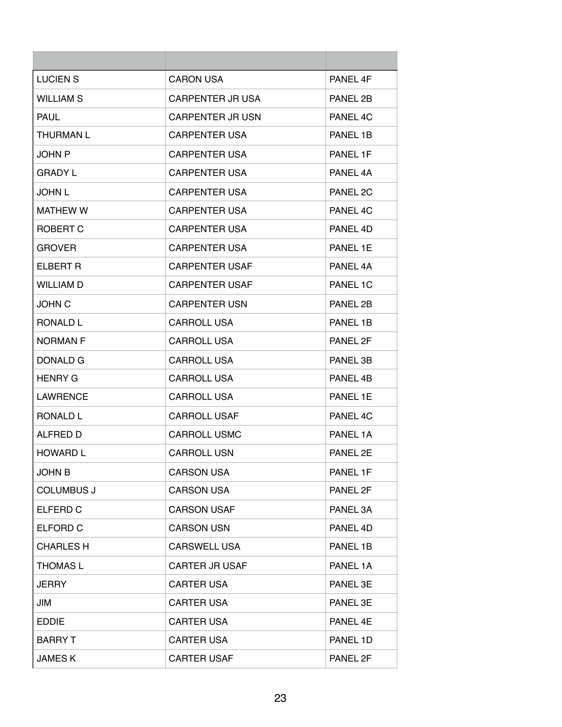| | | |
|---|---|---|
| LUCIEN S | CARON USA | PANEL 4F |
| WILLIAM S | CARPENTER JR USA | PANEL 2B |
| PAUL | CARPENTER JR USN | PANEL 4C |
| THURMAN L | CARPENTER USA | PANEL 1B |
| JOHN P | CARPENTER USA | PANEL 1F |
| GRADY L | CARPENTER USA | PANEL 4A |
| JOHN L | CARPENTER USA | PANEL 2C |
| MATHEW W | CARPENTER USA | PANEL 4C |
| ROBERT C | CARPENTER USA | PANEL 4D |
| GROVER | CARPENTER USA | PANEL 1E |
| ELBERT R | CARPENTER USAF | PANEL 4A |
| WILLIAM D | CARPENTER USAF | PANEL 1C |
| JOHN C | CARPENTER USN | PANEL 2B |
| RONALD L | CARROLL USA | PANEL 1B |
| NORMAN F | CARROLL USA | PANEL 2F |
| DONALD G | CARROLL USA | PANEL 3B |
| HENRY G | CARROLL USA | PANEL 4B |
| LAWRENCE | CARROLL USA | PANEL 1E |
| RONALD L | CARROLL USAF | PANEL 4C |
| ALFRED D | CARROLL USMC | PANEL 1A |
| HOWARD L | CARROLL USN | PANEL 2E |
| JOHN B | CARSON USA | PANEL 1F |
| COLUMBUS J | CARSON USA | PANEL 2F |
| ELFERD C | CARSON USAF | PANEL 3A |
| ELFORD C | CARSON USN | PANEL 4D |
| CHARLES H | CARSWELL USA | PANEL 1B |
| THOMAS L | CARTER JR USAF | PANEL 1A |
| JERRY | CARTER USA | PANEL 3E |
| JIM | CARTER USA | PANEL 3E |
| EDDIE | CARTER USA | PANEL 4E |
| BARRY T | CARTER USA | PANEL 1D |
| JAMES K | CARTER USAF | PANEL 2F |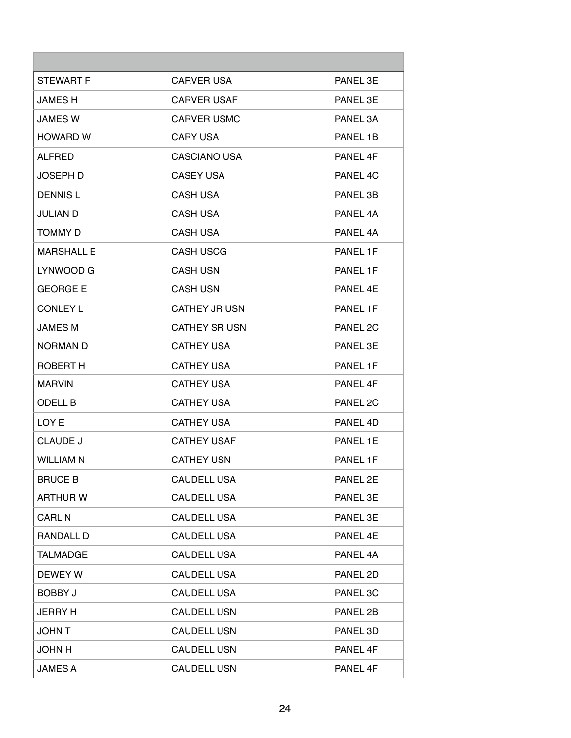| | | |
|---|---|---|
| STEWART F | CARVER USA | PANEL 3E |
| JAMES H | CARVER USAF | PANEL 3E |
| JAMES W | CARVER USMC | PANEL 3A |
| HOWARD W | CARY USA | PANEL 1B |
| ALFRED | CASCIANO USA | PANEL 4F |
| JOSEPH D | CASEY USA | PANEL 4C |
| DENNIS L | CASH USA | PANEL 3B |
| JULIAN D | CASH USA | PANEL 4A |
| TOMMY D | CASH USA | PANEL 4A |
| MARSHALL E | CASH USCG | PANEL 1F |
| LYNWOOD G | CASH USN | PANEL 1F |
| GEORGE E | CASH USN | PANEL 4E |
| CONLEY L | CATHEY JR USN | PANEL 1F |
| JAMES M | CATHEY SR USN | PANEL 2C |
| NORMAN D | CATHEY USA | PANEL 3E |
| ROBERT H | CATHEY USA | PANEL 1F |
| MARVIN | CATHEY USA | PANEL 4F |
| ODELL B | CATHEY USA | PANEL 2C |
| LOY E | CATHEY USA | PANEL 4D |
| CLAUDE J | CATHEY USAF | PANEL 1E |
| WILLIAM N | CATHEY USN | PANEL 1F |
| BRUCE B | CAUDELL USA | PANEL 2E |
| ARTHUR W | CAUDELL USA | PANEL 3E |
| CARL N | CAUDELL USA | PANEL 3E |
| RANDALL D | CAUDELL USA | PANEL 4E |
| TALMADGE | CAUDELL USA | PANEL 4A |
| DEWEY W | CAUDELL USA | PANEL 2D |
| BOBBY J | CAUDELL USA | PANEL 3C |
| JERRY H | CAUDELL USN | PANEL 2B |
| JOHN T | CAUDELL USN | PANEL 3D |
| JOHN H | CAUDELL USN | PANEL 4F |
| JAMES A | CAUDELL USN | PANEL 4F |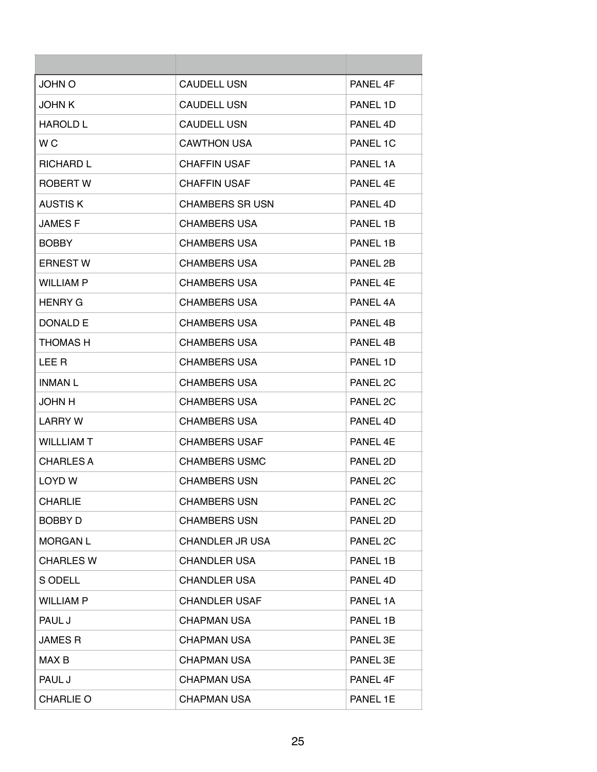| | | |
|---|---|---|
| JOHN O | CAUDELL USN | PANEL 4F |
| JOHN K | CAUDELL USN | PANEL 1D |
| HAROLD L | CAUDELL USN | PANEL 4D |
| W C | CAWTHON USA | PANEL 1C |
| RICHARD L | CHAFFIN USAF | PANEL 1A |
| ROBERT W | CHAFFIN USAF | PANEL 4E |
| AUSTIS K | CHAMBERS SR USN | PANEL 4D |
| JAMES F | CHAMBERS USA | PANEL 1B |
| BOBBY | CHAMBERS USA | PANEL 1B |
| ERNEST W | CHAMBERS USA | PANEL 2B |
| WILLIAM P | CHAMBERS USA | PANEL 4E |
| HENRY G | CHAMBERS USA | PANEL 4A |
| DONALD E | CHAMBERS USA | PANEL 4B |
| THOMAS H | CHAMBERS USA | PANEL 4B |
| LEE R | CHAMBERS USA | PANEL 1D |
| INMAN L | CHAMBERS USA | PANEL 2C |
| JOHN H | CHAMBERS USA | PANEL 2C |
| LARRY W | CHAMBERS USA | PANEL 4D |
| WILLLIAM T | CHAMBERS USAF | PANEL 4E |
| CHARLES A | CHAMBERS USMC | PANEL 2D |
| LOYD W | CHAMBERS USN | PANEL 2C |
| CHARLIE | CHAMBERS USN | PANEL 2C |
| BOBBY D | CHAMBERS USN | PANEL 2D |
| MORGAN L | CHANDLER JR USA | PANEL 2C |
| CHARLES W | CHANDLER USA | PANEL 1B |
| S ODELL | CHANDLER USA | PANEL 4D |
| WILLIAM P | CHANDLER USAF | PANEL 1A |
| PAUL J | CHAPMAN USA | PANEL 1B |
| JAMES R | CHAPMAN USA | PANEL 3E |
| MAX B | CHAPMAN USA | PANEL 3E |
| PAUL J | CHAPMAN USA | PANEL 4F |
| CHARLIE O | CHAPMAN USA | PANEL 1E |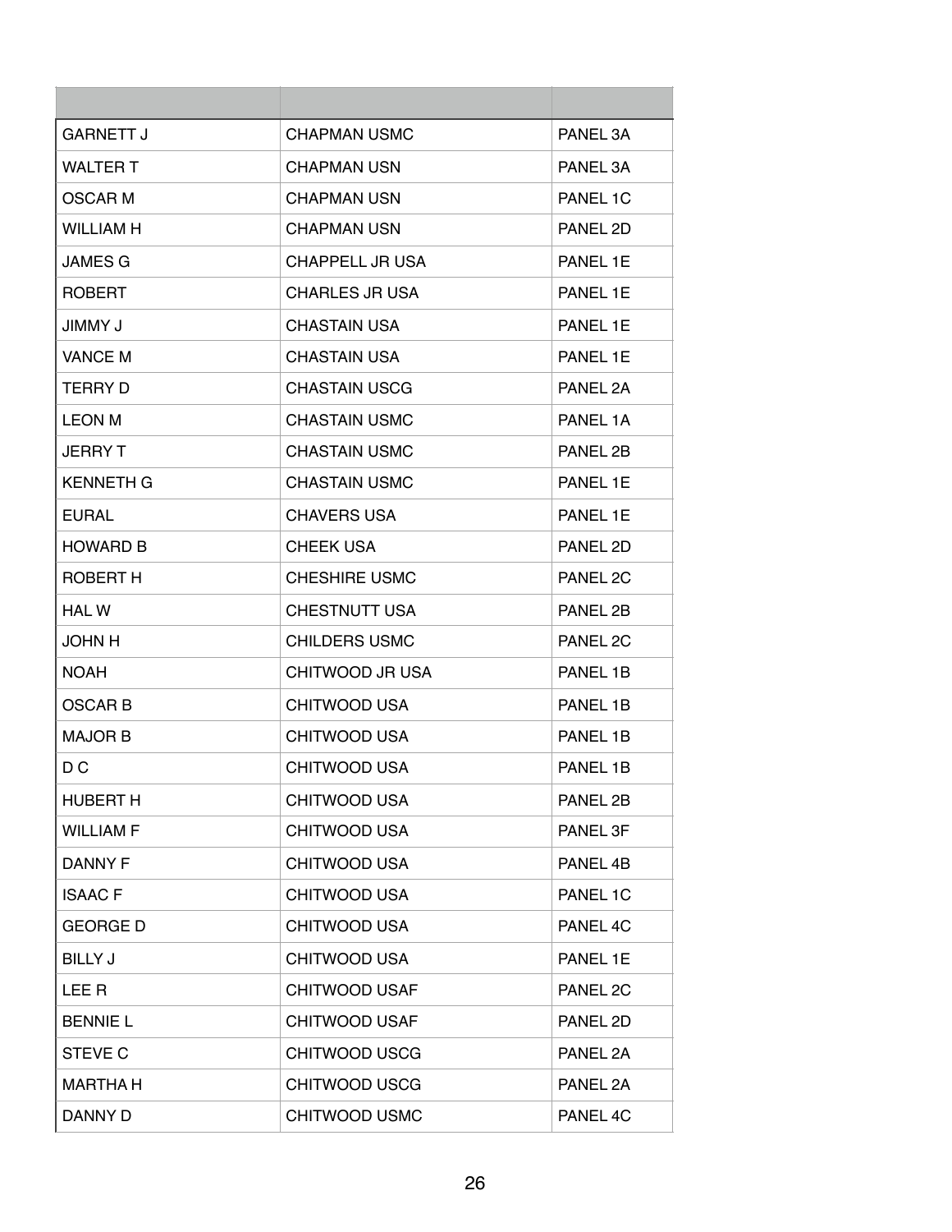| | | |
|---|---|---|
| GARNETT J | CHAPMAN USMC | PANEL 3A |
| WALTER T | CHAPMAN USN | PANEL 3A |
| OSCAR M | CHAPMAN USN | PANEL 1C |
| WILLIAM H | CHAPMAN USN | PANEL 2D |
| JAMES G | CHAPPELL JR USA | PANEL 1E |
| ROBERT | CHARLES JR USA | PANEL 1E |
| JIMMY J | CHASTAIN USA | PANEL 1E |
| VANCE M | CHASTAIN USA | PANEL 1E |
| TERRY D | CHASTAIN USCG | PANEL 2A |
| LEON M | CHASTAIN USMC | PANEL 1A |
| JERRY T | CHASTAIN USMC | PANEL 2B |
| KENNETH G | CHASTAIN USMC | PANEL 1E |
| EURAL | CHAVERS USA | PANEL 1E |
| HOWARD B | CHEEK USA | PANEL 2D |
| ROBERT H | CHESHIRE USMC | PANEL 2C |
| HAL W | CHESTNUTT USA | PANEL 2B |
| JOHN H | CHILDERS USMC | PANEL 2C |
| NOAH | CHITWOOD JR USA | PANEL 1B |
| OSCAR B | CHITWOOD USA | PANEL 1B |
| MAJOR B | CHITWOOD USA | PANEL 1B |
| D C | CHITWOOD USA | PANEL 1B |
| HUBERT H | CHITWOOD USA | PANEL 2B |
| WILLIAM F | CHITWOOD USA | PANEL 3F |
| DANNY F | CHITWOOD USA | PANEL 4B |
| ISAAC F | CHITWOOD USA | PANEL 1C |
| GEORGE D | CHITWOOD USA | PANEL 4C |
| BILLY J | CHITWOOD USA | PANEL 1E |
| LEE R | CHITWOOD USAF | PANEL 2C |
| BENNIE L | CHITWOOD USAF | PANEL 2D |
| STEVE C | CHITWOOD USCG | PANEL 2A |
| MARTHA H | CHITWOOD USCG | PANEL 2A |
| DANNY D | CHITWOOD USMC | PANEL 4C |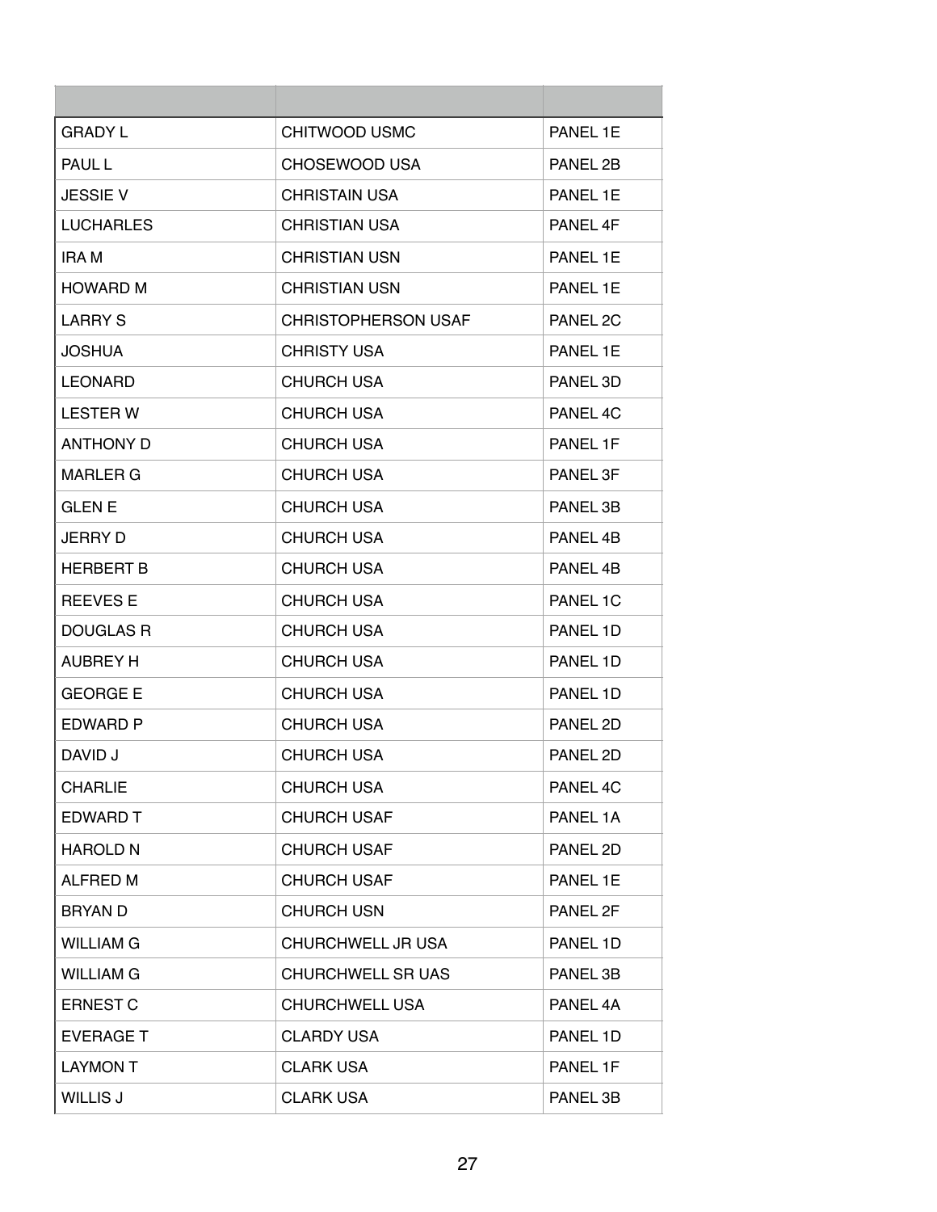| | | |
|---|---|---|
| GRADY L | CHITWOOD USMC | PANEL 1E |
| PAUL L | CHOSEWOOD USA | PANEL 2B |
| JESSIE V | CHRISTAIN USA | PANEL 1E |
| LUCHARLES | CHRISTIAN USA | PANEL 4F |
| IRA M | CHRISTIAN USN | PANEL 1E |
| HOWARD M | CHRISTIAN USN | PANEL 1E |
| LARRY S | CHRISTOPHERSON USAF | PANEL 2C |
| JOSHUA | CHRISTY USA | PANEL 1E |
| LEONARD | CHURCH USA | PANEL 3D |
| LESTER W | CHURCH USA | PANEL 4C |
| ANTHONY D | CHURCH USA | PANEL 1F |
| MARLER G | CHURCH USA | PANEL 3F |
| GLEN E | CHURCH USA | PANEL 3B |
| JERRY D | CHURCH USA | PANEL 4B |
| HERBERT B | CHURCH USA | PANEL 4B |
| REEVES E | CHURCH USA | PANEL 1C |
| DOUGLAS R | CHURCH USA | PANEL 1D |
| AUBREY H | CHURCH USA | PANEL 1D |
| GEORGE E | CHURCH USA | PANEL 1D |
| EDWARD P | CHURCH USA | PANEL 2D |
| DAVID J | CHURCH USA | PANEL 2D |
| CHARLIE | CHURCH USA | PANEL 4C |
| EDWARD T | CHURCH USAF | PANEL 1A |
| HAROLD N | CHURCH USAF | PANEL 2D |
| ALFRED M | CHURCH USAF | PANEL 1E |
| BRYAN D | CHURCH USN | PANEL 2F |
| WILLIAM G | CHURCHWELL JR USA | PANEL 1D |
| WILLIAM G | CHURCHWELL SR UAS | PANEL 3B |
| ERNEST C | CHURCHWELL USA | PANEL 4A |
| EVERAGE T | CLARDY USA | PANEL 1D |
| LAYMON T | CLARK USA | PANEL 1F |
| WILLIS J | CLARK USA | PANEL 3B |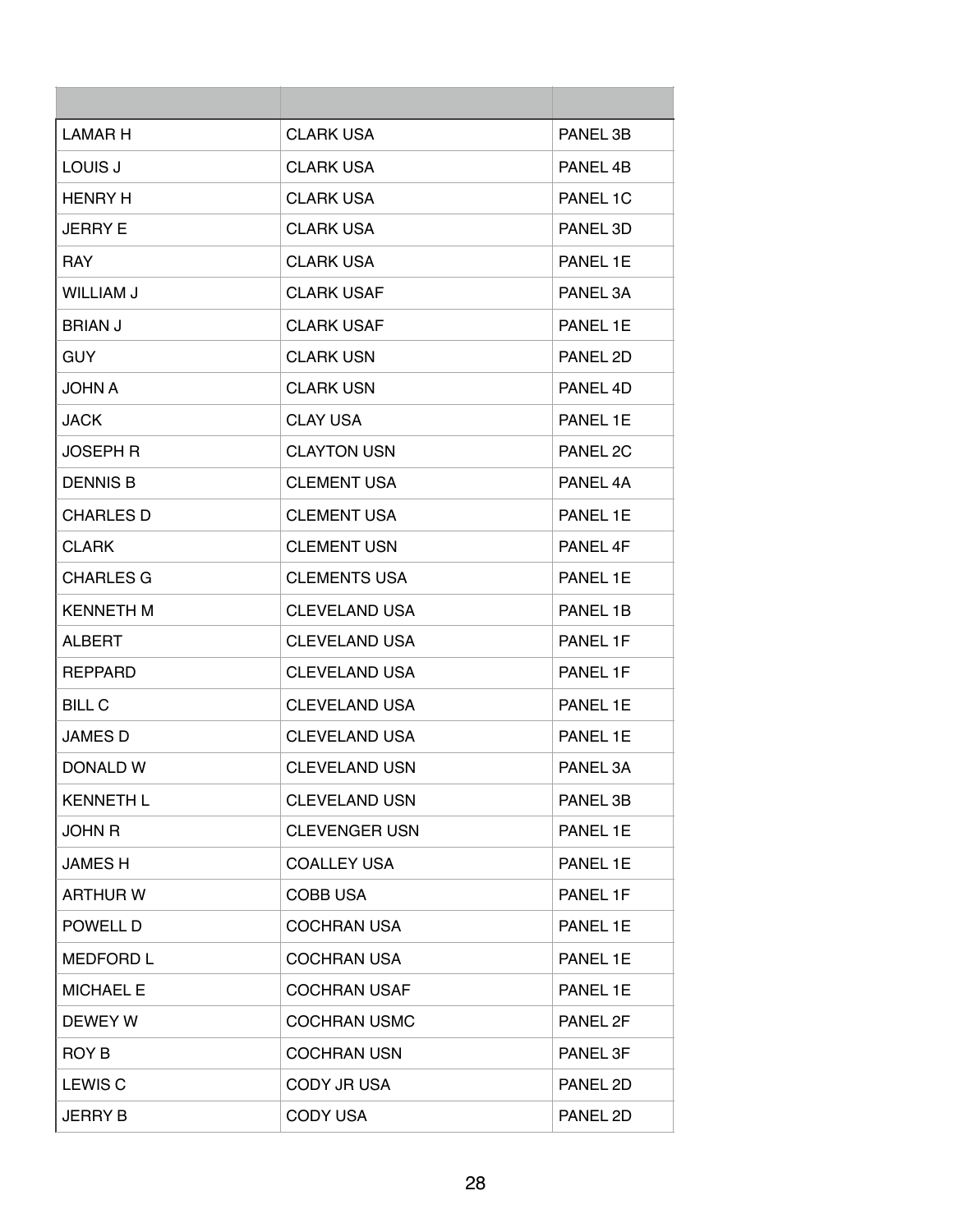| | | |
|---|---|---|
| LAMAR H | CLARK USA | PANEL 3B |
| LOUIS J | CLARK USA | PANEL 4B |
| HENRY H | CLARK USA | PANEL 1C |
| JERRY E | CLARK USA | PANEL 3D |
| RAY | CLARK USA | PANEL 1E |
| WILLIAM J | CLARK USAF | PANEL 3A |
| BRIAN J | CLARK USAF | PANEL 1E |
| GUY | CLARK USN | PANEL 2D |
| JOHN A | CLARK USN | PANEL 4D |
| JACK | CLAY USA | PANEL 1E |
| JOSEPH R | CLAYTON USN | PANEL 2C |
| DENNIS B | CLEMENT USA | PANEL 4A |
| CHARLES D | CLEMENT USA | PANEL 1E |
| CLARK | CLEMENT USN | PANEL 4F |
| CHARLES G | CLEMENTS USA | PANEL 1E |
| KENNETH M | CLEVELAND USA | PANEL 1B |
| ALBERT | CLEVELAND USA | PANEL 1F |
| REPPARD | CLEVELAND USA | PANEL 1F |
| BILL C | CLEVELAND USA | PANEL 1E |
| JAMES D | CLEVELAND USA | PANEL 1E |
| DONALD W | CLEVELAND USN | PANEL 3A |
| KENNETH L | CLEVELAND USN | PANEL 3B |
| JOHN R | CLEVENGER USN | PANEL 1E |
| JAMES H | COALLEY USA | PANEL 1E |
| ARTHUR W | COBB USA | PANEL 1F |
| POWELL D | COCHRAN USA | PANEL 1E |
| MEDFORD L | COCHRAN USA | PANEL 1E |
| MICHAEL E | COCHRAN USAF | PANEL 1E |
| DEWEY W | COCHRAN USMC | PANEL 2F |
| ROY B | COCHRAN USN | PANEL 3F |
| LEWIS C | CODY JR USA | PANEL 2D |
| JERRY B | CODY USA | PANEL 2D |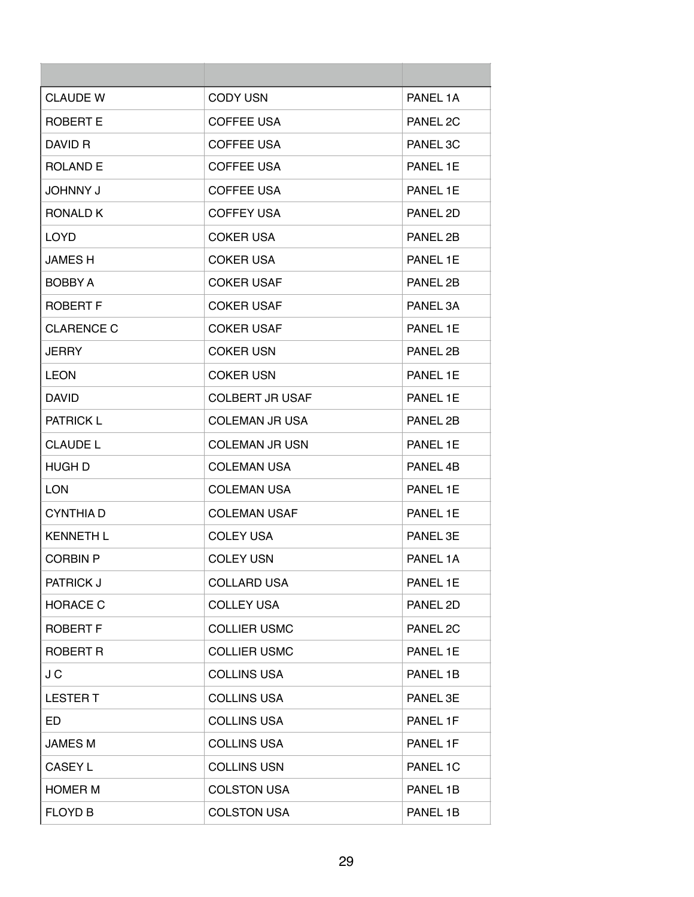| | | |
|---|---|---|
| CLAUDE W | CODY USN | PANEL 1A |
| ROBERT E | COFFEE USA | PANEL 2C |
| DAVID R | COFFEE USA | PANEL 3C |
| ROLAND E | COFFEE USA | PANEL 1E |
| JOHNNY J | COFFEE USA | PANEL 1E |
| RONALD K | COFFEY USA | PANEL 2D |
| LOYD | COKER USA | PANEL 2B |
| JAMES H | COKER USA | PANEL 1E |
| BOBBY A | COKER USAF | PANEL 2B |
| ROBERT F | COKER USAF | PANEL 3A |
| CLARENCE C | COKER USAF | PANEL 1E |
| JERRY | COKER USN | PANEL 2B |
| LEON | COKER USN | PANEL 1E |
| DAVID | COLBERT JR USAF | PANEL 1E |
| PATRICK L | COLEMAN JR USA | PANEL 2B |
| CLAUDE L | COLEMAN JR USN | PANEL 1E |
| HUGH D | COLEMAN USA | PANEL 4B |
| LON | COLEMAN USA | PANEL 1E |
| CYNTHIA D | COLEMAN USAF | PANEL 1E |
| KENNETH L | COLEY USA | PANEL 3E |
| CORBIN P | COLEY USN | PANEL 1A |
| PATRICK J | COLLARD USA | PANEL 1E |
| HORACE C | COLLEY USA | PANEL 2D |
| ROBERT F | COLLIER USMC | PANEL 2C |
| ROBERT R | COLLIER USMC | PANEL 1E |
| J C | COLLINS USA | PANEL 1B |
| LESTER T | COLLINS USA | PANEL 3E |
| ED | COLLINS USA | PANEL 1F |
| JAMES M | COLLINS USA | PANEL 1F |
| CASEY L | COLLINS USN | PANEL 1C |
| HOMER M | COLSTON USA | PANEL 1B |
| FLOYD B | COLSTON USA | PANEL 1B |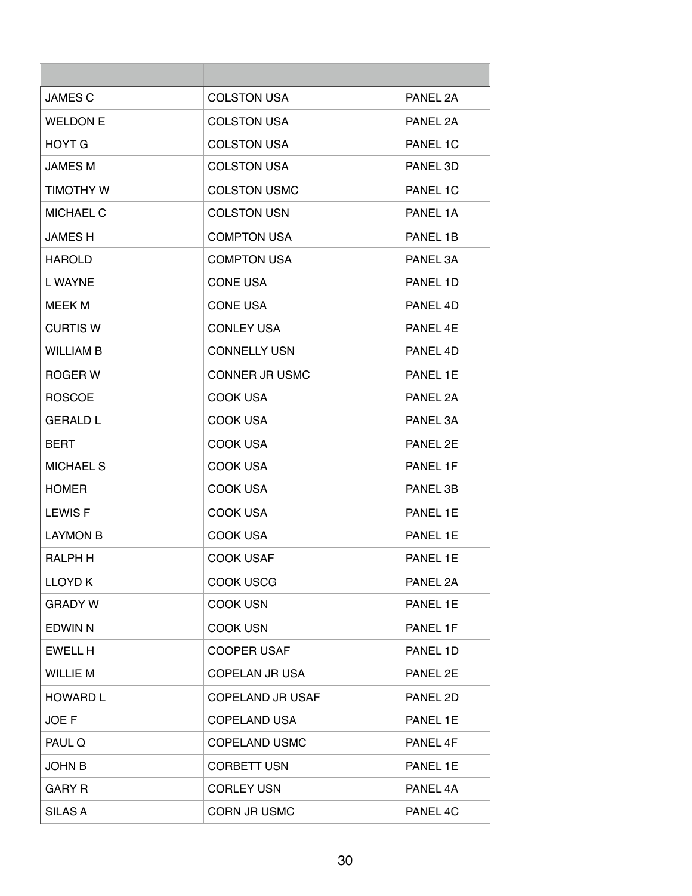| | | |
|---|---|---|
| JAMES C | COLSTON USA | PANEL 2A |
| WELDON E | COLSTON USA | PANEL 2A |
| HOYT G | COLSTON USA | PANEL 1C |
| JAMES M | COLSTON USA | PANEL 3D |
| TIMOTHY W | COLSTON USMC | PANEL 1C |
| MICHAEL C | COLSTON USN | PANEL 1A |
| JAMES H | COMPTON USA | PANEL 1B |
| HAROLD | COMPTON USA | PANEL 3A |
| L WAYNE | CONE USA | PANEL 1D |
| MEEK M | CONE USA | PANEL 4D |
| CURTIS W | CONLEY USA | PANEL 4E |
| WILLIAM B | CONNELLY USN | PANEL 4D |
| ROGER W | CONNER JR USMC | PANEL 1E |
| ROSCOE | COOK USA | PANEL 2A |
| GERALD L | COOK USA | PANEL 3A |
| BERT | COOK USA | PANEL 2E |
| MICHAEL S | COOK USA | PANEL 1F |
| HOMER | COOK USA | PANEL 3B |
| LEWIS F | COOK USA | PANEL 1E |
| LAYMON B | COOK USA | PANEL 1E |
| RALPH H | COOK USAF | PANEL 1E |
| LLOYD K | COOK USCG | PANEL 2A |
| GRADY W | COOK USN | PANEL 1E |
| EDWIN N | COOK USN | PANEL 1F |
| EWELL H | COOPER USAF | PANEL 1D |
| WILLIE M | COPELAN JR USA | PANEL 2E |
| HOWARD L | COPELAND JR USAF | PANEL 2D |
| JOE F | COPELAND USA | PANEL 1E |
| PAUL Q | COPELAND USMC | PANEL 4F |
| JOHN B | CORBETT USN | PANEL 1E |
| GARY R | CORLEY USN | PANEL 4A |
| SILAS A | CORN JR USMC | PANEL 4C |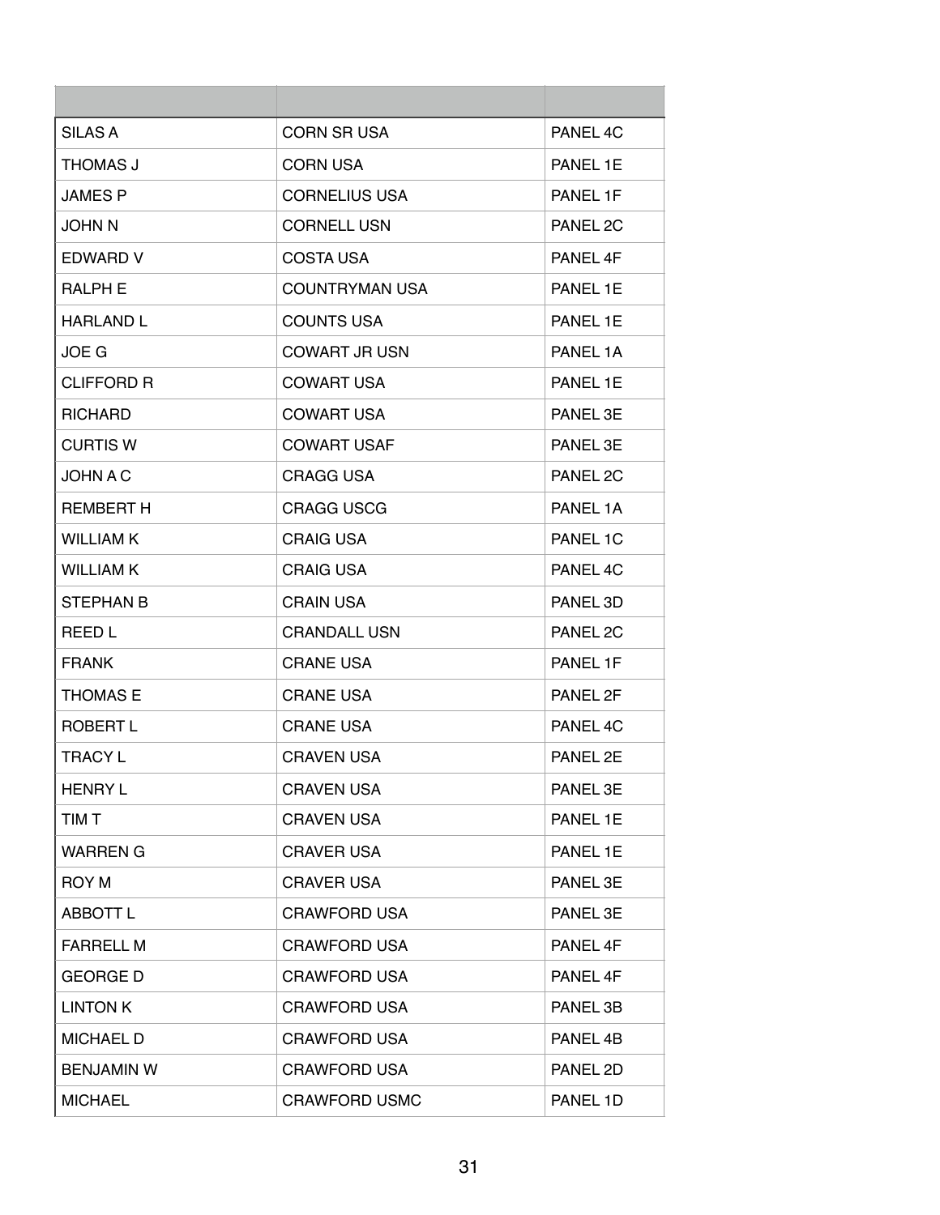| | | |
|---|---|---|
| SILAS A | CORN SR USA | PANEL 4C |
| THOMAS J | CORN USA | PANEL 1E |
| JAMES P | CORNELIUS USA | PANEL 1F |
| JOHN N | CORNELL USN | PANEL 2C |
| EDWARD V | COSTA USA | PANEL 4F |
| RALPH E | COUNTRYMAN USA | PANEL 1E |
| HARLAND L | COUNTS USA | PANEL 1E |
| JOE G | COWART JR USN | PANEL 1A |
| CLIFFORD R | COWART USA | PANEL 1E |
| RICHARD | COWART USA | PANEL 3E |
| CURTIS W | COWART USAF | PANEL 3E |
| JOHN A C | CRAGG USA | PANEL 2C |
| REMBERT H | CRAGG USCG | PANEL 1A |
| WILLIAM K | CRAIG USA | PANEL 1C |
| WILLIAM K | CRAIG USA | PANEL 4C |
| STEPHAN B | CRAIN USA | PANEL 3D |
| REED L | CRANDALL USN | PANEL 2C |
| FRANK | CRANE USA | PANEL 1F |
| THOMAS E | CRANE USA | PANEL 2F |
| ROBERT L | CRANE USA | PANEL 4C |
| TRACY L | CRAVEN USA | PANEL 2E |
| HENRY L | CRAVEN USA | PANEL 3E |
| TIM T | CRAVEN USA | PANEL 1E |
| WARREN G | CRAVER USA | PANEL 1E |
| ROY M | CRAVER USA | PANEL 3E |
| ABBOTT L | CRAWFORD USA | PANEL 3E |
| FARRELL M | CRAWFORD USA | PANEL 4F |
| GEORGE D | CRAWFORD USA | PANEL 4F |
| LINTON K | CRAWFORD USA | PANEL 3B |
| MICHAEL D | CRAWFORD USA | PANEL 4B |
| BENJAMIN W | CRAWFORD USA | PANEL 2D |
| MICHAEL | CRAWFORD USMC | PANEL 1D |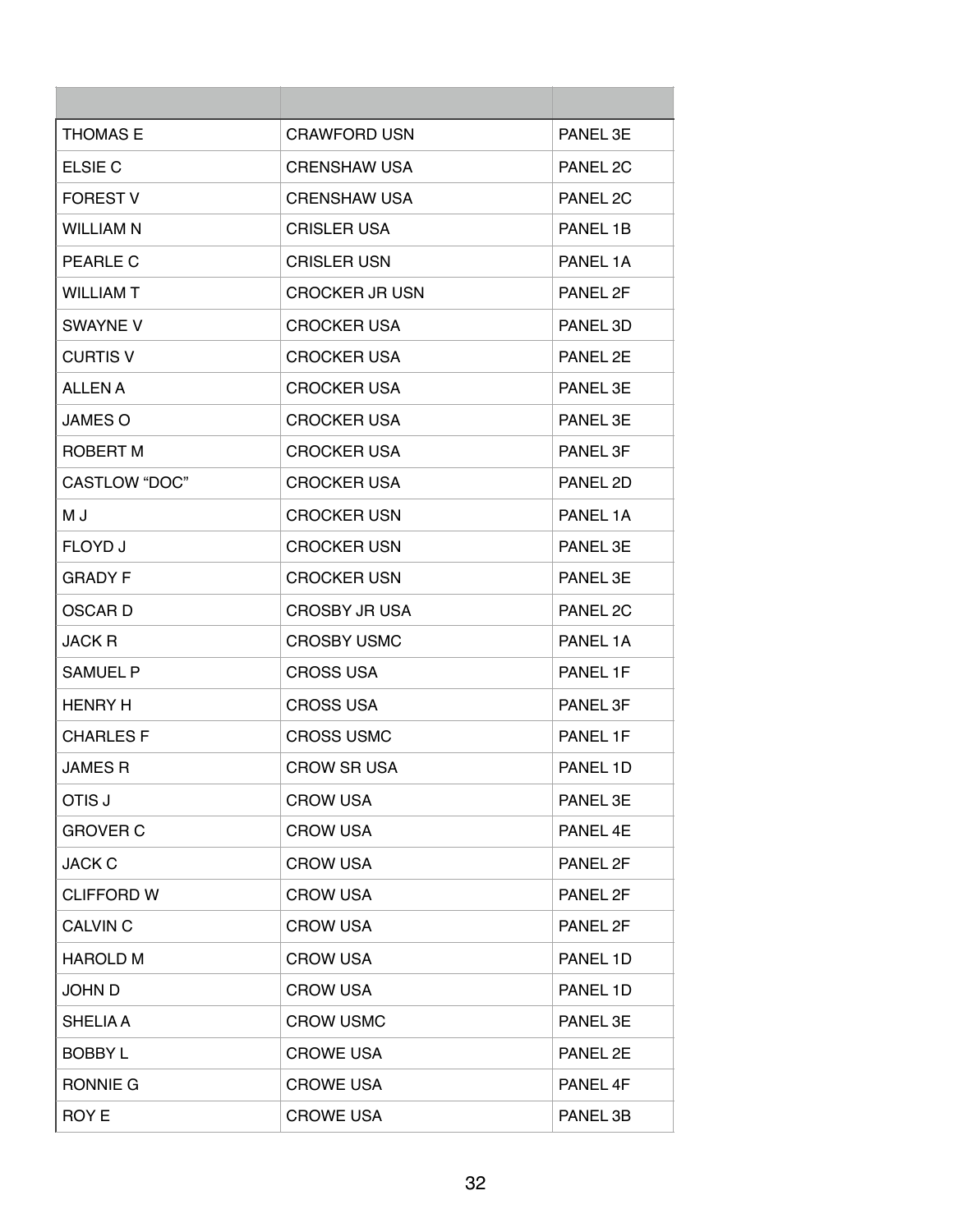| | | |
|---|---|---|
| THOMAS E | CRAWFORD USN | PANEL 3E |
| ELSIE C | CRENSHAW USA | PANEL 2C |
| FOREST V | CRENSHAW USA | PANEL 2C |
| WILLIAM N | CRISLER USA | PANEL 1B |
| PEARLE C | CRISLER USN | PANEL 1A |
| WILLIAM T | CROCKER JR USN | PANEL 2F |
| SWAYNE V | CROCKER USA | PANEL 3D |
| CURTIS V | CROCKER USA | PANEL 2E |
| ALLEN A | CROCKER USA | PANEL 3E |
| JAMES O | CROCKER USA | PANEL 3E |
| ROBERT M | CROCKER USA | PANEL 3F |
| CASTLOW “DOC” | CROCKER USA | PANEL 2D |
| M J | CROCKER USN | PANEL 1A |
| FLOYD J | CROCKER USN | PANEL 3E |
| GRADY F | CROCKER USN | PANEL 3E |
| OSCAR D | CROSBY JR USA | PANEL 2C |
| JACK R | CROSBY USMC | PANEL 1A |
| SAMUEL P | CROSS USA | PANEL 1F |
| HENRY H | CROSS USA | PANEL 3F |
| CHARLES F | CROSS USMC | PANEL 1F |
| JAMES R | CROW SR USA | PANEL 1D |
| OTIS J | CROW USA | PANEL 3E |
| GROVER C | CROW USA | PANEL 4E |
| JACK C | CROW USA | PANEL 2F |
| CLIFFORD W | CROW USA | PANEL 2F |
| CALVIN C | CROW USA | PANEL 2F |
| HAROLD M | CROW USA | PANEL 1D |
| JOHN D | CROW USA | PANEL 1D |
| SHELIA A | CROW USMC | PANEL 3E |
| BOBBY L | CROWE USA | PANEL 2E |
| RONNIE G | CROWE USA | PANEL 4F |
| ROY E | CROWE USA | PANEL 3B |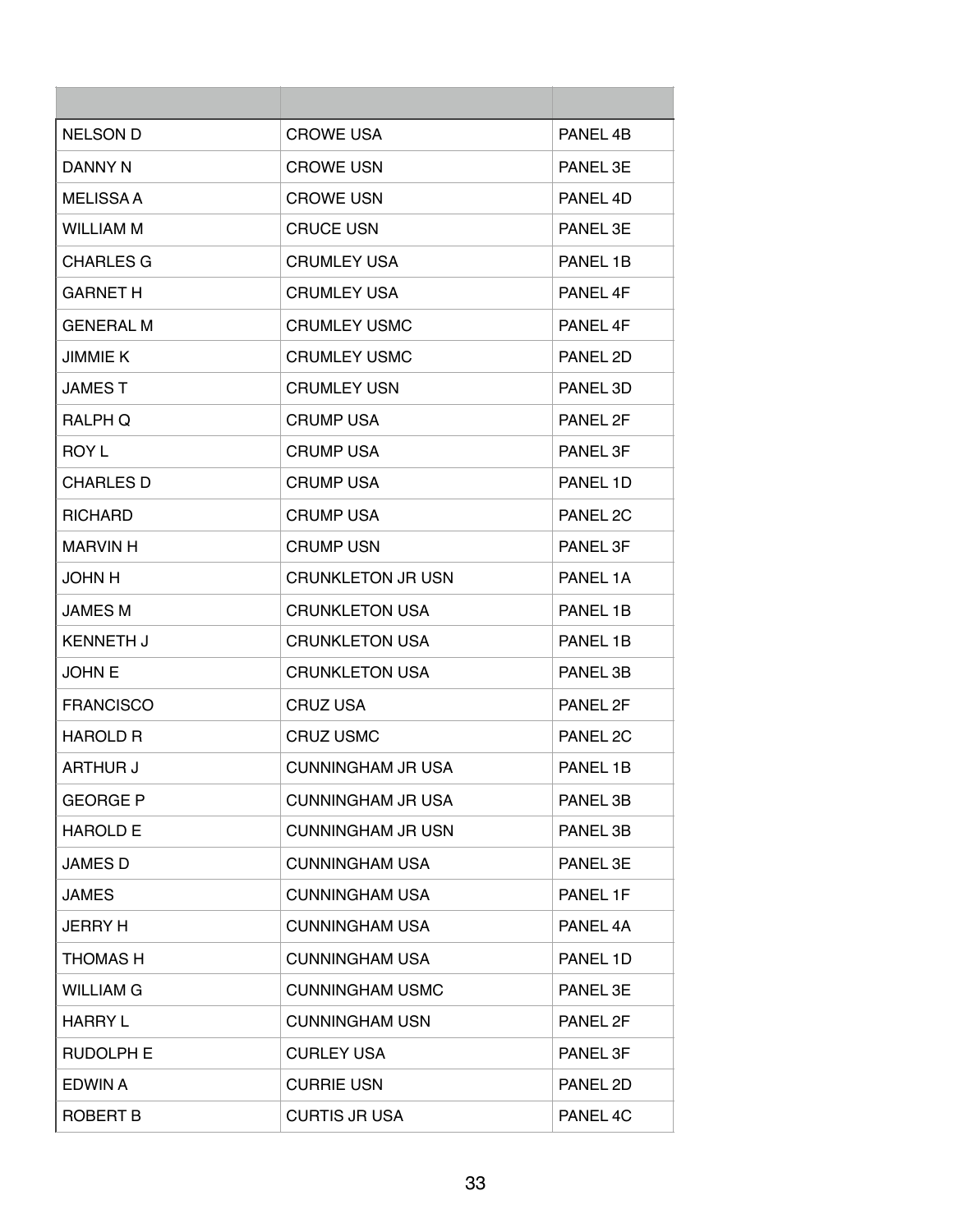| | | |
|---|---|---|
| NELSON D | CROWE USA | PANEL 4B |
| DANNY N | CROWE USN | PANEL 3E |
| MELISSA A | CROWE USN | PANEL 4D |
| WILLIAM M | CRUCE USN | PANEL 3E |
| CHARLES G | CRUMLEY USA | PANEL 1B |
| GARNET H | CRUMLEY USA | PANEL 4F |
| GENERAL M | CRUMLEY USMC | PANEL 4F |
| JIMMIE K | CRUMLEY USMC | PANEL 2D |
| JAMES T | CRUMLEY USN | PANEL 3D |
| RALPH Q | CRUMP USA | PANEL 2F |
| ROY L | CRUMP USA | PANEL 3F |
| CHARLES D | CRUMP USA | PANEL 1D |
| RICHARD | CRUMP USA | PANEL 2C |
| MARVIN H | CRUMP USN | PANEL 3F |
| JOHN H | CRUNKLETON JR USN | PANEL 1A |
| JAMES M | CRUNKLETON USA | PANEL 1B |
| KENNETH J | CRUNKLETON USA | PANEL 1B |
| JOHN E | CRUNKLETON USA | PANEL 3B |
| FRANCISCO | CRUZ USA | PANEL 2F |
| HAROLD R | CRUZ USMC | PANEL 2C |
| ARTHUR J | CUNNINGHAM JR USA | PANEL 1B |
| GEORGE P | CUNNINGHAM JR USA | PANEL 3B |
| HAROLD E | CUNNINGHAM JR USN | PANEL 3B |
| JAMES D | CUNNINGHAM USA | PANEL 3E |
| JAMES | CUNNINGHAM USA | PANEL 1F |
| JERRY H | CUNNINGHAM USA | PANEL 4A |
| THOMAS H | CUNNINGHAM USA | PANEL 1D |
| WILLIAM G | CUNNINGHAM USMC | PANEL 3E |
| HARRY L | CUNNINGHAM USN | PANEL 2F |
| RUDOLPH E | CURLEY USA | PANEL 3F |
| EDWIN A | CURRIE USN | PANEL 2D |
| ROBERT B | CURTIS JR USA | PANEL 4C |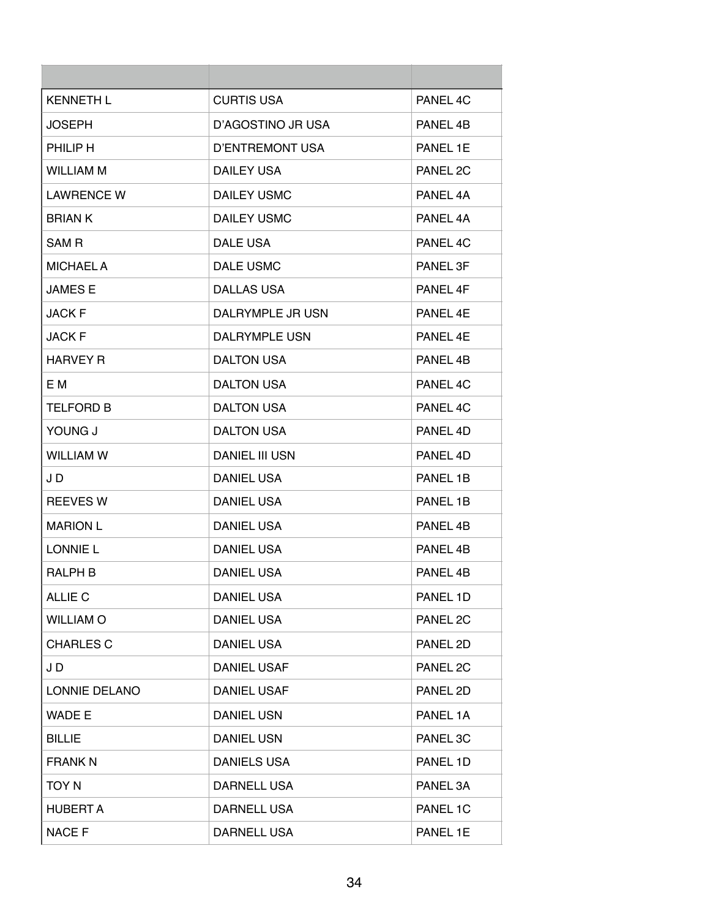| | | |
|---|---|---|
| KENNETH L | CURTIS USA | PANEL 4C |
| JOSEPH | D’AGOSTINO JR USA | PANEL 4B |
| PHILIP H | D’ENTREMONT USA | PANEL 1E |
| WILLIAM M | DAILEY USA | PANEL 2C |
| LAWRENCE W | DAILEY USMC | PANEL 4A |
| BRIAN K | DAILEY USMC | PANEL 4A |
| SAM R | DALE USA | PANEL 4C |
| MICHAEL A | DALE USMC | PANEL 3F |
| JAMES E | DALLAS USA | PANEL 4F |
| JACK F | DALRYMPLE JR USN | PANEL 4E |
| JACK F | DALRYMPLE USN | PANEL 4E |
| HARVEY R | DALTON USA | PANEL 4B |
| E M | DALTON USA | PANEL 4C |
| TELFORD B | DALTON USA | PANEL 4C |
| YOUNG J | DALTON USA | PANEL 4D |
| WILLIAM W | DANIEL III USN | PANEL 4D |
| J D | DANIEL USA | PANEL 1B |
| REEVES W | DANIEL USA | PANEL 1B |
| MARION L | DANIEL USA | PANEL 4B |
| LONNIE L | DANIEL USA | PANEL 4B |
| RALPH B | DANIEL USA | PANEL 4B |
| ALLIE C | DANIEL USA | PANEL 1D |
| WILLIAM O | DANIEL USA | PANEL 2C |
| CHARLES C | DANIEL USA | PANEL 2D |
| J D | DANIEL USAF | PANEL 2C |
| LONNIE DELANO | DANIEL USAF | PANEL 2D |
| WADE E | DANIEL USN | PANEL 1A |
| BILLIE | DANIEL USN | PANEL 3C |
| FRANK N | DANIELS USA | PANEL 1D |
| TOY N | DARNELL USA | PANEL 3A |
| HUBERT A | DARNELL USA | PANEL 1C |
| NACE F | DARNELL USA | PANEL 1E |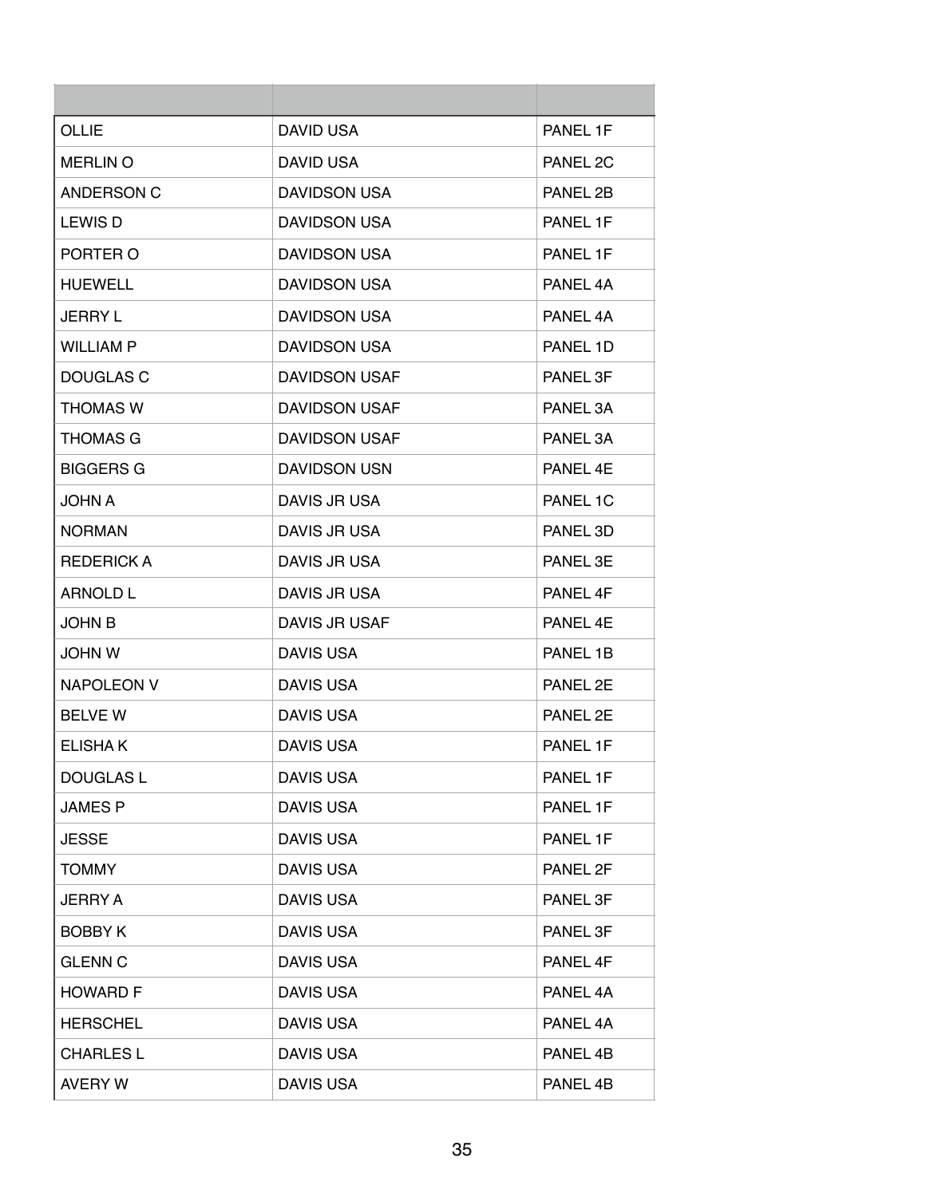| | | |
|---|---|---|
| OLLIE | DAVID USA | PANEL 1F |
| MERLIN O | DAVID USA | PANEL 2C |
| ANDERSON C | DAVIDSON USA | PANEL 2B |
| LEWIS D | DAVIDSON USA | PANEL 1F |
| PORTER O | DAVIDSON USA | PANEL 1F |
| HUEWELL | DAVIDSON USA | PANEL 4A |
| JERRY L | DAVIDSON USA | PANEL 4A |
| WILLIAM P | DAVIDSON USA | PANEL 1D |
| DOUGLAS C | DAVIDSON USAF | PANEL 3F |
| THOMAS W | DAVIDSON USAF | PANEL 3A |
| THOMAS G | DAVIDSON USAF | PANEL 3A |
| BIGGERS G | DAVIDSON USN | PANEL 4E |
| JOHN A | DAVIS JR USA | PANEL 1C |
| NORMAN | DAVIS JR USA | PANEL 3D |
| REDERICK A | DAVIS JR USA | PANEL 3E |
| ARNOLD L | DAVIS JR USA | PANEL 4F |
| JOHN B | DAVIS JR USAF | PANEL 4E |
| JOHN W | DAVIS USA | PANEL 1B |
| NAPOLEON V | DAVIS USA | PANEL 2E |
| BELVE W | DAVIS USA | PANEL 2E |
| ELISHA K | DAVIS USA | PANEL 1F |
| DOUGLAS L | DAVIS USA | PANEL 1F |
| JAMES P | DAVIS USA | PANEL 1F |
| JESSE | DAVIS USA | PANEL 1F |
| TOMMY | DAVIS USA | PANEL 2F |
| JERRY A | DAVIS USA | PANEL 3F |
| BOBBY K | DAVIS USA | PANEL 3F |
| GLENN C | DAVIS USA | PANEL 4F |
| HOWARD F | DAVIS USA | PANEL 4A |
| HERSCHEL | DAVIS USA | PANEL 4A |
| CHARLES L | DAVIS USA | PANEL 4B |
| AVERY W | DAVIS USA | PANEL 4B |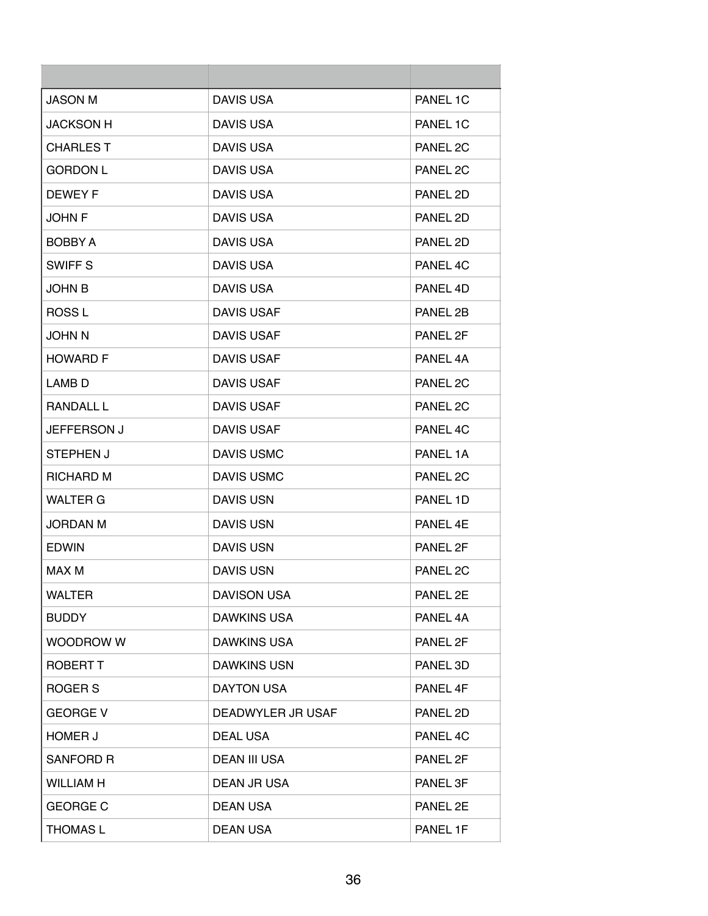| | | |
|---|---|---|
| JASON M | DAVIS USA | PANEL 1C |
| JACKSON H | DAVIS USA | PANEL 1C |
| CHARLES T | DAVIS USA | PANEL 2C |
| GORDON L | DAVIS USA | PANEL 2C |
| DEWEY F | DAVIS USA | PANEL 2D |
| JOHN F | DAVIS USA | PANEL 2D |
| BOBBY A | DAVIS USA | PANEL 2D |
| SWIFF S | DAVIS USA | PANEL 4C |
| JOHN B | DAVIS USA | PANEL 4D |
| ROSS L | DAVIS USAF | PANEL 2B |
| JOHN N | DAVIS USAF | PANEL 2F |
| HOWARD F | DAVIS USAF | PANEL 4A |
| LAMB D | DAVIS USAF | PANEL 2C |
| RANDALL L | DAVIS USAF | PANEL 2C |
| JEFFERSON J | DAVIS USAF | PANEL 4C |
| STEPHEN J | DAVIS USMC | PANEL 1A |
| RICHARD M | DAVIS USMC | PANEL 2C |
| WALTER G | DAVIS USN | PANEL 1D |
| JORDAN M | DAVIS USN | PANEL 4E |
| EDWIN | DAVIS USN | PANEL 2F |
| MAX M | DAVIS USN | PANEL 2C |
| WALTER | DAVISON USA | PANEL 2E |
| BUDDY | DAWKINS USA | PANEL 4A |
| WOODROW W | DAWKINS USA | PANEL 2F |
| ROBERT T | DAWKINS USN | PANEL 3D |
| ROGER S | DAYTON USA | PANEL 4F |
| GEORGE V | DEADWYLER JR USAF | PANEL 2D |
| HOMER J | DEAL USA | PANEL 4C |
| SANFORD R | DEAN III USA | PANEL 2F |
| WILLIAM H | DEAN JR USA | PANEL 3F |
| GEORGE C | DEAN USA | PANEL 2E |
| THOMAS L | DEAN USA | PANEL 1F |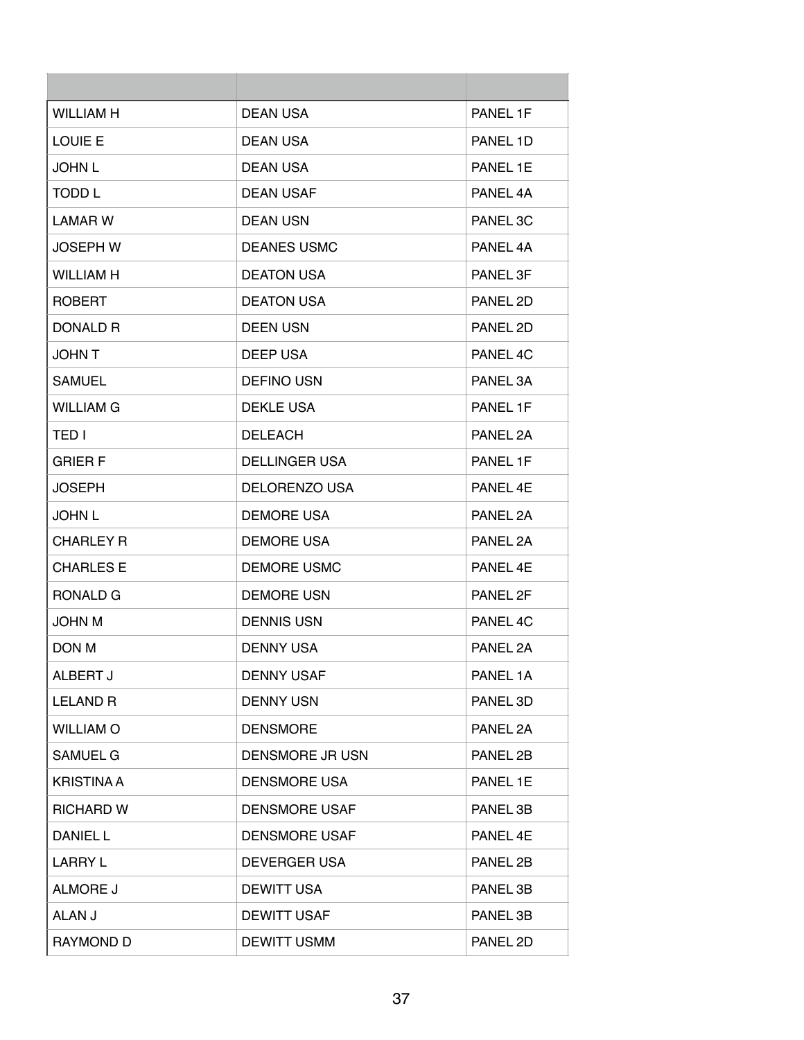| | | |
|---|---|---|
| WILLIAM H | DEAN USA | PANEL 1F |
| LOUIE E | DEAN USA | PANEL 1D |
| JOHN L | DEAN USA | PANEL 1E |
| TODD L | DEAN USAF | PANEL 4A |
| LAMAR W | DEAN USN | PANEL 3C |
| JOSEPH W | DEANES USMC | PANEL 4A |
| WILLIAM H | DEATON USA | PANEL 3F |
| ROBERT | DEATON USA | PANEL 2D |
| DONALD R | DEEN USN | PANEL 2D |
| JOHN T | DEEP USA | PANEL 4C |
| SAMUEL | DEFINO USN | PANEL 3A |
| WILLIAM G | DEKLE USA | PANEL 1F |
| TED I | DELEACH | PANEL 2A |
| GRIER F | DELLINGER USA | PANEL 1F |
| JOSEPH | DELORENZO USA | PANEL 4E |
| JOHN L | DEMORE USA | PANEL 2A |
| CHARLEY R | DEMORE USA | PANEL 2A |
| CHARLES E | DEMORE USMC | PANEL 4E |
| RONALD G | DEMORE USN | PANEL 2F |
| JOHN M | DENNIS USN | PANEL 4C |
| DON M | DENNY USA | PANEL 2A |
| ALBERT J | DENNY USAF | PANEL 1A |
| LELAND R | DENNY USN | PANEL 3D |
| WILLIAM O | DENSMORE | PANEL 2A |
| SAMUEL G | DENSMORE JR USN | PANEL 2B |
| KRISTINA A | DENSMORE USA | PANEL 1E |
| RICHARD W | DENSMORE USAF | PANEL 3B |
| DANIEL L | DENSMORE USAF | PANEL 4E |
| LARRY L | DEVERGER USA | PANEL 2B |
| ALMORE J | DEWITT USA | PANEL 3B |
| ALAN J | DEWITT USAF | PANEL 3B |
| RAYMOND D | DEWITT USMM | PANEL 2D |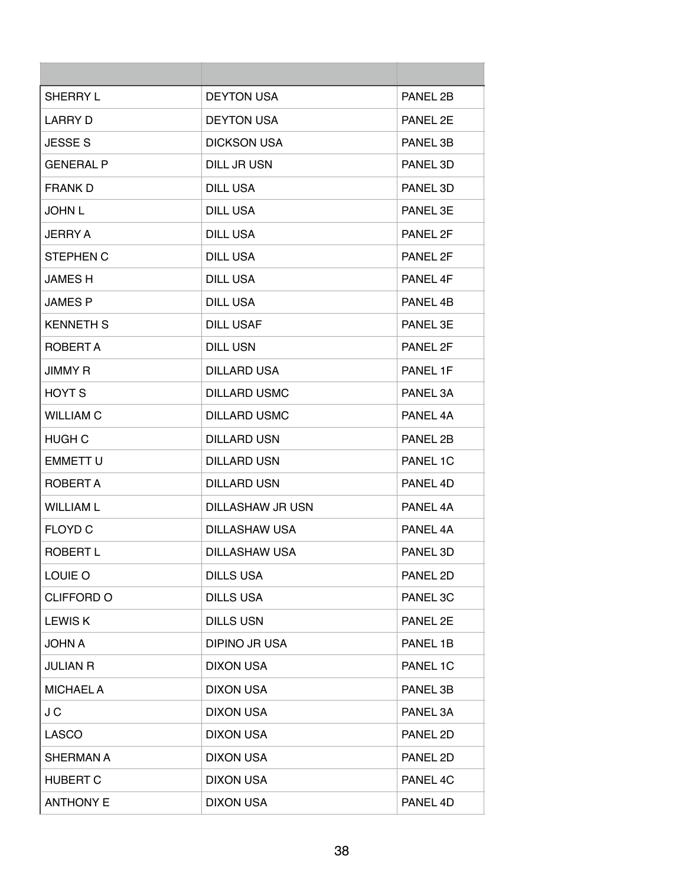| | | |
|---|---|---|
| SHERRY L | DEYTON USA | PANEL 2B |
| LARRY D | DEYTON USA | PANEL 2E |
| JESSE S | DICKSON USA | PANEL 3B |
| GENERAL P | DILL JR USN | PANEL 3D |
| FRANK D | DILL USA | PANEL 3D |
| JOHN L | DILL USA | PANEL 3E |
| JERRY A | DILL USA | PANEL 2F |
| STEPHEN C | DILL USA | PANEL 2F |
| JAMES H | DILL USA | PANEL 4F |
| JAMES P | DILL USA | PANEL 4B |
| KENNETH S | DILL USAF | PANEL 3E |
| ROBERT A | DILL USN | PANEL 2F |
| JIMMY R | DILLARD USA | PANEL 1F |
| HOYT S | DILLARD USMC | PANEL 3A |
| WILLIAM C | DILLARD USMC | PANEL 4A |
| HUGH C | DILLARD USN | PANEL 2B |
| EMMETT U | DILLARD USN | PANEL 1C |
| ROBERT A | DILLARD USN | PANEL 4D |
| WILLIAM L | DILLASHAW JR USN | PANEL 4A |
| FLOYD C | DILLASHAW USA | PANEL 4A |
| ROBERT L | DILLASHAW USA | PANEL 3D |
| LOUIE O | DILLS USA | PANEL 2D |
| CLIFFORD O | DILLS USA | PANEL 3C |
| LEWIS K | DILLS USN | PANEL 2E |
| JOHN A | DIPINO JR USA | PANEL 1B |
| JULIAN R | DIXON USA | PANEL 1C |
| MICHAEL A | DIXON USA | PANEL 3B |
| J C | DIXON USA | PANEL 3A |
| LASCO | DIXON USA | PANEL 2D |
| SHERMAN A | DIXON USA | PANEL 2D |
| HUBERT C | DIXON USA | PANEL 4C |
| ANTHONY E | DIXON USA | PANEL 4D |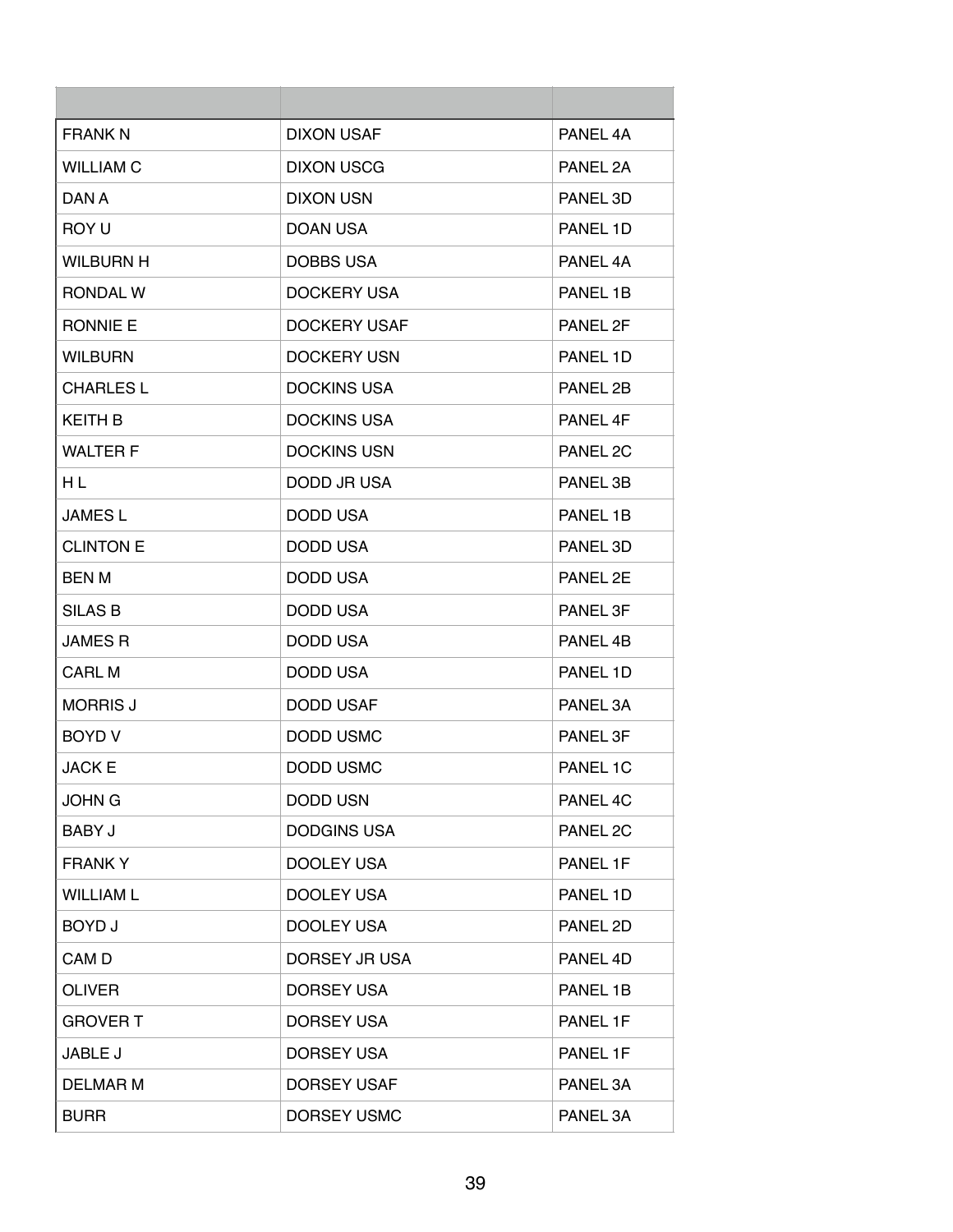| | | |
|---|---|---|
| FRANK N | DIXON USAF | PANEL 4A |
| WILLIAM C | DIXON USCG | PANEL 2A |
| DAN A | DIXON USN | PANEL 3D |
| ROY U | DOAN USA | PANEL 1D |
| WILBURN H | DOBBS USA | PANEL 4A |
| RONDAL W | DOCKERY USA | PANEL 1B |
| RONNIE E | DOCKERY USAF | PANEL 2F |
| WILBURN | DOCKERY USN | PANEL 1D |
| CHARLES L | DOCKINS USA | PANEL 2B |
| KEITH B | DOCKINS USA | PANEL 4F |
| WALTER F | DOCKINS USN | PANEL 2C |
| H L | DODD JR USA | PANEL 3B |
| JAMES L | DODD USA | PANEL 1B |
| CLINTON E | DODD USA | PANEL 3D |
| BEN M | DODD USA | PANEL 2E |
| SILAS B | DODD USA | PANEL 3F |
| JAMES R | DODD USA | PANEL 4B |
| CARL M | DODD USA | PANEL 1D |
| MORRIS J | DODD USAF | PANEL 3A |
| BOYD V | DODD USMC | PANEL 3F |
| JACK E | DODD USMC | PANEL 1C |
| JOHN G | DODD USN | PANEL 4C |
| BABY J | DODGINS USA | PANEL 2C |
| FRANK Y | DOOLEY USA | PANEL 1F |
| WILLIAM L | DOOLEY USA | PANEL 1D |
| BOYD J | DOOLEY USA | PANEL 2D |
| CAM D | DORSEY JR USA | PANEL 4D |
| OLIVER | DORSEY USA | PANEL 1B |
| GROVER T | DORSEY USA | PANEL 1F |
| JABLE J | DORSEY USA | PANEL 1F |
| DELMAR M | DORSEY USAF | PANEL 3A |
| BURR | DORSEY USMC | PANEL 3A |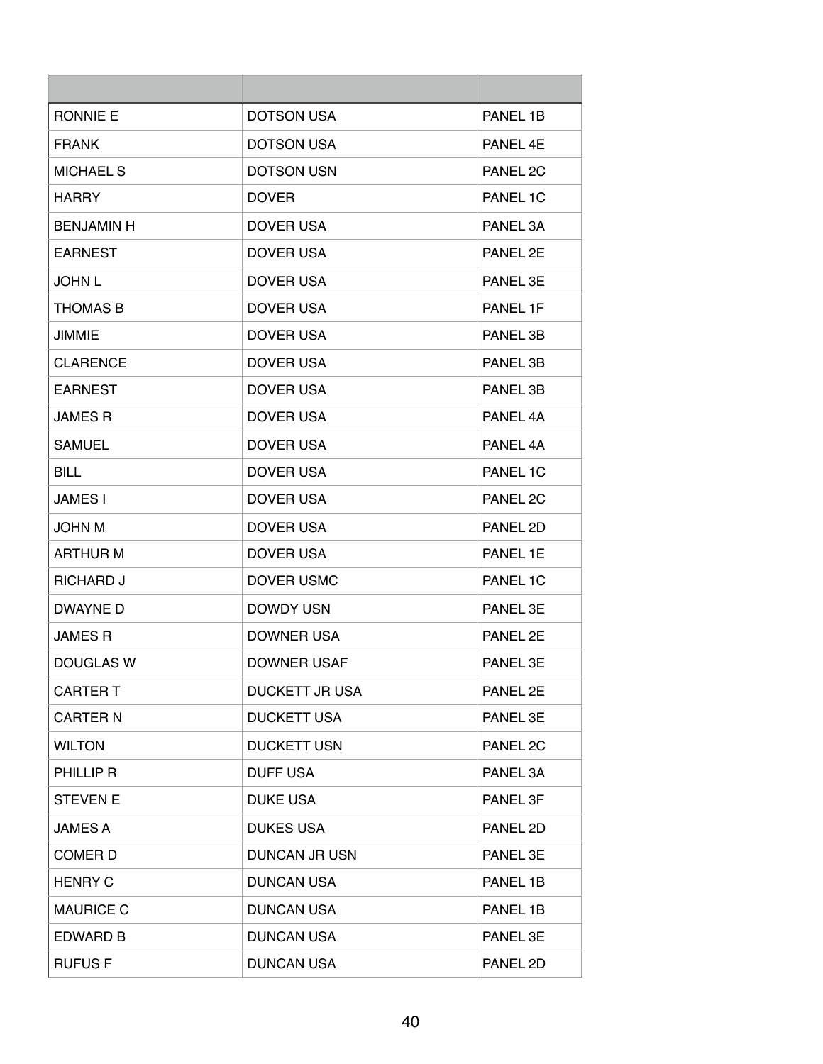| | | |
|---|---|---|
| RONNIE E | DOTSON USA | PANEL 1B |
| FRANK | DOTSON USA | PANEL 4E |
| MICHAEL S | DOTSON USN | PANEL 2C |
| HARRY | DOVER | PANEL 1C |
| BENJAMIN H | DOVER USA | PANEL 3A |
| EARNEST | DOVER USA | PANEL 2E |
| JOHN L | DOVER USA | PANEL 3E |
| THOMAS B | DOVER USA | PANEL 1F |
| JIMMIE | DOVER USA | PANEL 3B |
| CLARENCE | DOVER USA | PANEL 3B |
| EARNEST | DOVER USA | PANEL 3B |
| JAMES R | DOVER USA | PANEL 4A |
| SAMUEL | DOVER USA | PANEL 4A |
| BILL | DOVER USA | PANEL 1C |
| JAMES I | DOVER USA | PANEL 2C |
| JOHN M | DOVER USA | PANEL 2D |
| ARTHUR M | DOVER USA | PANEL 1E |
| RICHARD J | DOVER USMC | PANEL 1C |
| DWAYNE D | DOWDY USN | PANEL 3E |
| JAMES R | DOWNER USA | PANEL 2E |
| DOUGLAS W | DOWNER USAF | PANEL 3E |
| CARTER T | DUCKETT JR USA | PANEL 2E |
| CARTER N | DUCKETT USA | PANEL 3E |
| WILTON | DUCKETT USN | PANEL 2C |
| PHILLIP R | DUFF USA | PANEL 3A |
| STEVEN E | DUKE USA | PANEL 3F |
| JAMES A | DUKES USA | PANEL 2D |
| COMER D | DUNCAN JR USN | PANEL 3E |
| HENRY C | DUNCAN USA | PANEL 1B |
| MAURICE C | DUNCAN USA | PANEL 1B |
| EDWARD B | DUNCAN USA | PANEL 3E |
| RUFUS F | DUNCAN USA | PANEL 2D |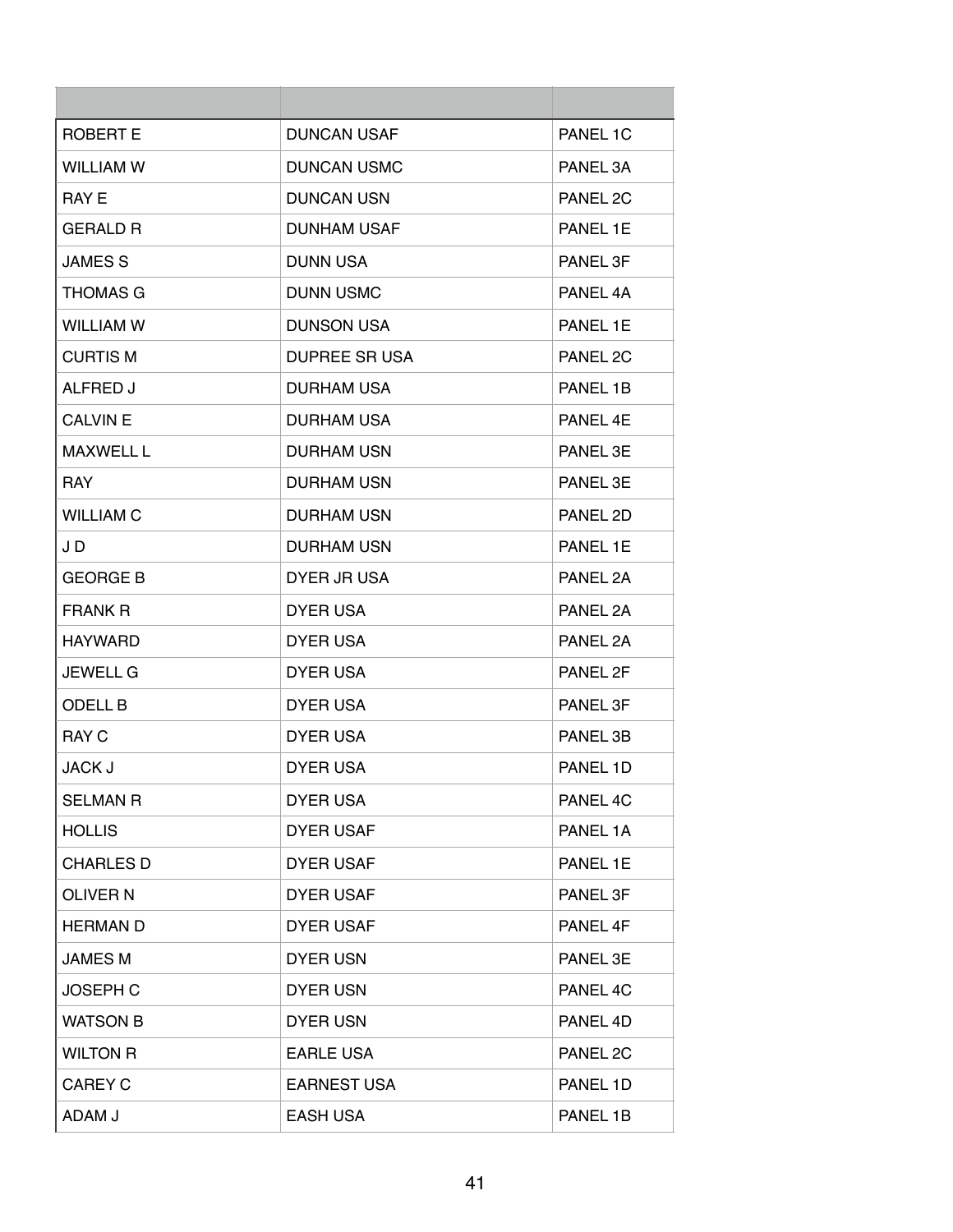| | | |
|---|---|---|
| ROBERT E | DUNCAN USAF | PANEL 1C |
| WILLIAM W | DUNCAN USMC | PANEL 3A |
| RAY E | DUNCAN USN | PANEL 2C |
| GERALD R | DUNHAM USAF | PANEL 1E |
| JAMES S | DUNN USA | PANEL 3F |
| THOMAS G | DUNN USMC | PANEL 4A |
| WILLIAM W | DUNSON USA | PANEL 1E |
| CURTIS M | DUPREE SR USA | PANEL 2C |
| ALFRED J | DURHAM USA | PANEL 1B |
| CALVIN E | DURHAM USA | PANEL 4E |
| MAXWELL L | DURHAM USN | PANEL 3E |
| RAY | DURHAM USN | PANEL 3E |
| WILLIAM C | DURHAM USN | PANEL 2D |
| J D | DURHAM USN | PANEL 1E |
| GEORGE B | DYER JR USA | PANEL 2A |
| FRANK R | DYER USA | PANEL 2A |
| HAYWARD | DYER USA | PANEL 2A |
| JEWELL G | DYER USA | PANEL 2F |
| ODELL B | DYER USA | PANEL 3F |
| RAY C | DYER USA | PANEL 3B |
| JACK J | DYER USA | PANEL 1D |
| SELMAN R | DYER USA | PANEL 4C |
| HOLLIS | DYER USAF | PANEL 1A |
| CHARLES D | DYER USAF | PANEL 1E |
| OLIVER N | DYER USAF | PANEL 3F |
| HERMAN D | DYER USAF | PANEL 4F |
| JAMES M | DYER USN | PANEL 3E |
| JOSEPH C | DYER USN | PANEL 4C |
| WATSON B | DYER USN | PANEL 4D |
| WILTON R | EARLE USA | PANEL 2C |
| CAREY C | EARNEST USA | PANEL 1D |
| ADAM J | EASH USA | PANEL 1B |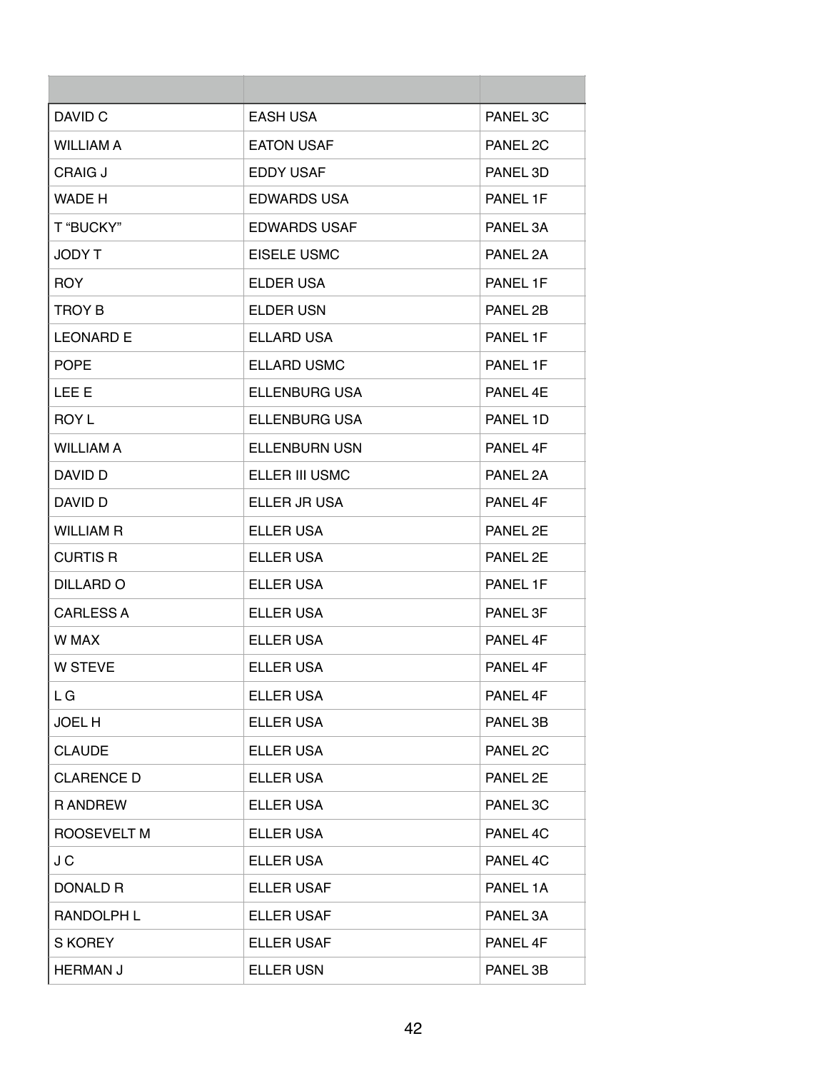| | | |
|---|---|---|
| DAVID C | EASH USA | PANEL 3C |
| WILLIAM A | EATON USAF | PANEL 2C |
| CRAIG J | EDDY USAF | PANEL 3D |
| WADE H | EDWARDS USA | PANEL 1F |
| T “BUCKY” | EDWARDS USAF | PANEL 3A |
| JODY T | EISELE USMC | PANEL 2A |
| ROY | ELDER USA | PANEL 1F |
| TROY B | ELDER USN | PANEL 2B |
| LEONARD E | ELLARD USA | PANEL 1F |
| POPE | ELLARD USMC | PANEL 1F |
| LEE E | ELLENBURG USA | PANEL 4E |
| ROY L | ELLENBURG USA | PANEL 1D |
| WILLIAM A | ELLENBURN USN | PANEL 4F |
| DAVID D | ELLER III USMC | PANEL 2A |
| DAVID D | ELLER JR USA | PANEL 4F |
| WILLIAM R | ELLER USA | PANEL 2E |
| CURTIS R | ELLER USA | PANEL 2E |
| DILLARD O | ELLER USA | PANEL 1F |
| CARLESS A | ELLER USA | PANEL 3F |
| W MAX | ELLER USA | PANEL 4F |
| W STEVE | ELLER USA | PANEL 4F |
| L G | ELLER USA | PANEL 4F |
| JOEL H | ELLER USA | PANEL 3B |
| CLAUDE | ELLER USA | PANEL 2C |
| CLARENCE D | ELLER USA | PANEL 2E |
| R ANDREW | ELLER USA | PANEL 3C |
| ROOSEVELT M | ELLER USA | PANEL 4C |
| J C | ELLER USA | PANEL 4C |
| DONALD R | ELLER USAF | PANEL 1A |
| RANDOLPH L | ELLER USAF | PANEL 3A |
| S KOREY | ELLER USAF | PANEL 4F |
| HERMAN J | ELLER USN | PANEL 3B |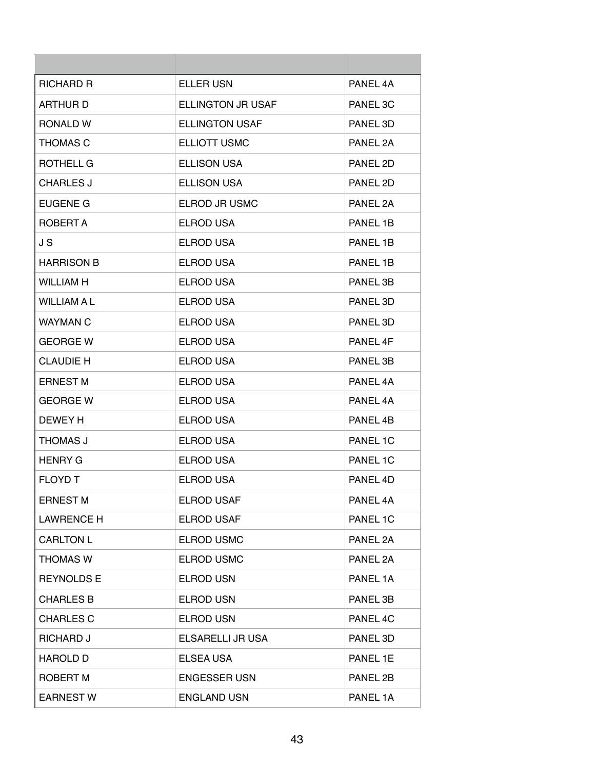| | | |
|---|---|---|
| RICHARD R | ELLER USN | PANEL 4A |
| ARTHUR D | ELLINGTON JR USAF | PANEL 3C |
| RONALD W | ELLINGTON USAF | PANEL 3D |
| THOMAS C | ELLIOTT USMC | PANEL 2A |
| ROTHELL G | ELLISON USA | PANEL 2D |
| CHARLES J | ELLISON USA | PANEL 2D |
| EUGENE G | ELROD JR USMC | PANEL 2A |
| ROBERT A | ELROD USA | PANEL 1B |
| J S | ELROD USA | PANEL 1B |
| HARRISON B | ELROD USA | PANEL 1B |
| WILLIAM H | ELROD USA | PANEL 3B |
| WILLIAM A L | ELROD USA | PANEL 3D |
| WAYMAN C | ELROD USA | PANEL 3D |
| GEORGE W | ELROD USA | PANEL 4F |
| CLAUDIE H | ELROD USA | PANEL 3B |
| ERNEST M | ELROD USA | PANEL 4A |
| GEORGE W | ELROD USA | PANEL 4A |
| DEWEY H | ELROD USA | PANEL 4B |
| THOMAS J | ELROD USA | PANEL 1C |
| HENRY G | ELROD USA | PANEL 1C |
| FLOYD T | ELROD USA | PANEL 4D |
| ERNEST M | ELROD USAF | PANEL 4A |
| LAWRENCE H | ELROD USAF | PANEL 1C |
| CARLTON L | ELROD USMC | PANEL 2A |
| THOMAS W | ELROD USMC | PANEL 2A |
| REYNOLDS E | ELROD USN | PANEL 1A |
| CHARLES B | ELROD USN | PANEL 3B |
| CHARLES C | ELROD USN | PANEL 4C |
| RICHARD J | ELSARELLI JR USA | PANEL 3D |
| HAROLD D | ELSEA USA | PANEL 1E |
| ROBERT M | ENGESSER USN | PANEL 2B |
| EARNEST W | ENGLAND USN | PANEL 1A |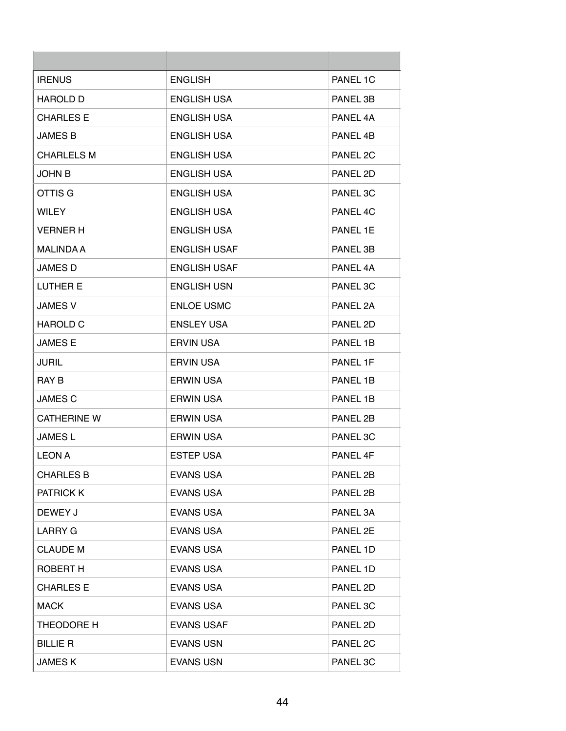| | | |
|---|---|---|
| IRENUS | ENGLISH | PANEL 1C |
| HAROLD D | ENGLISH USA | PANEL 3B |
| CHARLES E | ENGLISH USA | PANEL 4A |
| JAMES B | ENGLISH USA | PANEL 4B |
| CHARLELS M | ENGLISH USA | PANEL 2C |
| JOHN B | ENGLISH USA | PANEL 2D |
| OTTIS G | ENGLISH USA | PANEL 3C |
| WILEY | ENGLISH USA | PANEL 4C |
| VERNER H | ENGLISH USA | PANEL 1E |
| MALINDA A | ENGLISH USAF | PANEL 3B |
| JAMES D | ENGLISH USAF | PANEL 4A |
| LUTHER E | ENGLISH USN | PANEL 3C |
| JAMES V | ENLOE USMC | PANEL 2A |
| HAROLD C | ENSLEY USA | PANEL 2D |
| JAMES E | ERVIN USA | PANEL 1B |
| JURIL | ERVIN USA | PANEL 1F |
| RAY B | ERWIN USA | PANEL 1B |
| JAMES C | ERWIN USA | PANEL 1B |
| CATHERINE W | ERWIN USA | PANEL 2B |
| JAMES L | ERWIN USA | PANEL 3C |
| LEON A | ESTEP USA | PANEL 4F |
| CHARLES B | EVANS USA | PANEL 2B |
| PATRICK K | EVANS USA | PANEL 2B |
| DEWEY J | EVANS USA | PANEL 3A |
| LARRY G | EVANS USA | PANEL 2E |
| CLAUDE M | EVANS USA | PANEL 1D |
| ROBERT H | EVANS USA | PANEL 1D |
| CHARLES E | EVANS USA | PANEL 2D |
| MACK | EVANS USA | PANEL 3C |
| THEODORE H | EVANS USAF | PANEL 2D |
| BILLIE R | EVANS USN | PANEL 2C |
| JAMES K | EVANS USN | PANEL 3C |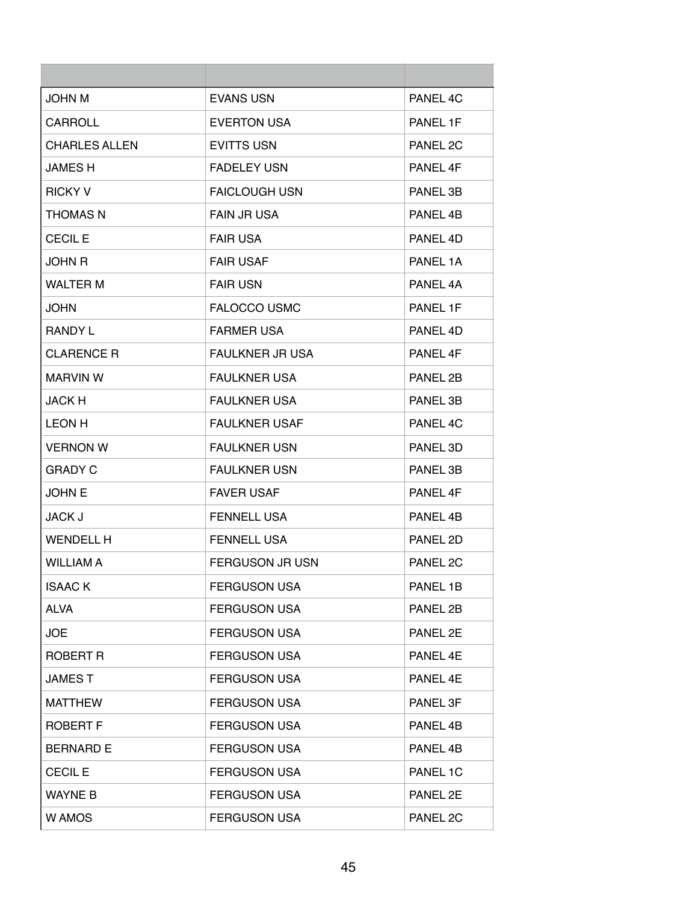| | | |
|---|---|---|
| JOHN M | EVANS USN | PANEL 4C |
| CARROLL | EVERTON USA | PANEL 1F |
| CHARLES ALLEN | EVITTS USN | PANEL 2C |
| JAMES H | FADELEY USN | PANEL 4F |
| RICKY V | FAICLOUGH USN | PANEL 3B |
| THOMAS N | FAIN JR USA | PANEL 4B |
| CECIL E | FAIR USA | PANEL 4D |
| JOHN R | FAIR USAF | PANEL 1A |
| WALTER M | FAIR USN | PANEL 4A |
| JOHN | FALOCCO USMC | PANEL 1F |
| RANDY L | FARMER USA | PANEL 4D |
| CLARENCE R | FAULKNER JR USA | PANEL 4F |
| MARVIN W | FAULKNER USA | PANEL 2B |
| JACK H | FAULKNER USA | PANEL 3B |
| LEON H | FAULKNER USAF | PANEL 4C |
| VERNON W | FAULKNER USN | PANEL 3D |
| GRADY C | FAULKNER USN | PANEL 3B |
| JOHN E | FAVER USAF | PANEL 4F |
| JACK J | FENNELL USA | PANEL 4B |
| WENDELL H | FENNELL USA | PANEL 2D |
| WILLIAM A | FERGUSON JR USN | PANEL 2C |
| ISAAC K | FERGUSON USA | PANEL 1B |
| ALVA | FERGUSON USA | PANEL 2B |
| JOE | FERGUSON USA | PANEL 2E |
| ROBERT R | FERGUSON USA | PANEL 4E |
| JAMES T | FERGUSON USA | PANEL 4E |
| MATTHEW | FERGUSON USA | PANEL 3F |
| ROBERT F | FERGUSON USA | PANEL 4B |
| BERNARD E | FERGUSON USA | PANEL 4B |
| CECIL E | FERGUSON USA | PANEL 1C |
| WAYNE B | FERGUSON USA | PANEL 2E |
| W AMOS | FERGUSON USA | PANEL 2C |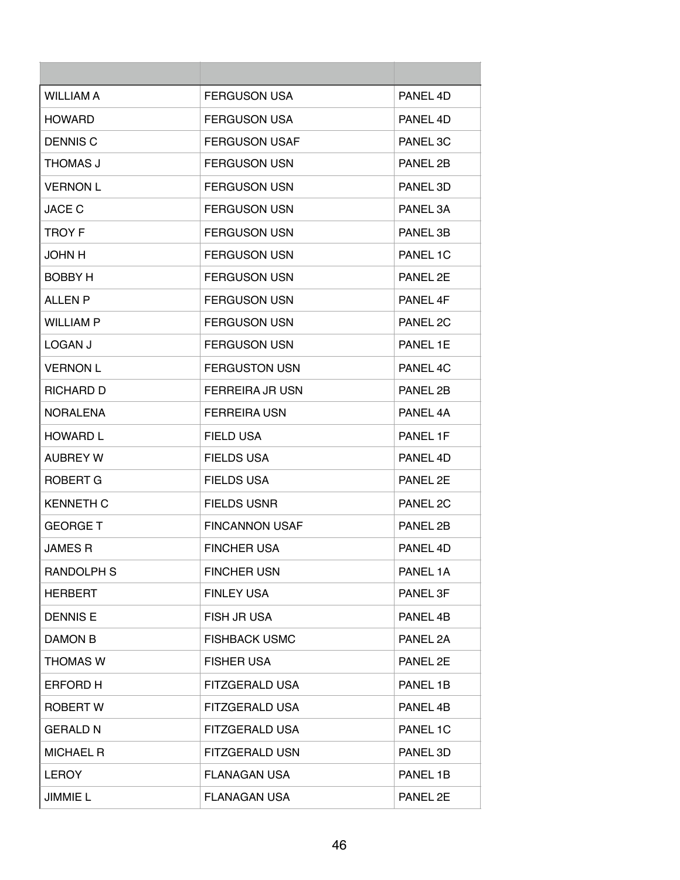| | | |
|---|---|---|
| WILLIAM A | FERGUSON USA | PANEL 4D |
| HOWARD | FERGUSON USA | PANEL 4D |
| DENNIS C | FERGUSON USAF | PANEL 3C |
| THOMAS J | FERGUSON USN | PANEL 2B |
| VERNON L | FERGUSON USN | PANEL 3D |
| JACE C | FERGUSON USN | PANEL 3A |
| TROY F | FERGUSON USN | PANEL 3B |
| JOHN H | FERGUSON USN | PANEL 1C |
| BOBBY H | FERGUSON USN | PANEL 2E |
| ALLEN P | FERGUSON USN | PANEL 4F |
| WILLIAM P | FERGUSON USN | PANEL 2C |
| LOGAN J | FERGUSON USN | PANEL 1E |
| VERNON L | FERGUSTON USN | PANEL 4C |
| RICHARD D | FERREIRA JR USN | PANEL 2B |
| NORALENA | FERREIRA USN | PANEL 4A |
| HOWARD L | FIELD USA | PANEL 1F |
| AUBREY W | FIELDS USA | PANEL 4D |
| ROBERT G | FIELDS USA | PANEL 2E |
| KENNETH C | FIELDS USNR | PANEL 2C |
| GEORGE T | FINCANNON USAF | PANEL 2B |
| JAMES R | FINCHER USA | PANEL 4D |
| RANDOLPH S | FINCHER USN | PANEL 1A |
| HERBERT | FINLEY USA | PANEL 3F |
| DENNIS E | FISH JR USA | PANEL 4B |
| DAMON B | FISHBACK USMC | PANEL 2A |
| THOMAS W | FISHER USA | PANEL 2E |
| ERFORD H | FITZGERALD USA | PANEL 1B |
| ROBERT W | FITZGERALD USA | PANEL 4B |
| GERALD N | FITZGERALD USA | PANEL 1C |
| MICHAEL R | FITZGERALD USN | PANEL 3D |
| LEROY | FLANAGAN USA | PANEL 1B |
| JIMMIE L | FLANAGAN USA | PANEL 2E |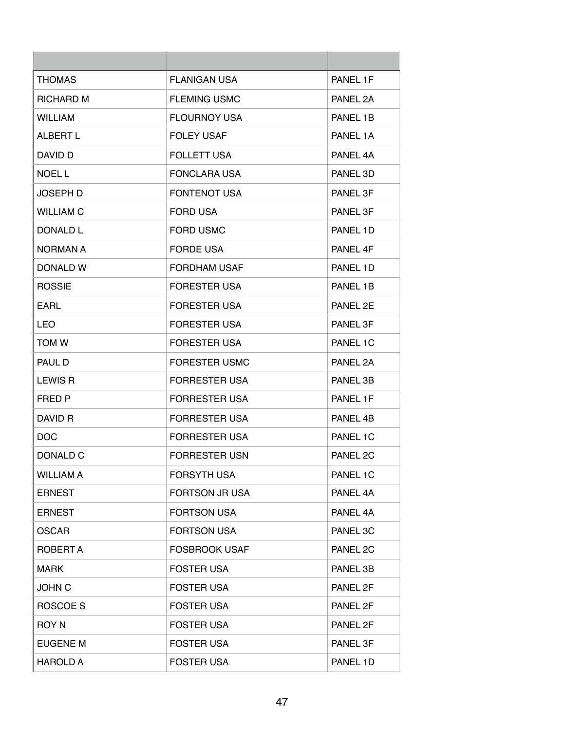| | | |
|---|---|---|
| THOMAS | FLANIGAN USA | PANEL 1F |
| RICHARD M | FLEMING USMC | PANEL 2A |
| WILLIAM | FLOURNOY USA | PANEL 1B |
| ALBERT L | FOLEY USAF | PANEL 1A |
| DAVID D | FOLLETT USA | PANEL 4A |
| NOEL L | FONCLARA USA | PANEL 3D |
| JOSEPH D | FONTENOT USA | PANEL 3F |
| WILLIAM C | FORD USA | PANEL 3F |
| DONALD L | FORD USMC | PANEL 1D |
| NORMAN A | FORDE USA | PANEL 4F |
| DONALD W | FORDHAM USAF | PANEL 1D |
| ROSSIE | FORESTER USA | PANEL 1B |
| EARL | FORESTER USA | PANEL 2E |
| LEO | FORESTER USA | PANEL 3F |
| TOM W | FORESTER USA | PANEL 1C |
| PAUL D | FORESTER USMC | PANEL 2A |
| LEWIS R | FORRESTER USA | PANEL 3B |
| FRED P | FORRESTER USA | PANEL 1F |
| DAVID R | FORRESTER USA | PANEL 4B |
| DOC | FORRESTER USA | PANEL 1C |
| DONALD C | FORRESTER USN | PANEL 2C |
| WILLIAM A | FORSYTH USA | PANEL 1C |
| ERNEST | FORTSON JR USA | PANEL 4A |
| ERNEST | FORTSON USA | PANEL 4A |
| OSCAR | FORTSON USA | PANEL 3C |
| ROBERT A | FOSBROOK USAF | PANEL 2C |
| MARK | FOSTER USA | PANEL 3B |
| JOHN C | FOSTER USA | PANEL 2F |
| ROSCOE S | FOSTER USA | PANEL 2F |
| ROY N | FOSTER USA | PANEL 2F |
| EUGENE M | FOSTER USA | PANEL 3F |
| HAROLD A | FOSTER USA | PANEL 1D |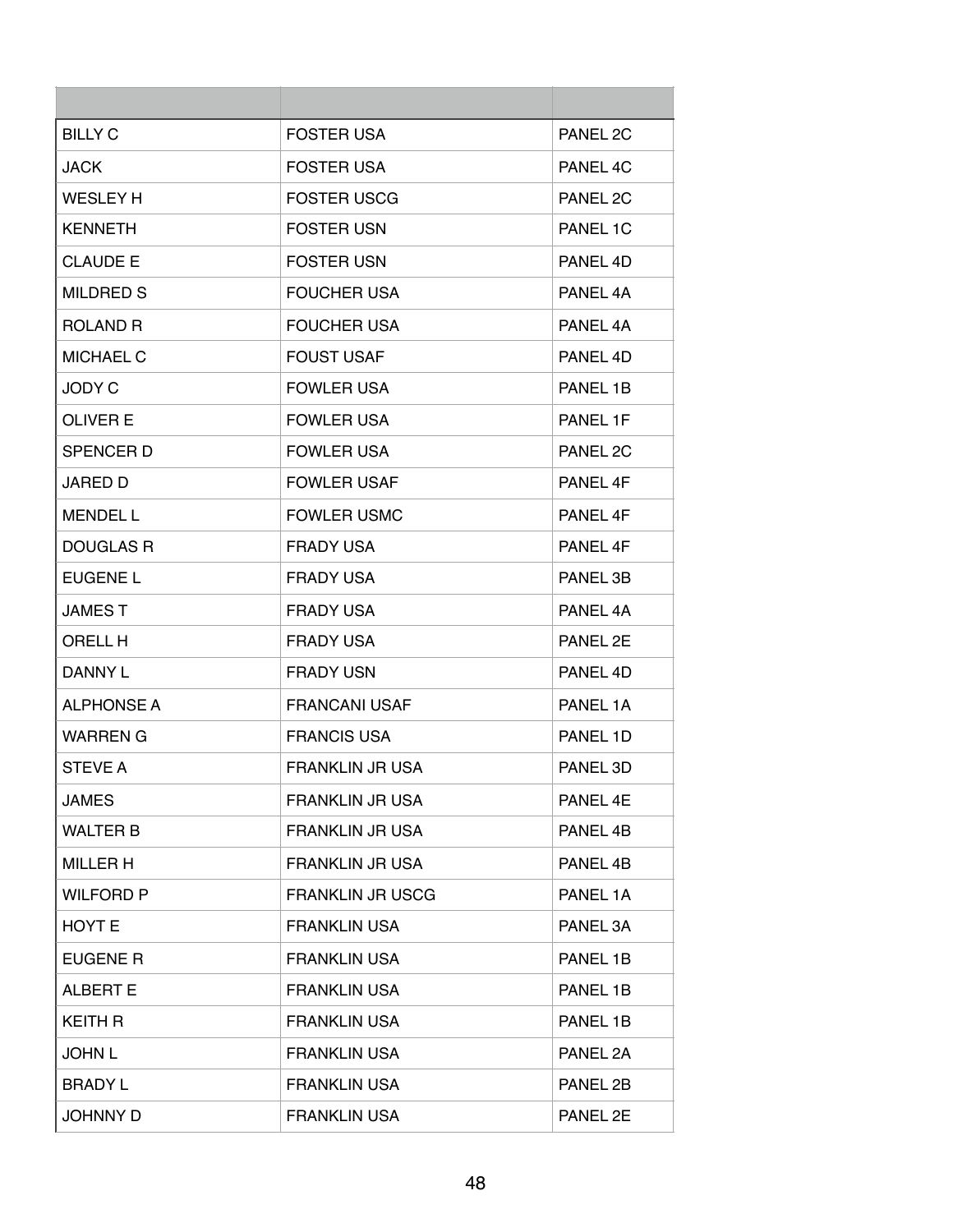| | | |
|---|---|---|
| BILLY C | FOSTER USA | PANEL 2C |
| JACK | FOSTER USA | PANEL 4C |
| WESLEY H | FOSTER USCG | PANEL 2C |
| KENNETH | FOSTER USN | PANEL 1C |
| CLAUDE E | FOSTER USN | PANEL 4D |
| MILDRED S | FOUCHER USA | PANEL 4A |
| ROLAND R | FOUCHER USA | PANEL 4A |
| MICHAEL C | FOUST USAF | PANEL 4D |
| JODY C | FOWLER USA | PANEL 1B |
| OLIVER E | FOWLER USA | PANEL 1F |
| SPENCER D | FOWLER USA | PANEL 2C |
| JARED D | FOWLER USAF | PANEL 4F |
| MENDEL L | FOWLER USMC | PANEL 4F |
| DOUGLAS R | FRADY USA | PANEL 4F |
| EUGENE L | FRADY USA | PANEL 3B |
| JAMES T | FRADY USA | PANEL 4A |
| ORELL H | FRADY USA | PANEL 2E |
| DANNY L | FRADY USN | PANEL 4D |
| ALPHONSE A | FRANCANI USAF | PANEL 1A |
| WARREN G | FRANCIS USA | PANEL 1D |
| STEVE A | FRANKLIN JR USA | PANEL 3D |
| JAMES | FRANKLIN JR USA | PANEL 4E |
| WALTER B | FRANKLIN JR USA | PANEL 4B |
| MILLER H | FRANKLIN JR USA | PANEL 4B |
| WILFORD P | FRANKLIN JR USCG | PANEL 1A |
| HOYT E | FRANKLIN USA | PANEL 3A |
| EUGENE R | FRANKLIN USA | PANEL 1B |
| ALBERT E | FRANKLIN USA | PANEL 1B |
| KEITH R | FRANKLIN USA | PANEL 1B |
| JOHN L | FRANKLIN USA | PANEL 2A |
| BRADY L | FRANKLIN USA | PANEL 2B |
| JOHNNY D | FRANKLIN USA | PANEL 2E |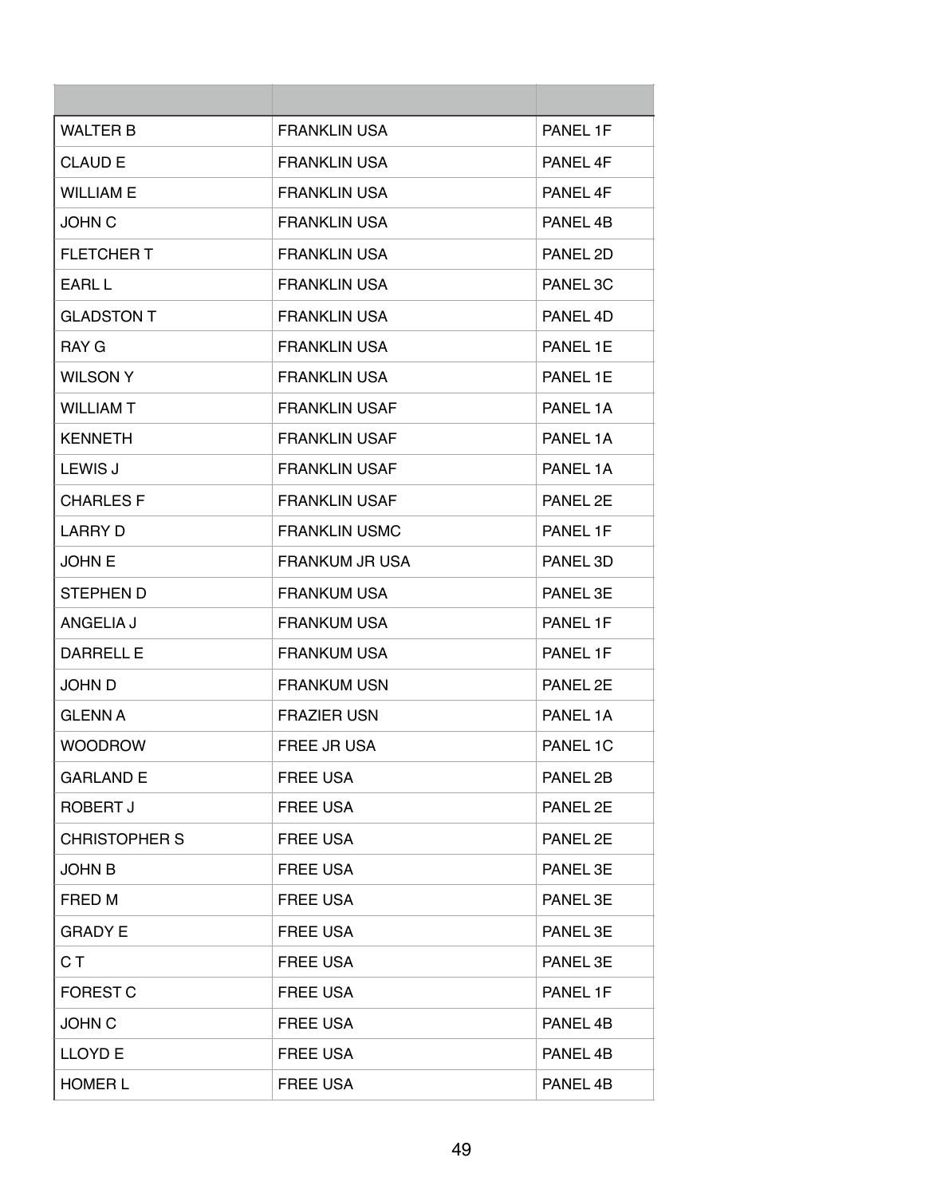| | | |
|---|---|---|
| WALTER B | FRANKLIN USA | PANEL 1F |
| CLAUD E | FRANKLIN USA | PANEL 4F |
| WILLIAM E | FRANKLIN USA | PANEL 4F |
| JOHN C | FRANKLIN USA | PANEL 4B |
| FLETCHER T | FRANKLIN USA | PANEL 2D |
| EARL L | FRANKLIN USA | PANEL 3C |
| GLADSTON T | FRANKLIN USA | PANEL 4D |
| RAY G | FRANKLIN USA | PANEL 1E |
| WILSON Y | FRANKLIN USA | PANEL 1E |
| WILLIAM T | FRANKLIN USAF | PANEL 1A |
| KENNETH | FRANKLIN USAF | PANEL 1A |
| LEWIS J | FRANKLIN USAF | PANEL 1A |
| CHARLES F | FRANKLIN USAF | PANEL 2E |
| LARRY D | FRANKLIN USMC | PANEL 1F |
| JOHN E | FRANKUM JR USA | PANEL 3D |
| STEPHEN D | FRANKUM USA | PANEL 3E |
| ANGELIA J | FRANKUM USA | PANEL 1F |
| DARRELL E | FRANKUM USA | PANEL 1F |
| JOHN D | FRANKUM USN | PANEL 2E |
| GLENN A | FRAZIER USN | PANEL 1A |
| WOODROW | FREE JR USA | PANEL 1C |
| GARLAND E | FREE USA | PANEL 2B |
| ROBERT J | FREE USA | PANEL 2E |
| CHRISTOPHER S | FREE USA | PANEL 2E |
| JOHN B | FREE USA | PANEL 3E |
| FRED M | FREE USA | PANEL 3E |
| GRADY E | FREE USA | PANEL 3E |
| C T | FREE USA | PANEL 3E |
| FOREST C | FREE USA | PANEL 1F |
| JOHN C | FREE USA | PANEL 4B |
| LLOYD E | FREE USA | PANEL 4B |
| HOMER L | FREE USA | PANEL 4B |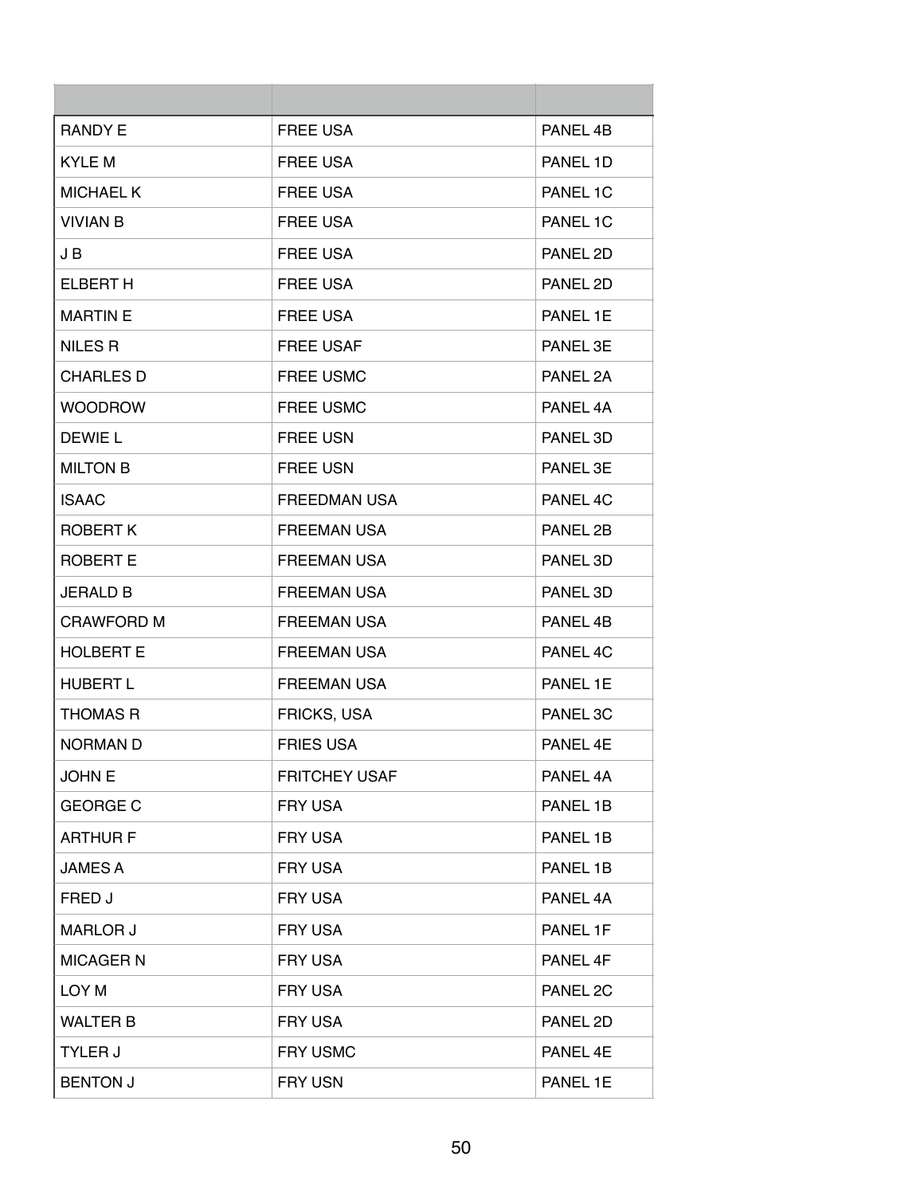| | | |
|---|---|---|
| RANDY E | FREE USA | PANEL 4B |
| KYLE M | FREE USA | PANEL 1D |
| MICHAEL K | FREE USA | PANEL 1C |
| VIVIAN B | FREE USA | PANEL 1C |
| J B | FREE USA | PANEL 2D |
| ELBERT H | FREE USA | PANEL 2D |
| MARTIN E | FREE USA | PANEL 1E |
| NILES R | FREE USAF | PANEL 3E |
| CHARLES D | FREE USMC | PANEL 2A |
| WOODROW | FREE USMC | PANEL 4A |
| DEWIE L | FREE USN | PANEL 3D |
| MILTON B | FREE USN | PANEL 3E |
| ISAAC | FREEDMAN USA | PANEL 4C |
| ROBERT K | FREEMAN USA | PANEL 2B |
| ROBERT E | FREEMAN USA | PANEL 3D |
| JERALD B | FREEMAN USA | PANEL 3D |
| CRAWFORD M | FREEMAN USA | PANEL 4B |
| HOLBERT E | FREEMAN USA | PANEL 4C |
| HUBERT L | FREEMAN USA | PANEL 1E |
| THOMAS R | FRICKS, USA | PANEL 3C |
| NORMAN D | FRIES USA | PANEL 4E |
| JOHN E | FRITCHEY USAF | PANEL 4A |
| GEORGE C | FRY USA | PANEL 1B |
| ARTHUR F | FRY USA | PANEL 1B |
| JAMES A | FRY USA | PANEL 1B |
| FRED J | FRY USA | PANEL 4A |
| MARLOR J | FRY USA | PANEL 1F |
| MICAGER N | FRY USA | PANEL 4F |
| LOY M | FRY USA | PANEL 2C |
| WALTER B | FRY USA | PANEL 2D |
| TYLER J | FRY USMC | PANEL 4E |
| BENTON J | FRY USN | PANEL 1E |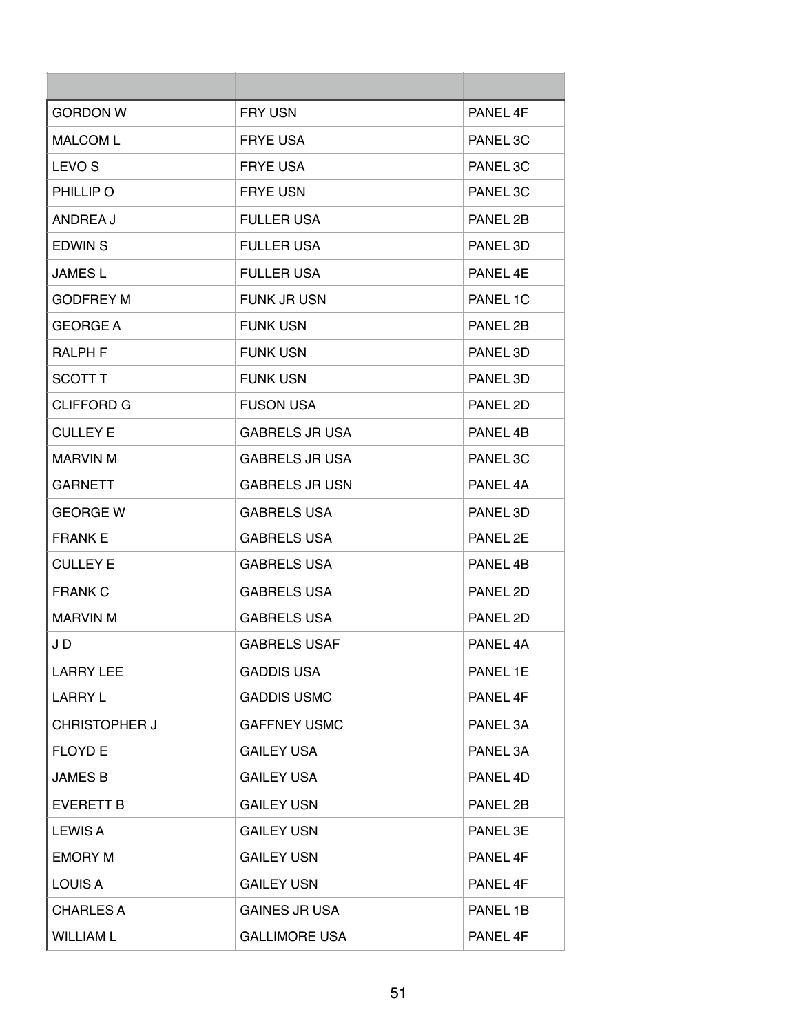| | | |
|---|---|---|
| GORDON W | FRY USN | PANEL 4F |
| MALCOM L | FRYE USA | PANEL 3C |
| LEVO S | FRYE USA | PANEL 3C |
| PHILLIP O | FRYE USN | PANEL 3C |
| ANDREA J | FULLER USA | PANEL 2B |
| EDWIN S | FULLER USA | PANEL 3D |
| JAMES L | FULLER USA | PANEL 4E |
| GODFREY M | FUNK JR USN | PANEL 1C |
| GEORGE A | FUNK USN | PANEL 2B |
| RALPH F | FUNK USN | PANEL 3D |
| SCOTT T | FUNK USN | PANEL 3D |
| CLIFFORD G | FUSON USA | PANEL 2D |
| CULLEY E | GABRELS JR USA | PANEL 4B |
| MARVIN M | GABRELS JR USA | PANEL 3C |
| GARNETT | GABRELS JR USN | PANEL 4A |
| GEORGE W | GABRELS USA | PANEL 3D |
| FRANK E | GABRELS USA | PANEL 2E |
| CULLEY E | GABRELS USA | PANEL 4B |
| FRANK C | GABRELS USA | PANEL 2D |
| MARVIN M | GABRELS USA | PANEL 2D |
| J D | GABRELS USAF | PANEL 4A |
| LARRY LEE | GADDIS USA | PANEL 1E |
| LARRY L | GADDIS USMC | PANEL 4F |
| CHRISTOPHER J | GAFFNEY USMC | PANEL 3A |
| FLOYD E | GAILEY USA | PANEL 3A |
| JAMES B | GAILEY USA | PANEL 4D |
| EVERETT B | GAILEY USN | PANEL 2B |
| LEWIS A | GAILEY USN | PANEL 3E |
| EMORY M | GAILEY USN | PANEL 4F |
| LOUIS A | GAILEY USN | PANEL 4F |
| CHARLES A | GAINES JR USA | PANEL 1B |
| WILLIAM L | GALLIMORE USA | PANEL 4F |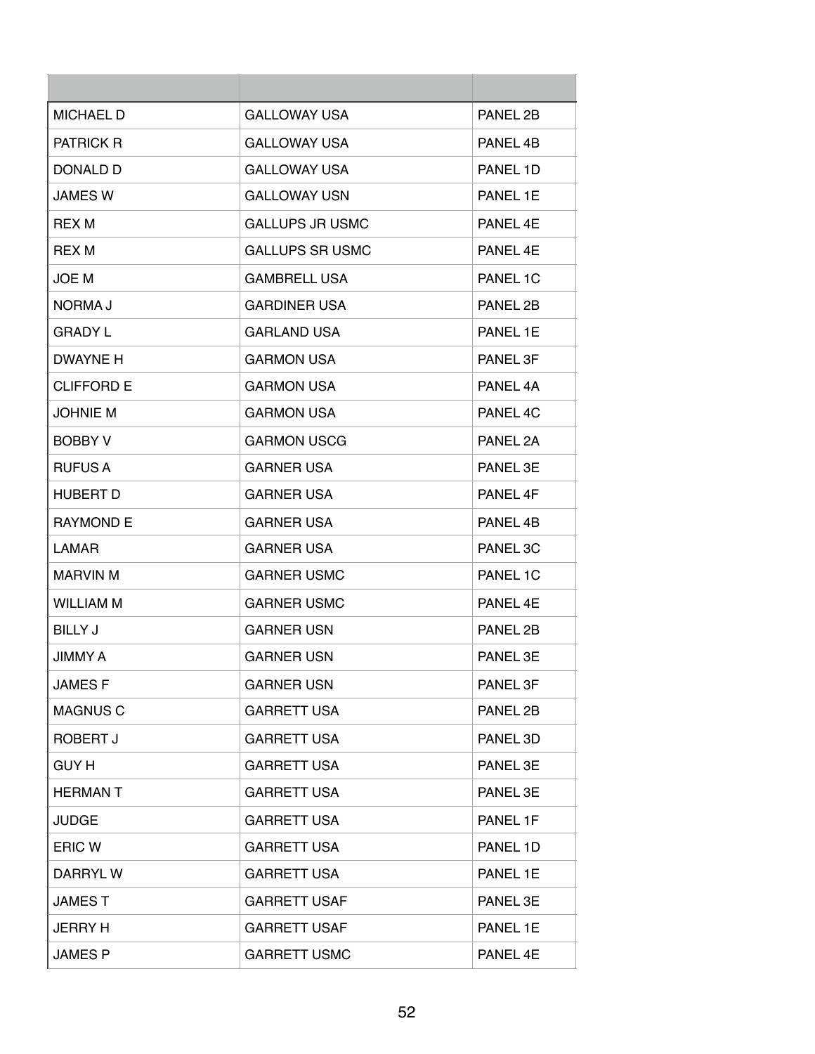| | | |
|---|---|---|
| MICHAEL D | GALLOWAY USA | PANEL 2B |
| PATRICK R | GALLOWAY USA | PANEL 4B |
| DONALD D | GALLOWAY USA | PANEL 1D |
| JAMES W | GALLOWAY USN | PANEL 1E |
| REX M | GALLUPS JR USMC | PANEL 4E |
| REX M | GALLUPS SR USMC | PANEL 4E |
| JOE M | GAMBRELL USA | PANEL 1C |
| NORMA J | GARDINER USA | PANEL 2B |
| GRADY L | GARLAND USA | PANEL 1E |
| DWAYNE H | GARMON USA | PANEL 3F |
| CLIFFORD E | GARMON USA | PANEL 4A |
| JOHNIE M | GARMON USA | PANEL 4C |
| BOBBY V | GARMON USCG | PANEL 2A |
| RUFUS A | GARNER USA | PANEL 3E |
| HUBERT D | GARNER USA | PANEL 4F |
| RAYMOND E | GARNER USA | PANEL 4B |
| LAMAR | GARNER USA | PANEL 3C |
| MARVIN M | GARNER USMC | PANEL 1C |
| WILLIAM M | GARNER USMC | PANEL 4E |
| BILLY J | GARNER USN | PANEL 2B |
| JIMMY A | GARNER USN | PANEL 3E |
| JAMES F | GARNER USN | PANEL 3F |
| MAGNUS C | GARRETT USA | PANEL 2B |
| ROBERT J | GARRETT USA | PANEL 3D |
| GUY H | GARRETT USA | PANEL 3E |
| HERMAN T | GARRETT USA | PANEL 3E |
| JUDGE | GARRETT USA | PANEL 1F |
| ERIC W | GARRETT USA | PANEL 1D |
| DARRYL W | GARRETT USA | PANEL 1E |
| JAMES T | GARRETT USAF | PANEL 3E |
| JERRY H | GARRETT USAF | PANEL 1E |
| JAMES P | GARRETT USMC | PANEL 4E |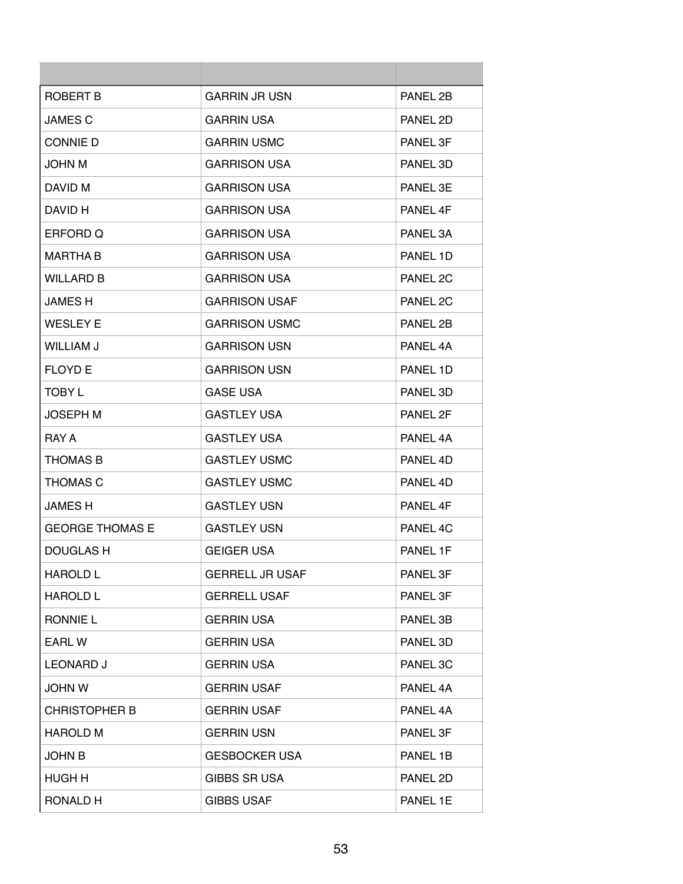| | | |
|---|---|---|
| ROBERT B | GARRIN JR USN | PANEL 2B |
| JAMES C | GARRIN USA | PANEL 2D |
| CONNIE D | GARRIN USMC | PANEL 3F |
| JOHN M | GARRISON USA | PANEL 3D |
| DAVID M | GARRISON USA | PANEL 3E |
| DAVID H | GARRISON USA | PANEL 4F |
| ERFORD Q | GARRISON USA | PANEL 3A |
| MARTHA B | GARRISON USA | PANEL 1D |
| WILLARD B | GARRISON USA | PANEL 2C |
| JAMES H | GARRISON USAF | PANEL 2C |
| WESLEY E | GARRISON USMC | PANEL 2B |
| WILLIAM J | GARRISON USN | PANEL 4A |
| FLOYD E | GARRISON USN | PANEL 1D |
| TOBY L | GASE USA | PANEL 3D |
| JOSEPH M | GASTLEY USA | PANEL 2F |
| RAY A | GASTLEY USA | PANEL 4A |
| THOMAS B | GASTLEY USMC | PANEL 4D |
| THOMAS C | GASTLEY USMC | PANEL 4D |
| JAMES H | GASTLEY USN | PANEL 4F |
| GEORGE THOMAS E | GASTLEY USN | PANEL 4C |
| DOUGLAS H | GEIGER USA | PANEL 1F |
| HAROLD L | GERRELL JR USAF | PANEL 3F |
| HAROLD L | GERRELL USAF | PANEL 3F |
| RONNIE L | GERRIN USA | PANEL 3B |
| EARL W | GERRIN USA | PANEL 3D |
| LEONARD J | GERRIN USA | PANEL 3C |
| JOHN W | GERRIN USAF | PANEL 4A |
| CHRISTOPHER B | GERRIN USAF | PANEL 4A |
| HAROLD M | GERRIN USN | PANEL 3F |
| JOHN B | GESBOCKER USA | PANEL 1B |
| HUGH H | GIBBS SR USA | PANEL 2D |
| RONALD H | GIBBS USAF | PANEL 1E |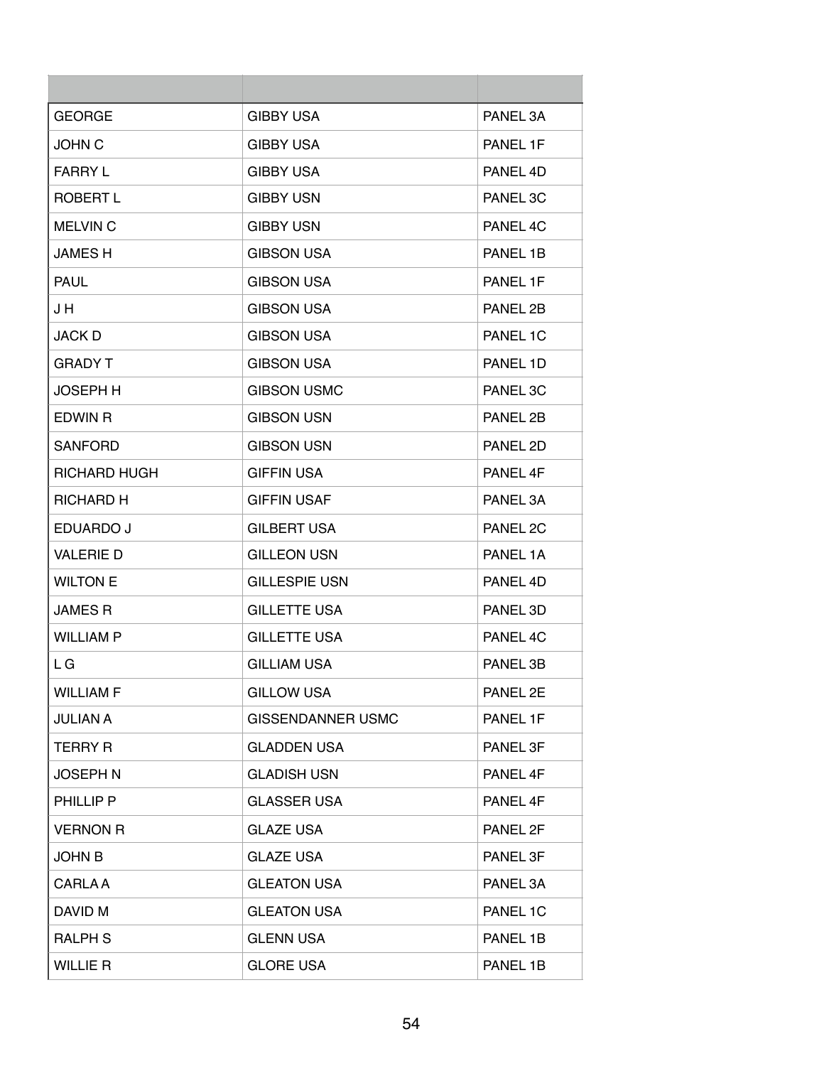| | | |
|---|---|---|
| GEORGE | GIBBY USA | PANEL 3A |
| JOHN C | GIBBY USA | PANEL 1F |
| FARRY L | GIBBY USA | PANEL 4D |
| ROBERT L | GIBBY USN | PANEL 3C |
| MELVIN C | GIBBY USN | PANEL 4C |
| JAMES H | GIBSON USA | PANEL 1B |
| PAUL | GIBSON USA | PANEL 1F |
| J H | GIBSON USA | PANEL 2B |
| JACK D | GIBSON USA | PANEL 1C |
| GRADY T | GIBSON USA | PANEL 1D |
| JOSEPH H | GIBSON USMC | PANEL 3C |
| EDWIN R | GIBSON USN | PANEL 2B |
| SANFORD | GIBSON USN | PANEL 2D |
| RICHARD HUGH | GIFFIN USA | PANEL 4F |
| RICHARD H | GIFFIN USAF | PANEL 3A |
| EDUARDO J | GILBERT USA | PANEL 2C |
| VALERIE D | GILLEON USN | PANEL 1A |
| WILTON E | GILLESPIE USN | PANEL 4D |
| JAMES R | GILLETTE USA | PANEL 3D |
| WILLIAM P | GILLETTE USA | PANEL 4C |
| L G | GILLIAM USA | PANEL 3B |
| WILLIAM F | GILLOW USA | PANEL 2E |
| JULIAN A | GISSENDANNER USMC | PANEL 1F |
| TERRY R | GLADDEN USA | PANEL 3F |
| JOSEPH N | GLADISH USN | PANEL 4F |
| PHILLIP P | GLASSER USA | PANEL 4F |
| VERNON R | GLAZE USA | PANEL 2F |
| JOHN B | GLAZE USA | PANEL 3F |
| CARLA A | GLEATON USA | PANEL 3A |
| DAVID M | GLEATON USA | PANEL 1C |
| RALPH S | GLENN USA | PANEL 1B |
| WILLIE R | GLORE USA | PANEL 1B |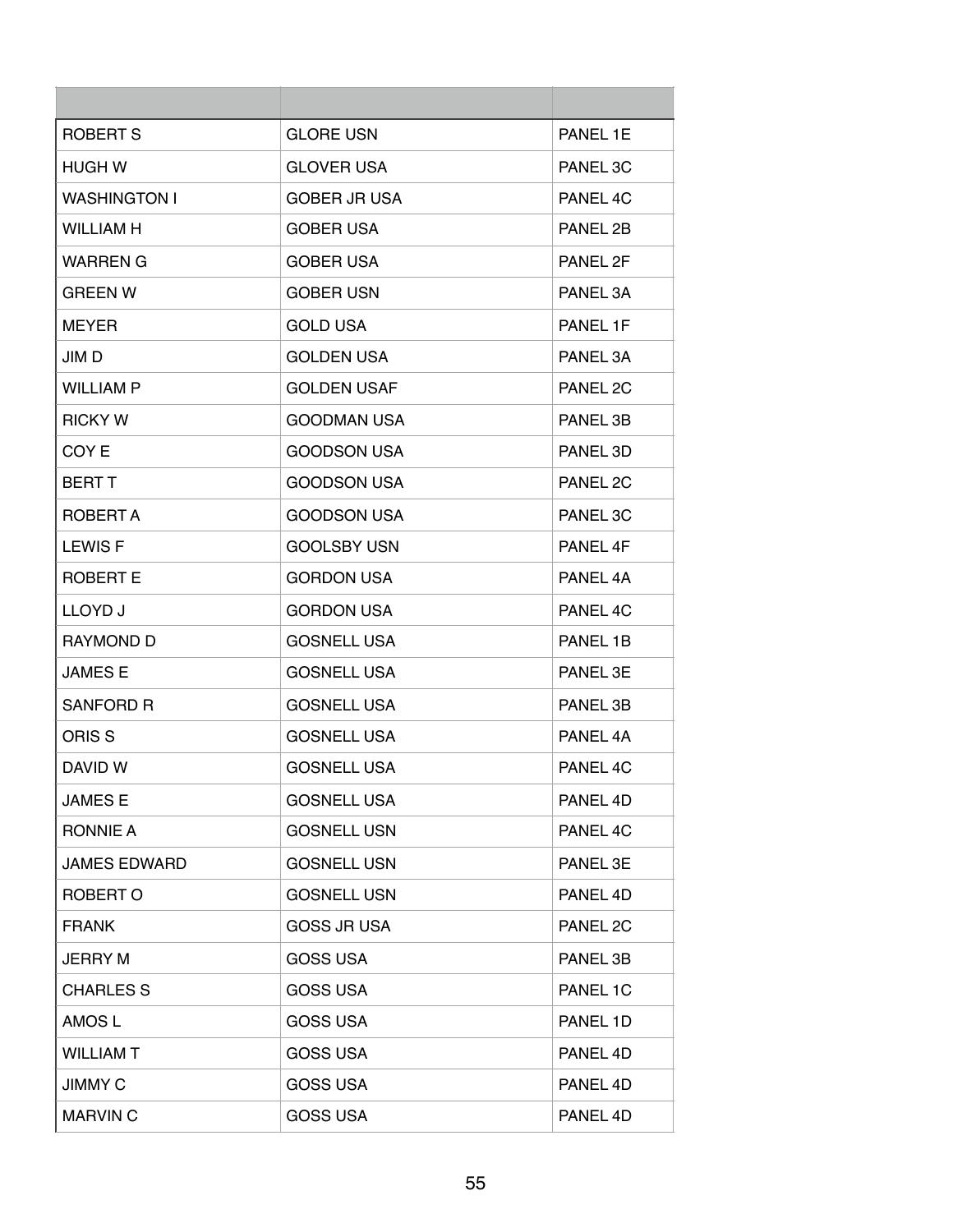| | | |
|---|---|---|
| ROBERT S | GLORE USN | PANEL 1E |
| HUGH W | GLOVER USA | PANEL 3C |
| WASHINGTON I | GOBER JR USA | PANEL 4C |
| WILLIAM H | GOBER USA | PANEL 2B |
| WARREN G | GOBER USA | PANEL 2F |
| GREEN W | GOBER USN | PANEL 3A |
| MEYER | GOLD USA | PANEL 1F |
| JIM D | GOLDEN USA | PANEL 3A |
| WILLIAM P | GOLDEN USAF | PANEL 2C |
| RICKY W | GOODMAN USA | PANEL 3B |
| COY E | GOODSON USA | PANEL 3D |
| BERT T | GOODSON USA | PANEL 2C |
| ROBERT A | GOODSON USA | PANEL 3C |
| LEWIS F | GOOLSBY USN | PANEL 4F |
| ROBERT E | GORDON USA | PANEL 4A |
| LLOYD J | GORDON USA | PANEL 4C |
| RAYMOND D | GOSNELL USA | PANEL 1B |
| JAMES E | GOSNELL USA | PANEL 3E |
| SANFORD R | GOSNELL USA | PANEL 3B |
| ORIS S | GOSNELL USA | PANEL 4A |
| DAVID W | GOSNELL USA | PANEL 4C |
| JAMES E | GOSNELL USA | PANEL 4D |
| RONNIE A | GOSNELL USN | PANEL 4C |
| JAMES EDWARD | GOSNELL USN | PANEL 3E |
| ROBERT O | GOSNELL USN | PANEL 4D |
| FRANK | GOSS JR USA | PANEL 2C |
| JERRY M | GOSS USA | PANEL 3B |
| CHARLES S | GOSS USA | PANEL 1C |
| AMOS L | GOSS USA | PANEL 1D |
| WILLIAM T | GOSS USA | PANEL 4D |
| JIMMY C | GOSS USA | PANEL 4D |
| MARVIN C | GOSS USA | PANEL 4D |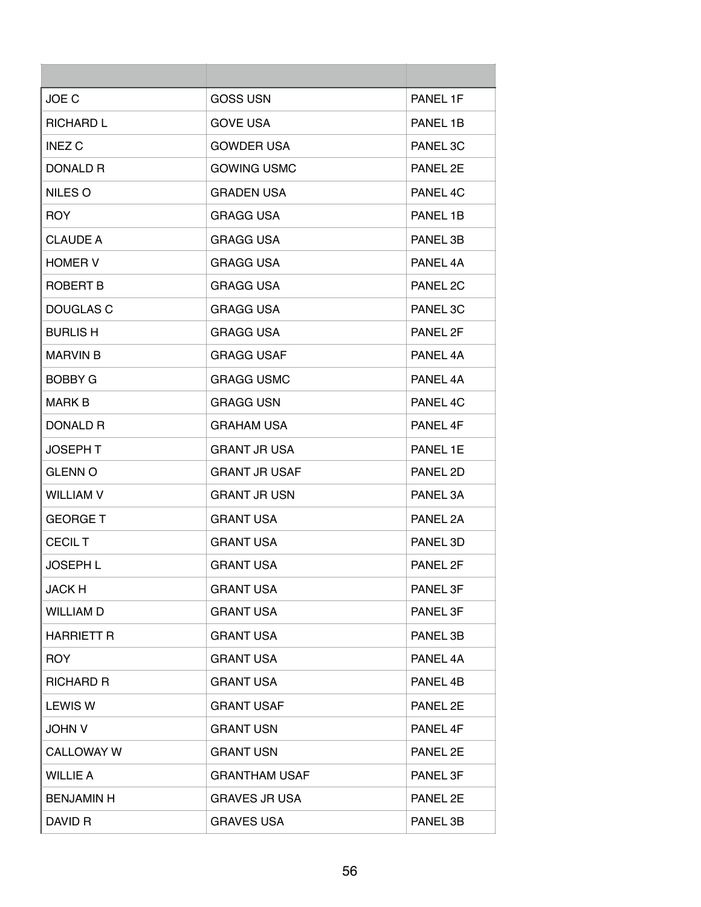| | | |
|---|---|---|
| JOE C | GOSS USN | PANEL 1F |
| RICHARD L | GOVE USA | PANEL 1B |
| INEZ C | GOWDER USA | PANEL 3C |
| DONALD R | GOWING USMC | PANEL 2E |
| NILES O | GRADEN USA | PANEL 4C |
| ROY | GRAGG USA | PANEL 1B |
| CLAUDE A | GRAGG USA | PANEL 3B |
| HOMER V | GRAGG USA | PANEL 4A |
| ROBERT B | GRAGG USA | PANEL 2C |
| DOUGLAS C | GRAGG USA | PANEL 3C |
| BURLIS H | GRAGG USA | PANEL 2F |
| MARVIN B | GRAGG USAF | PANEL 4A |
| BOBBY G | GRAGG USMC | PANEL 4A |
| MARK B | GRAGG USN | PANEL 4C |
| DONALD R | GRAHAM USA | PANEL 4F |
| JOSEPH T | GRANT JR USA | PANEL 1E |
| GLENN O | GRANT JR USAF | PANEL 2D |
| WILLIAM V | GRANT JR USN | PANEL 3A |
| GEORGE T | GRANT USA | PANEL 2A |
| CECIL T | GRANT USA | PANEL 3D |
| JOSEPH L | GRANT USA | PANEL 2F |
| JACK H | GRANT USA | PANEL 3F |
| WILLIAM D | GRANT USA | PANEL 3F |
| HARRIETT R | GRANT USA | PANEL 3B |
| ROY | GRANT USA | PANEL 4A |
| RICHARD R | GRANT USA | PANEL 4B |
| LEWIS W | GRANT USAF | PANEL 2E |
| JOHN V | GRANT USN | PANEL 4F |
| CALLOWAY W | GRANT USN | PANEL 2E |
| WILLIE A | GRANTHAM USAF | PANEL 3F |
| BENJAMIN H | GRAVES JR USA | PANEL 2E |
| DAVID R | GRAVES USA | PANEL 3B |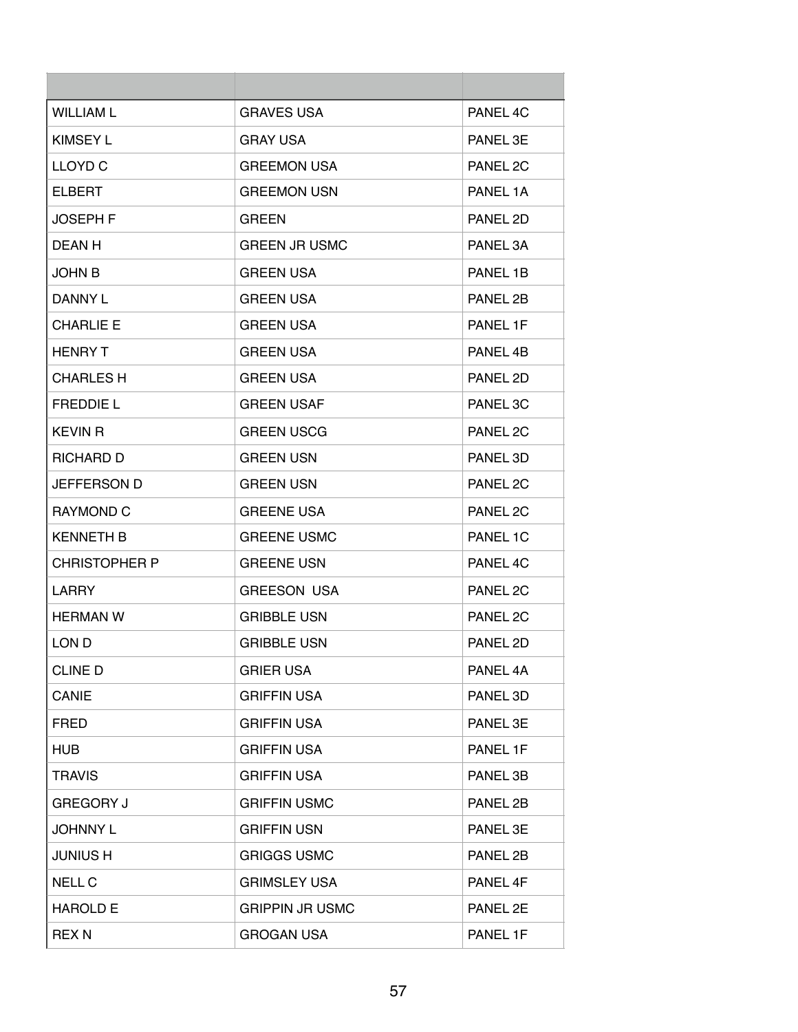| | | |
|---|---|---|
| WILLIAM L | GRAVES USA | PANEL 4C |
| KIMSEY L | GRAY USA | PANEL 3E |
| LLOYD C | GREEMON USA | PANEL 2C |
| ELBERT | GREEMON USN | PANEL 1A |
| JOSEPH F | GREEN | PANEL 2D |
| DEAN H | GREEN JR USMC | PANEL 3A |
| JOHN B | GREEN USA | PANEL 1B |
| DANNY L | GREEN USA | PANEL 2B |
| CHARLIE E | GREEN USA | PANEL 1F |
| HENRY T | GREEN USA | PANEL 4B |
| CHARLES H | GREEN USA | PANEL 2D |
| FREDDIE L | GREEN USAF | PANEL 3C |
| KEVIN R | GREEN USCG | PANEL 2C |
| RICHARD D | GREEN USN | PANEL 3D |
| JEFFERSON D | GREEN USN | PANEL 2C |
| RAYMOND C | GREENE USA | PANEL 2C |
| KENNETH B | GREENE USMC | PANEL 1C |
| CHRISTOPHER P | GREENE USN | PANEL 4C |
| LARRY | GREESON USA | PANEL 2C |
| HERMAN W | GRIBBLE USN | PANEL 2C |
| LON D | GRIBBLE USN | PANEL 2D |
| CLINE D | GRIER USA | PANEL 4A |
| CANIE | GRIFFIN USA | PANEL 3D |
| FRED | GRIFFIN USA | PANEL 3E |
| HUB | GRIFFIN USA | PANEL 1F |
| TRAVIS | GRIFFIN USA | PANEL 3B |
| GREGORY J | GRIFFIN USMC | PANEL 2B |
| JOHNNY L | GRIFFIN USN | PANEL 3E |
| JUNIUS H | GRIGGS USMC | PANEL 2B |
| NELL C | GRIMSLEY USA | PANEL 4F |
| HAROLD E | GRIPPIN JR USMC | PANEL 2E |
| REX N | GROGAN USA | PANEL 1F |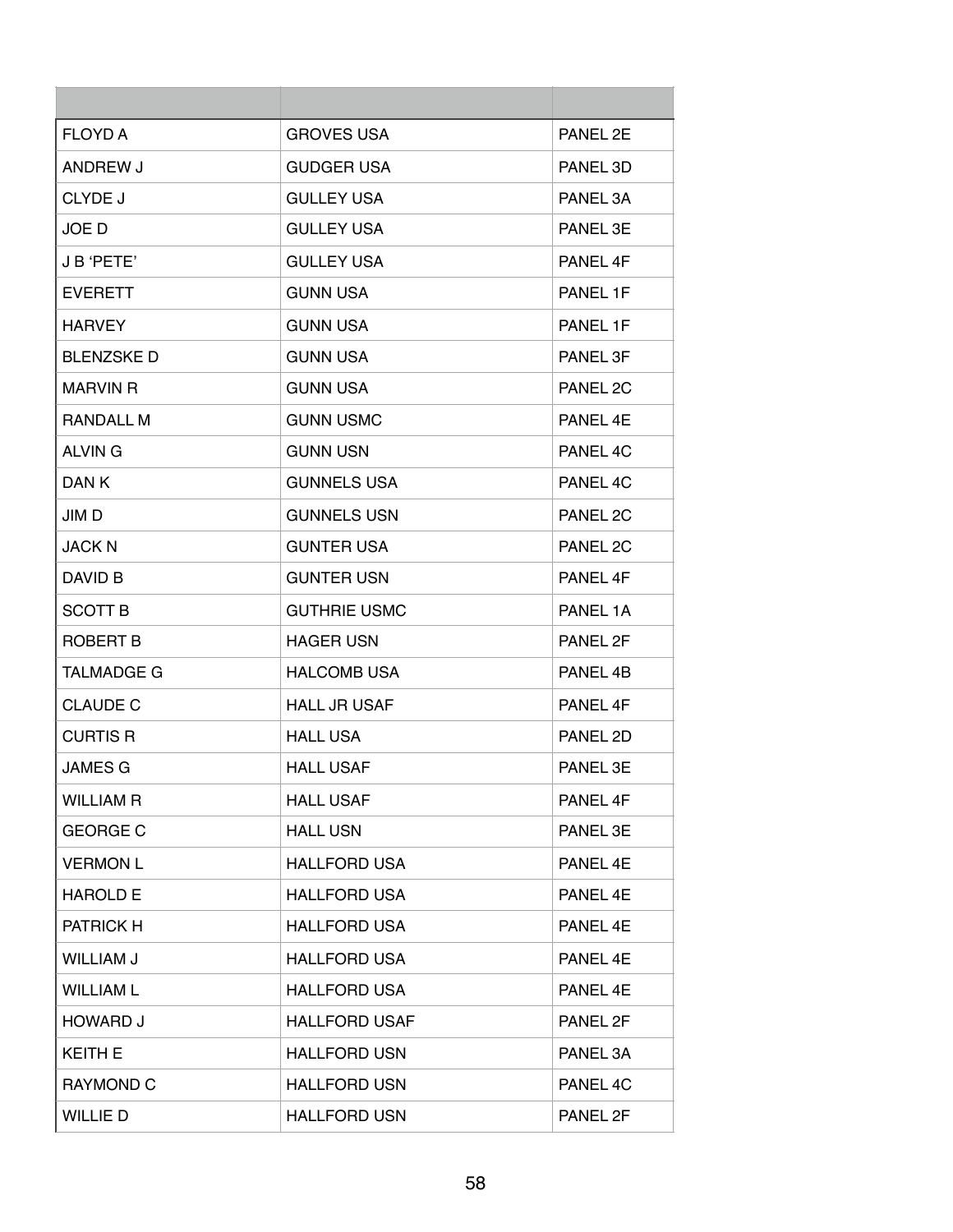| | | |
|---|---|---|
| FLOYD A | GROVES USA | PANEL 2E |
| ANDREW J | GUDGER USA | PANEL 3D |
| CLYDE J | GULLEY USA | PANEL 3A |
| JOE D | GULLEY USA | PANEL 3E |
| J B 'PETE' | GULLEY USA | PANEL 4F |
| EVERETT | GUNN USA | PANEL 1F |
| HARVEY | GUNN USA | PANEL 1F |
| BLENZSKE D | GUNN USA | PANEL 3F |
| MARVIN R | GUNN USA | PANEL 2C |
| RANDALL M | GUNN USMC | PANEL 4E |
| ALVIN G | GUNN USN | PANEL 4C |
| DAN K | GUNNELS USA | PANEL 4C |
| JIM D | GUNNELS USN | PANEL 2C |
| JACK N | GUNTER USA | PANEL 2C |
| DAVID B | GUNTER USN | PANEL 4F |
| SCOTT B | GUTHRIE USMC | PANEL 1A |
| ROBERT B | HAGER USN | PANEL 2F |
| TALMADGE G | HALCOMB USA | PANEL 4B |
| CLAUDE C | HALL JR USAF | PANEL 4F |
| CURTIS R | HALL USA | PANEL 2D |
| JAMES G | HALL USAF | PANEL 3E |
| WILLIAM R | HALL USAF | PANEL 4F |
| GEORGE C | HALL USN | PANEL 3E |
| VERMON L | HALLFORD USA | PANEL 4E |
| HAROLD E | HALLFORD USA | PANEL 4E |
| PATRICK H | HALLFORD USA | PANEL 4E |
| WILLIAM J | HALLFORD USA | PANEL 4E |
| WILLIAM L | HALLFORD USA | PANEL 4E |
| HOWARD J | HALLFORD USAF | PANEL 2F |
| KEITH E | HALLFORD USN | PANEL 3A |
| RAYMOND C | HALLFORD USN | PANEL 4C |
| WILLIE D | HALLFORD USN | PANEL 2F |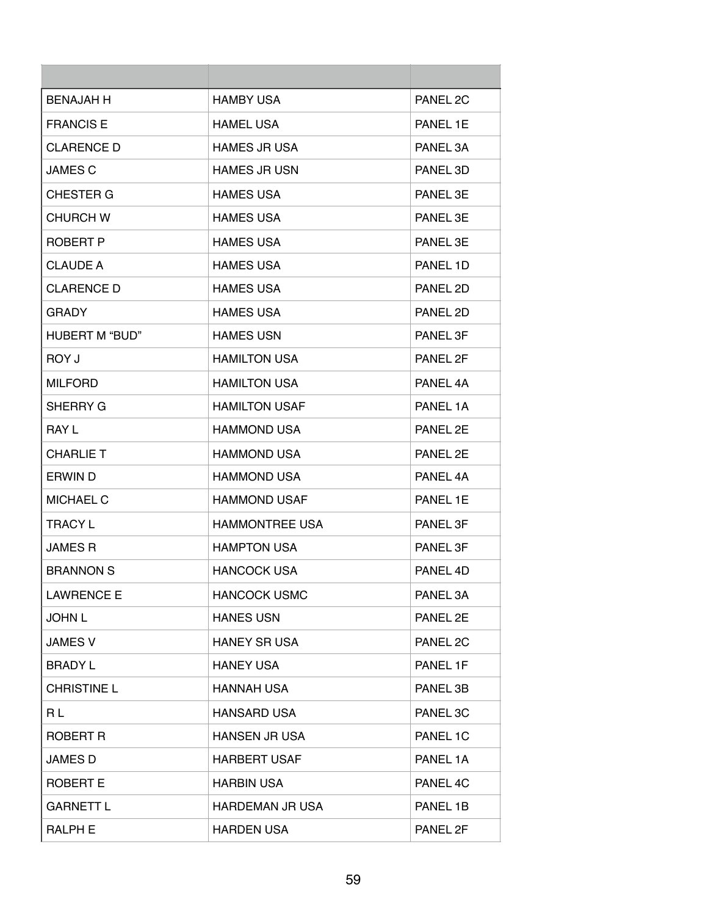| | | |
|---|---|---|
| BENAJAH H | HAMBY USA | PANEL 2C |
| FRANCIS E | HAMEL USA | PANEL 1E |
| CLARENCE D | HAMES JR USA | PANEL 3A |
| JAMES C | HAMES JR USN | PANEL 3D |
| CHESTER G | HAMES USA | PANEL 3E |
| CHURCH W | HAMES USA | PANEL 3E |
| ROBERT P | HAMES USA | PANEL 3E |
| CLAUDE A | HAMES USA | PANEL 1D |
| CLARENCE D | HAMES USA | PANEL 2D |
| GRADY | HAMES USA | PANEL 2D |
| HUBERT M “BUD” | HAMES USN | PANEL 3F |
| ROY J | HAMILTON USA | PANEL 2F |
| MILFORD | HAMILTON USA | PANEL 4A |
| SHERRY G | HAMILTON USAF | PANEL 1A |
| RAY L | HAMMOND USA | PANEL 2E |
| CHARLIE T | HAMMOND USA | PANEL 2E |
| ERWIN D | HAMMOND USA | PANEL 4A |
| MICHAEL C | HAMMOND USAF | PANEL 1E |
| TRACY L | HAMMONTREE USA | PANEL 3F |
| JAMES R | HAMPTON USA | PANEL 3F |
| BRANNON S | HANCOCK USA | PANEL 4D |
| LAWRENCE E | HANCOCK USMC | PANEL 3A |
| JOHN L | HANES USN | PANEL 2E |
| JAMES V | HANEY SR USA | PANEL 2C |
| BRADY L | HANEY USA | PANEL 1F |
| CHRISTINE L | HANNAH USA | PANEL 3B |
| R L | HANSARD USA | PANEL 3C |
| ROBERT R | HANSEN JR USA | PANEL 1C |
| JAMES D | HARBERT USAF | PANEL 1A |
| ROBERT E | HARBIN USA | PANEL 4C |
| GARNETT L | HARDEMAN JR USA | PANEL 1B |
| RALPH E | HARDEN USA | PANEL 2F |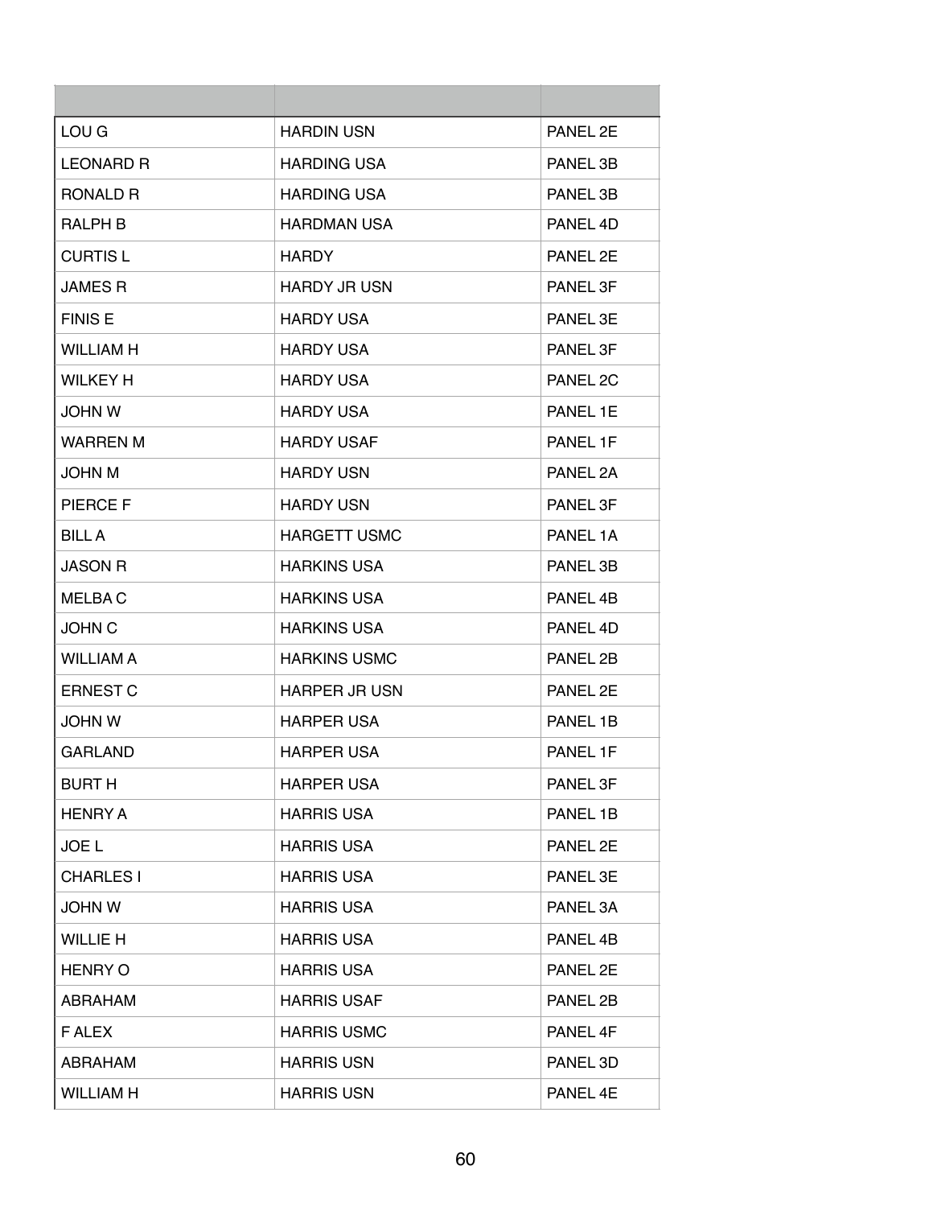| | | |
|---|---|---|
| LOU G | HARDIN USN | PANEL 2E |
| LEONARD R | HARDING USA | PANEL 3B |
| RONALD R | HARDING USA | PANEL 3B |
| RALPH B | HARDMAN USA | PANEL 4D |
| CURTIS L | HARDY | PANEL 2E |
| JAMES R | HARDY JR USN | PANEL 3F |
| FINIS E | HARDY USA | PANEL 3E |
| WILLIAM H | HARDY USA | PANEL 3F |
| WILKEY H | HARDY USA | PANEL 2C |
| JOHN W | HARDY USA | PANEL 1E |
| WARREN M | HARDY USAF | PANEL 1F |
| JOHN M | HARDY USN | PANEL 2A |
| PIERCE F | HARDY USN | PANEL 3F |
| BILL A | HARGETT USMC | PANEL 1A |
| JASON R | HARKINS USA | PANEL 3B |
| MELBA C | HARKINS USA | PANEL 4B |
| JOHN C | HARKINS USA | PANEL 4D |
| WILLIAM A | HARKINS USMC | PANEL 2B |
| ERNEST C | HARPER JR USN | PANEL 2E |
| JOHN W | HARPER USA | PANEL 1B |
| GARLAND | HARPER USA | PANEL 1F |
| BURT H | HARPER USA | PANEL 3F |
| HENRY A | HARRIS USA | PANEL 1B |
| JOE L | HARRIS USA | PANEL 2E |
| CHARLES I | HARRIS USA | PANEL 3E |
| JOHN W | HARRIS USA | PANEL 3A |
| WILLIE H | HARRIS USA | PANEL 4B |
| HENRY O | HARRIS USA | PANEL 2E |
| ABRAHAM | HARRIS USAF | PANEL 2B |
| F ALEX | HARRIS USMC | PANEL 4F |
| ABRAHAM | HARRIS USN | PANEL 3D |
| WILLIAM H | HARRIS USN | PANEL 4E |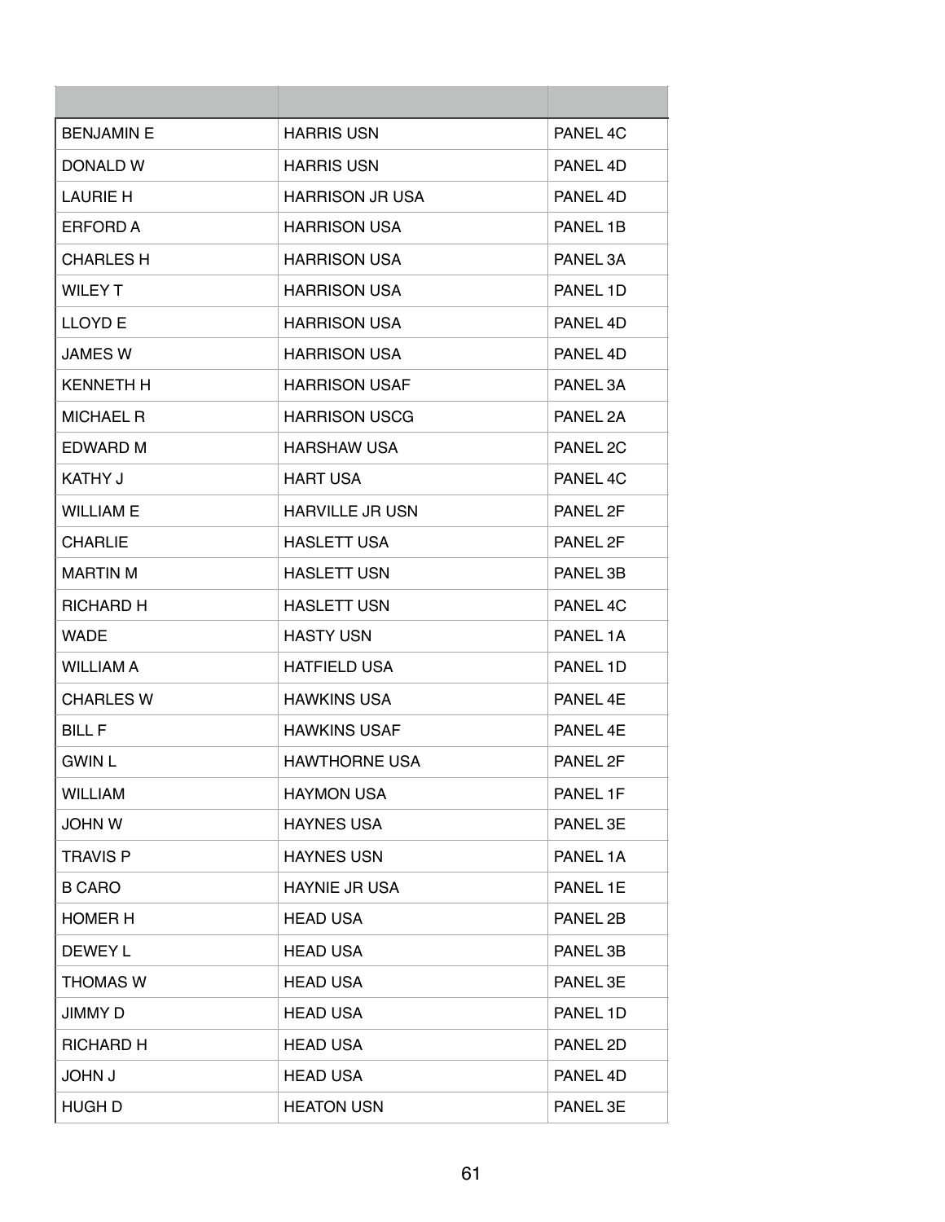| | | |
|---|---|---|
| BENJAMIN E | HARRIS USN | PANEL 4C |
| DONALD W | HARRIS USN | PANEL 4D |
| LAURIE H | HARRISON JR USA | PANEL 4D |
| ERFORD A | HARRISON USA | PANEL 1B |
| CHARLES H | HARRISON USA | PANEL 3A |
| WILEY T | HARRISON USA | PANEL 1D |
| LLOYD E | HARRISON USA | PANEL 4D |
| JAMES W | HARRISON USA | PANEL 4D |
| KENNETH H | HARRISON USAF | PANEL 3A |
| MICHAEL R | HARRISON USCG | PANEL 2A |
| EDWARD M | HARSHAW USA | PANEL 2C |
| KATHY J | HART USA | PANEL 4C |
| WILLIAM E | HARVILLE JR USN | PANEL 2F |
| CHARLIE | HASLETT USA | PANEL 2F |
| MARTIN M | HASLETT USN | PANEL 3B |
| RICHARD H | HASLETT USN | PANEL 4C |
| WADE | HASTY USN | PANEL 1A |
| WILLIAM A | HATFIELD USA | PANEL 1D |
| CHARLES W | HAWKINS USA | PANEL 4E |
| BILL F | HAWKINS USAF | PANEL 4E |
| GWIN L | HAWTHORNE USA | PANEL 2F |
| WILLIAM | HAYMON USA | PANEL 1F |
| JOHN W | HAYNES USA | PANEL 3E |
| TRAVIS P | HAYNES USN | PANEL 1A |
| B CARO | HAYNIE JR USA | PANEL 1E |
| HOMER H | HEAD USA | PANEL 2B |
| DEWEY L | HEAD USA | PANEL 3B |
| THOMAS W | HEAD USA | PANEL 3E |
| JIMMY D | HEAD USA | PANEL 1D |
| RICHARD H | HEAD USA | PANEL 2D |
| JOHN J | HEAD USA | PANEL 4D |
| HUGH D | HEATON USN | PANEL 3E |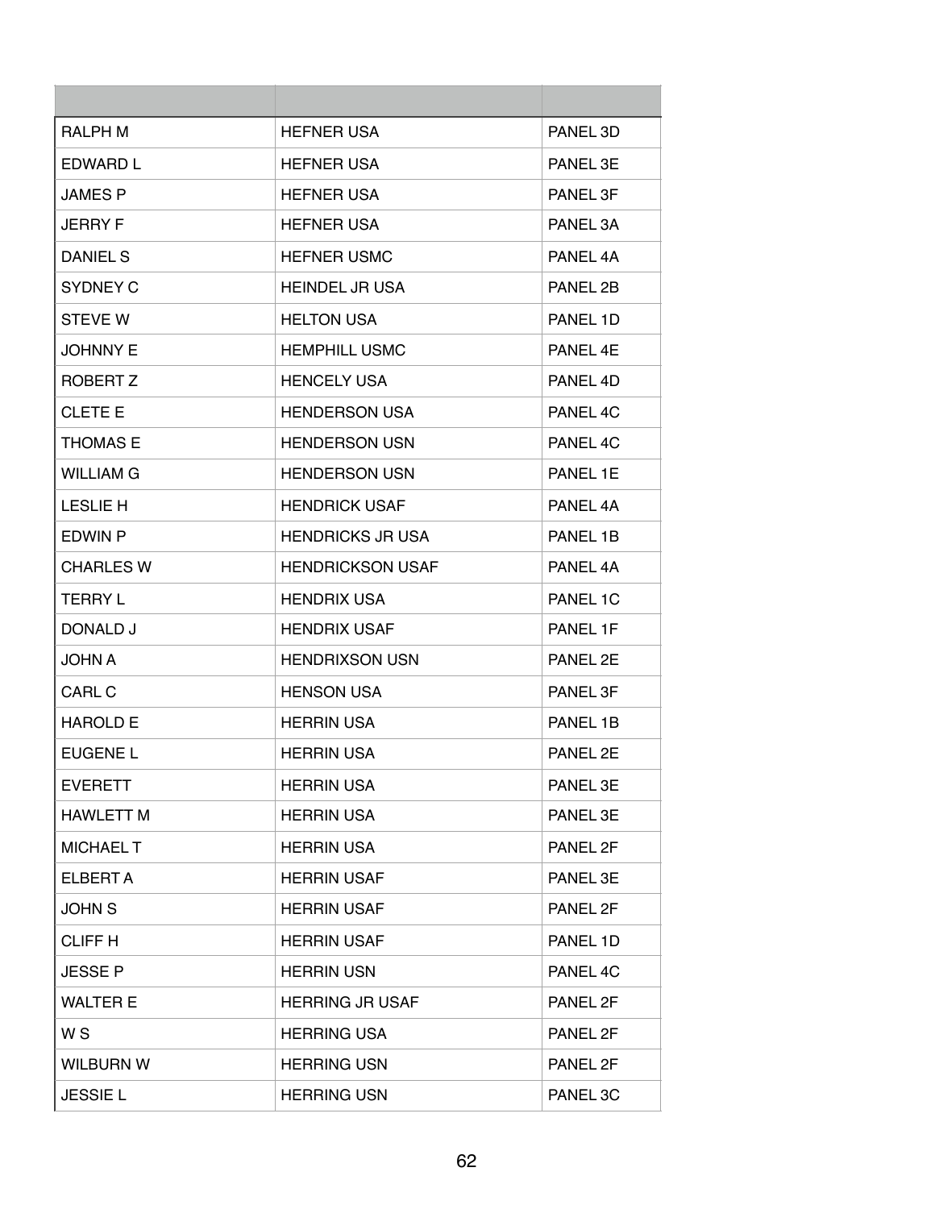| | | |
|---|---|---|
| RALPH M | HEFNER USA | PANEL 3D |
| EDWARD L | HEFNER USA | PANEL 3E |
| JAMES P | HEFNER USA | PANEL 3F |
| JERRY F | HEFNER USA | PANEL 3A |
| DANIEL S | HEFNER USMC | PANEL 4A |
| SYDNEY C | HEINDEL JR USA | PANEL 2B |
| STEVE W | HELTON USA | PANEL 1D |
| JOHNNY E | HEMPHILL USMC | PANEL 4E |
| ROBERT Z | HENCELY USA | PANEL 4D |
| CLETE E | HENDERSON USA | PANEL 4C |
| THOMAS E | HENDERSON USN | PANEL 4C |
| WILLIAM G | HENDERSON USN | PANEL 1E |
| LESLIE H | HENDRICK USAF | PANEL 4A |
| EDWIN P | HENDRICKS JR USA | PANEL 1B |
| CHARLES W | HENDRICKSON USAF | PANEL 4A |
| TERRY L | HENDRIX USA | PANEL 1C |
| DONALD J | HENDRIX USAF | PANEL 1F |
| JOHN A | HENDRIXSON USN | PANEL 2E |
| CARL C | HENSON USA | PANEL 3F |
| HAROLD E | HERRIN USA | PANEL 1B |
| EUGENE L | HERRIN USA | PANEL 2E |
| EVERETT | HERRIN USA | PANEL 3E |
| HAWLETT M | HERRIN USA | PANEL 3E |
| MICHAEL T | HERRIN USA | PANEL 2F |
| ELBERT A | HERRIN USAF | PANEL 3E |
| JOHN S | HERRIN USAF | PANEL 2F |
| CLIFF H | HERRIN USAF | PANEL 1D |
| JESSE P | HERRIN USN | PANEL 4C |
| WALTER E | HERRING JR USAF | PANEL 2F |
| W S | HERRING USA | PANEL 2F |
| WILBURN W | HERRING USN | PANEL 2F |
| JESSIE L | HERRING USN | PANEL 3C |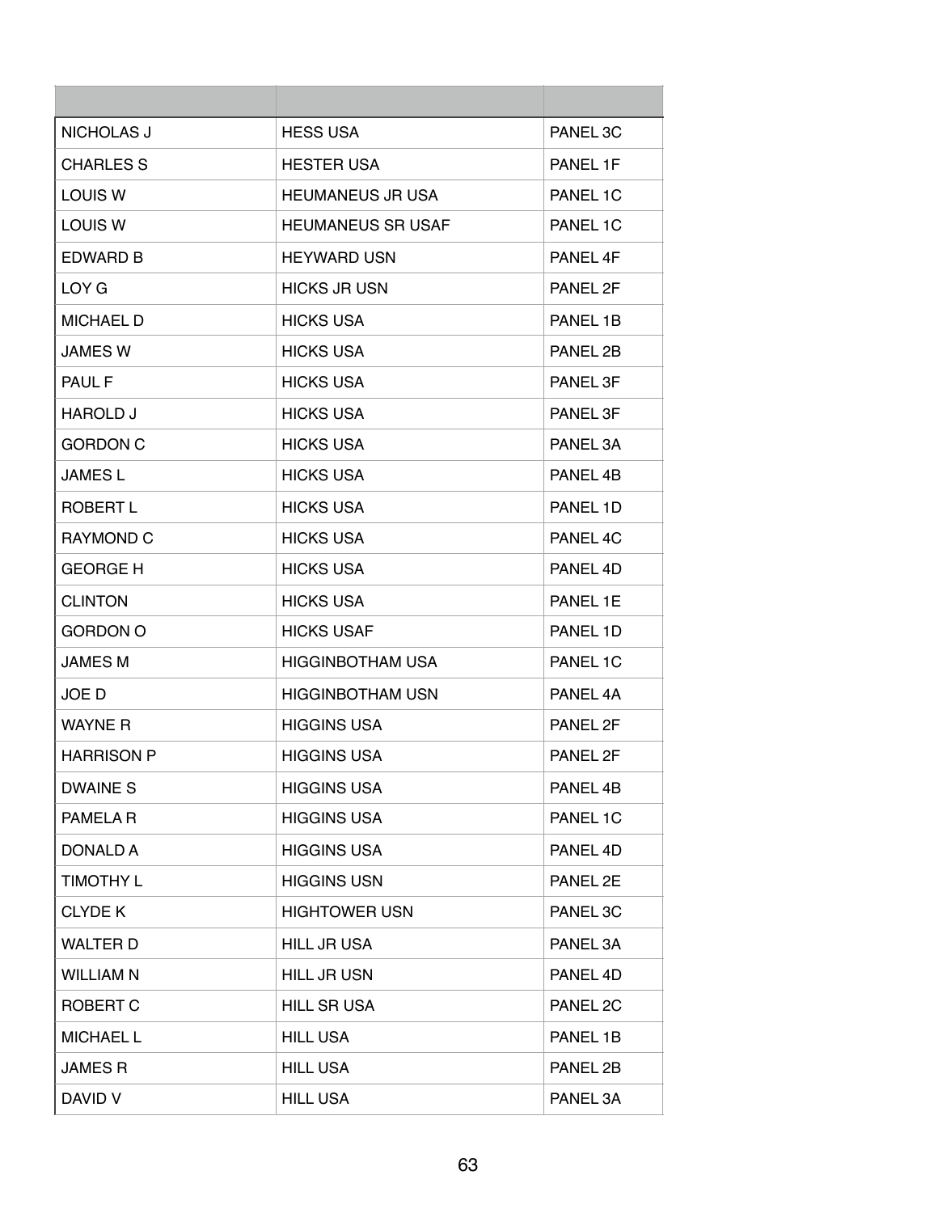| | | |
|---|---|---|
| NICHOLAS J | HESS USA | PANEL 3C |
| CHARLES S | HESTER USA | PANEL 1F |
| LOUIS W | HEUMANEUS JR USA | PANEL 1C |
| LOUIS W | HEUMANEUS SR USAF | PANEL 1C |
| EDWARD B | HEYWARD USN | PANEL 4F |
| LOY G | HICKS JR USN | PANEL 2F |
| MICHAEL D | HICKS USA | PANEL 1B |
| JAMES W | HICKS USA | PANEL 2B |
| PAUL F | HICKS USA | PANEL 3F |
| HAROLD J | HICKS USA | PANEL 3F |
| GORDON C | HICKS USA | PANEL 3A |
| JAMES L | HICKS USA | PANEL 4B |
| ROBERT L | HICKS USA | PANEL 1D |
| RAYMOND C | HICKS USA | PANEL 4C |
| GEORGE H | HICKS USA | PANEL 4D |
| CLINTON | HICKS USA | PANEL 1E |
| GORDON O | HICKS USAF | PANEL 1D |
| JAMES M | HIGGINBOTHAM USA | PANEL 1C |
| JOE D | HIGGINBOTHAM USN | PANEL 4A |
| WAYNE R | HIGGINS USA | PANEL 2F |
| HARRISON P | HIGGINS USA | PANEL 2F |
| DWAINE S | HIGGINS USA | PANEL 4B |
| PAMELA R | HIGGINS USA | PANEL 1C |
| DONALD A | HIGGINS USA | PANEL 4D |
| TIMOTHY L | HIGGINS USN | PANEL 2E |
| CLYDE K | HIGHTOWER USN | PANEL 3C |
| WALTER D | HILL JR USA | PANEL 3A |
| WILLIAM N | HILL JR USN | PANEL 4D |
| ROBERT C | HILL SR USA | PANEL 2C |
| MICHAEL L | HILL USA | PANEL 1B |
| JAMES R | HILL USA | PANEL 2B |
| DAVID V | HILL USA | PANEL 3A |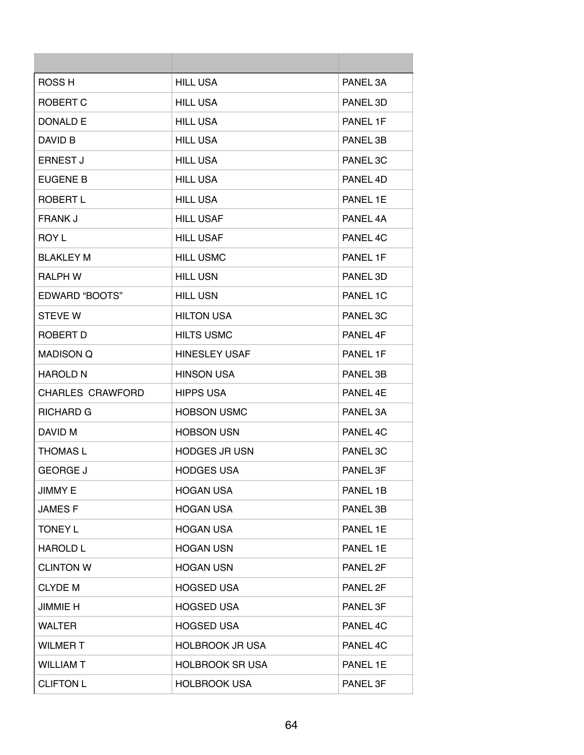| | | |
|---|---|---|
| ROSS H | HILL USA | PANEL 3A |
| ROBERT C | HILL USA | PANEL 3D |
| DONALD E | HILL USA | PANEL 1F |
| DAVID B | HILL USA | PANEL 3B |
| ERNEST J | HILL USA | PANEL 3C |
| EUGENE B | HILL USA | PANEL 4D |
| ROBERT L | HILL USA | PANEL 1E |
| FRANK J | HILL USAF | PANEL 4A |
| ROY L | HILL USAF | PANEL 4C |
| BLAKLEY M | HILL USMC | PANEL 1F |
| RALPH W | HILL USN | PANEL 3D |
| EDWARD “BOOTS” | HILL USN | PANEL 1C |
| STEVE W | HILTON USA | PANEL 3C |
| ROBERT D | HILTS USMC | PANEL 4F |
| MADISON Q | HINESLEY USAF | PANEL 1F |
| HAROLD N | HINSON USA | PANEL 3B |
| CHARLES CRAWFORD | HIPPS USA | PANEL 4E |
| RICHARD G | HOBSON USMC | PANEL 3A |
| DAVID M | HOBSON USN | PANEL 4C |
| THOMAS L | HODGES JR USN | PANEL 3C |
| GEORGE J | HODGES USA | PANEL 3F |
| JIMMY E | HOGAN USA | PANEL 1B |
| JAMES F | HOGAN USA | PANEL 3B |
| TONEY L | HOGAN USA | PANEL 1E |
| HAROLD L | HOGAN USN | PANEL 1E |
| CLINTON W | HOGAN USN | PANEL 2F |
| CLYDE M | HOGSED USA | PANEL 2F |
| JIMMIE H | HOGSED USA | PANEL 3F |
| WALTER | HOGSED USA | PANEL 4C |
| WILMER T | HOLBROOK JR USA | PANEL 4C |
| WILLIAM T | HOLBROOK SR USA | PANEL 1E |
| CLIFTON L | HOLBROOK USA | PANEL 3F |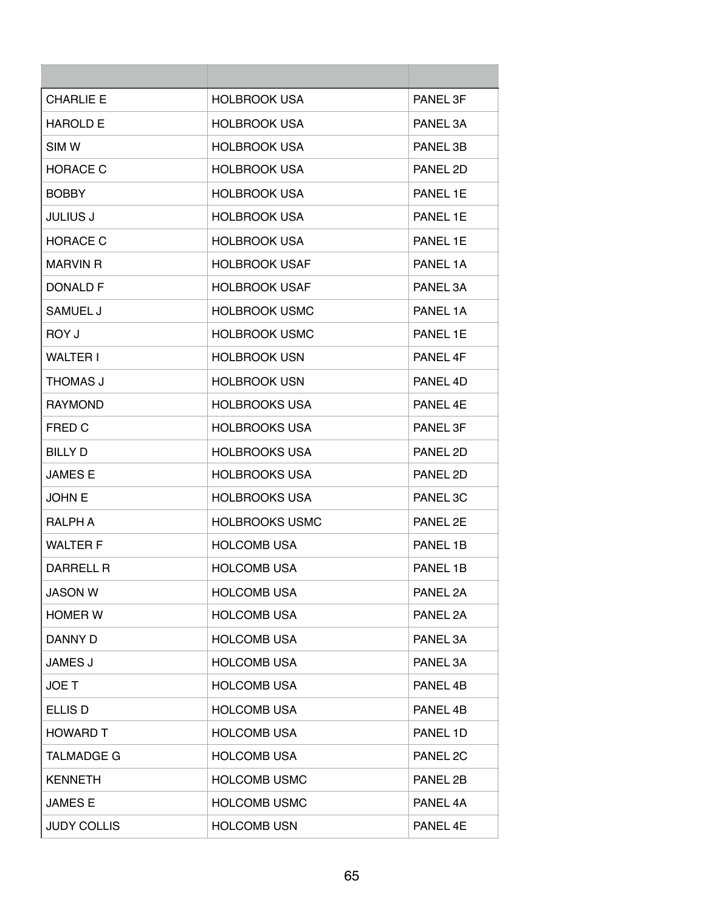| | | |
|---|---|---|
| CHARLIE E | HOLBROOK USA | PANEL 3F |
| HAROLD E | HOLBROOK USA | PANEL 3A |
| SIM W | HOLBROOK USA | PANEL 3B |
| HORACE C | HOLBROOK USA | PANEL 2D |
| BOBBY | HOLBROOK USA | PANEL 1E |
| JULIUS J | HOLBROOK USA | PANEL 1E |
| HORACE C | HOLBROOK USA | PANEL 1E |
| MARVIN R | HOLBROOK USAF | PANEL 1A |
| DONALD F | HOLBROOK USAF | PANEL 3A |
| SAMUEL J | HOLBROOK USMC | PANEL 1A |
| ROY J | HOLBROOK USMC | PANEL 1E |
| WALTER I | HOLBROOK USN | PANEL 4F |
| THOMAS J | HOLBROOK USN | PANEL 4D |
| RAYMOND | HOLBROOKS USA | PANEL 4E |
| FRED C | HOLBROOKS USA | PANEL 3F |
| BILLY D | HOLBROOKS USA | PANEL 2D |
| JAMES E | HOLBROOKS USA | PANEL 2D |
| JOHN E | HOLBROOKS USA | PANEL 3C |
| RALPH A | HOLBROOKS USMC | PANEL 2E |
| WALTER F | HOLCOMB USA | PANEL 1B |
| DARRELL R | HOLCOMB USA | PANEL 1B |
| JASON W | HOLCOMB USA | PANEL 2A |
| HOMER W | HOLCOMB USA | PANEL 2A |
| DANNY D | HOLCOMB USA | PANEL 3A |
| JAMES J | HOLCOMB USA | PANEL 3A |
| JOE T | HOLCOMB USA | PANEL 4B |
| ELLIS D | HOLCOMB USA | PANEL 4B |
| HOWARD T | HOLCOMB USA | PANEL 1D |
| TALMADGE G | HOLCOMB USA | PANEL 2C |
| KENNETH | HOLCOMB USMC | PANEL 2B |
| JAMES E | HOLCOMB USMC | PANEL 4A |
| JUDY COLLIS | HOLCOMB USN | PANEL 4E |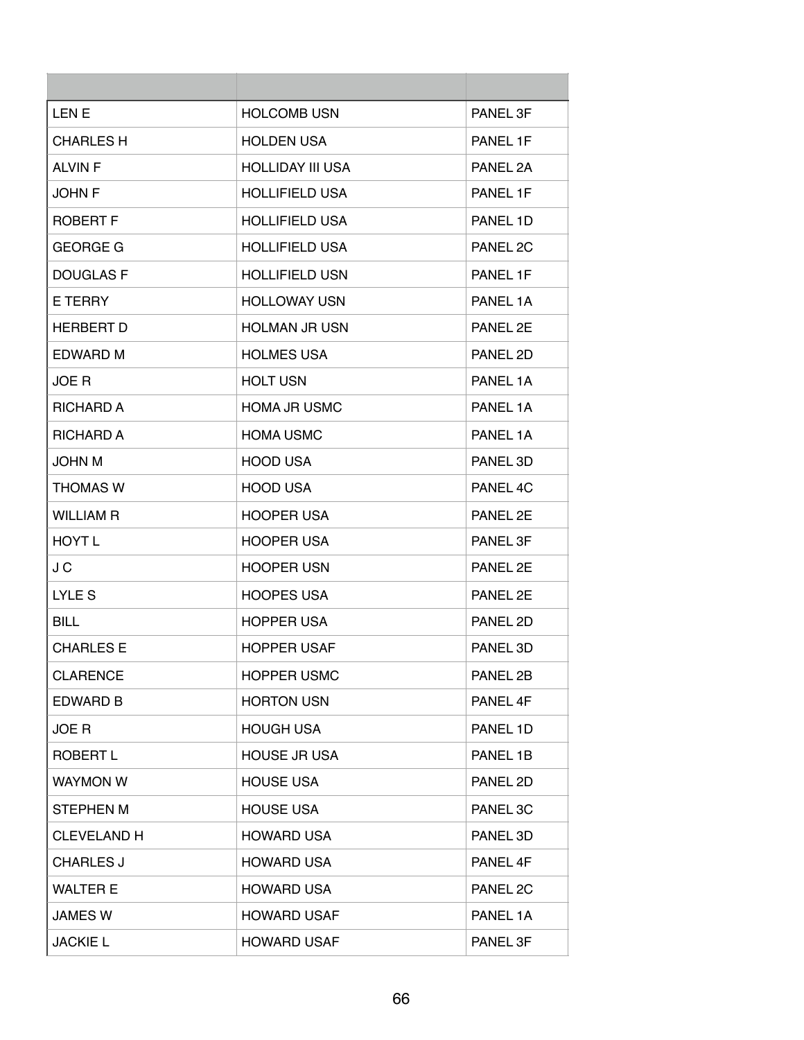| | | |
|---|---|---|
| LEN E | HOLCOMB USN | PANEL 3F |
| CHARLES H | HOLDEN USA | PANEL 1F |
| ALVIN F | HOLLIDAY III USA | PANEL 2A |
| JOHN F | HOLLIFIELD USA | PANEL 1F |
| ROBERT F | HOLLIFIELD USA | PANEL 1D |
| GEORGE G | HOLLIFIELD USA | PANEL 2C |
| DOUGLAS F | HOLLIFIELD USN | PANEL 1F |
| E TERRY | HOLLOWAY USN | PANEL 1A |
| HERBERT D | HOLMAN JR USN | PANEL 2E |
| EDWARD M | HOLMES USA | PANEL 2D |
| JOE R | HOLT USN | PANEL 1A |
| RICHARD A | HOMA JR USMC | PANEL 1A |
| RICHARD A | HOMA USMC | PANEL 1A |
| JOHN M | HOOD USA | PANEL 3D |
| THOMAS W | HOOD USA | PANEL 4C |
| WILLIAM R | HOOPER USA | PANEL 2E |
| HOYT L | HOOPER USA | PANEL 3F |
| J C | HOOPER USN | PANEL 2E |
| LYLE S | HOOPES USA | PANEL 2E |
| BILL | HOPPER USA | PANEL 2D |
| CHARLES E | HOPPER USAF | PANEL 3D |
| CLARENCE | HOPPER USMC | PANEL 2B |
| EDWARD B | HORTON USN | PANEL 4F |
| JOE R | HOUGH USA | PANEL 1D |
| ROBERT L | HOUSE JR USA | PANEL 1B |
| WAYMON W | HOUSE USA | PANEL 2D |
| STEPHEN M | HOUSE USA | PANEL 3C |
| CLEVELAND H | HOWARD USA | PANEL 3D |
| CHARLES J | HOWARD USA | PANEL 4F |
| WALTER E | HOWARD USA | PANEL 2C |
| JAMES W | HOWARD USAF | PANEL 1A |
| JACKIE L | HOWARD USAF | PANEL 3F |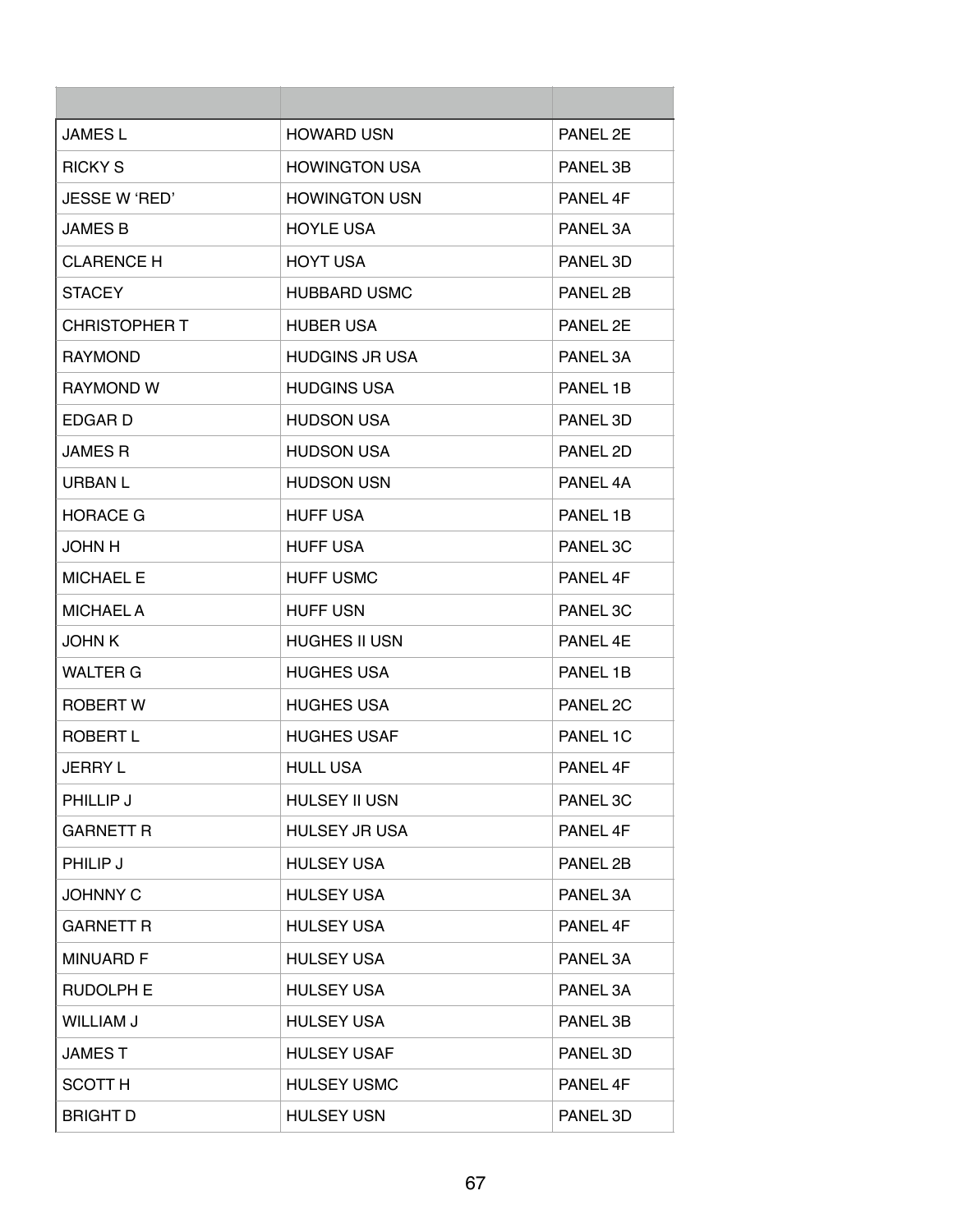| | | |
|---|---|---|
| JAMES L | HOWARD USN | PANEL 2E |
| RICKY S | HOWINGTON USA | PANEL 3B |
| JESSE W ‘RED’ | HOWINGTON USN | PANEL 4F |
| JAMES B | HOYLE USA | PANEL 3A |
| CLARENCE H | HOYT USA | PANEL 3D |
| STACEY | HUBBARD USMC | PANEL 2B |
| CHRISTOPHER T | HUBER USA | PANEL 2E |
| RAYMOND | HUDGINS JR USA | PANEL 3A |
| RAYMOND W | HUDGINS USA | PANEL 1B |
| EDGAR D | HUDSON USA | PANEL 3D |
| JAMES R | HUDSON USA | PANEL 2D |
| URBAN L | HUDSON USN | PANEL 4A |
| HORACE G | HUFF USA | PANEL 1B |
| JOHN H | HUFF USA | PANEL 3C |
| MICHAEL E | HUFF USMC | PANEL 4F |
| MICHAEL A | HUFF USN | PANEL 3C |
| JOHN K | HUGHES II USN | PANEL 4E |
| WALTER G | HUGHES USA | PANEL 1B |
| ROBERT W | HUGHES USA | PANEL 2C |
| ROBERT L | HUGHES USAF | PANEL 1C |
| JERRY L | HULL USA | PANEL 4F |
| PHILLIP J | HULSEY II USN | PANEL 3C |
| GARNETT R | HULSEY JR USA | PANEL 4F |
| PHILIP J | HULSEY USA | PANEL 2B |
| JOHNNY C | HULSEY USA | PANEL 3A |
| GARNETT R | HULSEY USA | PANEL 4F |
| MINUARD F | HULSEY USA | PANEL 3A |
| RUDOLPH E | HULSEY USA | PANEL 3A |
| WILLIAM J | HULSEY USA | PANEL 3B |
| JAMES T | HULSEY USAF | PANEL 3D |
| SCOTT H | HULSEY USMC | PANEL 4F |
| BRIGHT D | HULSEY USN | PANEL 3D |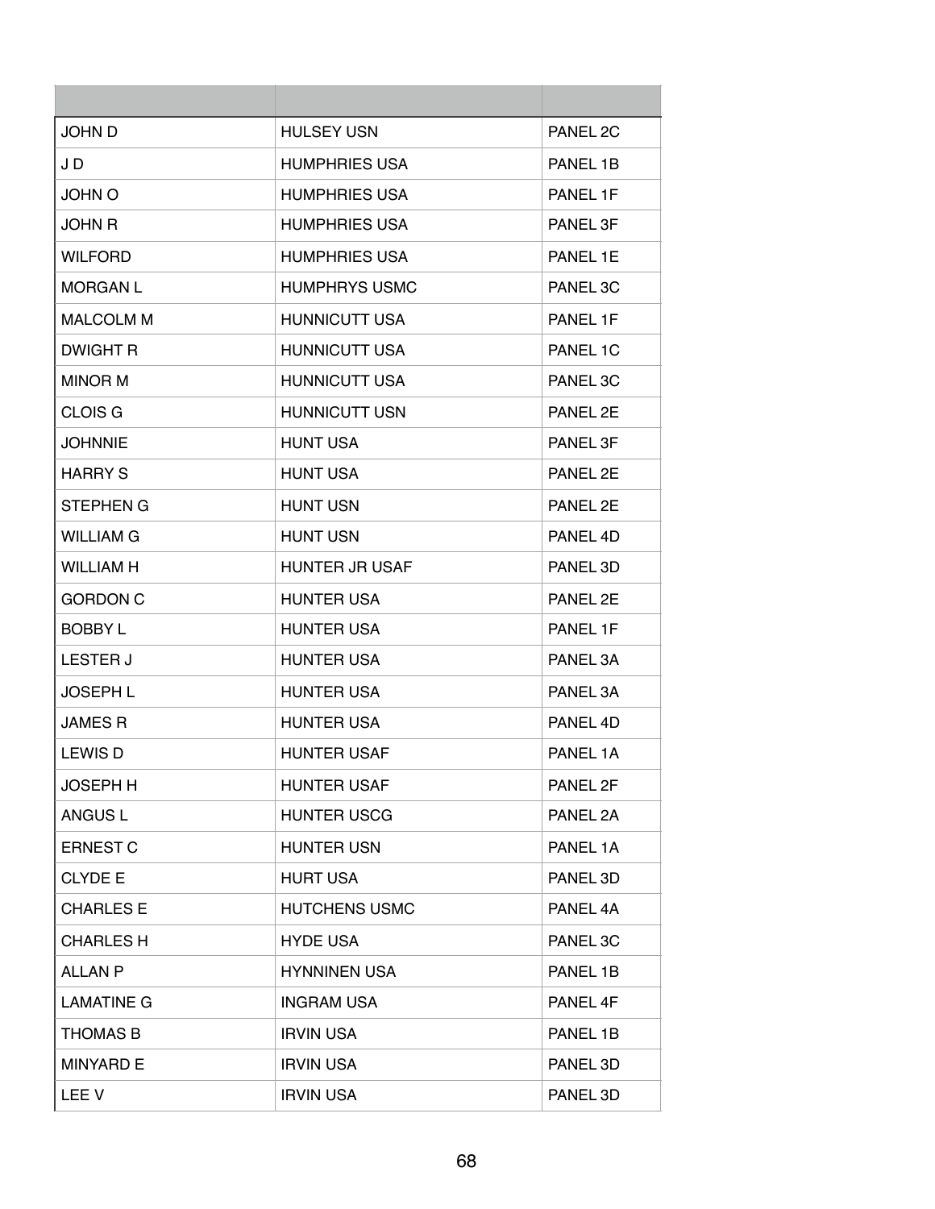| | | |
|---|---|---|
| JOHN D | HULSEY USN | PANEL 2C |
| J D | HUMPHRIES USA | PANEL 1B |
| JOHN O | HUMPHRIES USA | PANEL 1F |
| JOHN R | HUMPHRIES USA | PANEL 3F |
| WILFORD | HUMPHRIES USA | PANEL 1E |
| MORGAN L | HUMPHRYS USMC | PANEL 3C |
| MALCOLM M | HUNNICUTT USA | PANEL 1F |
| DWIGHT R | HUNNICUTT USA | PANEL 1C |
| MINOR M | HUNNICUTT USA | PANEL 3C |
| CLOIS G | HUNNICUTT USN | PANEL 2E |
| JOHNNIE | HUNT USA | PANEL 3F |
| HARRY S | HUNT USA | PANEL 2E |
| STEPHEN G | HUNT USN | PANEL 2E |
| WILLIAM G | HUNT USN | PANEL 4D |
| WILLIAM H | HUNTER JR USAF | PANEL 3D |
| GORDON C | HUNTER USA | PANEL 2E |
| BOBBY L | HUNTER USA | PANEL 1F |
| LESTER J | HUNTER USA | PANEL 3A |
| JOSEPH L | HUNTER USA | PANEL 3A |
| JAMES R | HUNTER USA | PANEL 4D |
| LEWIS D | HUNTER USAF | PANEL 1A |
| JOSEPH H | HUNTER USAF | PANEL 2F |
| ANGUS L | HUNTER USCG | PANEL 2A |
| ERNEST C | HUNTER USN | PANEL 1A |
| CLYDE E | HURT USA | PANEL 3D |
| CHARLES E | HUTCHENS USMC | PANEL 4A |
| CHARLES H | HYDE USA | PANEL 3C |
| ALLAN P | HYNNINEN USA | PANEL 1B |
| LAMATINE G | INGRAM USA | PANEL 4F |
| THOMAS B | IRVIN USA | PANEL 1B |
| MINYARD E | IRVIN USA | PANEL 3D |
| LEE V | IRVIN USA | PANEL 3D |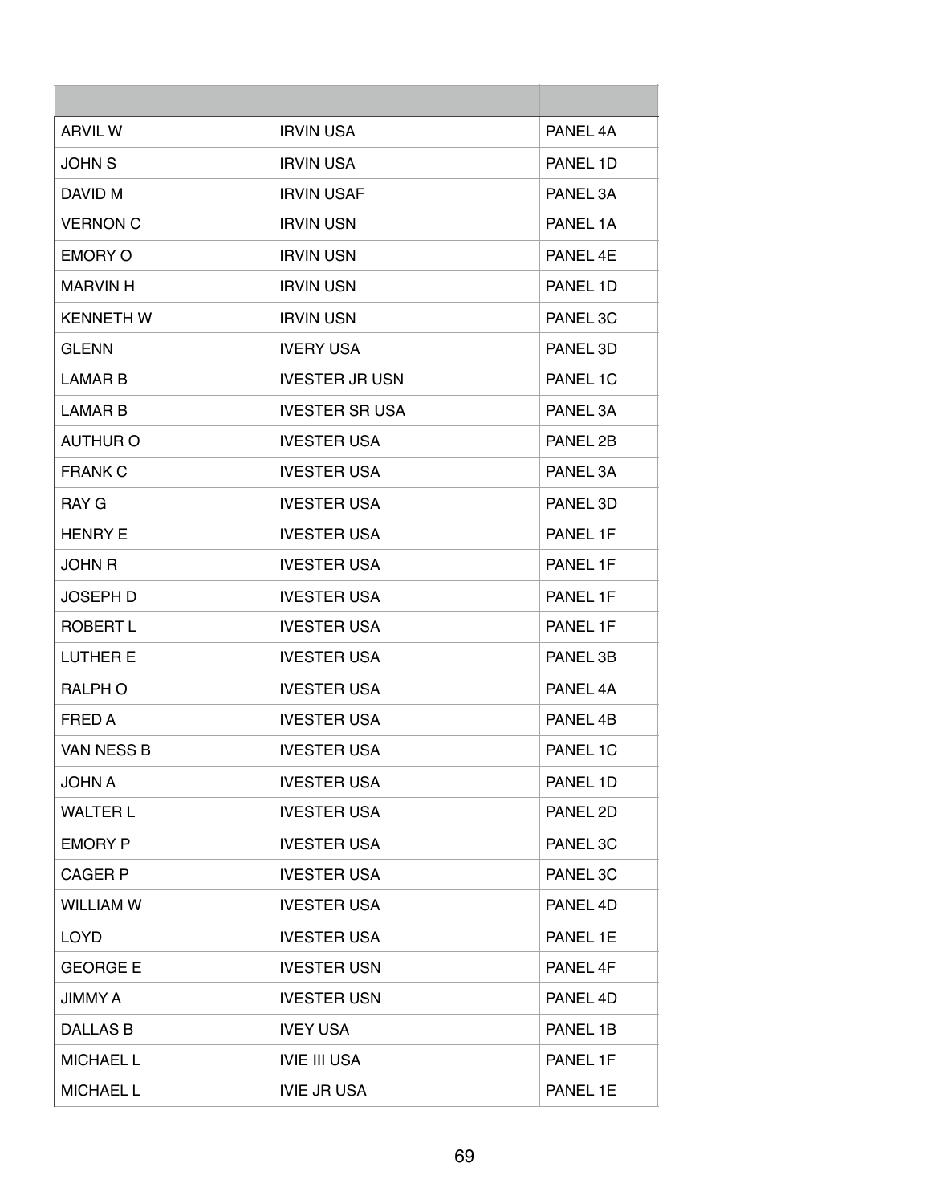| | | |
|---|---|---|
| ARVIL W | IRVIN USA | PANEL 4A |
| JOHN S | IRVIN USA | PANEL 1D |
| DAVID M | IRVIN USAF | PANEL 3A |
| VERNON C | IRVIN USN | PANEL 1A |
| EMORY O | IRVIN USN | PANEL 4E |
| MARVIN H | IRVIN USN | PANEL 1D |
| KENNETH W | IRVIN USN | PANEL 3C |
| GLENN | IVERY USA | PANEL 3D |
| LAMAR B | IVESTER JR USN | PANEL 1C |
| LAMAR B | IVESTER SR USA | PANEL 3A |
| AUTHUR O | IVESTER USA | PANEL 2B |
| FRANK C | IVESTER USA | PANEL 3A |
| RAY G | IVESTER USA | PANEL 3D |
| HENRY E | IVESTER USA | PANEL 1F |
| JOHN R | IVESTER USA | PANEL 1F |
| JOSEPH D | IVESTER USA | PANEL 1F |
| ROBERT L | IVESTER USA | PANEL 1F |
| LUTHER E | IVESTER USA | PANEL 3B |
| RALPH O | IVESTER USA | PANEL 4A |
| FRED A | IVESTER USA | PANEL 4B |
| VAN NESS B | IVESTER USA | PANEL 1C |
| JOHN A | IVESTER USA | PANEL 1D |
| WALTER L | IVESTER USA | PANEL 2D |
| EMORY P | IVESTER USA | PANEL 3C |
| CAGER P | IVESTER USA | PANEL 3C |
| WILLIAM W | IVESTER USA | PANEL 4D |
| LOYD | IVESTER USA | PANEL 1E |
| GEORGE E | IVESTER USN | PANEL 4F |
| JIMMY A | IVESTER USN | PANEL 4D |
| DALLAS B | IVEY USA | PANEL 1B |
| MICHAEL L | IVIE III USA | PANEL 1F |
| MICHAEL L | IVIE JR USA | PANEL 1E |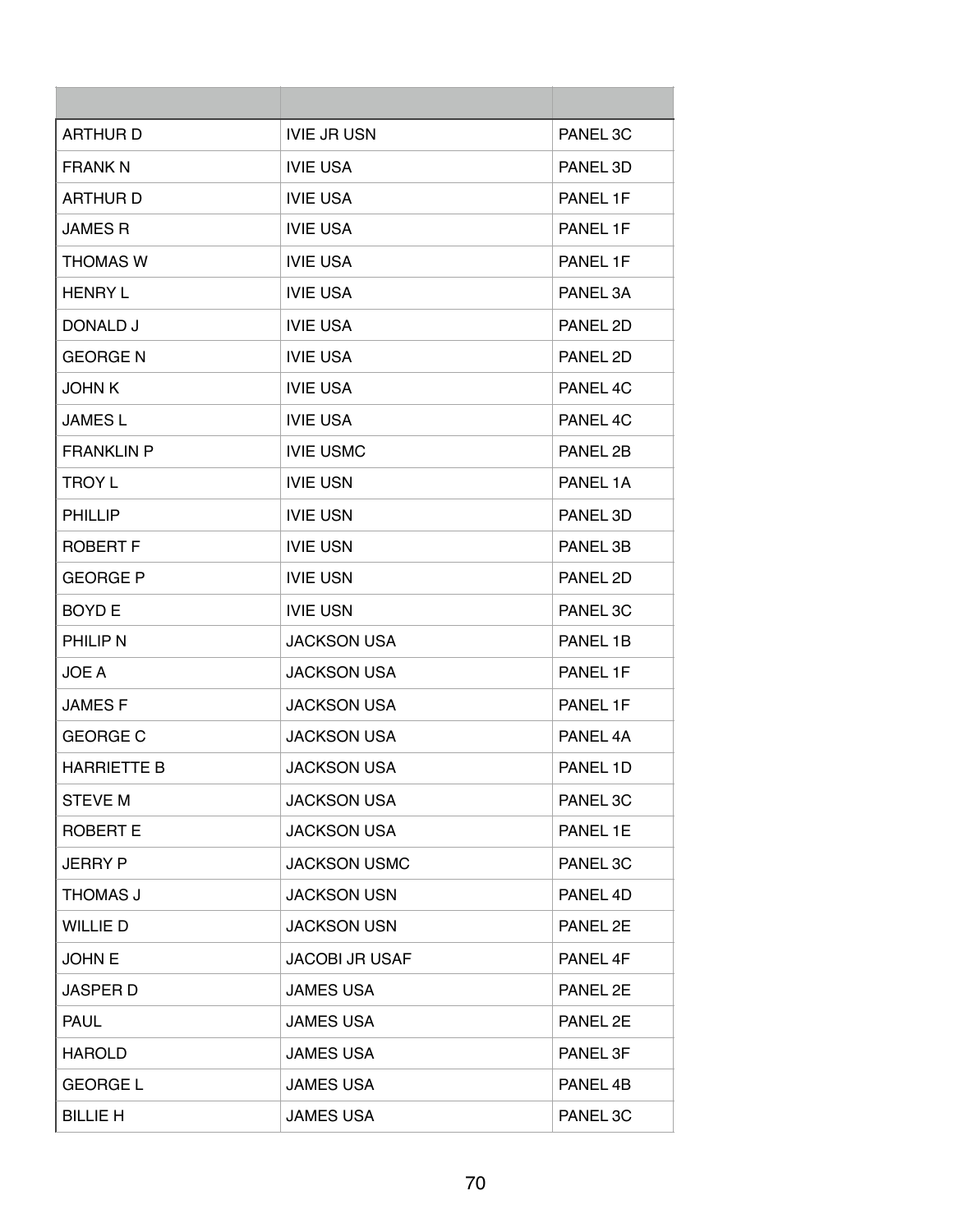| | | |
|---|---|---|
| ARTHUR D | IVIE JR USN | PANEL 3C |
| FRANK N | IVIE USA | PANEL 3D |
| ARTHUR D | IVIE USA | PANEL 1F |
| JAMES R | IVIE USA | PANEL 1F |
| THOMAS W | IVIE USA | PANEL 1F |
| HENRY L | IVIE USA | PANEL 3A |
| DONALD J | IVIE USA | PANEL 2D |
| GEORGE N | IVIE USA | PANEL 2D |
| JOHN K | IVIE USA | PANEL 4C |
| JAMES L | IVIE USA | PANEL 4C |
| FRANKLIN P | IVIE USMC | PANEL 2B |
| TROY L | IVIE USN | PANEL 1A |
| PHILLIP | IVIE USN | PANEL 3D |
| ROBERT F | IVIE USN | PANEL 3B |
| GEORGE P | IVIE USN | PANEL 2D |
| BOYD E | IVIE USN | PANEL 3C |
| PHILIP N | JACKSON USA | PANEL 1B |
| JOE A | JACKSON USA | PANEL 1F |
| JAMES F | JACKSON USA | PANEL 1F |
| GEORGE C | JACKSON USA | PANEL 4A |
| HARRIETTE B | JACKSON USA | PANEL 1D |
| STEVE M | JACKSON USA | PANEL 3C |
| ROBERT E | JACKSON USA | PANEL 1E |
| JERRY P | JACKSON USMC | PANEL 3C |
| THOMAS J | JACKSON USN | PANEL 4D |
| WILLIE D | JACKSON USN | PANEL 2E |
| JOHN E | JACOBI JR USAF | PANEL 4F |
| JASPER D | JAMES USA | PANEL 2E |
| PAUL | JAMES USA | PANEL 2E |
| HAROLD | JAMES USA | PANEL 3F |
| GEORGE L | JAMES USA | PANEL 4B |
| BILLIE H | JAMES USA | PANEL 3C |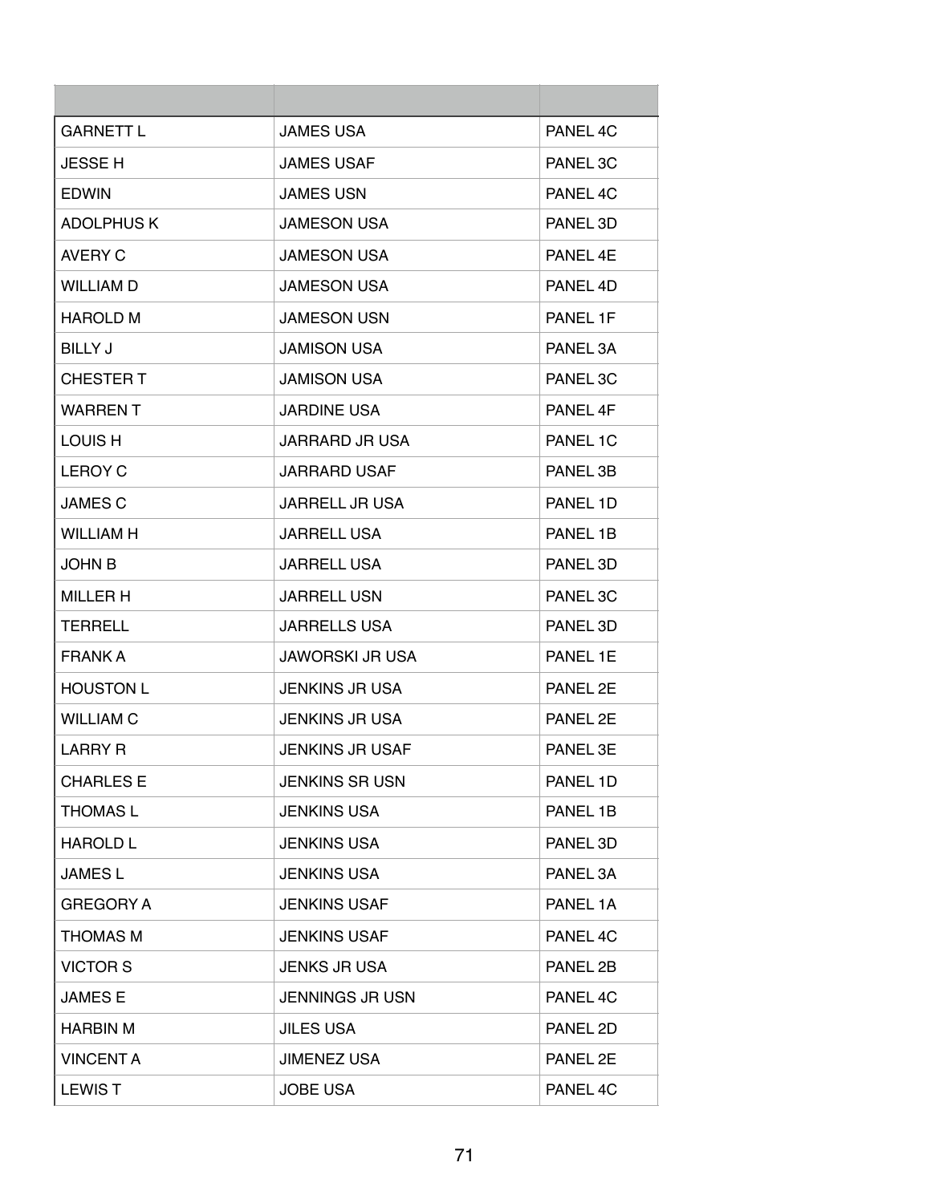| | | |
|---|---|---|
| GARNETT L | JAMES USA | PANEL 4C |
| JESSE H | JAMES USAF | PANEL 3C |
| EDWIN | JAMES USN | PANEL 4C |
| ADOLPHUS K | JAMESON USA | PANEL 3D |
| AVERY C | JAMESON USA | PANEL 4E |
| WILLIAM D | JAMESON USA | PANEL 4D |
| HAROLD M | JAMESON USN | PANEL 1F |
| BILLY J | JAMISON USA | PANEL 3A |
| CHESTER T | JAMISON USA | PANEL 3C |
| WARREN T | JARDINE USA | PANEL 4F |
| LOUIS H | JARRARD JR USA | PANEL 1C |
| LEROY C | JARRARD USAF | PANEL 3B |
| JAMES C | JARRELL JR USA | PANEL 1D |
| WILLIAM H | JARRELL USA | PANEL 1B |
| JOHN B | JARRELL USA | PANEL 3D |
| MILLER H | JARRELL USN | PANEL 3C |
| TERRELL | JARRELLS USA | PANEL 3D |
| FRANK A | JAWORSKI JR USA | PANEL 1E |
| HOUSTON L | JENKINS JR USA | PANEL 2E |
| WILLIAM C | JENKINS JR USA | PANEL 2E |
| LARRY R | JENKINS JR USAF | PANEL 3E |
| CHARLES E | JENKINS SR USN | PANEL 1D |
| THOMAS L | JENKINS USA | PANEL 1B |
| HAROLD L | JENKINS USA | PANEL 3D |
| JAMES L | JENKINS USA | PANEL 3A |
| GREGORY A | JENKINS USAF | PANEL 1A |
| THOMAS M | JENKINS USAF | PANEL 4C |
| VICTOR S | JENKS JR USA | PANEL 2B |
| JAMES E | JENNINGS JR USN | PANEL 4C |
| HARBIN M | JILES USA | PANEL 2D |
| VINCENT A | JIMENEZ USA | PANEL 2E |
| LEWIS T | JOBE USA | PANEL 4C |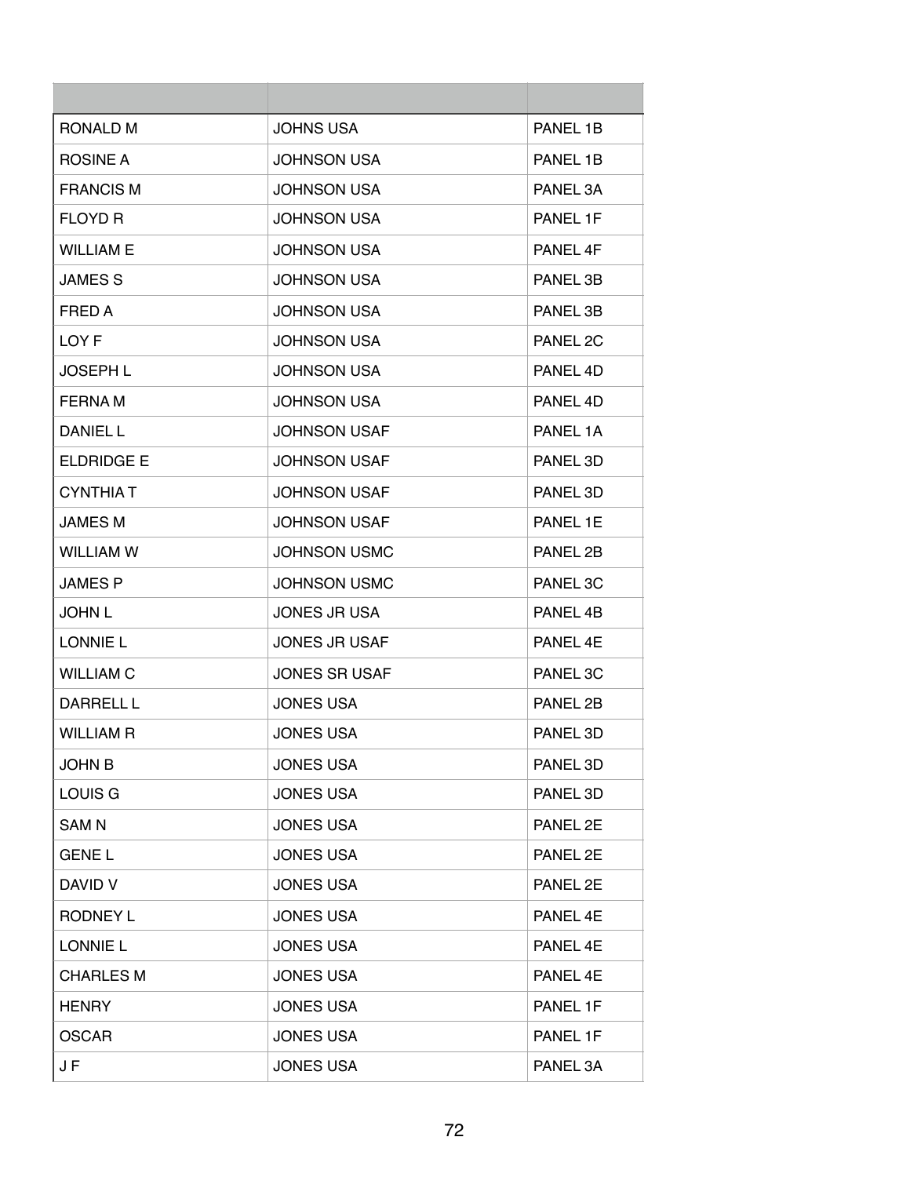| | | |
|---|---|---|
| RONALD M | JOHNS USA | PANEL 1B |
| ROSINE A | JOHNSON USA | PANEL 1B |
| FRANCIS M | JOHNSON USA | PANEL 3A |
| FLOYD R | JOHNSON USA | PANEL 1F |
| WILLIAM E | JOHNSON USA | PANEL 4F |
| JAMES S | JOHNSON USA | PANEL 3B |
| FRED A | JOHNSON USA | PANEL 3B |
| LOY F | JOHNSON USA | PANEL 2C |
| JOSEPH L | JOHNSON USA | PANEL 4D |
| FERNA M | JOHNSON USA | PANEL 4D |
| DANIEL L | JOHNSON USAF | PANEL 1A |
| ELDRIDGE E | JOHNSON USAF | PANEL 3D |
| CYNTHIA T | JOHNSON USAF | PANEL 3D |
| JAMES M | JOHNSON USAF | PANEL 1E |
| WILLIAM W | JOHNSON USMC | PANEL 2B |
| JAMES P | JOHNSON USMC | PANEL 3C |
| JOHN L | JONES JR USA | PANEL 4B |
| LONNIE L | JONES JR USAF | PANEL 4E |
| WILLIAM C | JONES SR USAF | PANEL 3C |
| DARRELL L | JONES USA | PANEL 2B |
| WILLIAM R | JONES USA | PANEL 3D |
| JOHN B | JONES USA | PANEL 3D |
| LOUIS G | JONES USA | PANEL 3D |
| SAM N | JONES USA | PANEL 2E |
| GENE L | JONES USA | PANEL 2E |
| DAVID V | JONES USA | PANEL 2E |
| RODNEY L | JONES USA | PANEL 4E |
| LONNIE L | JONES USA | PANEL 4E |
| CHARLES M | JONES USA | PANEL 4E |
| HENRY | JONES USA | PANEL 1F |
| OSCAR | JONES USA | PANEL 1F |
| J F | JONES USA | PANEL 3A |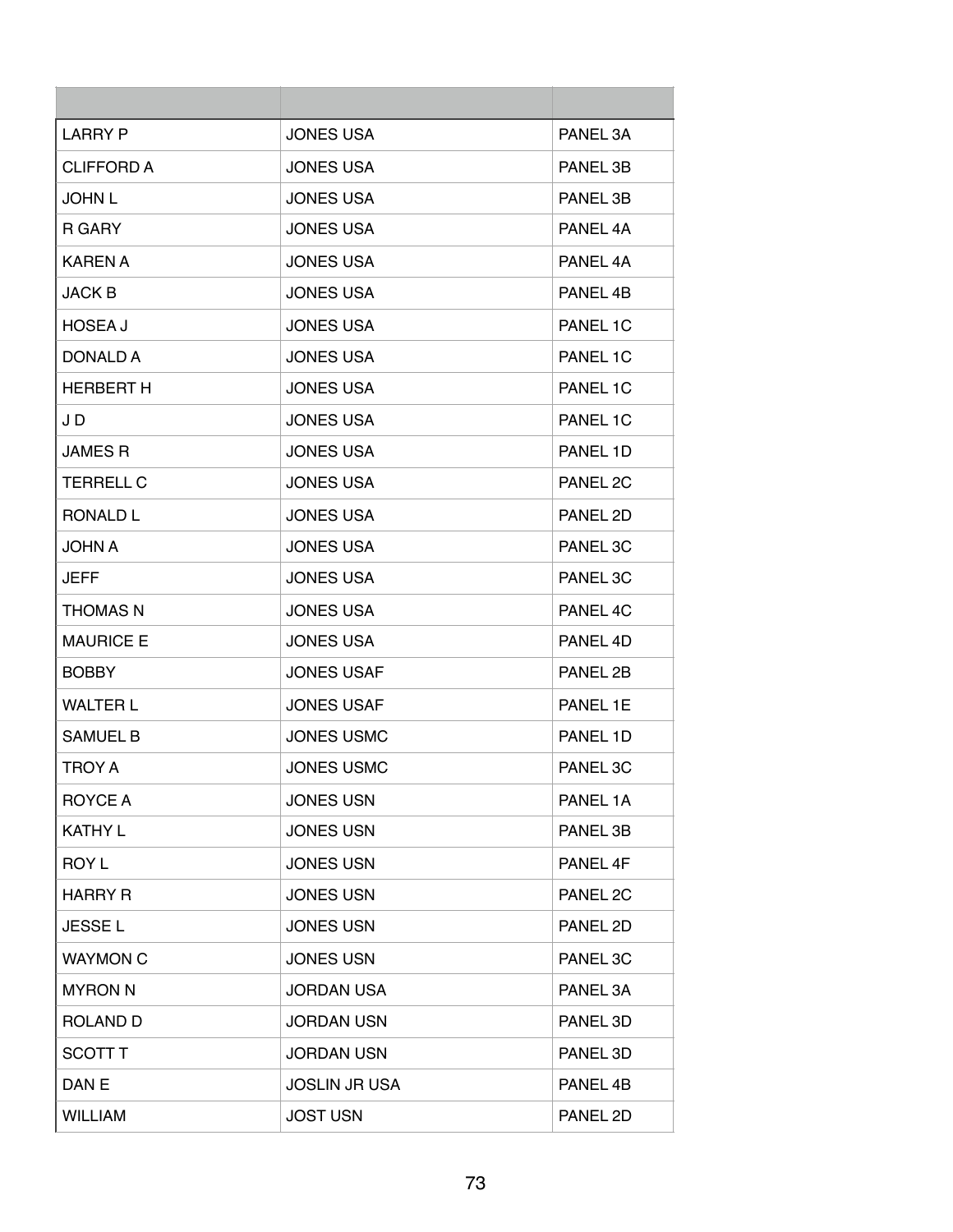| | | |
|---|---|---|
| LARRY P | JONES USA | PANEL 3A |
| CLIFFORD A | JONES USA | PANEL 3B |
| JOHN L | JONES USA | PANEL 3B |
| R GARY | JONES USA | PANEL 4A |
| KAREN A | JONES USA | PANEL 4A |
| JACK B | JONES USA | PANEL 4B |
| HOSEA J | JONES USA | PANEL 1C |
| DONALD A | JONES USA | PANEL 1C |
| HERBERT H | JONES USA | PANEL 1C |
| J D | JONES USA | PANEL 1C |
| JAMES R | JONES USA | PANEL 1D |
| TERRELL C | JONES USA | PANEL 2C |
| RONALD L | JONES USA | PANEL 2D |
| JOHN A | JONES USA | PANEL 3C |
| JEFF | JONES USA | PANEL 3C |
| THOMAS N | JONES USA | PANEL 4C |
| MAURICE E | JONES USA | PANEL 4D |
| BOBBY | JONES USAF | PANEL 2B |
| WALTER L | JONES USAF | PANEL 1E |
| SAMUEL B | JONES USMC | PANEL 1D |
| TROY A | JONES USMC | PANEL 3C |
| ROYCE A | JONES USN | PANEL 1A |
| KATHY L | JONES USN | PANEL 3B |
| ROY L | JONES USN | PANEL 4F |
| HARRY R | JONES USN | PANEL 2C |
| JESSE L | JONES USN | PANEL 2D |
| WAYMON C | JONES USN | PANEL 3C |
| MYRON N | JORDAN USA | PANEL 3A |
| ROLAND D | JORDAN USN | PANEL 3D |
| SCOTT T | JORDAN USN | PANEL 3D |
| DAN E | JOSLIN JR USA | PANEL 4B |
| WILLIAM | JOST USN | PANEL 2D |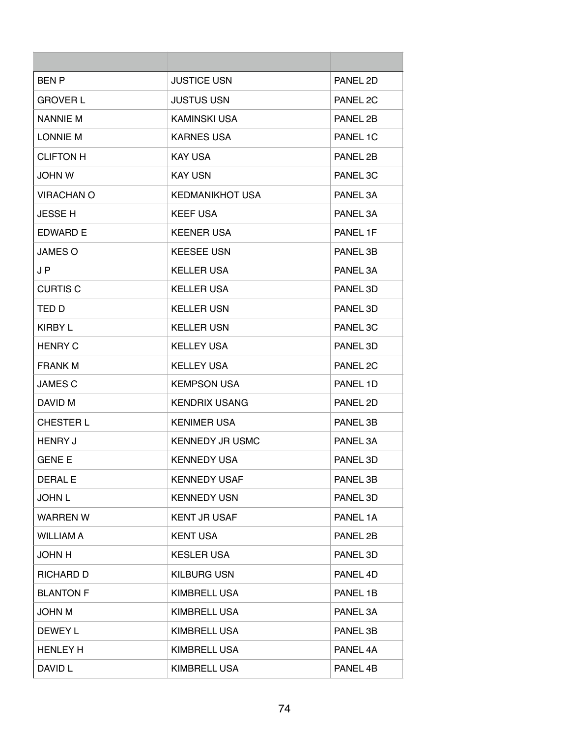| | | |
|---|---|---|
| BEN P | JUSTICE USN | PANEL 2D |
| GROVER L | JUSTUS USN | PANEL 2C |
| NANNIE M | KAMINSKI USA | PANEL 2B |
| LONNIE M | KARNES USA | PANEL 1C |
| CLIFTON H | KAY USA | PANEL 2B |
| JOHN W | KAY USN | PANEL 3C |
| VIRACHAN O | KEDMANIKHOT USA | PANEL 3A |
| JESSE H | KEEF USA | PANEL 3A |
| EDWARD E | KEENER USA | PANEL 1F |
| JAMES O | KEESEE USN | PANEL 3B |
| J P | KELLER USA | PANEL 3A |
| CURTIS C | KELLER USA | PANEL 3D |
| TED D | KELLER USN | PANEL 3D |
| KIRBY L | KELLER USN | PANEL 3C |
| HENRY C | KELLEY USA | PANEL 3D |
| FRANK M | KELLEY USA | PANEL 2C |
| JAMES C | KEMPSON USA | PANEL 1D |
| DAVID M | KENDRIX USANG | PANEL 2D |
| CHESTER L | KENIMER USA | PANEL 3B |
| HENRY J | KENNEDY JR USMC | PANEL 3A |
| GENE E | KENNEDY USA | PANEL 3D |
| DERAL E | KENNEDY USAF | PANEL 3B |
| JOHN L | KENNEDY USN | PANEL 3D |
| WARREN W | KENT JR USAF | PANEL 1A |
| WILLIAM A | KENT USA | PANEL 2B |
| JOHN H | KESLER USA | PANEL 3D |
| RICHARD D | KILBURG USN | PANEL 4D |
| BLANTON F | KIMBRELL USA | PANEL 1B |
| JOHN M | KIMBRELL USA | PANEL 3A |
| DEWEY L | KIMBRELL USA | PANEL 3B |
| HENLEY H | KIMBRELL USA | PANEL 4A |
| DAVID L | KIMBRELL USA | PANEL 4B |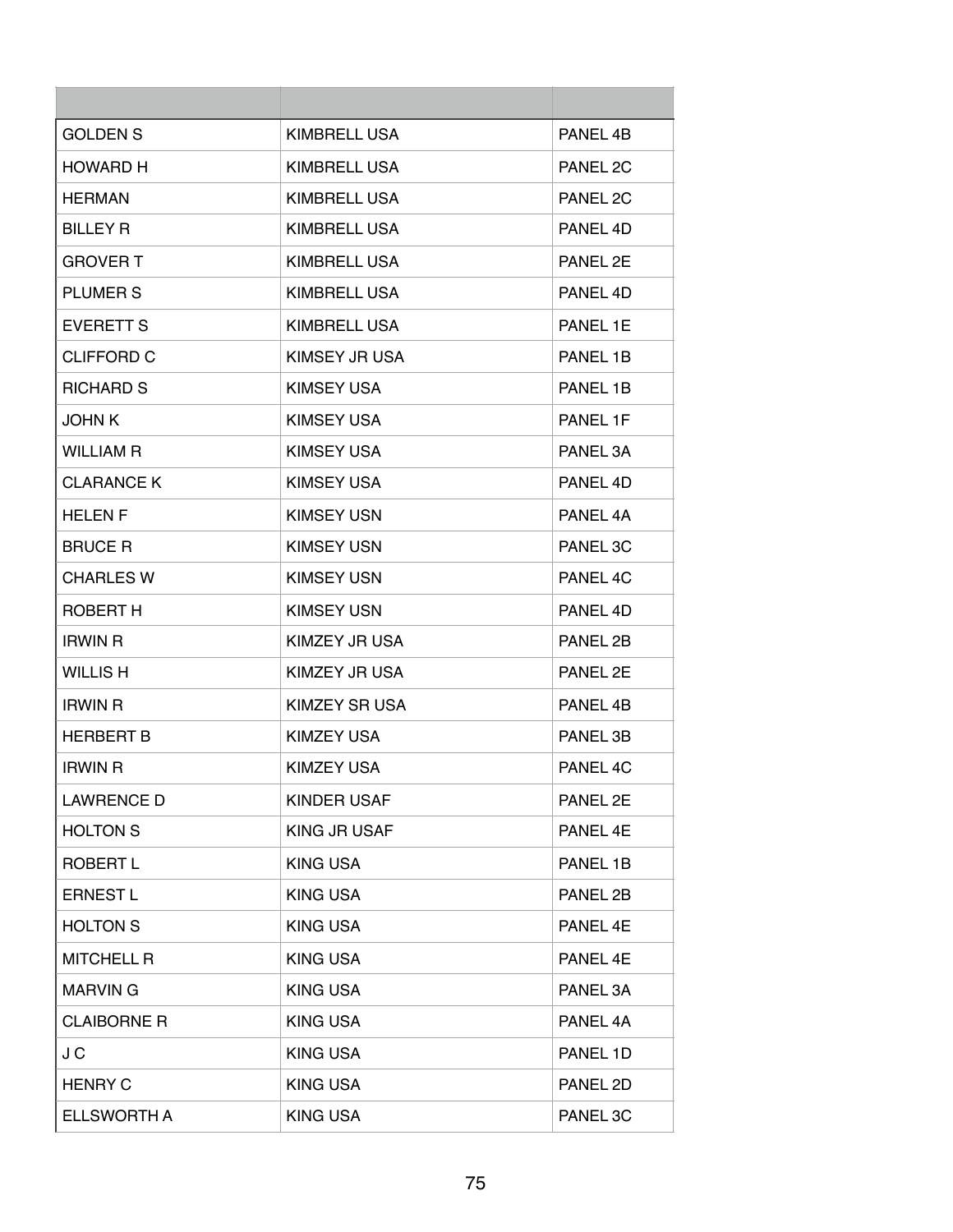| | | |
|---|---|---|
| GOLDEN S | KIMBRELL USA | PANEL 4B |
| HOWARD H | KIMBRELL USA | PANEL 2C |
| HERMAN | KIMBRELL USA | PANEL 2C |
| BILLEY R | KIMBRELL USA | PANEL 4D |
| GROVER T | KIMBRELL USA | PANEL 2E |
| PLUMER S | KIMBRELL USA | PANEL 4D |
| EVERETT S | KIMBRELL USA | PANEL 1E |
| CLIFFORD C | KIMSEY JR USA | PANEL 1B |
| RICHARD S | KIMSEY USA | PANEL 1B |
| JOHN K | KIMSEY USA | PANEL 1F |
| WILLIAM R | KIMSEY USA | PANEL 3A |
| CLARANCE K | KIMSEY USA | PANEL 4D |
| HELEN F | KIMSEY USN | PANEL 4A |
| BRUCE R | KIMSEY USN | PANEL 3C |
| CHARLES W | KIMSEY USN | PANEL 4C |
| ROBERT H | KIMSEY USN | PANEL 4D |
| IRWIN R | KIMZEY JR USA | PANEL 2B |
| WILLIS H | KIMZEY JR USA | PANEL 2E |
| IRWIN R | KIMZEY SR USA | PANEL 4B |
| HERBERT B | KIMZEY USA | PANEL 3B |
| IRWIN R | KIMZEY USA | PANEL 4C |
| LAWRENCE D | KINDER USAF | PANEL 2E |
| HOLTON S | KING JR USAF | PANEL 4E |
| ROBERT L | KING USA | PANEL 1B |
| ERNEST L | KING USA | PANEL 2B |
| HOLTON S | KING USA | PANEL 4E |
| MITCHELL R | KING USA | PANEL 4E |
| MARVIN G | KING USA | PANEL 3A |
| CLAIBORNE R | KING USA | PANEL 4A |
| J C | KING USA | PANEL 1D |
| HENRY C | KING USA | PANEL 2D |
| ELLSWORTH A | KING USA | PANEL 3C |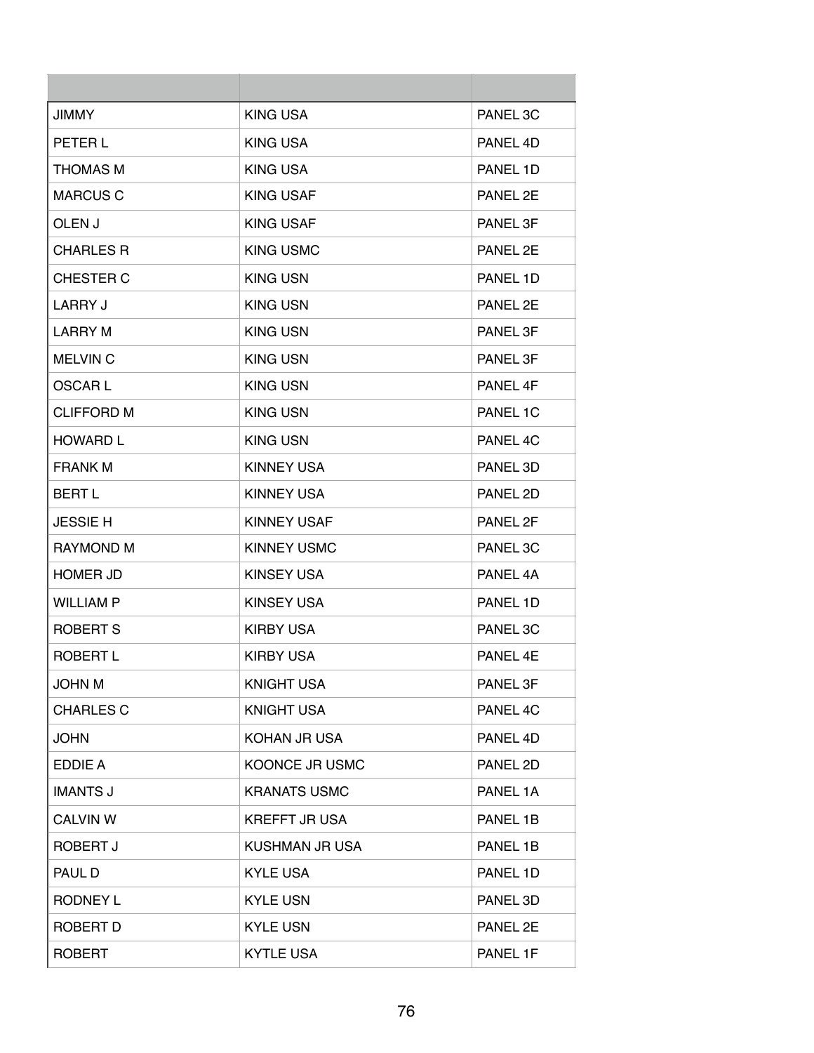| | | |
|---|---|---|
| JIMMY | KING USA | PANEL 3C |
| PETER L | KING USA | PANEL 4D |
| THOMAS M | KING USA | PANEL 1D |
| MARCUS C | KING USAF | PANEL 2E |
| OLEN J | KING USAF | PANEL 3F |
| CHARLES R | KING USMC | PANEL 2E |
| CHESTER C | KING USN | PANEL 1D |
| LARRY J | KING USN | PANEL 2E |
| LARRY M | KING USN | PANEL 3F |
| MELVIN C | KING USN | PANEL 3F |
| OSCAR L | KING USN | PANEL 4F |
| CLIFFORD M | KING USN | PANEL 1C |
| HOWARD L | KING USN | PANEL 4C |
| FRANK M | KINNEY USA | PANEL 3D |
| BERT L | KINNEY USA | PANEL 2D |
| JESSIE H | KINNEY USAF | PANEL 2F |
| RAYMOND M | KINNEY USMC | PANEL 3C |
| HOMER JD | KINSEY USA | PANEL 4A |
| WILLIAM P | KINSEY USA | PANEL 1D |
| ROBERT S | KIRBY USA | PANEL 3C |
| ROBERT L | KIRBY USA | PANEL 4E |
| JOHN M | KNIGHT USA | PANEL 3F |
| CHARLES C | KNIGHT USA | PANEL 4C |
| JOHN | KOHAN JR USA | PANEL 4D |
| EDDIE A | KOONCE JR USMC | PANEL 2D |
| IMANTS J | KRANATS USMC | PANEL 1A |
| CALVIN W | KREFFT JR USA | PANEL 1B |
| ROBERT J | KUSHMAN JR USA | PANEL 1B |
| PAUL D | KYLE USA | PANEL 1D |
| RODNEY L | KYLE USN | PANEL 3D |
| ROBERT D | KYLE USN | PANEL 2E |
| ROBERT | KYTLE USA | PANEL 1F |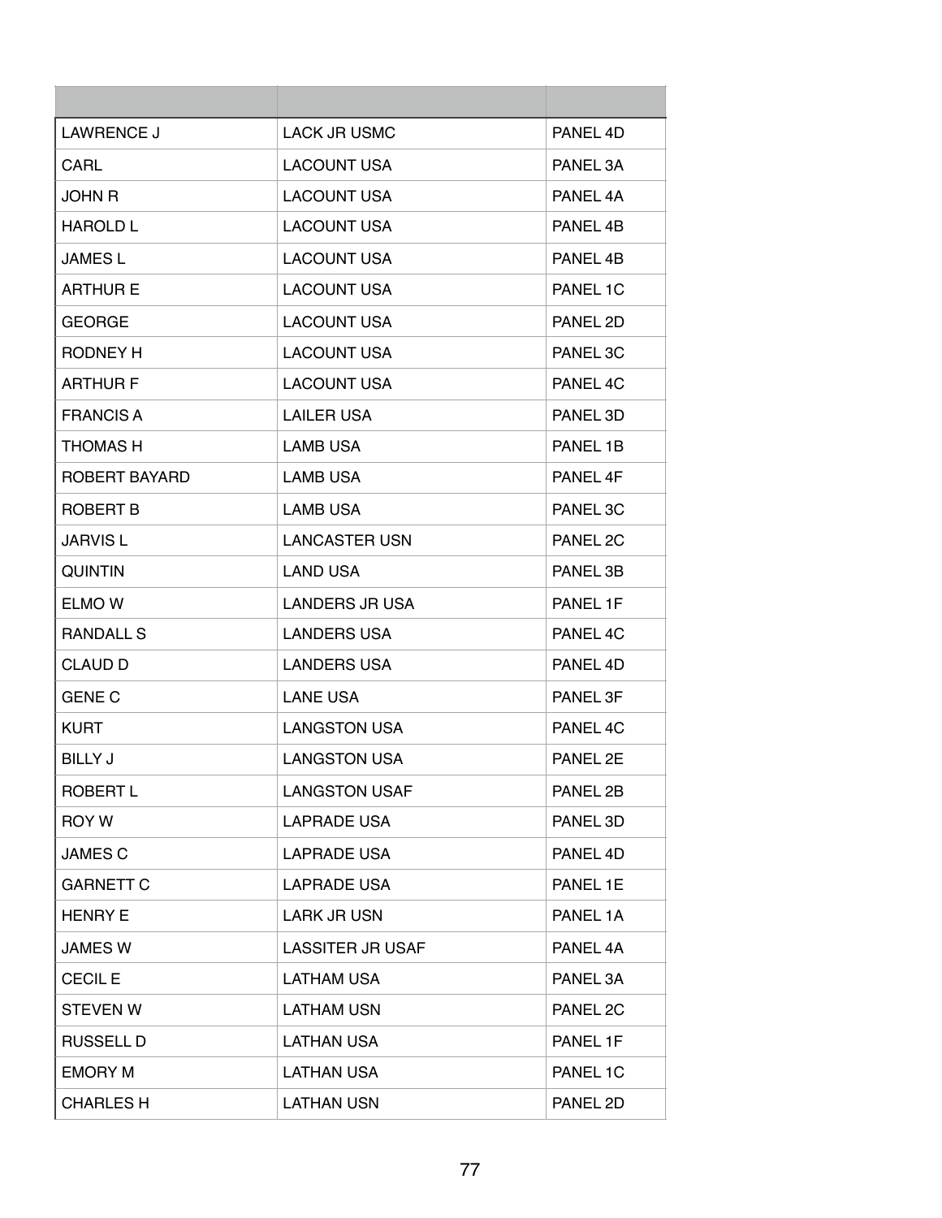| | | |
|---|---|---|
| LAWRENCE J | LACK JR USMC | PANEL 4D |
| CARL | LACOUNT USA | PANEL 3A |
| JOHN R | LACOUNT USA | PANEL 4A |
| HAROLD L | LACOUNT USA | PANEL 4B |
| JAMES L | LACOUNT USA | PANEL 4B |
| ARTHUR E | LACOUNT USA | PANEL 1C |
| GEORGE | LACOUNT USA | PANEL 2D |
| RODNEY H | LACOUNT USA | PANEL 3C |
| ARTHUR F | LACOUNT USA | PANEL 4C |
| FRANCIS A | LAILER USA | PANEL 3D |
| THOMAS H | LAMB USA | PANEL 1B |
| ROBERT BAYARD | LAMB USA | PANEL 4F |
| ROBERT B | LAMB USA | PANEL 3C |
| JARVIS L | LANCASTER USN | PANEL 2C |
| QUINTIN | LAND USA | PANEL 3B |
| ELMO W | LANDERS JR USA | PANEL 1F |
| RANDALL S | LANDERS USA | PANEL 4C |
| CLAUD D | LANDERS USA | PANEL 4D |
| GENE C | LANE USA | PANEL 3F |
| KURT | LANGSTON USA | PANEL 4C |
| BILLY J | LANGSTON USA | PANEL 2E |
| ROBERT L | LANGSTON USAF | PANEL 2B |
| ROY W | LAPRADE USA | PANEL 3D |
| JAMES C | LAPRADE USA | PANEL 4D |
| GARNETT C | LAPRADE USA | PANEL 1E |
| HENRY E | LARK JR USN | PANEL 1A |
| JAMES W | LASSITER JR USAF | PANEL 4A |
| CECIL E | LATHAM USA | PANEL 3A |
| STEVEN W | LATHAM USN | PANEL 2C |
| RUSSELL D | LATHAN USA | PANEL 1F |
| EMORY M | LATHAN USA | PANEL 1C |
| CHARLES H | LATHAN USN | PANEL 2D |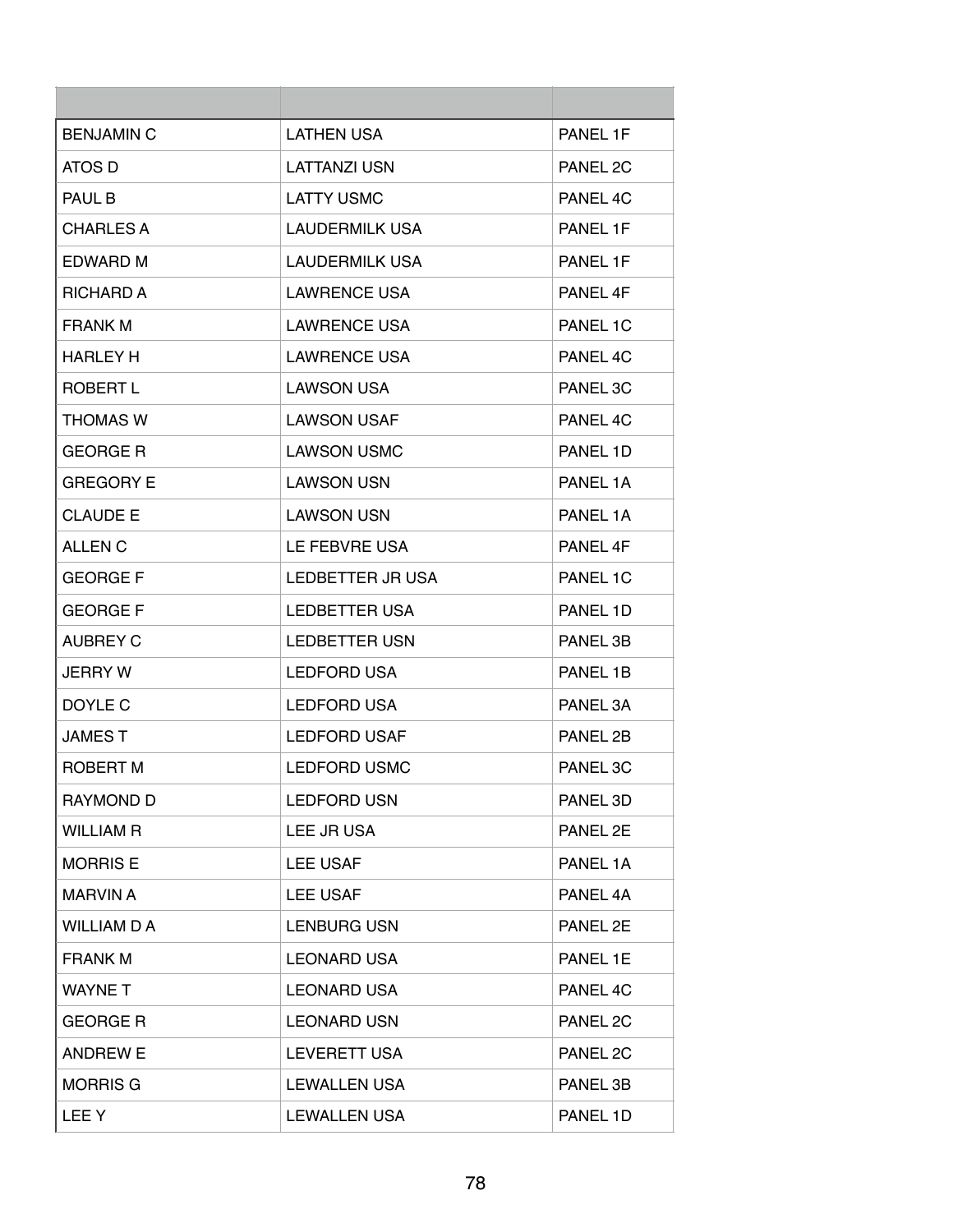| | | |
|---|---|---|
| BENJAMIN C | LATHEN USA | PANEL 1F |
| ATOS D | LATTANZI USN | PANEL 2C |
| PAUL B | LATTY USMC | PANEL 4C |
| CHARLES A | LAUDERMILK USA | PANEL 1F |
| EDWARD M | LAUDERMILK USA | PANEL 1F |
| RICHARD A | LAWRENCE USA | PANEL 4F |
| FRANK M | LAWRENCE USA | PANEL 1C |
| HARLEY H | LAWRENCE USA | PANEL 4C |
| ROBERT L | LAWSON USA | PANEL 3C |
| THOMAS W | LAWSON USAF | PANEL 4C |
| GEORGE R | LAWSON USMC | PANEL 1D |
| GREGORY E | LAWSON USN | PANEL 1A |
| CLAUDE E | LAWSON USN | PANEL 1A |
| ALLEN C | LE FEBVRE USA | PANEL 4F |
| GEORGE F | LEDBETTER JR USA | PANEL 1C |
| GEORGE F | LEDBETTER USA | PANEL 1D |
| AUBREY C | LEDBETTER USN | PANEL 3B |
| JERRY W | LEDFORD USA | PANEL 1B |
| DOYLE C | LEDFORD USA | PANEL 3A |
| JAMES T | LEDFORD USAF | PANEL 2B |
| ROBERT M | LEDFORD USMC | PANEL 3C |
| RAYMOND D | LEDFORD USN | PANEL 3D |
| WILLIAM R | LEE JR USA | PANEL 2E |
| MORRIS E | LEE USAF | PANEL 1A |
| MARVIN A | LEE USAF | PANEL 4A |
| WILLIAM D A | LENBURG USN | PANEL 2E |
| FRANK M | LEONARD USA | PANEL 1E |
| WAYNE T | LEONARD USA | PANEL 4C |
| GEORGE R | LEONARD USN | PANEL 2C |
| ANDREW E | LEVERETT USA | PANEL 2C |
| MORRIS G | LEWALLEN USA | PANEL 3B |
| LEE Y | LEWALLEN USA | PANEL 1D |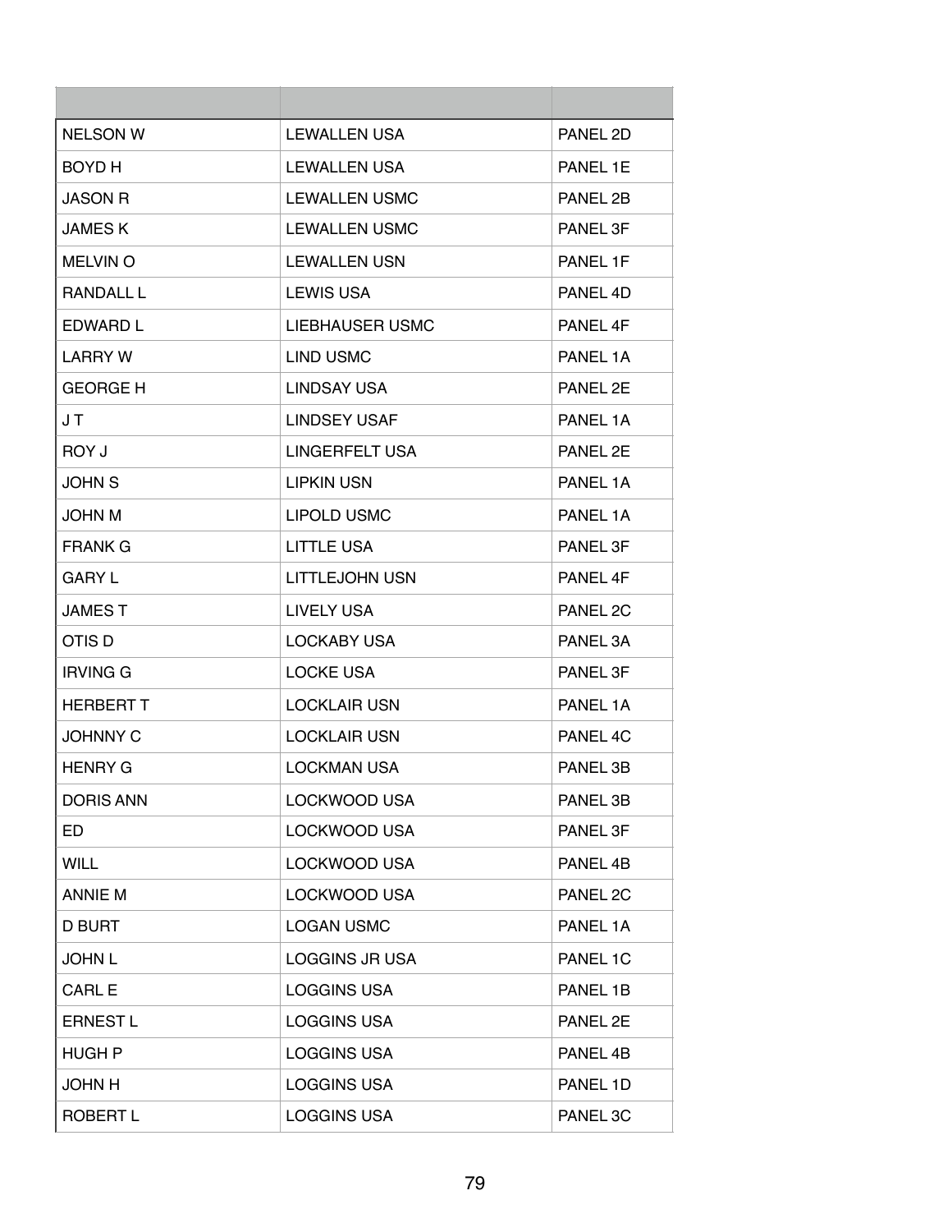| | | |
|---|---|---|
| NELSON W | LEWALLEN USA | PANEL 2D |
| BOYD H | LEWALLEN USA | PANEL 1E |
| JASON R | LEWALLEN USMC | PANEL 2B |
| JAMES K | LEWALLEN USMC | PANEL 3F |
| MELVIN O | LEWALLEN USN | PANEL 1F |
| RANDALL L | LEWIS USA | PANEL 4D |
| EDWARD L | LIEBHAUSER USMC | PANEL 4F |
| LARRY W | LIND USMC | PANEL 1A |
| GEORGE H | LINDSAY USA | PANEL 2E |
| J T | LINDSEY USAF | PANEL 1A |
| ROY J | LINGERFELT USA | PANEL 2E |
| JOHN S | LIPKIN USN | PANEL 1A |
| JOHN M | LIPOLD USMC | PANEL 1A |
| FRANK G | LITTLE USA | PANEL 3F |
| GARY L | LITTLEJOHN USN | PANEL 4F |
| JAMES T | LIVELY USA | PANEL 2C |
| OTIS D | LOCKABY USA | PANEL 3A |
| IRVING G | LOCKE USA | PANEL 3F |
| HERBERT T | LOCKLAIR USN | PANEL 1A |
| JOHNNY C | LOCKLAIR USN | PANEL 4C |
| HENRY G | LOCKMAN USA | PANEL 3B |
| DORIS ANN | LOCKWOOD USA | PANEL 3B |
| ED | LOCKWOOD USA | PANEL 3F |
| WILL | LOCKWOOD USA | PANEL 4B |
| ANNIE M | LOCKWOOD USA | PANEL 2C |
| D BURT | LOGAN USMC | PANEL 1A |
| JOHN L | LOGGINS JR USA | PANEL 1C |
| CARL E | LOGGINS USA | PANEL 1B |
| ERNEST L | LOGGINS USA | PANEL 2E |
| HUGH P | LOGGINS USA | PANEL 4B |
| JOHN H | LOGGINS USA | PANEL 1D |
| ROBERT L | LOGGINS USA | PANEL 3C |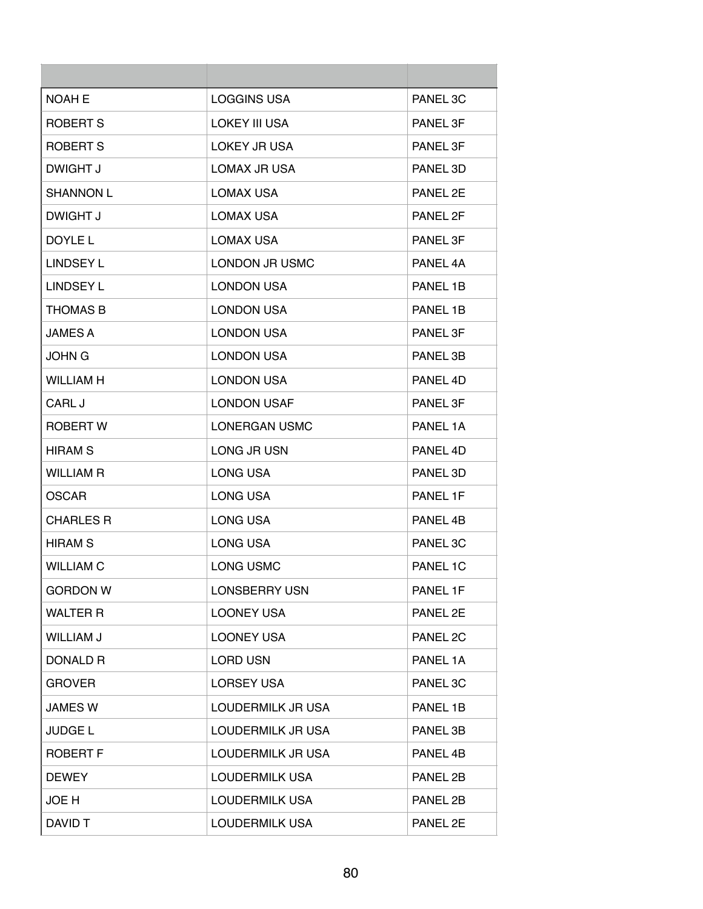| | | |
|---|---|---|
| NOAH E | LOGGINS USA | PANEL 3C |
| ROBERT S | LOKEY III USA | PANEL 3F |
| ROBERT S | LOKEY JR USA | PANEL 3F |
| DWIGHT J | LOMAX JR USA | PANEL 3D |
| SHANNON L | LOMAX USA | PANEL 2E |
| DWIGHT J | LOMAX USA | PANEL 2F |
| DOYLE L | LOMAX USA | PANEL 3F |
| LINDSEY L | LONDON JR USMC | PANEL 4A |
| LINDSEY L | LONDON USA | PANEL 1B |
| THOMAS B | LONDON USA | PANEL 1B |
| JAMES A | LONDON USA | PANEL 3F |
| JOHN G | LONDON USA | PANEL 3B |
| WILLIAM H | LONDON USA | PANEL 4D |
| CARL J | LONDON USAF | PANEL 3F |
| ROBERT W | LONERGAN USMC | PANEL 1A |
| HIRAM S | LONG JR USN | PANEL 4D |
| WILLIAM R | LONG USA | PANEL 3D |
| OSCAR | LONG USA | PANEL 1F |
| CHARLES R | LONG USA | PANEL 4B |
| HIRAM S | LONG USA | PANEL 3C |
| WILLIAM C | LONG USMC | PANEL 1C |
| GORDON W | LONSBERRY USN | PANEL 1F |
| WALTER R | LOONEY USA | PANEL 2E |
| WILLIAM J | LOONEY USA | PANEL 2C |
| DONALD R | LORD USN | PANEL 1A |
| GROVER | LORSEY USA | PANEL 3C |
| JAMES W | LOUDERMILK JR USA | PANEL 1B |
| JUDGE L | LOUDERMILK JR USA | PANEL 3B |
| ROBERT F | LOUDERMILK JR USA | PANEL 4B |
| DEWEY | LOUDERMILK USA | PANEL 2B |
| JOE H | LOUDERMILK USA | PANEL 2B |
| DAVID T | LOUDERMILK USA | PANEL 2E |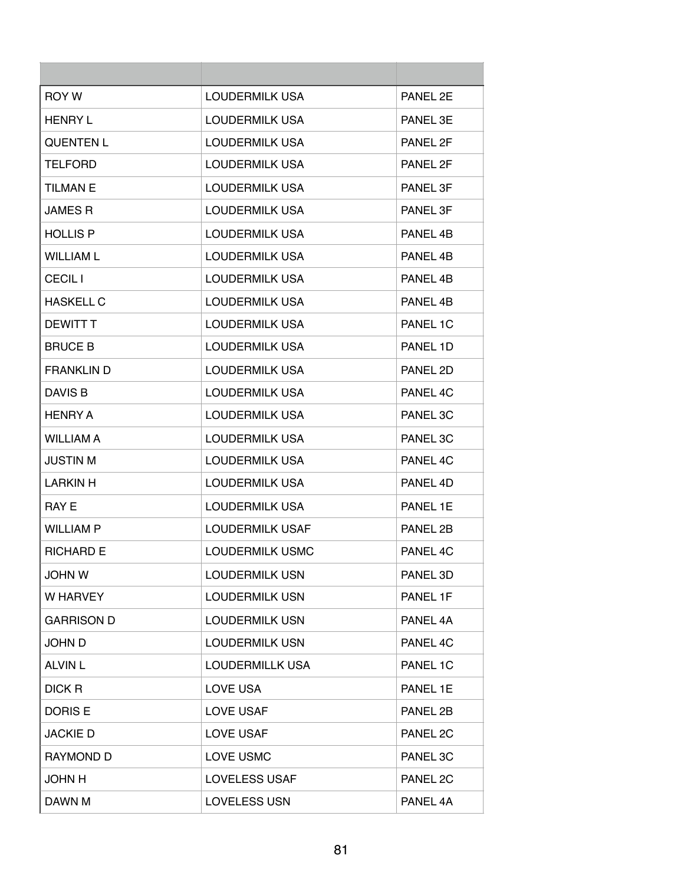| | | |
|---|---|---|
| ROY W | LOUDERMILK USA | PANEL 2E |
| HENRY L | LOUDERMILK USA | PANEL 3E |
| QUENTEN L | LOUDERMILK USA | PANEL 2F |
| TELFORD | LOUDERMILK USA | PANEL 2F |
| TILMAN E | LOUDERMILK USA | PANEL 3F |
| JAMES R | LOUDERMILK USA | PANEL 3F |
| HOLLIS P | LOUDERMILK USA | PANEL 4B |
| WILLIAM L | LOUDERMILK USA | PANEL 4B |
| CECIL I | LOUDERMILK USA | PANEL 4B |
| HASKELL C | LOUDERMILK USA | PANEL 4B |
| DEWITT T | LOUDERMILK USA | PANEL 1C |
| BRUCE B | LOUDERMILK USA | PANEL 1D |
| FRANKLIN D | LOUDERMILK USA | PANEL 2D |
| DAVIS B | LOUDERMILK USA | PANEL 4C |
| HENRY A | LOUDERMILK USA | PANEL 3C |
| WILLIAM A | LOUDERMILK USA | PANEL 3C |
| JUSTIN M | LOUDERMILK USA | PANEL 4C |
| LARKIN H | LOUDERMILK USA | PANEL 4D |
| RAY E | LOUDERMILK USA | PANEL 1E |
| WILLIAM P | LOUDERMILK USAF | PANEL 2B |
| RICHARD E | LOUDERMILK USMC | PANEL 4C |
| JOHN W | LOUDERMILK USN | PANEL 3D |
| W HARVEY | LOUDERMILK USN | PANEL 1F |
| GARRISON D | LOUDERMILK USN | PANEL 4A |
| JOHN D | LOUDERMILK USN | PANEL 4C |
| ALVIN L | LOUDERMILLK USA | PANEL 1C |
| DICK R | LOVE USA | PANEL 1E |
| DORIS E | LOVE USAF | PANEL 2B |
| JACKIE D | LOVE USAF | PANEL 2C |
| RAYMOND D | LOVE USMC | PANEL 3C |
| JOHN H | LOVELESS USAF | PANEL 2C |
| DAWN M | LOVELESS USN | PANEL 4A |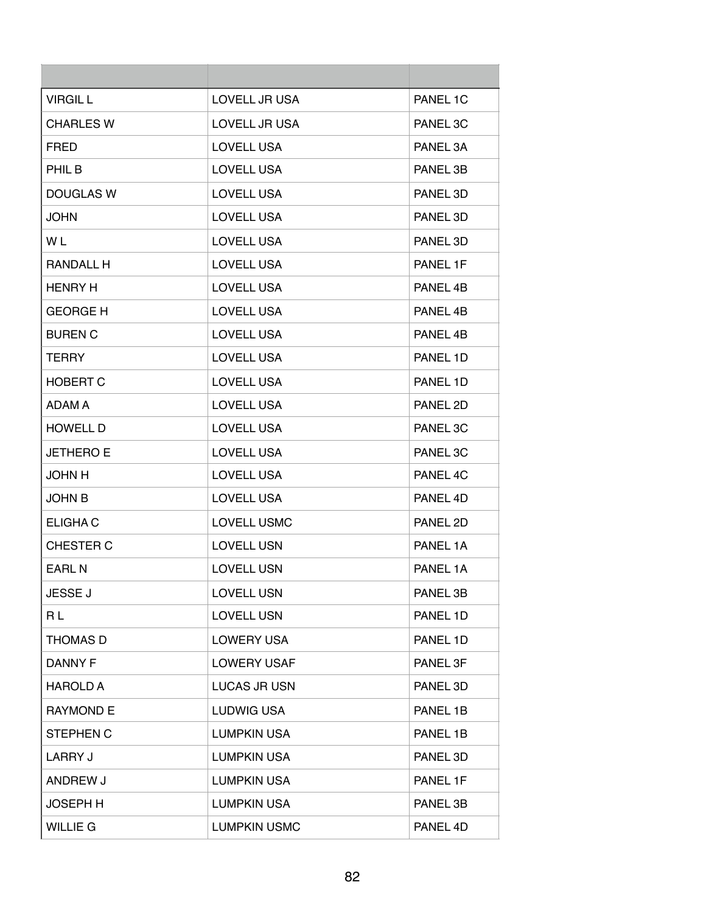| | | |
|---|---|---|
| VIRGIL L | LOVELL JR USA | PANEL 1C |
| CHARLES W | LOVELL JR USA | PANEL 3C |
| FRED | LOVELL USA | PANEL 3A |
| PHIL B | LOVELL USA | PANEL 3B |
| DOUGLAS W | LOVELL USA | PANEL 3D |
| JOHN | LOVELL USA | PANEL 3D |
| W L | LOVELL USA | PANEL 3D |
| RANDALL H | LOVELL USA | PANEL 1F |
| HENRY H | LOVELL USA | PANEL 4B |
| GEORGE H | LOVELL USA | PANEL 4B |
| BUREN C | LOVELL USA | PANEL 4B |
| TERRY | LOVELL USA | PANEL 1D |
| HOBERT C | LOVELL USA | PANEL 1D |
| ADAM A | LOVELL USA | PANEL 2D |
| HOWELL D | LOVELL USA | PANEL 3C |
| JETHERO E | LOVELL USA | PANEL 3C |
| JOHN H | LOVELL USA | PANEL 4C |
| JOHN B | LOVELL USA | PANEL 4D |
| ELIGHA C | LOVELL USMC | PANEL 2D |
| CHESTER C | LOVELL USN | PANEL 1A |
| EARL N | LOVELL USN | PANEL 1A |
| JESSE J | LOVELL USN | PANEL 3B |
| R L | LOVELL USN | PANEL 1D |
| THOMAS D | LOWERY USA | PANEL 1D |
| DANNY F | LOWERY USAF | PANEL 3F |
| HAROLD A | LUCAS JR USN | PANEL 3D |
| RAYMOND E | LUDWIG USA | PANEL 1B |
| STEPHEN C | LUMPKIN USA | PANEL 1B |
| LARRY J | LUMPKIN USA | PANEL 3D |
| ANDREW J | LUMPKIN USA | PANEL 1F |
| JOSEPH H | LUMPKIN USA | PANEL 3B |
| WILLIE G | LUMPKIN USMC | PANEL 4D |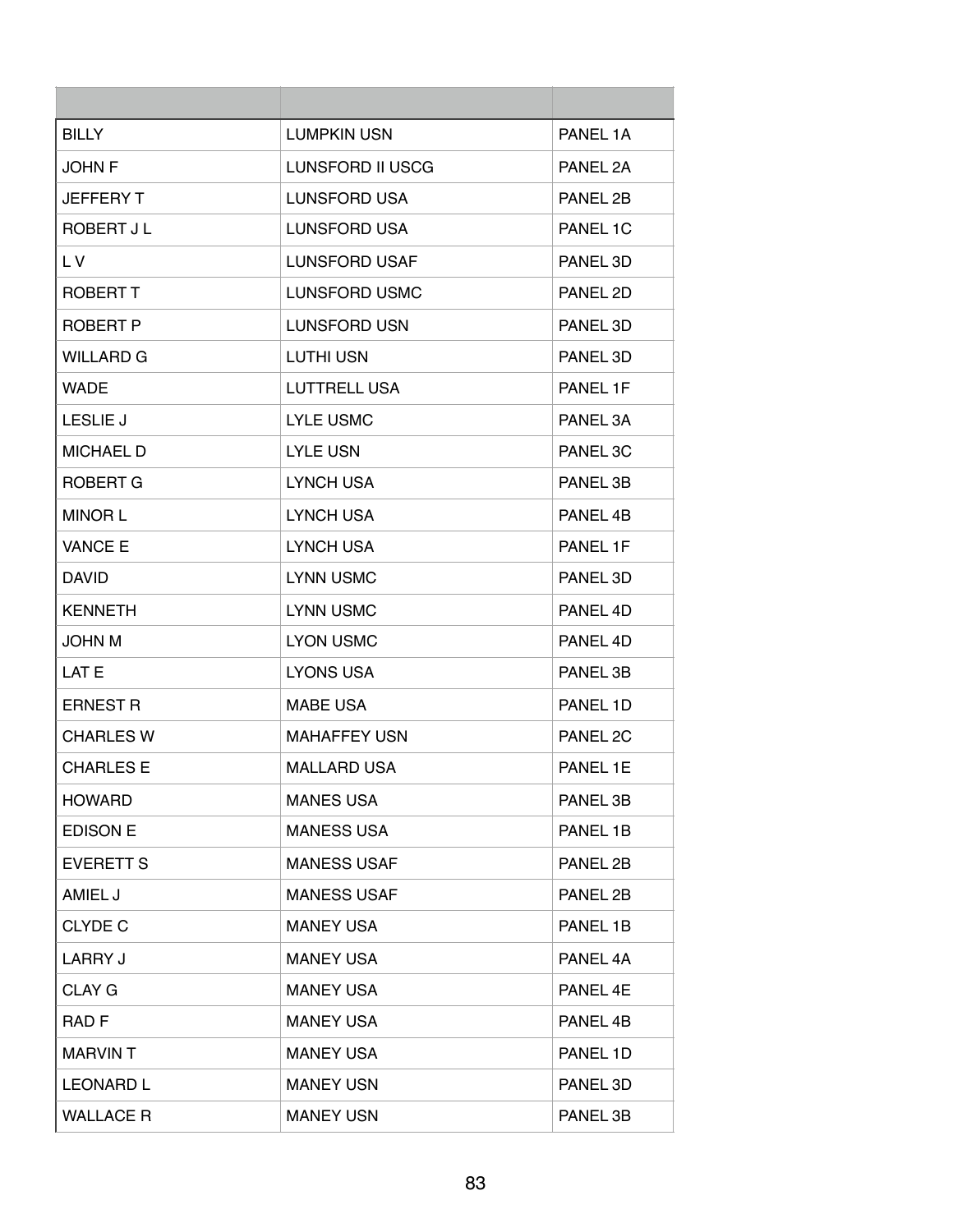| | | |
|---|---|---|
| BILLY | LUMPKIN USN | PANEL 1A |
| JOHN F | LUNSFORD II USCG | PANEL 2A |
| JEFFERY T | LUNSFORD USA | PANEL 2B |
| ROBERT J L | LUNSFORD USA | PANEL 1C |
| L V | LUNSFORD USAF | PANEL 3D |
| ROBERT T | LUNSFORD USMC | PANEL 2D |
| ROBERT P | LUNSFORD USN | PANEL 3D |
| WILLARD G | LUTHI USN | PANEL 3D |
| WADE | LUTTRELL USA | PANEL 1F |
| LESLIE J | LYLE USMC | PANEL 3A |
| MICHAEL D | LYLE USN | PANEL 3C |
| ROBERT G | LYNCH USA | PANEL 3B |
| MINOR L | LYNCH USA | PANEL 4B |
| VANCE E | LYNCH USA | PANEL 1F |
| DAVID | LYNN USMC | PANEL 3D |
| KENNETH | LYNN USMC | PANEL 4D |
| JOHN M | LYON USMC | PANEL 4D |
| LAT E | LYONS USA | PANEL 3B |
| ERNEST R | MABE USA | PANEL 1D |
| CHARLES W | MAHAFFEY USN | PANEL 2C |
| CHARLES E | MALLARD USA | PANEL 1E |
| HOWARD | MANES USA | PANEL 3B |
| EDISON E | MANESS USA | PANEL 1B |
| EVERETT S | MANESS USAF | PANEL 2B |
| AMIEL J | MANESS USAF | PANEL 2B |
| CLYDE C | MANEY USA | PANEL 1B |
| LARRY J | MANEY USA | PANEL 4A |
| CLAY G | MANEY USA | PANEL 4E |
| RAD F | MANEY USA | PANEL 4B |
| MARVIN T | MANEY USA | PANEL 1D |
| LEONARD L | MANEY USN | PANEL 3D |
| WALLACE R | MANEY USN | PANEL 3B |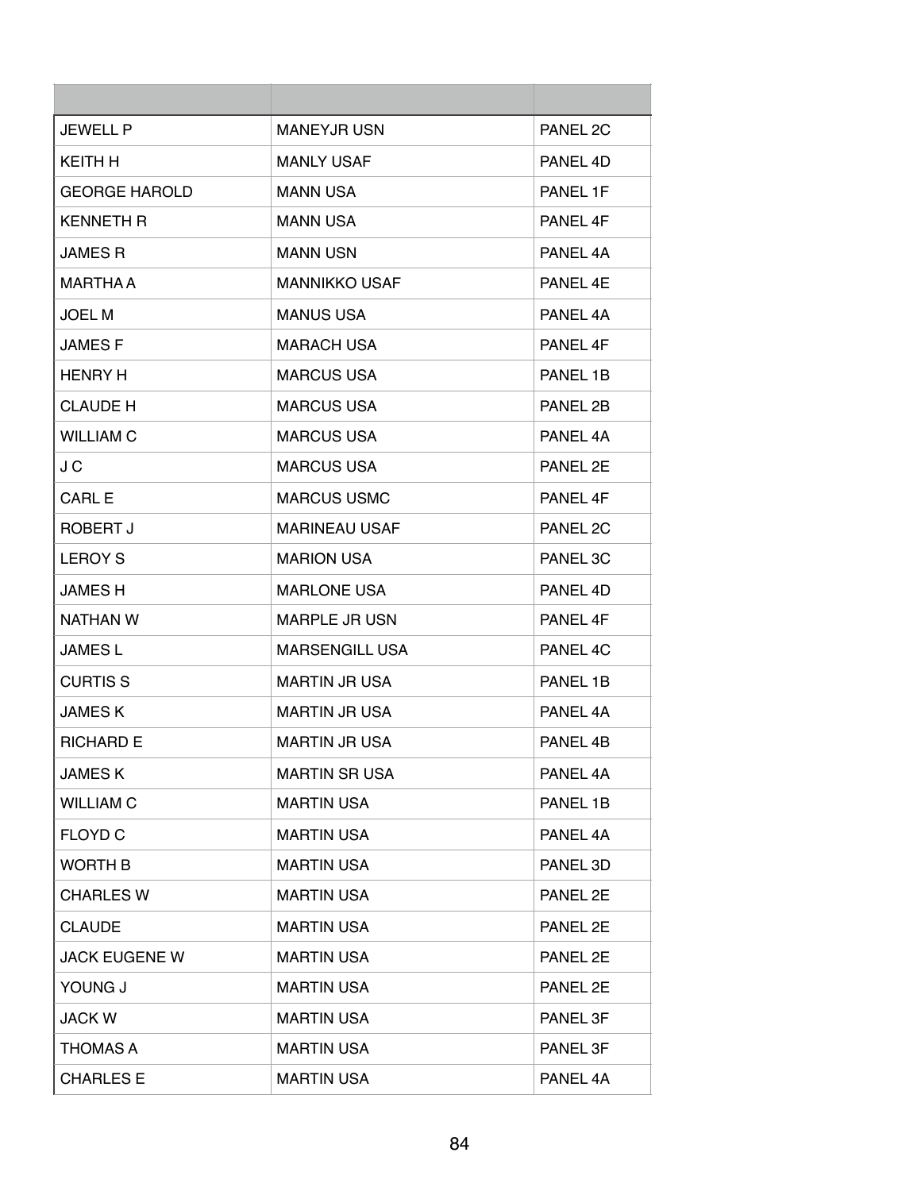| | | |
|---|---|---|
| JEWELL P | MANEYJR USN | PANEL 2C |
| KEITH H | MANLY USAF | PANEL 4D |
| GEORGE HAROLD | MANN USA | PANEL 1F |
| KENNETH R | MANN USA | PANEL 4F |
| JAMES R | MANN USN | PANEL 4A |
| MARTHA A | MANNIKKO USAF | PANEL 4E |
| JOEL M | MANUS USA | PANEL 4A |
| JAMES F | MARACH USA | PANEL 4F |
| HENRY H | MARCUS USA | PANEL 1B |
| CLAUDE H | MARCUS USA | PANEL 2B |
| WILLIAM C | MARCUS USA | PANEL 4A |
| J C | MARCUS USA | PANEL 2E |
| CARL E | MARCUS USMC | PANEL 4F |
| ROBERT J | MARINEAU USAF | PANEL 2C |
| LEROY S | MARION USA | PANEL 3C |
| JAMES H | MARLONE USA | PANEL 4D |
| NATHAN W | MARPLE JR USN | PANEL 4F |
| JAMES L | MARSENGILL USA | PANEL 4C |
| CURTIS S | MARTIN JR USA | PANEL 1B |
| JAMES K | MARTIN JR USA | PANEL 4A |
| RICHARD E | MARTIN JR USA | PANEL 4B |
| JAMES K | MARTIN SR USA | PANEL 4A |
| WILLIAM C | MARTIN USA | PANEL 1B |
| FLOYD C | MARTIN USA | PANEL 4A |
| WORTH B | MARTIN USA | PANEL 3D |
| CHARLES W | MARTIN USA | PANEL 2E |
| CLAUDE | MARTIN USA | PANEL 2E |
| JACK EUGENE W | MARTIN USA | PANEL 2E |
| YOUNG J | MARTIN USA | PANEL 2E |
| JACK W | MARTIN USA | PANEL 3F |
| THOMAS A | MARTIN USA | PANEL 3F |
| CHARLES E | MARTIN USA | PANEL 4A |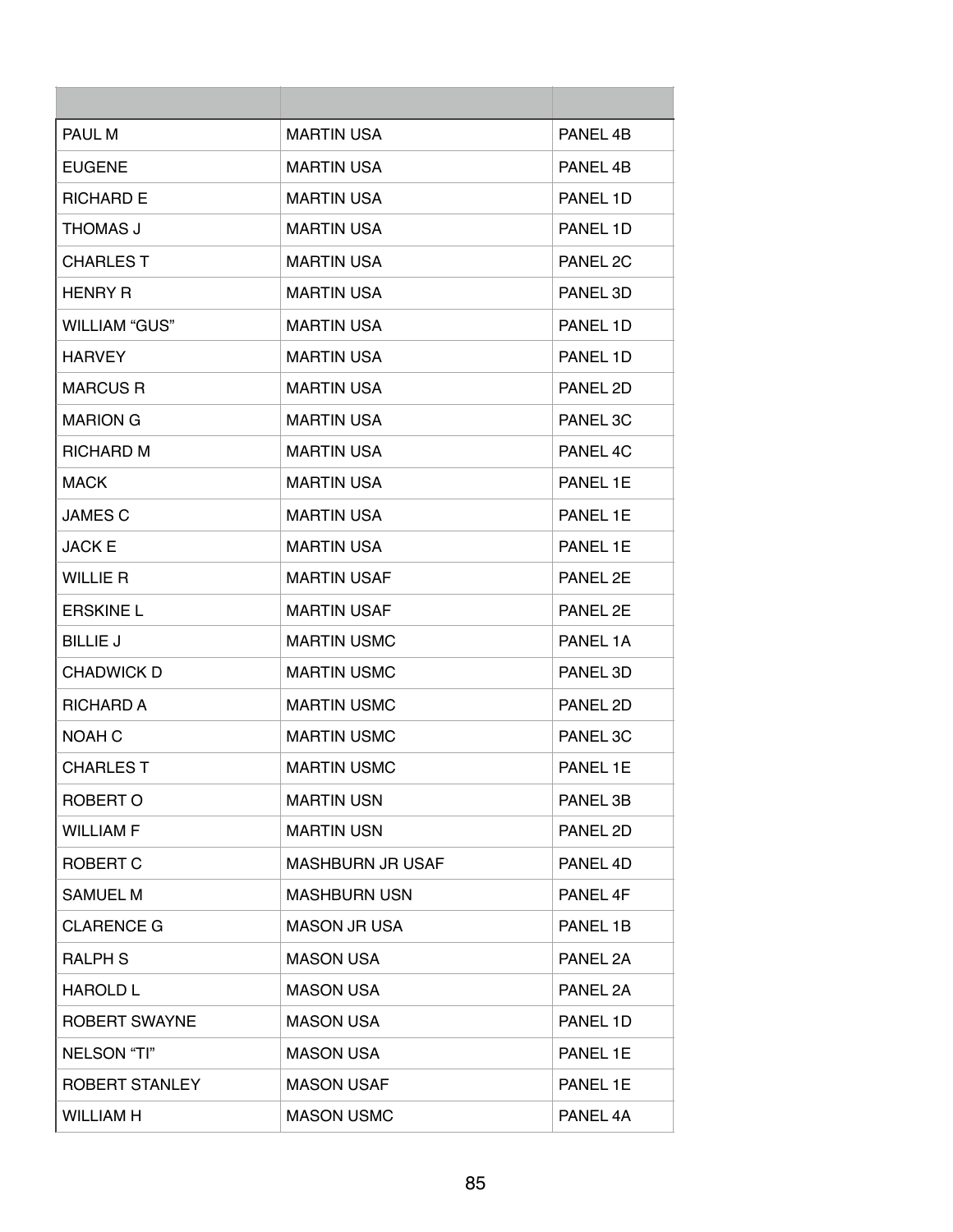| | | |
|---|---|---|
| PAUL M | MARTIN USA | PANEL 4B |
| EUGENE | MARTIN USA | PANEL 4B |
| RICHARD E | MARTIN USA | PANEL 1D |
| THOMAS J | MARTIN USA | PANEL 1D |
| CHARLES T | MARTIN USA | PANEL 2C |
| HENRY R | MARTIN USA | PANEL 3D |
| WILLIAM “GUS” | MARTIN USA | PANEL 1D |
| HARVEY | MARTIN USA | PANEL 1D |
| MARCUS R | MARTIN USA | PANEL 2D |
| MARION G | MARTIN USA | PANEL 3C |
| RICHARD M | MARTIN USA | PANEL 4C |
| MACK | MARTIN USA | PANEL 1E |
| JAMES C | MARTIN USA | PANEL 1E |
| JACK E | MARTIN USA | PANEL 1E |
| WILLIE R | MARTIN USAF | PANEL 2E |
| ERSKINE L | MARTIN USAF | PANEL 2E |
| BILLIE J | MARTIN USMC | PANEL 1A |
| CHADWICK D | MARTIN USMC | PANEL 3D |
| RICHARD A | MARTIN USMC | PANEL 2D |
| NOAH C | MARTIN USMC | PANEL 3C |
| CHARLES T | MARTIN USMC | PANEL 1E |
| ROBERT O | MARTIN USN | PANEL 3B |
| WILLIAM F | MARTIN USN | PANEL 2D |
| ROBERT C | MASHBURN JR USAF | PANEL 4D |
| SAMUEL M | MASHBURN USN | PANEL 4F |
| CLARENCE G | MASON JR USA | PANEL 1B |
| RALPH S | MASON USA | PANEL 2A |
| HAROLD L | MASON USA | PANEL 2A |
| ROBERT SWAYNE | MASON USA | PANEL 1D |
| NELSON “TI” | MASON USA | PANEL 1E |
| ROBERT STANLEY | MASON USAF | PANEL 1E |
| WILLIAM H | MASON USMC | PANEL 4A |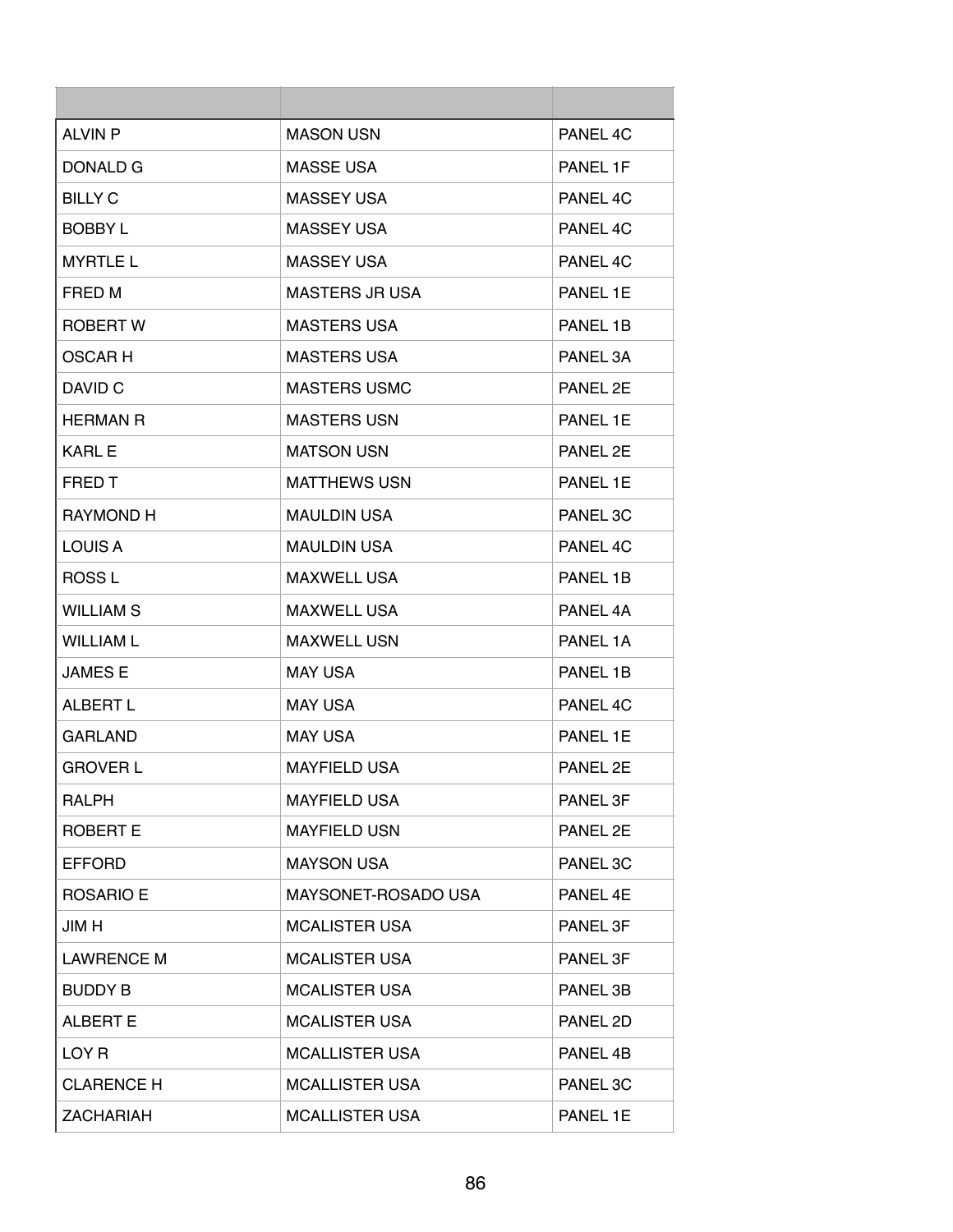| | | |
|---|---|---|
| ALVIN P | MASON USN | PANEL 4C |
| DONALD G | MASSE USA | PANEL 1F |
| BILLY C | MASSEY USA | PANEL 4C |
| BOBBY L | MASSEY USA | PANEL 4C |
| MYRTLE L | MASSEY USA | PANEL 4C |
| FRED M | MASTERS JR USA | PANEL 1E |
| ROBERT W | MASTERS USA | PANEL 1B |
| OSCAR H | MASTERS USA | PANEL 3A |
| DAVID C | MASTERS USMC | PANEL 2E |
| HERMAN R | MASTERS USN | PANEL 1E |
| KARL E | MATSON USN | PANEL 2E |
| FRED T | MATTHEWS USN | PANEL 1E |
| RAYMOND H | MAULDIN USA | PANEL 3C |
| LOUIS A | MAULDIN USA | PANEL 4C |
| ROSS L | MAXWELL USA | PANEL 1B |
| WILLIAM S | MAXWELL USA | PANEL 4A |
| WILLIAM L | MAXWELL USN | PANEL 1A |
| JAMES E | MAY USA | PANEL 1B |
| ALBERT L | MAY USA | PANEL 4C |
| GARLAND | MAY USA | PANEL 1E |
| GROVER L | MAYFIELD USA | PANEL 2E |
| RALPH | MAYFIELD USA | PANEL 3F |
| ROBERT E | MAYFIELD USN | PANEL 2E |
| EFFORD | MAYSON USA | PANEL 3C |
| ROSARIO E | MAYSONET-ROSADO USA | PANEL 4E |
| JIM H | MCALISTER USA | PANEL 3F |
| LAWRENCE M | MCALISTER USA | PANEL 3F |
| BUDDY B | MCALISTER USA | PANEL 3B |
| ALBERT E | MCALISTER USA | PANEL 2D |
| LOY R | MCALLISTER USA | PANEL 4B |
| CLARENCE H | MCALLISTER USA | PANEL 3C |
| ZACHARIAH | MCALLISTER USA | PANEL 1E |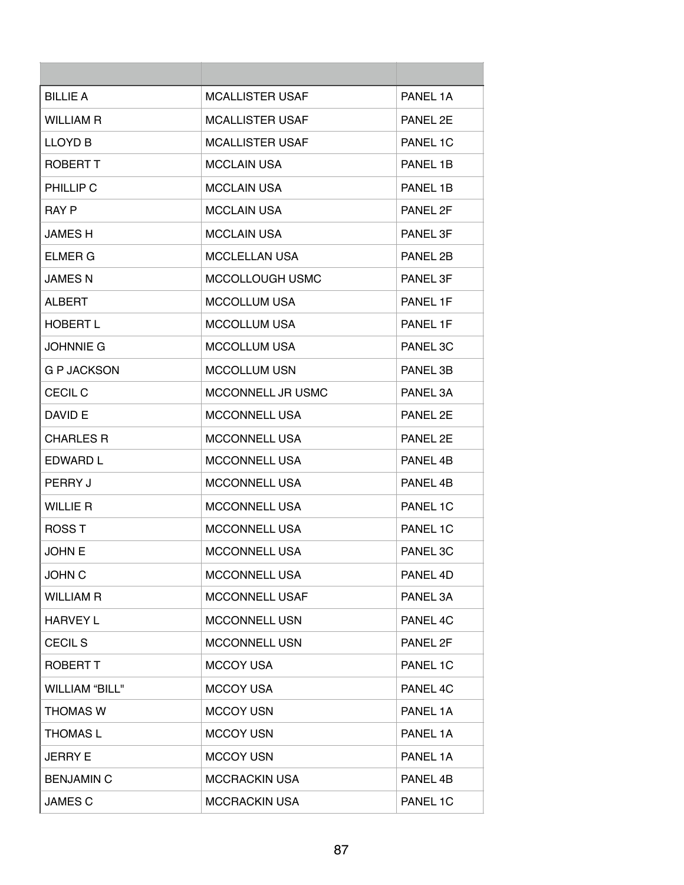| | | |
|---|---|---|
| BILLIE A | MCALLISTER USAF | PANEL 1A |
| WILLIAM R | MCALLISTER USAF | PANEL 2E |
| LLOYD B | MCALLISTER USAF | PANEL 1C |
| ROBERT T | MCCLAIN USA | PANEL 1B |
| PHILLIP C | MCCLAIN USA | PANEL 1B |
| RAY P | MCCLAIN USA | PANEL 2F |
| JAMES H | MCCLAIN USA | PANEL 3F |
| ELMER G | MCCLELLAN USA | PANEL 2B |
| JAMES N | MCCOLLOUGH USMC | PANEL 3F |
| ALBERT | MCCOLLUM USA | PANEL 1F |
| HOBERT L | MCCOLLUM USA | PANEL 1F |
| JOHNNIE G | MCCOLLUM USA | PANEL 3C |
| G P JACKSON | MCCOLLUM USN | PANEL 3B |
| CECIL C | MCCONNELL JR USMC | PANEL 3A |
| DAVID E | MCCONNELL USA | PANEL 2E |
| CHARLES R | MCCONNELL USA | PANEL 2E |
| EDWARD L | MCCONNELL USA | PANEL 4B |
| PERRY J | MCCONNELL USA | PANEL 4B |
| WILLIE R | MCCONNELL USA | PANEL 1C |
| ROSS T | MCCONNELL USA | PANEL 1C |
| JOHN E | MCCONNELL USA | PANEL 3C |
| JOHN C | MCCONNELL USA | PANEL 4D |
| WILLIAM R | MCCONNELL USAF | PANEL 3A |
| HARVEY L | MCCONNELL USN | PANEL 4C |
| CECIL S | MCCONNELL USN | PANEL 2F |
| ROBERT T | MCCOY USA | PANEL 1C |
| WILLIAM “BILL" | MCCOY USA | PANEL 4C |
| THOMAS W | MCCOY USN | PANEL 1A |
| THOMAS L | MCCOY USN | PANEL 1A |
| JERRY E | MCCOY USN | PANEL 1A |
| BENJAMIN C | MCCRACKIN USA | PANEL 4B |
| JAMES C | MCCRACKIN USA | PANEL 1C |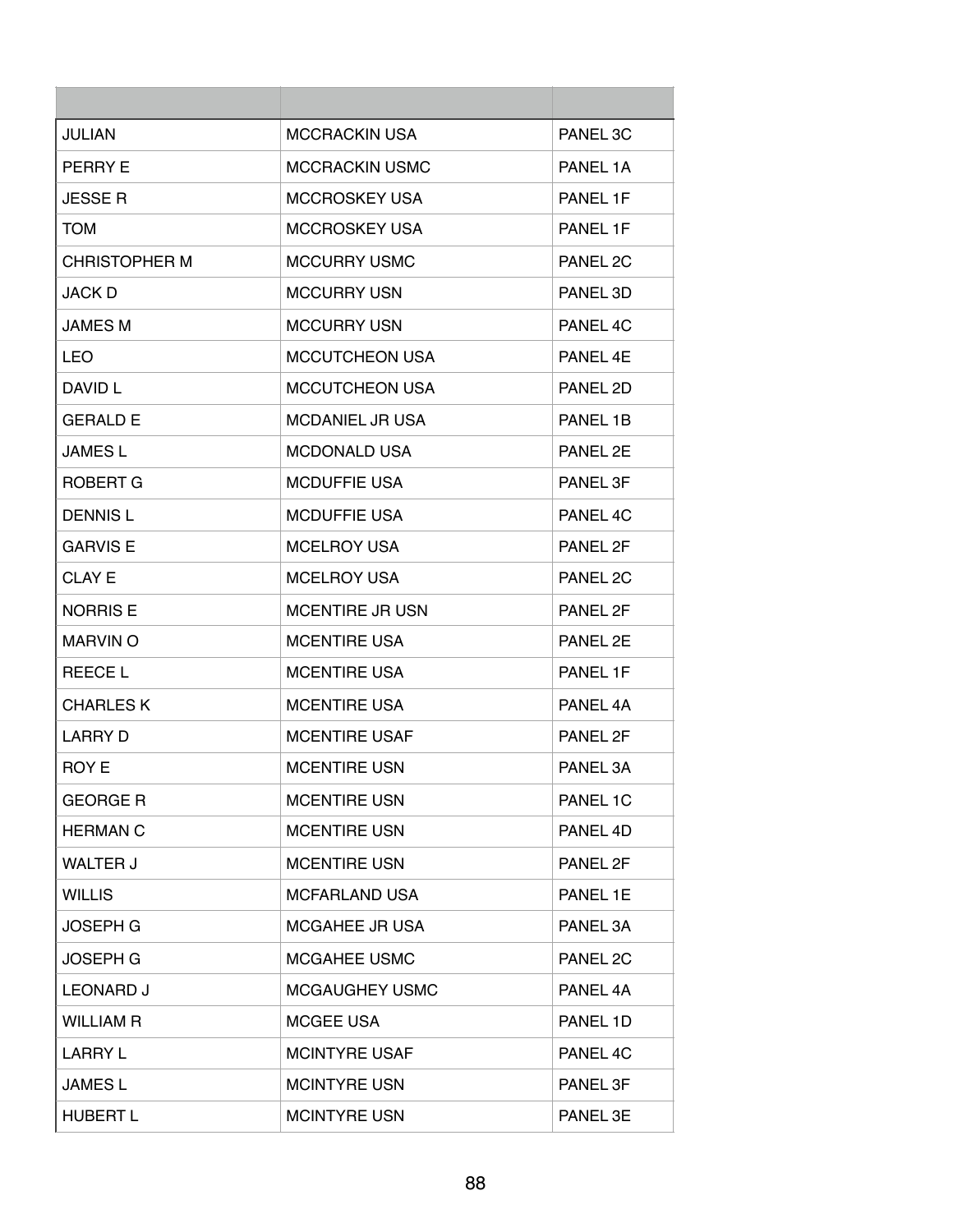| | | |
|---|---|---|
| JULIAN | MCCRACKIN USA | PANEL 3C |
| PERRY E | MCCRACKIN USMC | PANEL 1A |
| JESSE R | MCCROSKEY USA | PANEL 1F |
| TOM | MCCROSKEY USA | PANEL 1F |
| CHRISTOPHER M | MCCURRY USMC | PANEL 2C |
| JACK D | MCCURRY USN | PANEL 3D |
| JAMES M | MCCURRY USN | PANEL 4C |
| LEO | MCCUTCHEON USA | PANEL 4E |
| DAVID L | MCCUTCHEON USA | PANEL 2D |
| GERALD E | MCDANIEL JR USA | PANEL 1B |
| JAMES L | MCDONALD USA | PANEL 2E |
| ROBERT G | MCDUFFIE USA | PANEL 3F |
| DENNIS L | MCDUFFIE USA | PANEL 4C |
| GARVIS E | MCELROY USA | PANEL 2F |
| CLAY E | MCELROY USA | PANEL 2C |
| NORRIS E | MCENTIRE JR USN | PANEL 2F |
| MARVIN O | MCENTIRE USA | PANEL 2E |
| REECE L | MCENTIRE USA | PANEL 1F |
| CHARLES K | MCENTIRE USA | PANEL 4A |
| LARRY D | MCENTIRE USAF | PANEL 2F |
| ROY E | MCENTIRE USN | PANEL 3A |
| GEORGE R | MCENTIRE USN | PANEL 1C |
| HERMAN C | MCENTIRE USN | PANEL 4D |
| WALTER J | MCENTIRE USN | PANEL 2F |
| WILLIS | MCFARLAND USA | PANEL 1E |
| JOSEPH G | MCGAHEE JR USA | PANEL 3A |
| JOSEPH G | MCGAHEE USMC | PANEL 2C |
| LEONARD J | MCGAUGHEY USMC | PANEL 4A |
| WILLIAM R | MCGEE USA | PANEL 1D |
| LARRY L | MCINTYRE USAF | PANEL 4C |
| JAMES L | MCINTYRE USN | PANEL 3F |
| HUBERT L | MCINTYRE USN | PANEL 3E |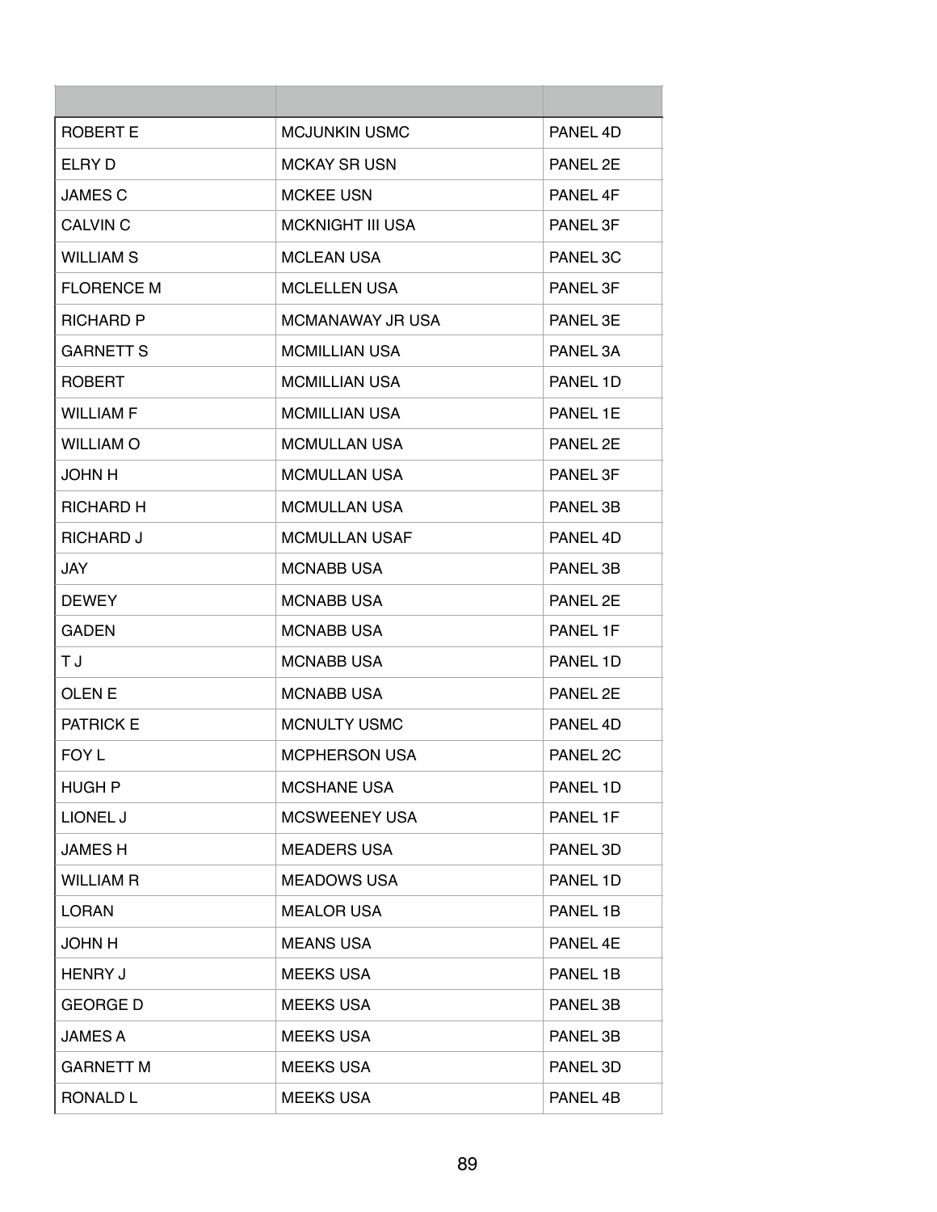| | | |
|---|---|---|
| ROBERT E | MCJUNKIN USMC | PANEL 4D |
| ELRY D | MCKAY SR USN | PANEL 2E |
| JAMES C | MCKEE USN | PANEL 4F |
| CALVIN C | MCKNIGHT III USA | PANEL 3F |
| WILLIAM S | MCLEAN USA | PANEL 3C |
| FLORENCE M | MCLELLEN USA | PANEL 3F |
| RICHARD P | MCMANAWAY JR USA | PANEL 3E |
| GARNETT S | MCMILLIAN USA | PANEL 3A |
| ROBERT | MCMILLIAN USA | PANEL 1D |
| WILLIAM F | MCMILLIAN USA | PANEL 1E |
| WILLIAM O | MCMULLAN USA | PANEL 2E |
| JOHN H | MCMULLAN USA | PANEL 3F |
| RICHARD H | MCMULLAN USA | PANEL 3B |
| RICHARD J | MCMULLAN USAF | PANEL 4D |
| JAY | MCNABB USA | PANEL 3B |
| DEWEY | MCNABB USA | PANEL 2E |
| GADEN | MCNABB USA | PANEL 1F |
| T J | MCNABB USA | PANEL 1D |
| OLEN E | MCNABB USA | PANEL 2E |
| PATRICK E | MCNULTY USMC | PANEL 4D |
| FOY L | MCPHERSON USA | PANEL 2C |
| HUGH P | MCSHANE USA | PANEL 1D |
| LIONEL J | MCSWEENEY USA | PANEL 1F |
| JAMES H | MEADERS USA | PANEL 3D |
| WILLIAM R | MEADOWS USA | PANEL 1D |
| LORAN | MEALOR USA | PANEL 1B |
| JOHN H | MEANS USA | PANEL 4E |
| HENRY J | MEEKS USA | PANEL 1B |
| GEORGE D | MEEKS USA | PANEL 3B |
| JAMES A | MEEKS USA | PANEL 3B |
| GARNETT M | MEEKS USA | PANEL 3D |
| RONALD L | MEEKS USA | PANEL 4B |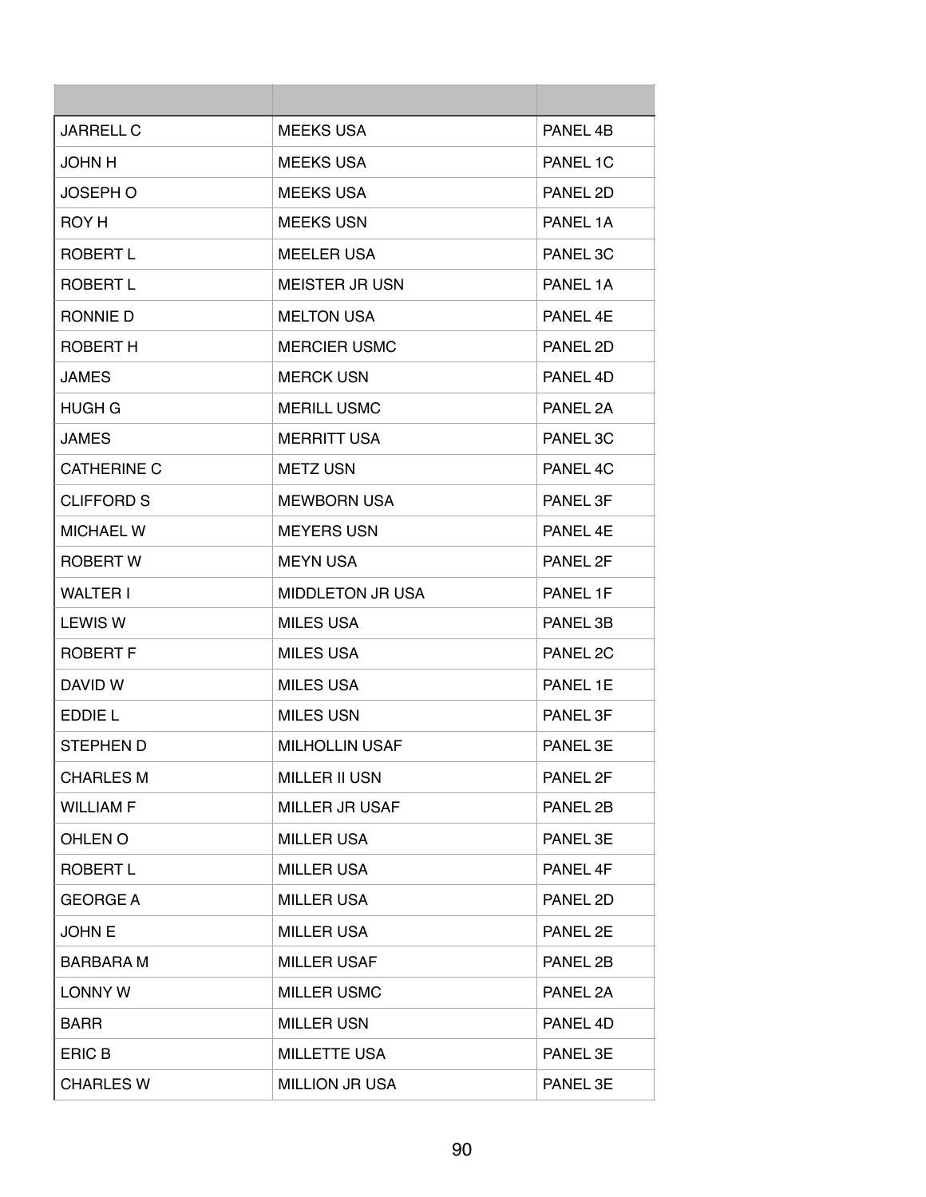| | | |
|---|---|---|
| JARRELL C | MEEKS USA | PANEL 4B |
| JOHN H | MEEKS USA | PANEL 1C |
| JOSEPH O | MEEKS USA | PANEL 2D |
| ROY H | MEEKS USN | PANEL 1A |
| ROBERT L | MEELER USA | PANEL 3C |
| ROBERT L | MEISTER JR USN | PANEL 1A |
| RONNIE D | MELTON USA | PANEL 4E |
| ROBERT H | MERCIER USMC | PANEL 2D |
| JAMES | MERCK USN | PANEL 4D |
| HUGH G | MERILL USMC | PANEL 2A |
| JAMES | MERRITT USA | PANEL 3C |
| CATHERINE C | METZ USN | PANEL 4C |
| CLIFFORD S | MEWBORN USA | PANEL 3F |
| MICHAEL W | MEYERS USN | PANEL 4E |
| ROBERT W | MEYN USA | PANEL 2F |
| WALTER I | MIDDLETON JR USA | PANEL 1F |
| LEWIS W | MILES USA | PANEL 3B |
| ROBERT F | MILES USA | PANEL 2C |
| DAVID W | MILES USA | PANEL 1E |
| EDDIE L | MILES USN | PANEL 3F |
| STEPHEN D | MILHOLLIN USAF | PANEL 3E |
| CHARLES M | MILLER II USN | PANEL 2F |
| WILLIAM F | MILLER JR USAF | PANEL 2B |
| OHLEN O | MILLER USA | PANEL 3E |
| ROBERT L | MILLER USA | PANEL 4F |
| GEORGE A | MILLER USA | PANEL 2D |
| JOHN E | MILLER USA | PANEL 2E |
| BARBARA M | MILLER USAF | PANEL 2B |
| LONNY W | MILLER USMC | PANEL 2A |
| BARR | MILLER USN | PANEL 4D |
| ERIC B | MILLETTE USA | PANEL 3E |
| CHARLES W | MILLION JR USA | PANEL 3E |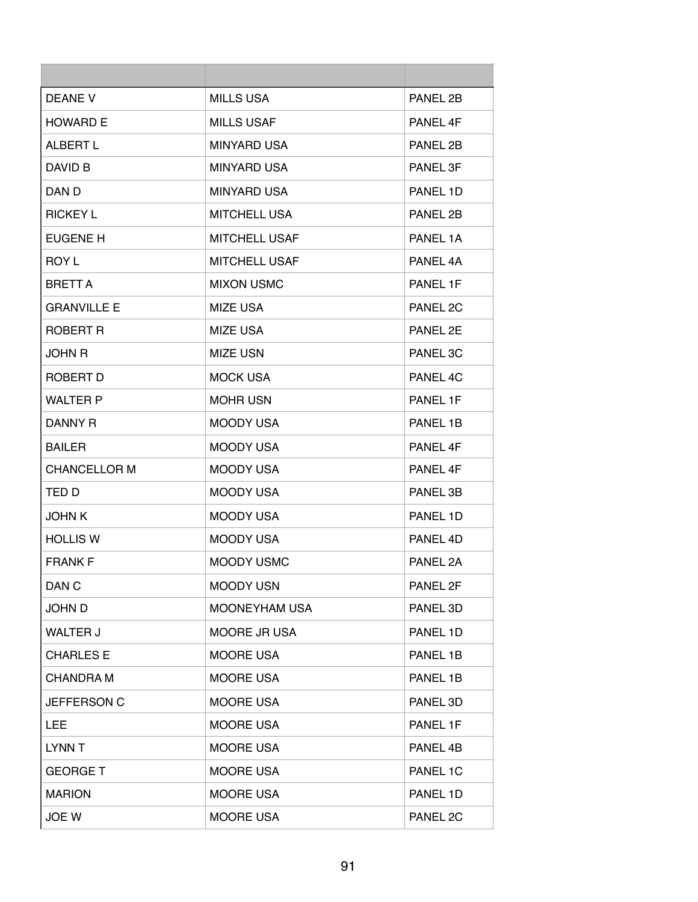| | | |
|---|---|---|
| DEANE V | MILLS USA | PANEL 2B |
| HOWARD E | MILLS USAF | PANEL 4F |
| ALBERT L | MINYARD USA | PANEL 2B |
| DAVID B | MINYARD USA | PANEL 3F |
| DAN D | MINYARD USA | PANEL 1D |
| RICKEY L | MITCHELL USA | PANEL 2B |
| EUGENE H | MITCHELL USAF | PANEL 1A |
| ROY L | MITCHELL USAF | PANEL 4A |
| BRETT A | MIXON USMC | PANEL 1F |
| GRANVILLE E | MIZE USA | PANEL 2C |
| ROBERT R | MIZE USA | PANEL 2E |
| JOHN R | MIZE USN | PANEL 3C |
| ROBERT D | MOCK USA | PANEL 4C |
| WALTER P | MOHR USN | PANEL 1F |
| DANNY R | MOODY USA | PANEL 1B |
| BAILER | MOODY USA | PANEL 4F |
| CHANCELLOR M | MOODY USA | PANEL 4F |
| TED D | MOODY USA | PANEL 3B |
| JOHN K | MOODY USA | PANEL 1D |
| HOLLIS W | MOODY USA | PANEL 4D |
| FRANK F | MOODY USMC | PANEL 2A |
| DAN C | MOODY USN | PANEL 2F |
| JOHN D | MOONEYHAM USA | PANEL 3D |
| WALTER J | MOORE JR USA | PANEL 1D |
| CHARLES E | MOORE USA | PANEL 1B |
| CHANDRA M | MOORE USA | PANEL 1B |
| JEFFERSON C | MOORE USA | PANEL 3D |
| LEE | MOORE USA | PANEL 1F |
| LYNN T | MOORE USA | PANEL 4B |
| GEORGE T | MOORE USA | PANEL 1C |
| MARION | MOORE USA | PANEL 1D |
| JOE W | MOORE USA | PANEL 2C |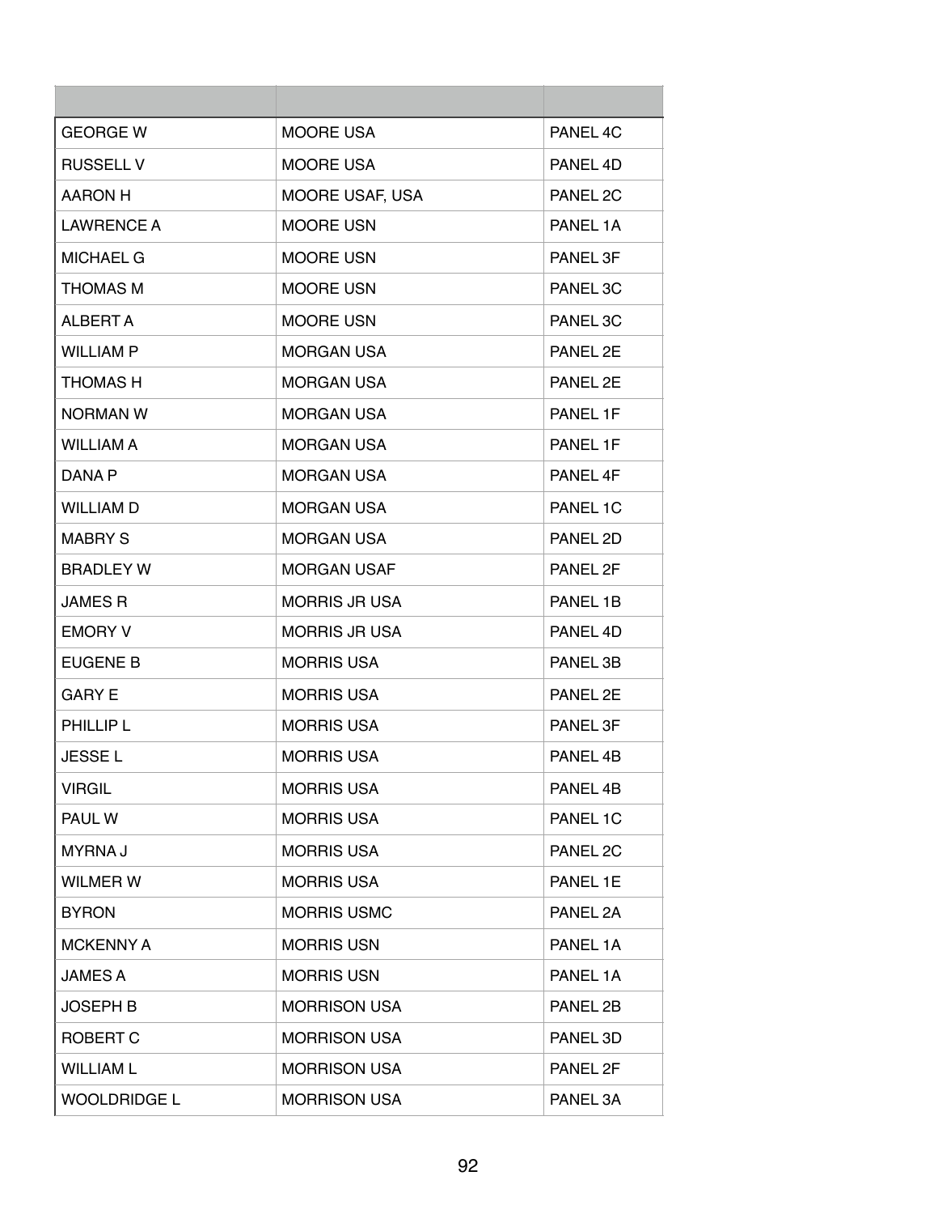| | | |
|---|---|---|
| GEORGE W | MOORE USA | PANEL 4C |
| RUSSELL V | MOORE USA | PANEL 4D |
| AARON H | MOORE USAF, USA | PANEL 2C |
| LAWRENCE A | MOORE USN | PANEL 1A |
| MICHAEL G | MOORE USN | PANEL 3F |
| THOMAS M | MOORE USN | PANEL 3C |
| ALBERT A | MOORE USN | PANEL 3C |
| WILLIAM P | MORGAN USA | PANEL 2E |
| THOMAS H | MORGAN USA | PANEL 2E |
| NORMAN W | MORGAN USA | PANEL 1F |
| WILLIAM A | MORGAN USA | PANEL 1F |
| DANA P | MORGAN USA | PANEL 4F |
| WILLIAM D | MORGAN USA | PANEL 1C |
| MABRY S | MORGAN USA | PANEL 2D |
| BRADLEY W | MORGAN USAF | PANEL 2F |
| JAMES R | MORRIS JR USA | PANEL 1B |
| EMORY V | MORRIS JR USA | PANEL 4D |
| EUGENE B | MORRIS USA | PANEL 3B |
| GARY E | MORRIS USA | PANEL 2E |
| PHILLIP L | MORRIS USA | PANEL 3F |
| JESSE L | MORRIS USA | PANEL 4B |
| VIRGIL | MORRIS USA | PANEL 4B |
| PAUL W | MORRIS USA | PANEL 1C |
| MYRNA J | MORRIS USA | PANEL 2C |
| WILMER W | MORRIS USA | PANEL 1E |
| BYRON | MORRIS USMC | PANEL 2A |
| MCKENNY A | MORRIS USN | PANEL 1A |
| JAMES A | MORRIS USN | PANEL 1A |
| JOSEPH B | MORRISON USA | PANEL 2B |
| ROBERT C | MORRISON USA | PANEL 3D |
| WILLIAM L | MORRISON USA | PANEL 2F |
| WOOLDRIDGE L | MORRISON USA | PANEL 3A |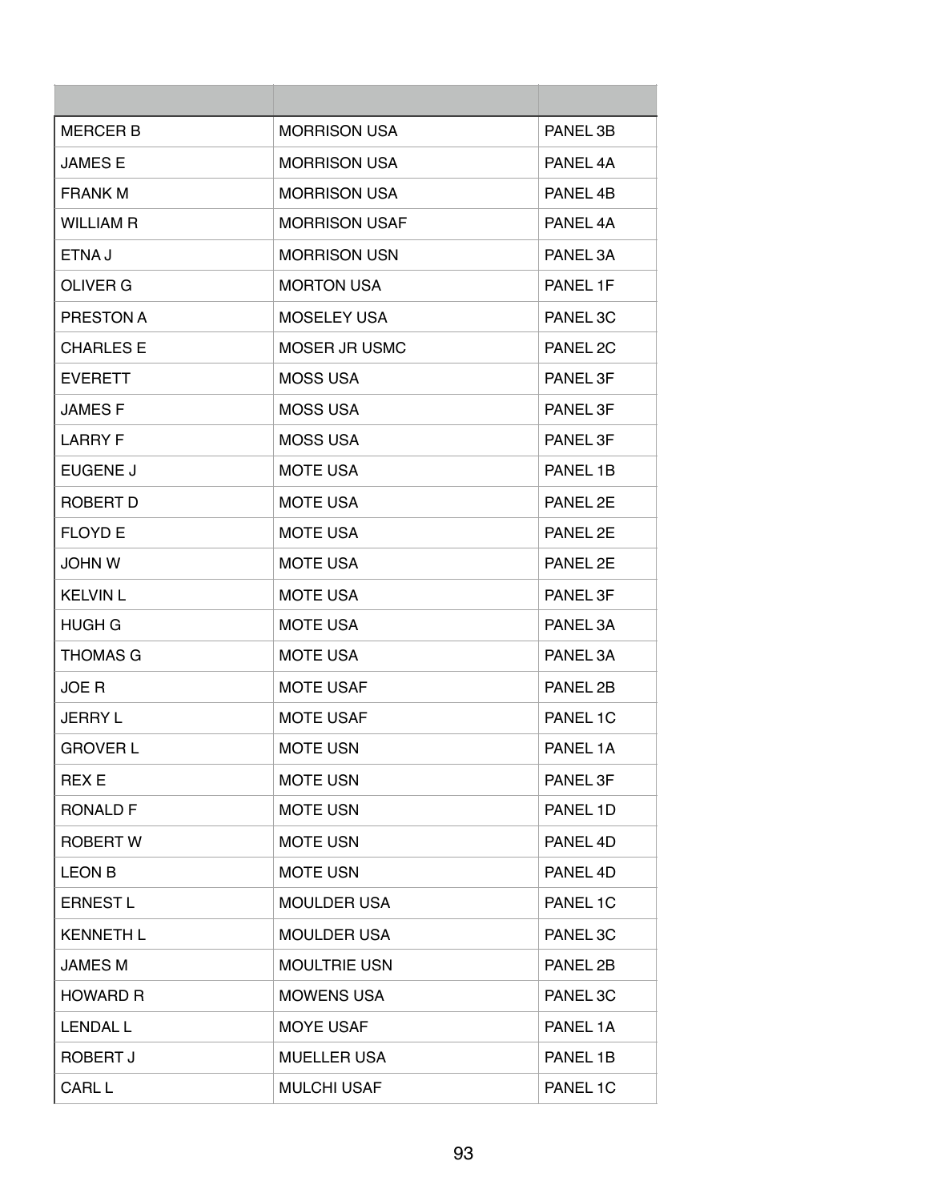| | | |
|---|---|---|
| MERCER B | MORRISON USA | PANEL 3B |
| JAMES E | MORRISON USA | PANEL 4A |
| FRANK M | MORRISON USA | PANEL 4B |
| WILLIAM R | MORRISON USAF | PANEL 4A |
| ETNA J | MORRISON USN | PANEL 3A |
| OLIVER G | MORTON USA | PANEL 1F |
| PRESTON A | MOSELEY USA | PANEL 3C |
| CHARLES E | MOSER JR USMC | PANEL 2C |
| EVERETT | MOSS USA | PANEL 3F |
| JAMES F | MOSS USA | PANEL 3F |
| LARRY F | MOSS USA | PANEL 3F |
| EUGENE J | MOTE USA | PANEL 1B |
| ROBERT D | MOTE USA | PANEL 2E |
| FLOYD E | MOTE USA | PANEL 2E |
| JOHN W | MOTE USA | PANEL 2E |
| KELVIN L | MOTE USA | PANEL 3F |
| HUGH G | MOTE USA | PANEL 3A |
| THOMAS G | MOTE USA | PANEL 3A |
| JOE R | MOTE USAF | PANEL 2B |
| JERRY L | MOTE USAF | PANEL 1C |
| GROVER L | MOTE USN | PANEL 1A |
| REX E | MOTE USN | PANEL 3F |
| RONALD F | MOTE USN | PANEL 1D |
| ROBERT W | MOTE USN | PANEL 4D |
| LEON B | MOTE USN | PANEL 4D |
| ERNEST L | MOULDER USA | PANEL 1C |
| KENNETH L | MOULDER USA | PANEL 3C |
| JAMES M | MOULTRIE USN | PANEL 2B |
| HOWARD R | MOWENS USA | PANEL 3C |
| LENDAL L | MOYE USAF | PANEL 1A |
| ROBERT J | MUELLER USA | PANEL 1B |
| CARL L | MULCHI USAF | PANEL 1C |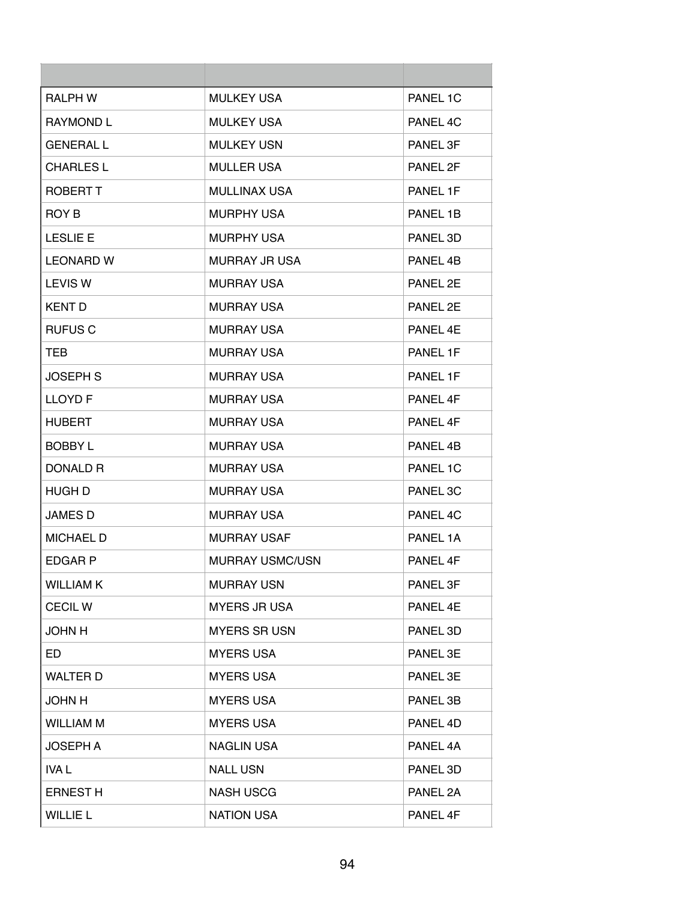| | | |
|---|---|---|
| RALPH W | MULKEY USA | PANEL 1C |
| RAYMOND L | MULKEY USA | PANEL 4C |
| GENERAL L | MULKEY USN | PANEL 3F |
| CHARLES L | MULLER USA | PANEL 2F |
| ROBERT T | MULLINAX USA | PANEL 1F |
| ROY B | MURPHY USA | PANEL 1B |
| LESLIE E | MURPHY USA | PANEL 3D |
| LEONARD W | MURRAY JR USA | PANEL 4B |
| LEVIS W | MURRAY USA | PANEL 2E |
| KENT D | MURRAY USA | PANEL 2E |
| RUFUS C | MURRAY USA | PANEL 4E |
| TEB | MURRAY USA | PANEL 1F |
| JOSEPH S | MURRAY USA | PANEL 1F |
| LLOYD F | MURRAY USA | PANEL 4F |
| HUBERT | MURRAY USA | PANEL 4F |
| BOBBY L | MURRAY USA | PANEL 4B |
| DONALD R | MURRAY USA | PANEL 1C |
| HUGH D | MURRAY USA | PANEL 3C |
| JAMES D | MURRAY USA | PANEL 4C |
| MICHAEL D | MURRAY USAF | PANEL 1A |
| EDGAR P | MURRAY USMC/USN | PANEL 4F |
| WILLIAM K | MURRAY USN | PANEL 3F |
| CECIL W | MYERS JR USA | PANEL 4E |
| JOHN H | MYERS SR USN | PANEL 3D |
| ED | MYERS USA | PANEL 3E |
| WALTER D | MYERS USA | PANEL 3E |
| JOHN H | MYERS USA | PANEL 3B |
| WILLIAM M | MYERS USA | PANEL 4D |
| JOSEPH A | NAGLIN USA | PANEL 4A |
| IVA L | NALL USN | PANEL 3D |
| ERNEST H | NASH USCG | PANEL 2A |
| WILLIE L | NATION USA | PANEL 4F |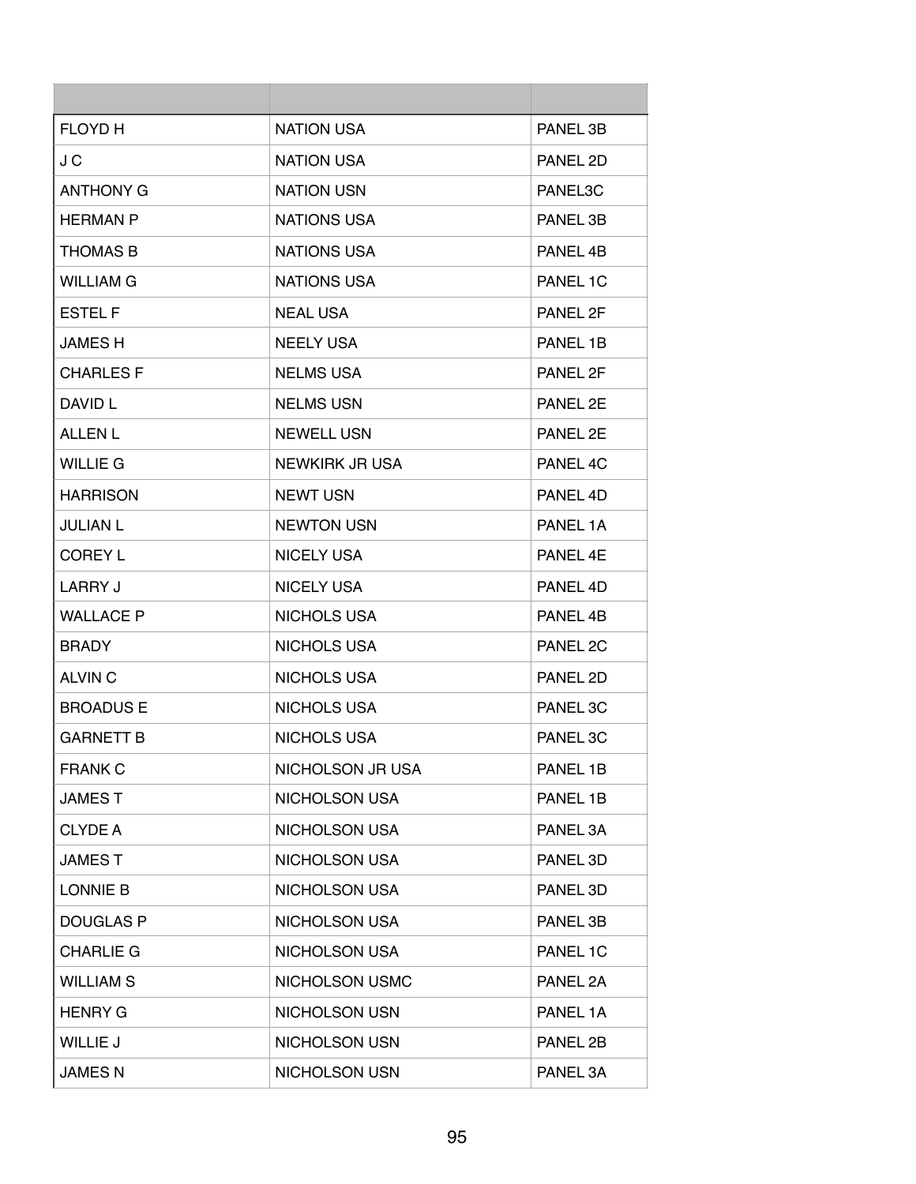| | | |
|---|---|---|
| FLOYD H | NATION USA | PANEL 3B |
| J C | NATION USA | PANEL 2D |
| ANTHONY G | NATION USN | PANEL3C |
| HERMAN P | NATIONS USA | PANEL 3B |
| THOMAS B | NATIONS USA | PANEL 4B |
| WILLIAM G | NATIONS USA | PANEL 1C |
| ESTEL F | NEAL USA | PANEL 2F |
| JAMES H | NEELY USA | PANEL 1B |
| CHARLES F | NELMS USA | PANEL 2F |
| DAVID L | NELMS USN | PANEL 2E |
| ALLEN L | NEWELL USN | PANEL 2E |
| WILLIE G | NEWKIRK JR USA | PANEL 4C |
| HARRISON | NEWT USN | PANEL 4D |
| JULIAN L | NEWTON USN | PANEL 1A |
| COREY L | NICELY USA | PANEL 4E |
| LARRY J | NICELY USA | PANEL 4D |
| WALLACE P | NICHOLS USA | PANEL 4B |
| BRADY | NICHOLS USA | PANEL 2C |
| ALVIN C | NICHOLS USA | PANEL 2D |
| BROADUS E | NICHOLS USA | PANEL 3C |
| GARNETT B | NICHOLS USA | PANEL 3C |
| FRANK C | NICHOLSON JR USA | PANEL 1B |
| JAMES T | NICHOLSON USA | PANEL 1B |
| CLYDE A | NICHOLSON USA | PANEL 3A |
| JAMES T | NICHOLSON USA | PANEL 3D |
| LONNIE B | NICHOLSON USA | PANEL 3D |
| DOUGLAS P | NICHOLSON USA | PANEL 3B |
| CHARLIE G | NICHOLSON USA | PANEL 1C |
| WILLIAM S | NICHOLSON USMC | PANEL 2A |
| HENRY G | NICHOLSON USN | PANEL 1A |
| WILLIE J | NICHOLSON USN | PANEL 2B |
| JAMES N | NICHOLSON USN | PANEL 3A |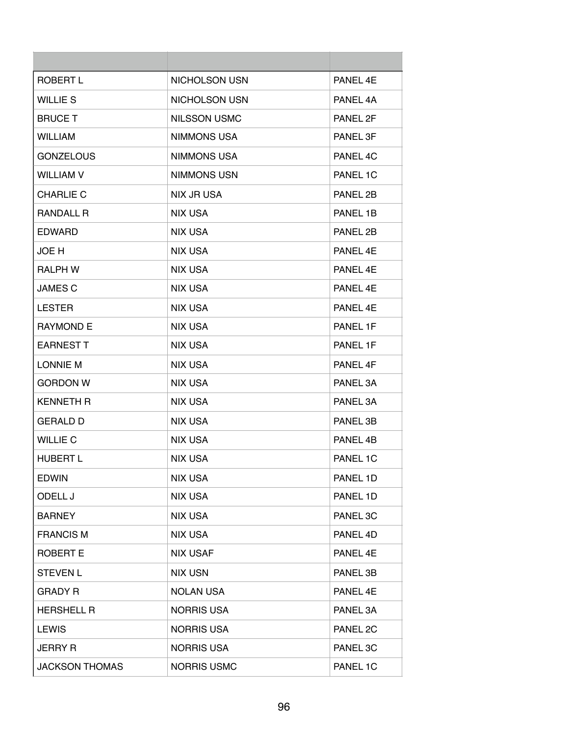| | | |
|---|---|---|
| ROBERT L | NICHOLSON USN | PANEL 4E |
| WILLIE S | NICHOLSON USN | PANEL 4A |
| BRUCE T | NILSSON USMC | PANEL 2F |
| WILLIAM | NIMMONS USA | PANEL 3F |
| GONZELOUS | NIMMONS USA | PANEL 4C |
| WILLIAM V | NIMMONS USN | PANEL 1C |
| CHARLIE C | NIX JR USA | PANEL 2B |
| RANDALL R | NIX USA | PANEL 1B |
| EDWARD | NIX USA | PANEL 2B |
| JOE H | NIX USA | PANEL 4E |
| RALPH W | NIX USA | PANEL 4E |
| JAMES C | NIX USA | PANEL 4E |
| LESTER | NIX USA | PANEL 4E |
| RAYMOND E | NIX USA | PANEL 1F |
| EARNEST T | NIX USA | PANEL 1F |
| LONNIE M | NIX USA | PANEL 4F |
| GORDON W | NIX USA | PANEL 3A |
| KENNETH R | NIX USA | PANEL 3A |
| GERALD D | NIX USA | PANEL 3B |
| WILLIE C | NIX USA | PANEL 4B |
| HUBERT L | NIX USA | PANEL 1C |
| EDWIN | NIX USA | PANEL 1D |
| ODELL J | NIX USA | PANEL 1D |
| BARNEY | NIX USA | PANEL 3C |
| FRANCIS M | NIX USA | PANEL 4D |
| ROBERT E | NIX USAF | PANEL 4E |
| STEVEN L | NIX USN | PANEL 3B |
| GRADY R | NOLAN USA | PANEL 4E |
| HERSHELL R | NORRIS USA | PANEL 3A |
| LEWIS | NORRIS USA | PANEL 2C |
| JERRY R | NORRIS USA | PANEL 3C |
| JACKSON THOMAS | NORRIS USMC | PANEL 1C |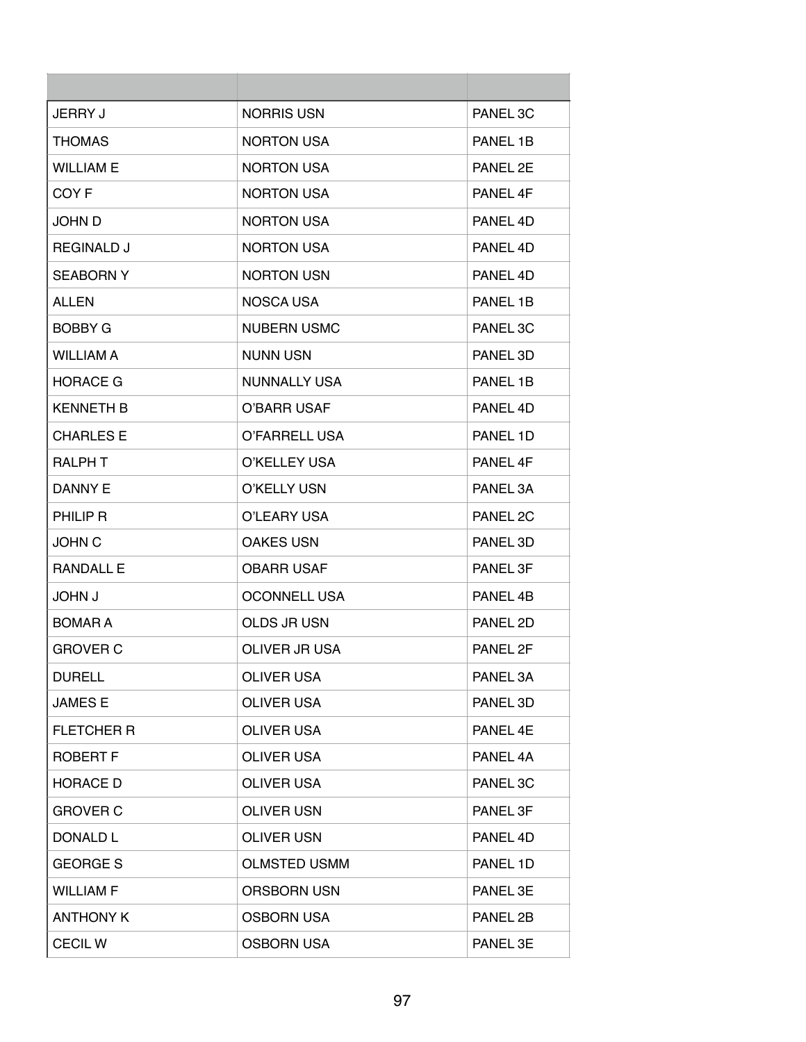| | | |
|---|---|---|
| JERRY J | NORRIS USN | PANEL 3C |
| THOMAS | NORTON USA | PANEL 1B |
| WILLIAM E | NORTON USA | PANEL 2E |
| COY F | NORTON USA | PANEL 4F |
| JOHN D | NORTON USA | PANEL 4D |
| REGINALD J | NORTON USA | PANEL 4D |
| SEABORN Y | NORTON USN | PANEL 4D |
| ALLEN | NOSCA USA | PANEL 1B |
| BOBBY G | NUBERN USMC | PANEL 3C |
| WILLIAM A | NUNN USN | PANEL 3D |
| HORACE G | NUNNALLY USA | PANEL 1B |
| KENNETH B | O'BARR USAF | PANEL 4D |
| CHARLES E | O'FARRELL USA | PANEL 1D |
| RALPH T | O'KELLEY USA | PANEL 4F |
| DANNY E | O'KELLY USN | PANEL 3A |
| PHILIP R | O'LEARY USA | PANEL 2C |
| JOHN C | OAKES USN | PANEL 3D |
| RANDALL E | OBARR USAF | PANEL 3F |
| JOHN J | OCONNELL USA | PANEL 4B |
| BOMAR A | OLDS JR USN | PANEL 2D |
| GROVER C | OLIVER JR USA | PANEL 2F |
| DURELL | OLIVER USA | PANEL 3A |
| JAMES E | OLIVER USA | PANEL 3D |
| FLETCHER R | OLIVER USA | PANEL 4E |
| ROBERT F | OLIVER USA | PANEL 4A |
| HORACE D | OLIVER USA | PANEL 3C |
| GROVER C | OLIVER USN | PANEL 3F |
| DONALD L | OLIVER USN | PANEL 4D |
| GEORGE S | OLMSTED USMM | PANEL 1D |
| WILLIAM F | ORSBORN USN | PANEL 3E |
| ANTHONY K | OSBORN USA | PANEL 2B |
| CECIL W | OSBORN USA | PANEL 3E |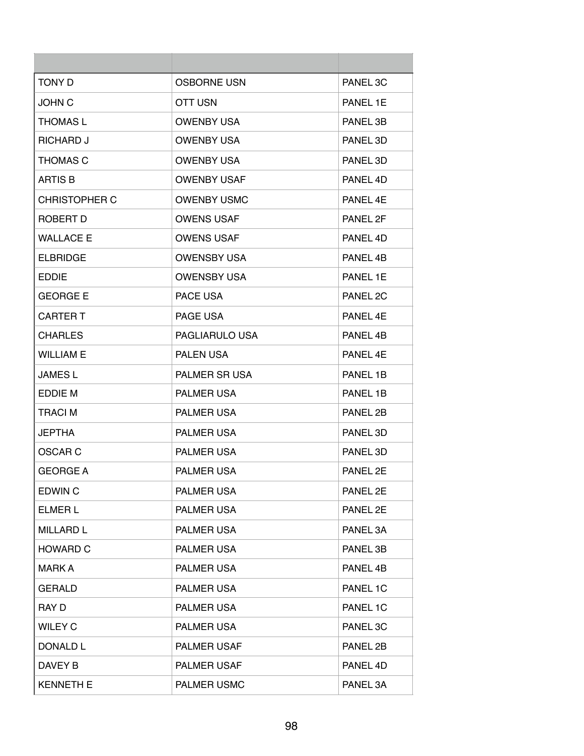| | | |
|---|---|---|
| TONY D | OSBORNE USN | PANEL 3C |
| JOHN C | OTT USN | PANEL 1E |
| THOMAS L | OWENBY USA | PANEL 3B |
| RICHARD J | OWENBY USA | PANEL 3D |
| THOMAS C | OWENBY USA | PANEL 3D |
| ARTIS B | OWENBY USAF | PANEL 4D |
| CHRISTOPHER C | OWENBY USMC | PANEL 4E |
| ROBERT D | OWENS USAF | PANEL 2F |
| WALLACE E | OWENS USAF | PANEL 4D |
| ELBRIDGE | OWENSBY USA | PANEL 4B |
| EDDIE | OWENSBY USA | PANEL 1E |
| GEORGE E | PACE USA | PANEL 2C |
| CARTER T | PAGE USA | PANEL 4E |
| CHARLES | PAGLIARULO USA | PANEL 4B |
| WILLIAM E | PALEN USA | PANEL 4E |
| JAMES L | PALMER SR USA | PANEL 1B |
| EDDIE M | PALMER USA | PANEL 1B |
| TRACI M | PALMER USA | PANEL 2B |
| JEPTHA | PALMER USA | PANEL 3D |
| OSCAR C | PALMER USA | PANEL 3D |
| GEORGE A | PALMER USA | PANEL 2E |
| EDWIN C | PALMER USA | PANEL 2E |
| ELMER L | PALMER USA | PANEL 2E |
| MILLARD L | PALMER USA | PANEL 3A |
| HOWARD C | PALMER USA | PANEL 3B |
| MARK A | PALMER USA | PANEL 4B |
| GERALD | PALMER USA | PANEL 1C |
| RAY D | PALMER USA | PANEL 1C |
| WILEY C | PALMER USA | PANEL 3C |
| DONALD L | PALMER USAF | PANEL 2B |
| DAVEY B | PALMER USAF | PANEL 4D |
| KENNETH E | PALMER USMC | PANEL 3A |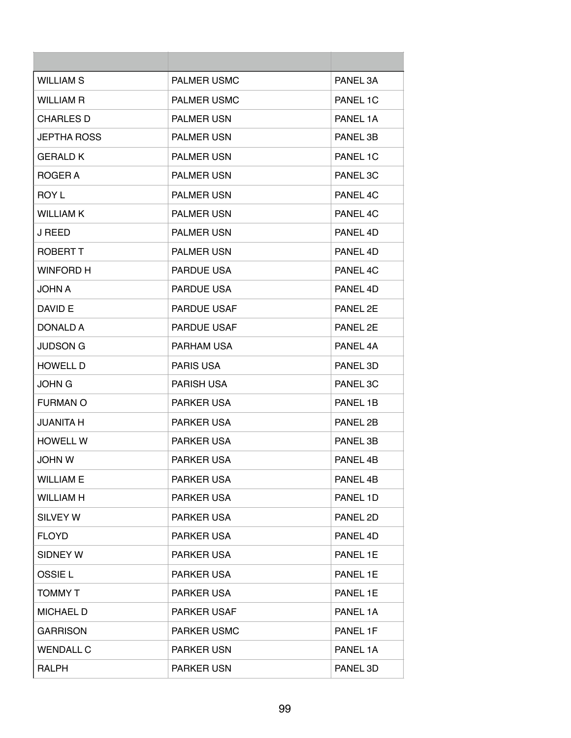| | | |
|---|---|---|
| WILLIAM S | PALMER USMC | PANEL 3A |
| WILLIAM R | PALMER USMC | PANEL 1C |
| CHARLES D | PALMER USN | PANEL 1A |
| JEPTHA ROSS | PALMER USN | PANEL 3B |
| GERALD K | PALMER USN | PANEL 1C |
| ROGER A | PALMER USN | PANEL 3C |
| ROY L | PALMER USN | PANEL 4C |
| WILLIAM K | PALMER USN | PANEL 4C |
| J REED | PALMER USN | PANEL 4D |
| ROBERT T | PALMER USN | PANEL 4D |
| WINFORD H | PARDUE USA | PANEL 4C |
| JOHN A | PARDUE USA | PANEL 4D |
| DAVID E | PARDUE USAF | PANEL 2E |
| DONALD A | PARDUE USAF | PANEL 2E |
| JUDSON G | PARHAM USA | PANEL 4A |
| HOWELL D | PARIS USA | PANEL 3D |
| JOHN G | PARISH USA | PANEL 3C |
| FURMAN O | PARKER USA | PANEL 1B |
| JUANITA H | PARKER USA | PANEL 2B |
| HOWELL W | PARKER USA | PANEL 3B |
| JOHN W | PARKER USA | PANEL 4B |
| WILLIAM E | PARKER USA | PANEL 4B |
| WILLIAM H | PARKER USA | PANEL 1D |
| SILVEY W | PARKER USA | PANEL 2D |
| FLOYD | PARKER USA | PANEL 4D |
| SIDNEY W | PARKER USA | PANEL 1E |
| OSSIE L | PARKER USA | PANEL 1E |
| TOMMY T | PARKER USA | PANEL 1E |
| MICHAEL D | PARKER USAF | PANEL 1A |
| GARRISON | PARKER USMC | PANEL 1F |
| WENDALL C | PARKER USN | PANEL 1A |
| RALPH | PARKER USN | PANEL 3D |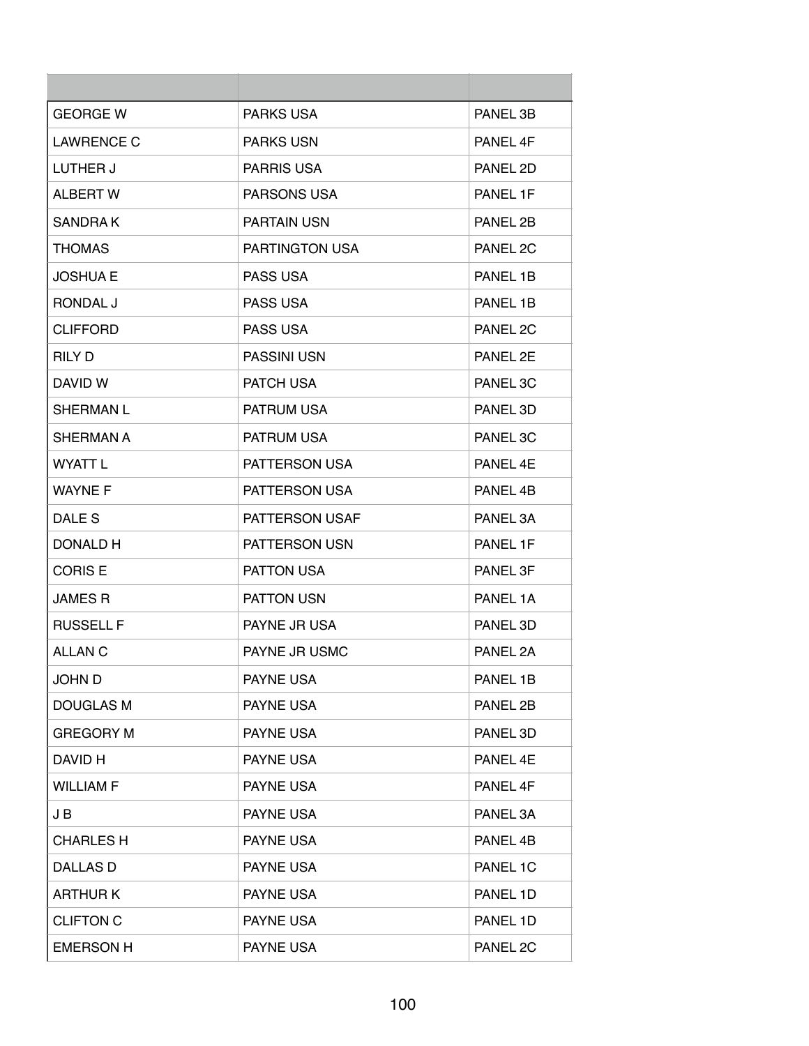| | | |
|---|---|---|
| GEORGE W | PARKS USA | PANEL 3B |
| LAWRENCE C | PARKS USN | PANEL 4F |
| LUTHER J | PARRIS USA | PANEL 2D |
| ALBERT W | PARSONS USA | PANEL 1F |
| SANDRA K | PARTAIN USN | PANEL 2B |
| THOMAS | PARTINGTON USA | PANEL 2C |
| JOSHUA E | PASS USA | PANEL 1B |
| RONDAL J | PASS USA | PANEL 1B |
| CLIFFORD | PASS USA | PANEL 2C |
| RILY D | PASSINI USN | PANEL 2E |
| DAVID W | PATCH USA | PANEL 3C |
| SHERMAN L | PATRUM USA | PANEL 3D |
| SHERMAN A | PATRUM USA | PANEL 3C |
| WYATT L | PATTERSON USA | PANEL 4E |
| WAYNE F | PATTERSON USA | PANEL 4B |
| DALE S | PATTERSON USAF | PANEL 3A |
| DONALD H | PATTERSON USN | PANEL 1F |
| CORIS E | PATTON USA | PANEL 3F |
| JAMES R | PATTON USN | PANEL 1A |
| RUSSELL F | PAYNE JR USA | PANEL 3D |
| ALLAN C | PAYNE JR USMC | PANEL 2A |
| JOHN D | PAYNE USA | PANEL 1B |
| DOUGLAS M | PAYNE USA | PANEL 2B |
| GREGORY M | PAYNE USA | PANEL 3D |
| DAVID H | PAYNE USA | PANEL 4E |
| WILLIAM F | PAYNE USA | PANEL 4F |
| J B | PAYNE USA | PANEL 3A |
| CHARLES H | PAYNE USA | PANEL 4B |
| DALLAS D | PAYNE USA | PANEL 1C |
| ARTHUR K | PAYNE USA | PANEL 1D |
| CLIFTON C | PAYNE USA | PANEL 1D |
| EMERSON H | PAYNE USA | PANEL 2C |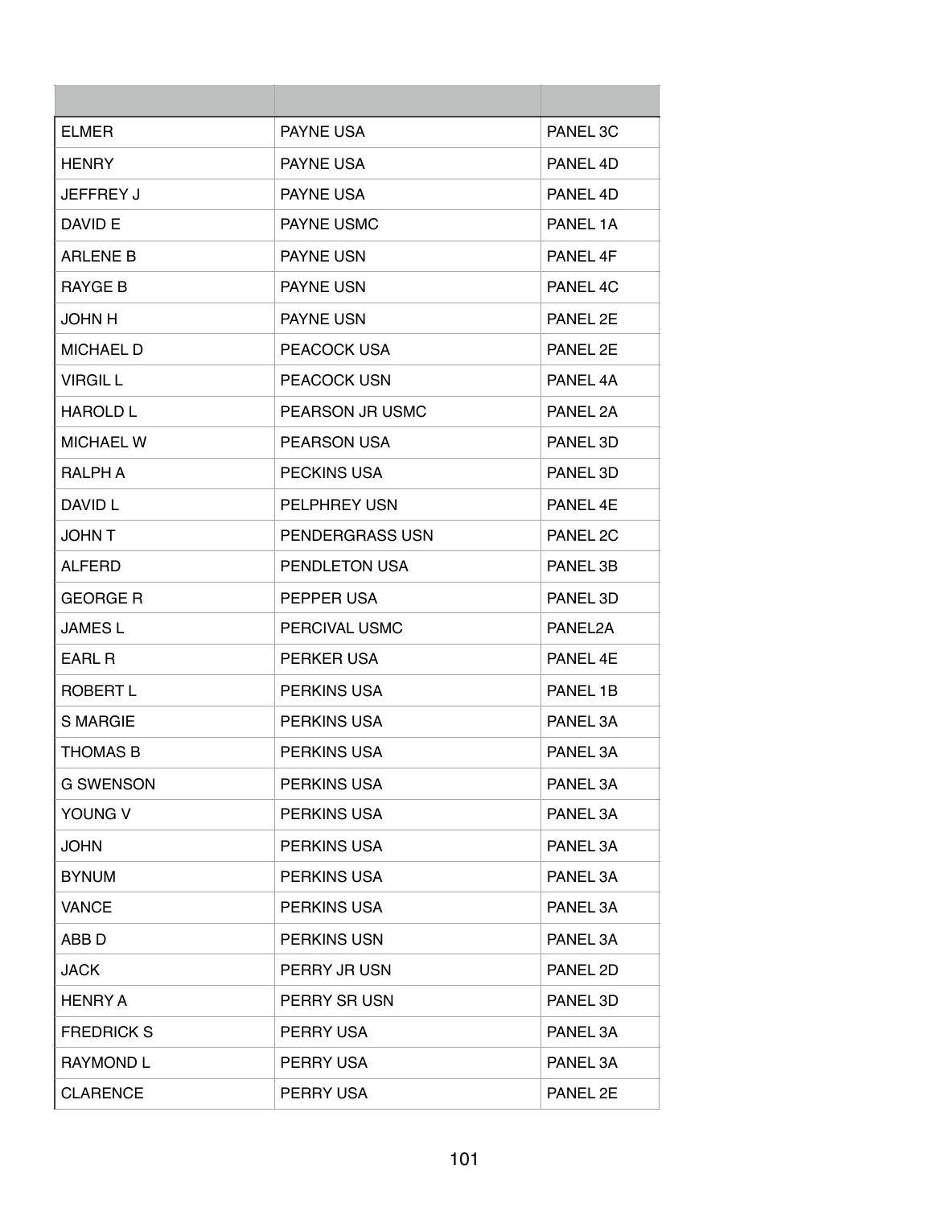| | | |
|---|---|---|
| ELMER | PAYNE USA | PANEL 3C |
| HENRY | PAYNE USA | PANEL 4D |
| JEFFREY J | PAYNE USA | PANEL 4D |
| DAVID E | PAYNE USMC | PANEL 1A |
| ARLENE B | PAYNE USN | PANEL 4F |
| RAYGE B | PAYNE USN | PANEL 4C |
| JOHN H | PAYNE USN | PANEL 2E |
| MICHAEL D | PEACOCK USA | PANEL 2E |
| VIRGIL L | PEACOCK USN | PANEL 4A |
| HAROLD L | PEARSON JR USMC | PANEL 2A |
| MICHAEL W | PEARSON USA | PANEL 3D |
| RALPH A | PECKINS USA | PANEL 3D |
| DAVID L | PELPHREY USN | PANEL 4E |
| JOHN T | PENDERGRASS USN | PANEL 2C |
| ALFERD | PENDLETON USA | PANEL 3B |
| GEORGE R | PEPPER USA | PANEL 3D |
| JAMES L | PERCIVAL USMC | PANEL2A |
| EARL R | PERKER USA | PANEL 4E |
| ROBERT L | PERKINS USA | PANEL 1B |
| S MARGIE | PERKINS USA | PANEL 3A |
| THOMAS B | PERKINS USA | PANEL 3A |
| G SWENSON | PERKINS USA | PANEL 3A |
| YOUNG V | PERKINS USA | PANEL 3A |
| JOHN | PERKINS USA | PANEL 3A |
| BYNUM | PERKINS USA | PANEL 3A |
| VANCE | PERKINS USA | PANEL 3A |
| ABB D | PERKINS USN | PANEL 3A |
| JACK | PERRY JR USN | PANEL 2D |
| HENRY A | PERRY SR USN | PANEL 3D |
| FREDRICK S | PERRY USA | PANEL 3A |
| RAYMOND L | PERRY USA | PANEL 3A |
| CLARENCE | PERRY USA | PANEL 2E |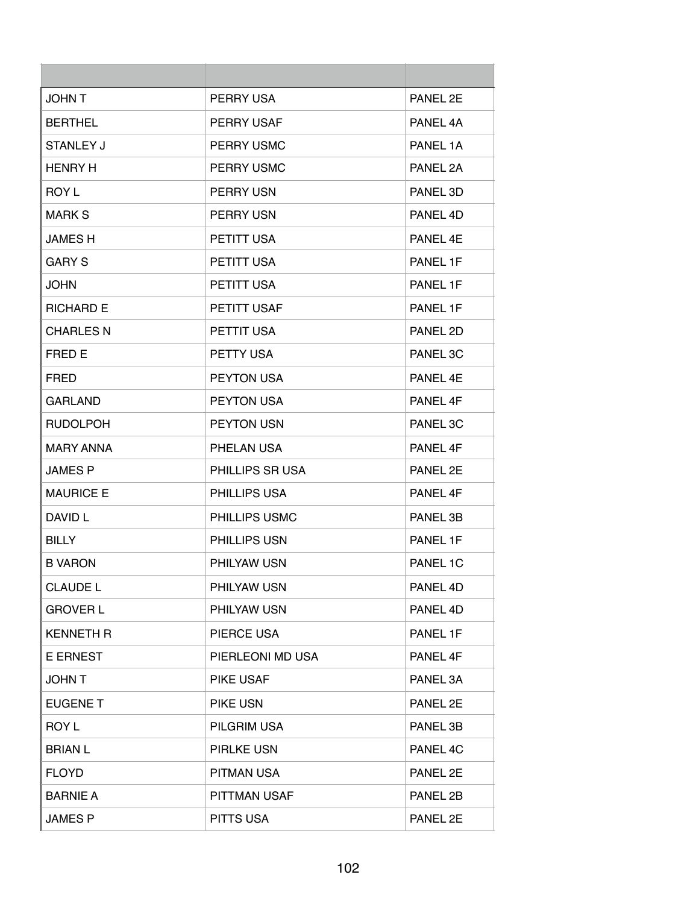| | | |
|---|---|---|
| JOHN T | PERRY USA | PANEL 2E |
| BERTHEL | PERRY USAF | PANEL 4A |
| STANLEY J | PERRY USMC | PANEL 1A |
| HENRY H | PERRY USMC | PANEL 2A |
| ROY L | PERRY USN | PANEL 3D |
| MARK S | PERRY USN | PANEL 4D |
| JAMES H | PETITT USA | PANEL 4E |
| GARY S | PETITT USA | PANEL 1F |
| JOHN | PETITT USA | PANEL 1F |
| RICHARD E | PETITT USAF | PANEL 1F |
| CHARLES N | PETTIT USA | PANEL 2D |
| FRED E | PETTY USA | PANEL 3C |
| FRED | PEYTON USA | PANEL 4E |
| GARLAND | PEYTON USA | PANEL 4F |
| RUDOLPOH | PEYTON USN | PANEL 3C |
| MARY ANNA | PHELAN USA | PANEL 4F |
| JAMES P | PHILLIPS SR USA | PANEL 2E |
| MAURICE E | PHILLIPS USA | PANEL 4F |
| DAVID L | PHILLIPS USMC | PANEL 3B |
| BILLY | PHILLIPS USN | PANEL 1F |
| B VARON | PHILYAW USN | PANEL 1C |
| CLAUDE L | PHILYAW USN | PANEL 4D |
| GROVER L | PHILYAW USN | PANEL 4D |
| KENNETH R | PIERCE USA | PANEL 1F |
| E ERNEST | PIERLEONI MD USA | PANEL 4F |
| JOHN T | PIKE USAF | PANEL 3A |
| EUGENE T | PIKE USN | PANEL 2E |
| ROY L | PILGRIM USA | PANEL 3B |
| BRIAN L | PIRLKE USN | PANEL 4C |
| FLOYD | PITMAN USA | PANEL 2E |
| BARNIE A | PITTMAN USAF | PANEL 2B |
| JAMES P | PITTS USA | PANEL 2E |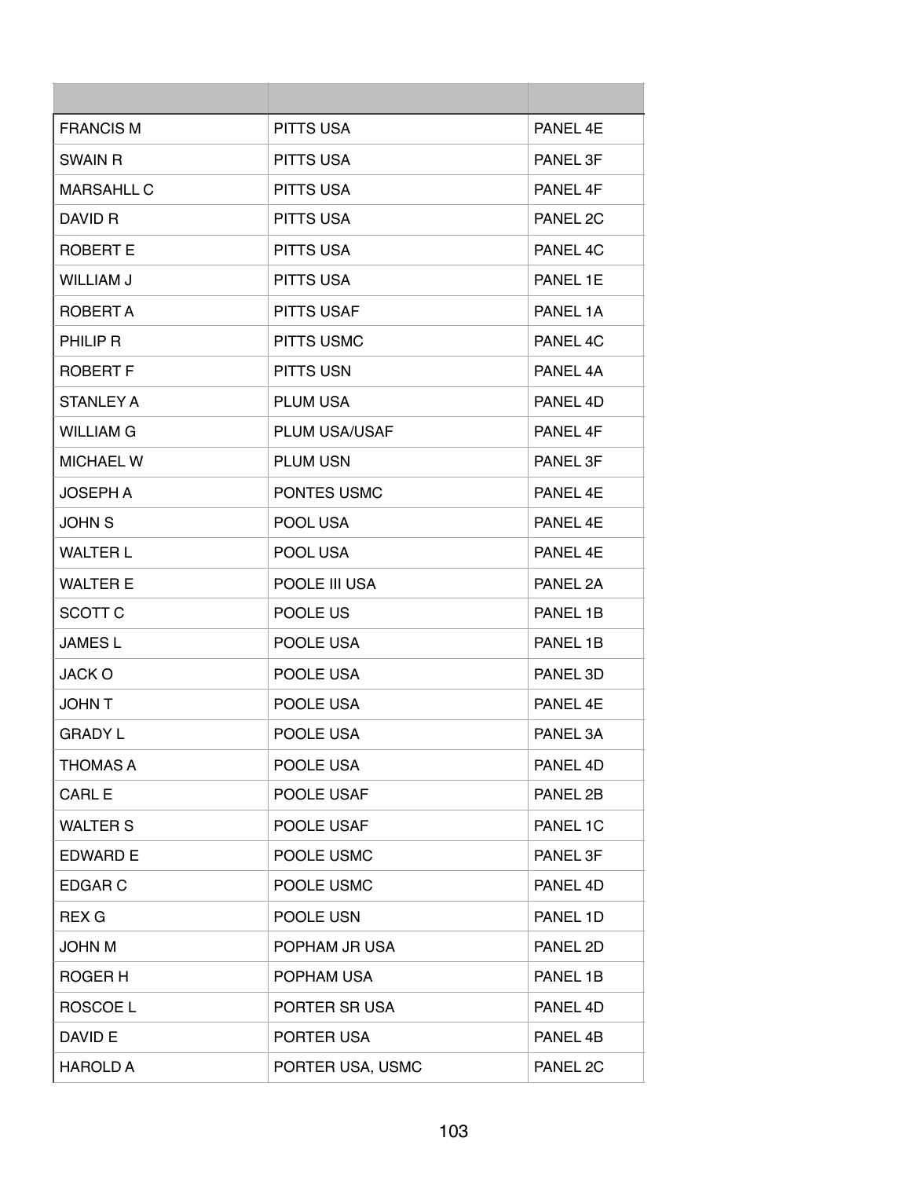| | | |
|---|---|---|
| FRANCIS M | PITTS USA | PANEL 4E |
| SWAIN R | PITTS USA | PANEL 3F |
| MARSAHLL C | PITTS USA | PANEL 4F |
| DAVID R | PITTS USA | PANEL 2C |
| ROBERT E | PITTS USA | PANEL 4C |
| WILLIAM J | PITTS USA | PANEL 1E |
| ROBERT A | PITTS USAF | PANEL 1A |
| PHILIP R | PITTS USMC | PANEL 4C |
| ROBERT F | PITTS USN | PANEL 4A |
| STANLEY A | PLUM USA | PANEL 4D |
| WILLIAM G | PLUM USA/USAF | PANEL 4F |
| MICHAEL W | PLUM USN | PANEL 3F |
| JOSEPH A | PONTES USMC | PANEL 4E |
| JOHN S | POOL USA | PANEL 4E |
| WALTER L | POOL USA | PANEL 4E |
| WALTER E | POOLE III USA | PANEL 2A |
| SCOTT C | POOLE US | PANEL 1B |
| JAMES L | POOLE USA | PANEL 1B |
| JACK O | POOLE USA | PANEL 3D |
| JOHN T | POOLE USA | PANEL 4E |
| GRADY L | POOLE USA | PANEL 3A |
| THOMAS A | POOLE USA | PANEL 4D |
| CARL E | POOLE USAF | PANEL 2B |
| WALTER S | POOLE USAF | PANEL 1C |
| EDWARD E | POOLE USMC | PANEL 3F |
| EDGAR C | POOLE USMC | PANEL 4D |
| REX G | POOLE USN | PANEL 1D |
| JOHN M | POPHAM JR USA | PANEL 2D |
| ROGER H | POPHAM USA | PANEL 1B |
| ROSCOE L | PORTER SR USA | PANEL 4D |
| DAVID E | PORTER USA | PANEL 4B |
| HAROLD A | PORTER USA, USMC | PANEL 2C |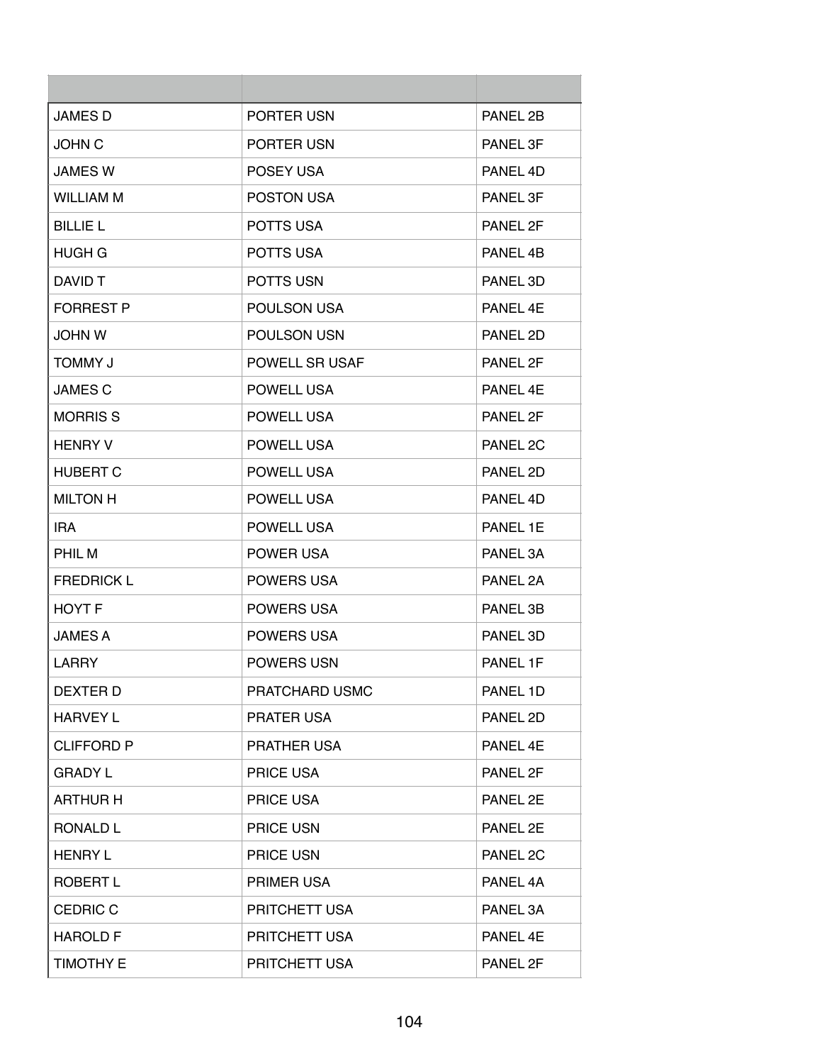| | | |
|---|---|---|
| JAMES D | PORTER USN | PANEL 2B |
| JOHN C | PORTER USN | PANEL 3F |
| JAMES W | POSEY USA | PANEL 4D |
| WILLIAM M | POSTON USA | PANEL 3F |
| BILLIE L | POTTS USA | PANEL 2F |
| HUGH G | POTTS USA | PANEL 4B |
| DAVID T | POTTS USN | PANEL 3D |
| FORREST P | POULSON USA | PANEL 4E |
| JOHN W | POULSON USN | PANEL 2D |
| TOMMY J | POWELL SR USAF | PANEL 2F |
| JAMES C | POWELL USA | PANEL 4E |
| MORRIS S | POWELL USA | PANEL 2F |
| HENRY V | POWELL USA | PANEL 2C |
| HUBERT C | POWELL USA | PANEL 2D |
| MILTON H | POWELL USA | PANEL 4D |
| IRA | POWELL USA | PANEL 1E |
| PHIL M | POWER USA | PANEL 3A |
| FREDRICK L | POWERS USA | PANEL 2A |
| HOYT F | POWERS USA | PANEL 3B |
| JAMES A | POWERS USA | PANEL 3D |
| LARRY | POWERS USN | PANEL 1F |
| DEXTER D | PRATCHARD USMC | PANEL 1D |
| HARVEY L | PRATER USA | PANEL 2D |
| CLIFFORD P | PRATHER USA | PANEL 4E |
| GRADY L | PRICE USA | PANEL 2F |
| ARTHUR H | PRICE USA | PANEL 2E |
| RONALD L | PRICE USN | PANEL 2E |
| HENRY L | PRICE USN | PANEL 2C |
| ROBERT L | PRIMER USA | PANEL 4A |
| CEDRIC C | PRITCHETT USA | PANEL 3A |
| HAROLD F | PRITCHETT USA | PANEL 4E |
| TIMOTHY E | PRITCHETT USA | PANEL 2F |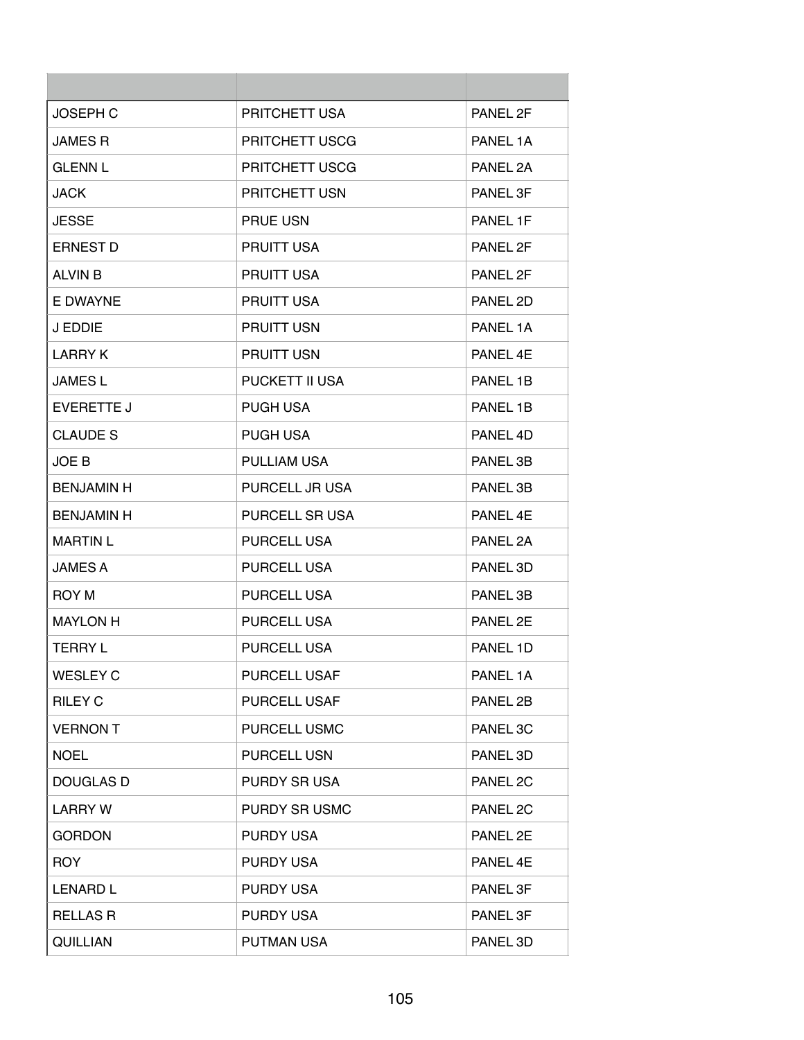| | | |
|---|---|---|
| JOSEPH C | PRITCHETT USA | PANEL 2F |
| JAMES R | PRITCHETT USCG | PANEL 1A |
| GLENN L | PRITCHETT USCG | PANEL 2A |
| JACK | PRITCHETT USN | PANEL 3F |
| JESSE | PRUE USN | PANEL 1F |
| ERNEST D | PRUITT USA | PANEL 2F |
| ALVIN B | PRUITT USA | PANEL 2F |
| E DWAYNE | PRUITT USA | PANEL 2D |
| J EDDIE | PRUITT USN | PANEL 1A |
| LARRY K | PRUITT USN | PANEL 4E |
| JAMES L | PUCKETT II USA | PANEL 1B |
| EVERETTE J | PUGH USA | PANEL 1B |
| CLAUDE S | PUGH USA | PANEL 4D |
| JOE B | PULLIAM USA | PANEL 3B |
| BENJAMIN H | PURCELL JR USA | PANEL 3B |
| BENJAMIN H | PURCELL SR USA | PANEL 4E |
| MARTIN L | PURCELL USA | PANEL 2A |
| JAMES A | PURCELL USA | PANEL 3D |
| ROY M | PURCELL USA | PANEL 3B |
| MAYLON H | PURCELL USA | PANEL 2E |
| TERRY L | PURCELL USA | PANEL 1D |
| WESLEY C | PURCELL USAF | PANEL 1A |
| RILEY C | PURCELL USAF | PANEL 2B |
| VERNON T | PURCELL USMC | PANEL 3C |
| NOEL | PURCELL USN | PANEL 3D |
| DOUGLAS D | PURDY SR USA | PANEL 2C |
| LARRY W | PURDY SR USMC | PANEL 2C |
| GORDON | PURDY USA | PANEL 2E |
| ROY | PURDY USA | PANEL 4E |
| LENARD L | PURDY USA | PANEL 3F |
| RELLAS R | PURDY USA | PANEL 3F |
| QUILLIAN | PUTMAN USA | PANEL 3D |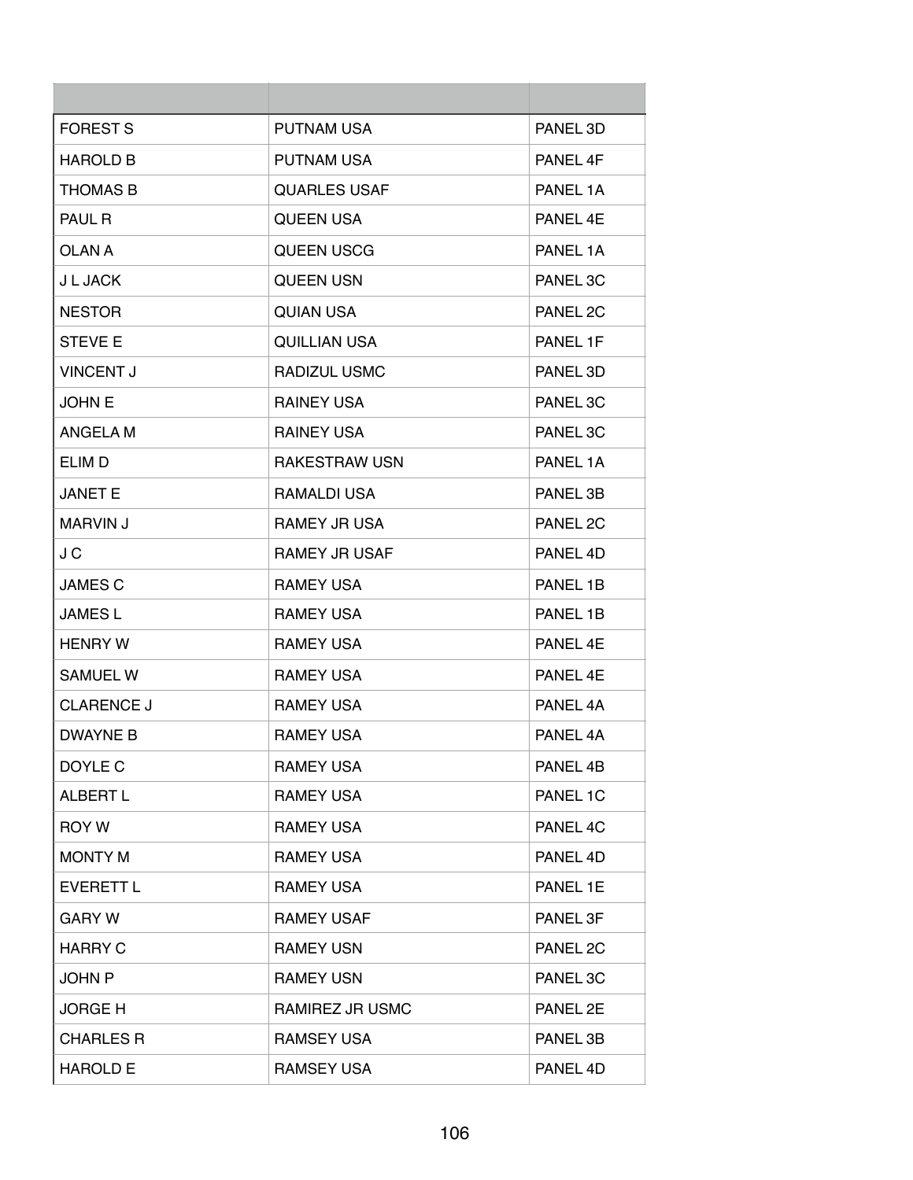| | | |
|---|---|---|
| FOREST S | PUTNAM USA | PANEL 3D |
| HAROLD B | PUTNAM USA | PANEL 4F |
| THOMAS B | QUARLES USAF | PANEL 1A |
| PAUL R | QUEEN USA | PANEL 4E |
| OLAN A | QUEEN USCG | PANEL 1A |
| J L JACK | QUEEN USN | PANEL 3C |
| NESTOR | QUIAN USA | PANEL 2C |
| STEVE E | QUILLIAN USA | PANEL 1F |
| VINCENT J | RADIZUL USMC | PANEL 3D |
| JOHN E | RAINEY USA | PANEL 3C |
| ANGELA M | RAINEY USA | PANEL 3C |
| ELIM D | RAKESTRAW USN | PANEL 1A |
| JANET E | RAMALDI USA | PANEL 3B |
| MARVIN J | RAMEY JR USA | PANEL 2C |
| J C | RAMEY JR USAF | PANEL 4D |
| JAMES C | RAMEY USA | PANEL 1B |
| JAMES L | RAMEY USA | PANEL 1B |
| HENRY W | RAMEY USA | PANEL 4E |
| SAMUEL W | RAMEY USA | PANEL 4E |
| CLARENCE J | RAMEY USA | PANEL 4A |
| DWAYNE B | RAMEY USA | PANEL 4A |
| DOYLE C | RAMEY USA | PANEL 4B |
| ALBERT L | RAMEY USA | PANEL 1C |
| ROY W | RAMEY USA | PANEL 4C |
| MONTY M | RAMEY USA | PANEL 4D |
| EVERETT L | RAMEY USA | PANEL 1E |
| GARY W | RAMEY USAF | PANEL 3F |
| HARRY C | RAMEY USN | PANEL 2C |
| JOHN P | RAMEY USN | PANEL 3C |
| JORGE H | RAMIREZ JR USMC | PANEL 2E |
| CHARLES R | RAMSEY USA | PANEL 3B |
| HAROLD E | RAMSEY USA | PANEL 4D |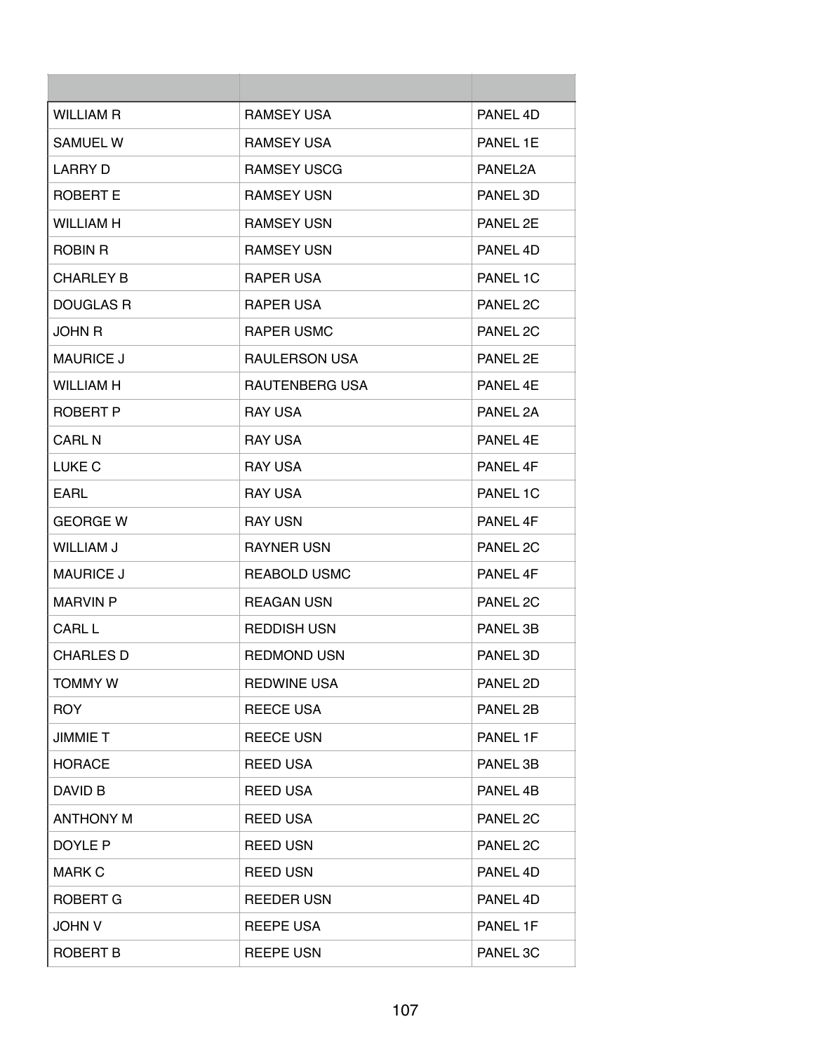| | | |
|---|---|---|
| WILLIAM R | RAMSEY USA | PANEL 4D |
| SAMUEL W | RAMSEY USA | PANEL 1E |
| LARRY D | RAMSEY USCG | PANEL2A |
| ROBERT E | RAMSEY USN | PANEL 3D |
| WILLIAM H | RAMSEY USN | PANEL 2E |
| ROBIN R | RAMSEY USN | PANEL 4D |
| CHARLEY B | RAPER USA | PANEL 1C |
| DOUGLAS R | RAPER USA | PANEL 2C |
| JOHN R | RAPER USMC | PANEL 2C |
| MAURICE J | RAULERSON USA | PANEL 2E |
| WILLIAM H | RAUTENBERG USA | PANEL 4E |
| ROBERT P | RAY USA | PANEL 2A |
| CARL N | RAY USA | PANEL 4E |
| LUKE C | RAY USA | PANEL 4F |
| EARL | RAY USA | PANEL 1C |
| GEORGE W | RAY USN | PANEL 4F |
| WILLIAM J | RAYNER USN | PANEL 2C |
| MAURICE J | REABOLD USMC | PANEL 4F |
| MARVIN P | REAGAN USN | PANEL 2C |
| CARL L | REDDISH USN | PANEL 3B |
| CHARLES D | REDMOND USN | PANEL 3D |
| TOMMY W | REDWINE USA | PANEL 2D |
| ROY | REECE USA | PANEL 2B |
| JIMMIE T | REECE USN | PANEL 1F |
| HORACE | REED USA | PANEL 3B |
| DAVID B | REED USA | PANEL 4B |
| ANTHONY M | REED USA | PANEL 2C |
| DOYLE P | REED USN | PANEL 2C |
| MARK C | REED USN | PANEL 4D |
| ROBERT G | REEDER USN | PANEL 4D |
| JOHN V | REEPE USA | PANEL 1F |
| ROBERT B | REEPE USN | PANEL 3C |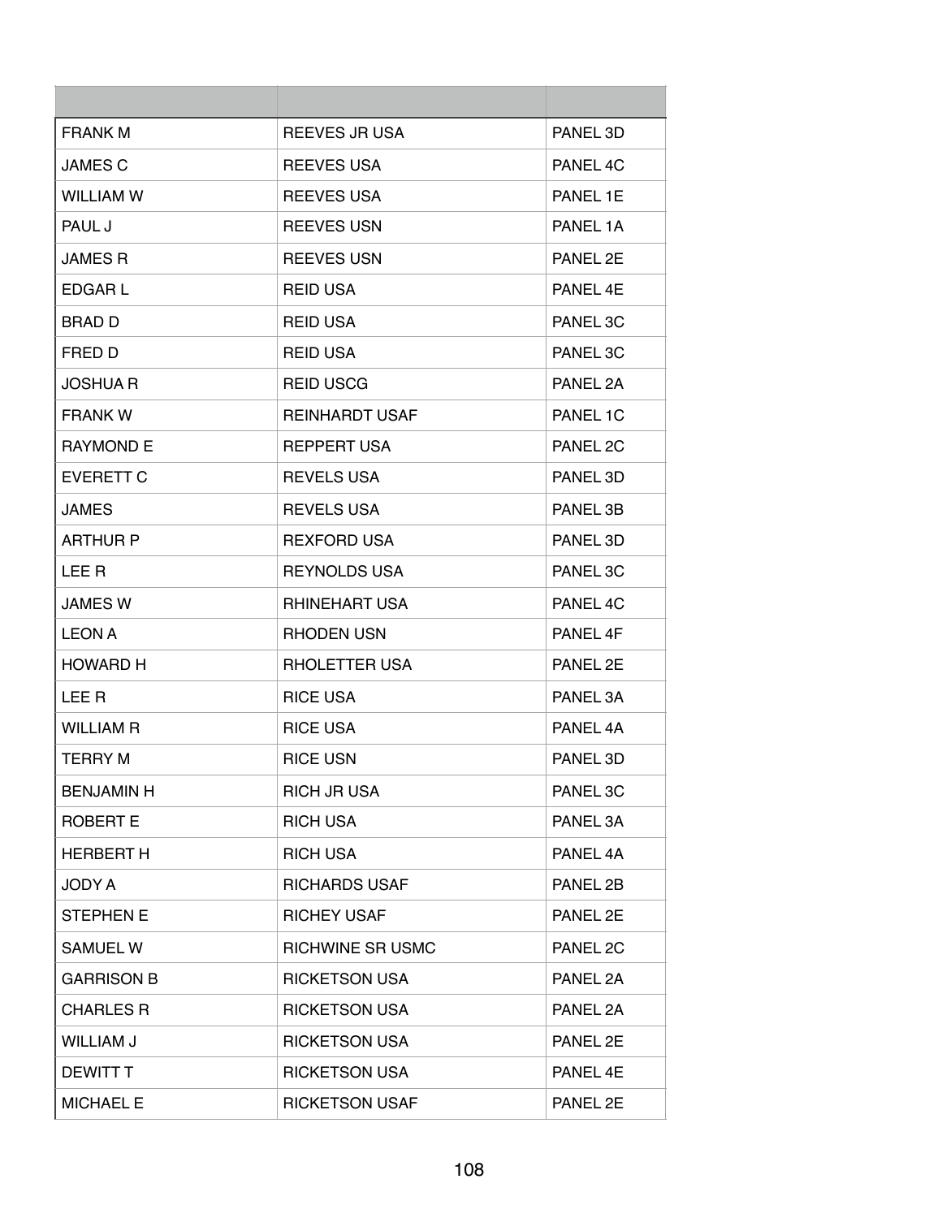| | | |
|---|---|---|
| FRANK M | REEVES JR USA | PANEL 3D |
| JAMES C | REEVES USA | PANEL 4C |
| WILLIAM W | REEVES USA | PANEL 1E |
| PAUL J | REEVES USN | PANEL 1A |
| JAMES R | REEVES USN | PANEL 2E |
| EDGAR L | REID USA | PANEL 4E |
| BRAD D | REID USA | PANEL 3C |
| FRED D | REID USA | PANEL 3C |
| JOSHUA R | REID USCG | PANEL 2A |
| FRANK W | REINHARDT USAF | PANEL 1C |
| RAYMOND E | REPPERT USA | PANEL 2C |
| EVERETT C | REVELS USA | PANEL 3D |
| JAMES | REVELS USA | PANEL 3B |
| ARTHUR P | REXFORD USA | PANEL 3D |
| LEE R | REYNOLDS USA | PANEL 3C |
| JAMES W | RHINEHART USA | PANEL 4C |
| LEON A | RHODEN USN | PANEL 4F |
| HOWARD H | RHOLETTER USA | PANEL 2E |
| LEE R | RICE USA | PANEL 3A |
| WILLIAM R | RICE USA | PANEL 4A |
| TERRY M | RICE USN | PANEL 3D |
| BENJAMIN H | RICH JR USA | PANEL 3C |
| ROBERT E | RICH USA | PANEL 3A |
| HERBERT H | RICH USA | PANEL 4A |
| JODY A | RICHARDS USAF | PANEL 2B |
| STEPHEN E | RICHEY USAF | PANEL 2E |
| SAMUEL W | RICHWINE SR USMC | PANEL 2C |
| GARRISON B | RICKETSON USA | PANEL 2A |
| CHARLES R | RICKETSON USA | PANEL 2A |
| WILLIAM J | RICKETSON USA | PANEL 2E |
| DEWITT T | RICKETSON USA | PANEL 4E |
| MICHAEL E | RICKETSON USAF | PANEL 2E |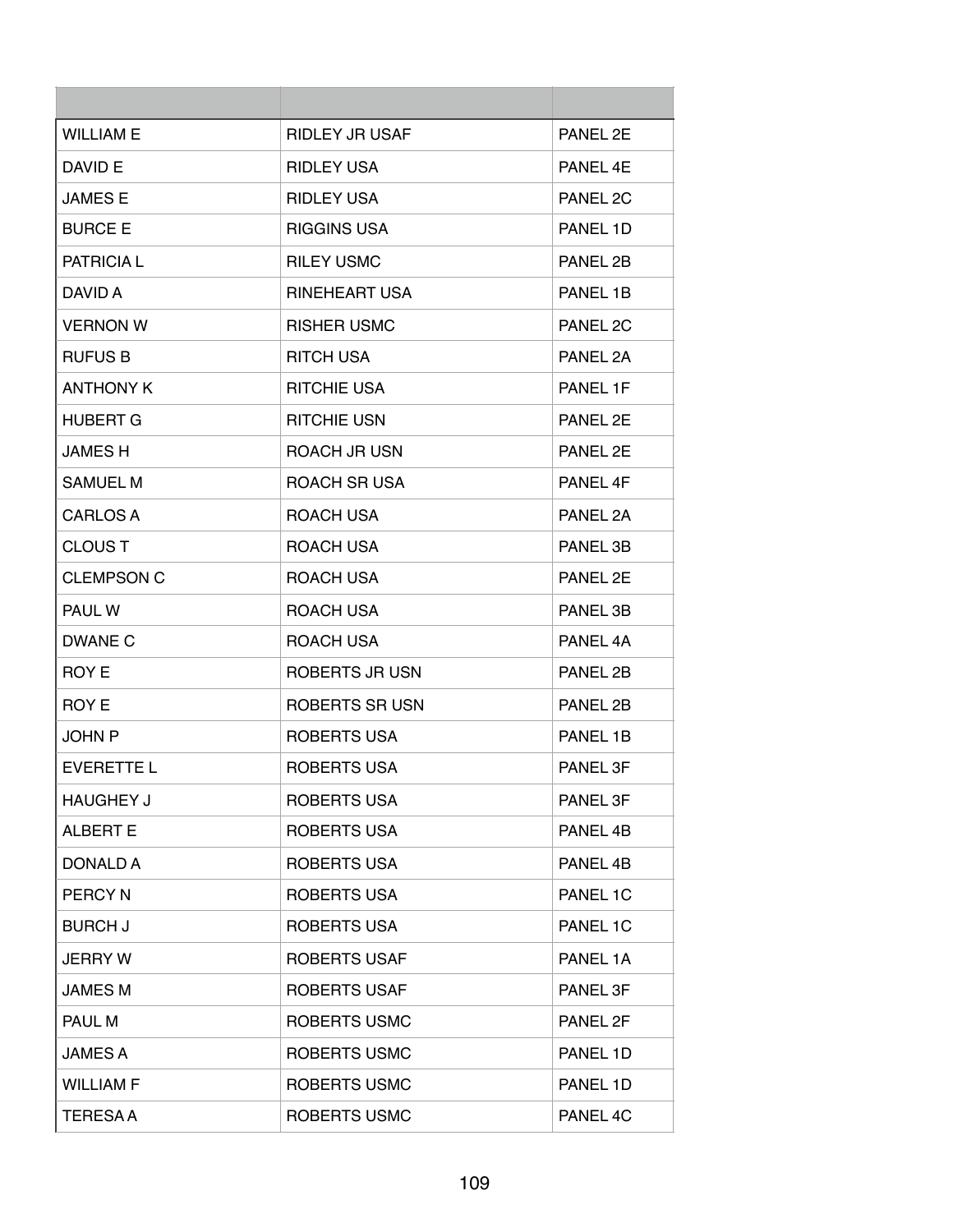| | | |
|---|---|---|
| WILLIAM E | RIDLEY JR USAF | PANEL 2E |
| DAVID E | RIDLEY USA | PANEL 4E |
| JAMES E | RIDLEY USA | PANEL 2C |
| BURCE E | RIGGINS USA | PANEL 1D |
| PATRICIA L | RILEY USMC | PANEL 2B |
| DAVID A | RINEHEART USA | PANEL 1B |
| VERNON W | RISHER USMC | PANEL 2C |
| RUFUS B | RITCH USA | PANEL 2A |
| ANTHONY K | RITCHIE USA | PANEL 1F |
| HUBERT G | RITCHIE USN | PANEL 2E |
| JAMES H | ROACH JR USN | PANEL 2E |
| SAMUEL M | ROACH SR USA | PANEL 4F |
| CARLOS A | ROACH USA | PANEL 2A |
| CLOUS T | ROACH USA | PANEL 3B |
| CLEMPSON C | ROACH USA | PANEL 2E |
| PAUL W | ROACH USA | PANEL 3B |
| DWANE C | ROACH USA | PANEL 4A |
| ROY E | ROBERTS JR USN | PANEL 2B |
| ROY E | ROBERTS SR USN | PANEL 2B |
| JOHN P | ROBERTS USA | PANEL 1B |
| EVERETTE L | ROBERTS USA | PANEL 3F |
| HAUGHEY J | ROBERTS USA | PANEL 3F |
| ALBERT E | ROBERTS USA | PANEL 4B |
| DONALD A | ROBERTS USA | PANEL 4B |
| PERCY N | ROBERTS USA | PANEL 1C |
| BURCH J | ROBERTS USA | PANEL 1C |
| JERRY W | ROBERTS USAF | PANEL 1A |
| JAMES M | ROBERTS USAF | PANEL 3F |
| PAUL M | ROBERTS USMC | PANEL 2F |
| JAMES A | ROBERTS USMC | PANEL 1D |
| WILLIAM F | ROBERTS USMC | PANEL 1D |
| TERESA A | ROBERTS USMC | PANEL 4C |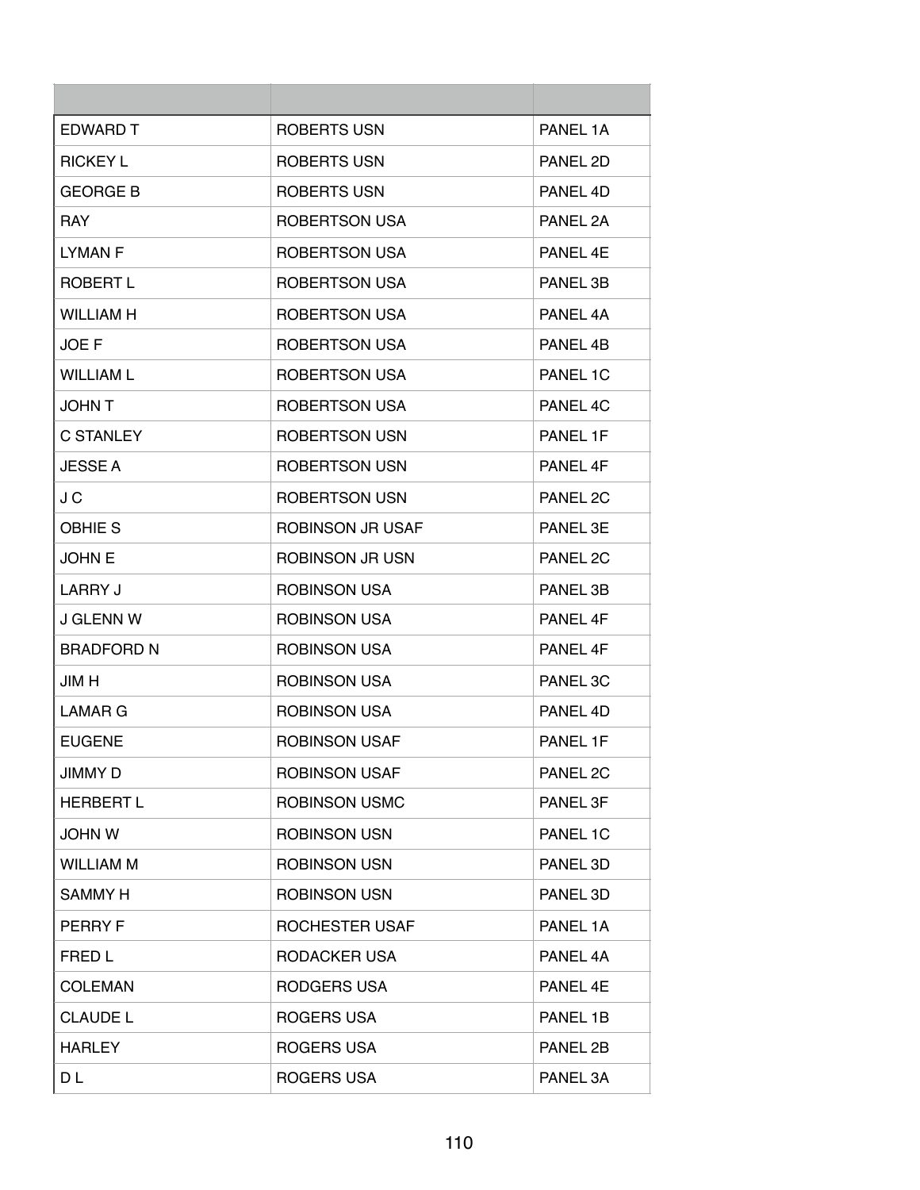| | | |
|---|---|---|
| EDWARD T | ROBERTS USN | PANEL 1A |
| RICKEY L | ROBERTS USN | PANEL 2D |
| GEORGE B | ROBERTS USN | PANEL 4D |
| RAY | ROBERTSON USA | PANEL 2A |
| LYMAN F | ROBERTSON USA | PANEL 4E |
| ROBERT L | ROBERTSON USA | PANEL 3B |
| WILLIAM H | ROBERTSON USA | PANEL 4A |
| JOE F | ROBERTSON USA | PANEL 4B |
| WILLIAM L | ROBERTSON USA | PANEL 1C |
| JOHN T | ROBERTSON USA | PANEL 4C |
| C STANLEY | ROBERTSON USN | PANEL 1F |
| JESSE A | ROBERTSON USN | PANEL 4F |
| J C | ROBERTSON USN | PANEL 2C |
| OBHIE S | ROBINSON JR USAF | PANEL 3E |
| JOHN E | ROBINSON JR USN | PANEL 2C |
| LARRY J | ROBINSON USA | PANEL 3B |
| J GLENN W | ROBINSON USA | PANEL 4F |
| BRADFORD N | ROBINSON USA | PANEL 4F |
| JIM H | ROBINSON USA | PANEL 3C |
| LAMAR G | ROBINSON USA | PANEL 4D |
| EUGENE | ROBINSON USAF | PANEL 1F |
| JIMMY D | ROBINSON USAF | PANEL 2C |
| HERBERT L | ROBINSON USMC | PANEL 3F |
| JOHN W | ROBINSON USN | PANEL 1C |
| WILLIAM M | ROBINSON USN | PANEL 3D |
| SAMMY H | ROBINSON USN | PANEL 3D |
| PERRY F | ROCHESTER USAF | PANEL 1A |
| FRED L | RODACKER USA | PANEL 4A |
| COLEMAN | RODGERS USA | PANEL 4E |
| CLAUDE L | ROGERS USA | PANEL 1B |
| HARLEY | ROGERS USA | PANEL 2B |
| D L | ROGERS USA | PANEL 3A |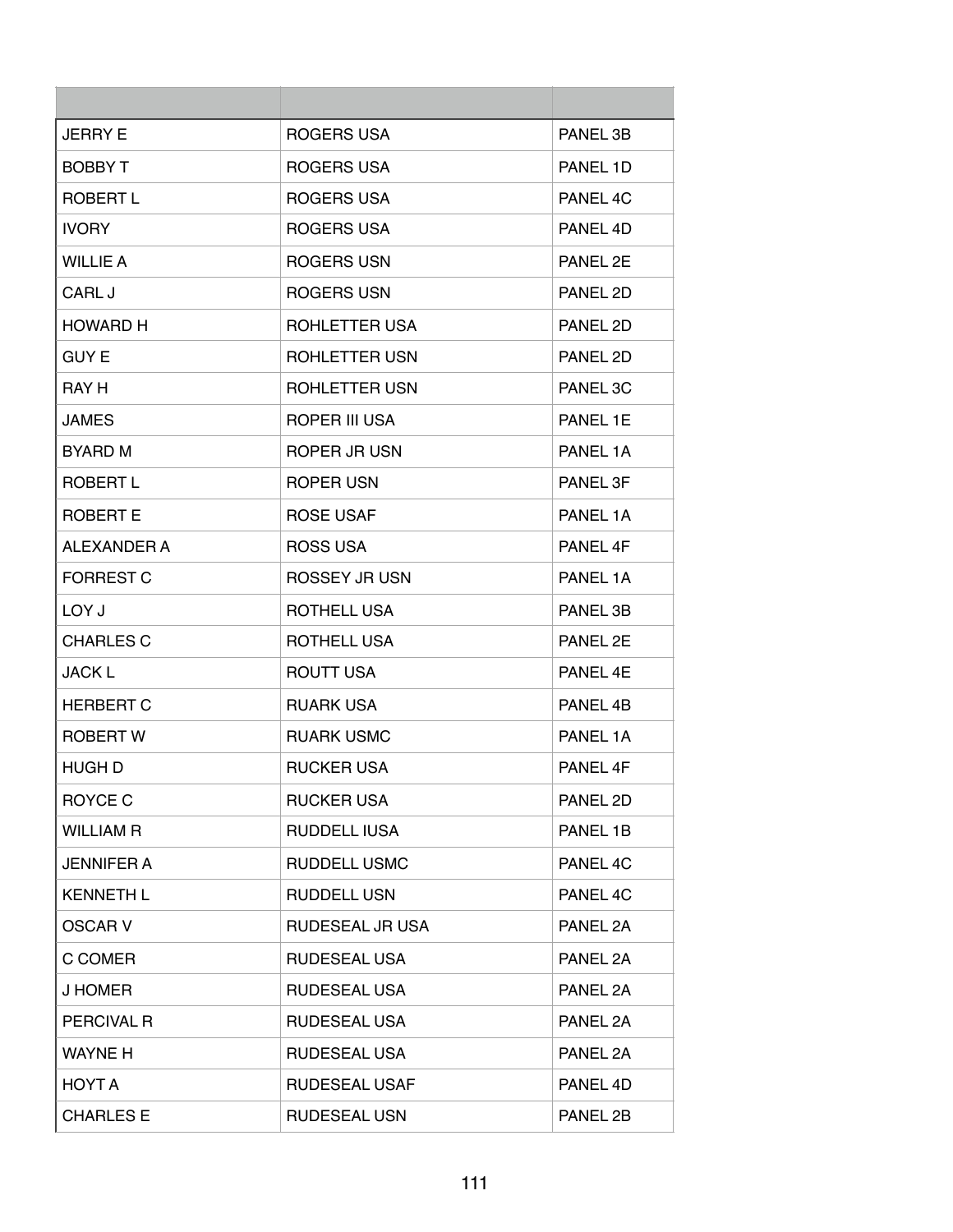| | | |
|---|---|---|
| JERRY E | ROGERS USA | PANEL 3B |
| BOBBY T | ROGERS USA | PANEL 1D |
| ROBERT L | ROGERS USA | PANEL 4C |
| IVORY | ROGERS USA | PANEL 4D |
| WILLIE A | ROGERS USN | PANEL 2E |
| CARL J | ROGERS USN | PANEL 2D |
| HOWARD H | ROHLETTER USA | PANEL 2D |
| GUY E | ROHLETTER USN | PANEL 2D |
| RAY H | ROHLETTER USN | PANEL 3C |
| JAMES | ROPER III USA | PANEL 1E |
| BYARD M | ROPER JR USN | PANEL 1A |
| ROBERT L | ROPER USN | PANEL 3F |
| ROBERT E | ROSE USAF | PANEL 1A |
| ALEXANDER A | ROSS USA | PANEL 4F |
| FORREST C | ROSSEY JR USN | PANEL 1A |
| LOY J | ROTHELL USA | PANEL 3B |
| CHARLES C | ROTHELL USA | PANEL 2E |
| JACK L | ROUTT USA | PANEL 4E |
| HERBERT C | RUARK USA | PANEL 4B |
| ROBERT W | RUARK USMC | PANEL 1A |
| HUGH D | RUCKER USA | PANEL 4F |
| ROYCE C | RUCKER USA | PANEL 2D |
| WILLIAM R | RUDDELL IUSA | PANEL 1B |
| JENNIFER A | RUDDELL USMC | PANEL 4C |
| KENNETH L | RUDDELL USN | PANEL 4C |
| OSCAR V | RUDESEAL JR USA | PANEL 2A |
| C COMER | RUDESEAL USA | PANEL 2A |
| J HOMER | RUDESEAL USA | PANEL 2A |
| PERCIVAL R | RUDESEAL USA | PANEL 2A |
| WAYNE H | RUDESEAL USA | PANEL 2A |
| HOYT A | RUDESEAL USAF | PANEL 4D |
| CHARLES E | RUDESEAL USN | PANEL 2B |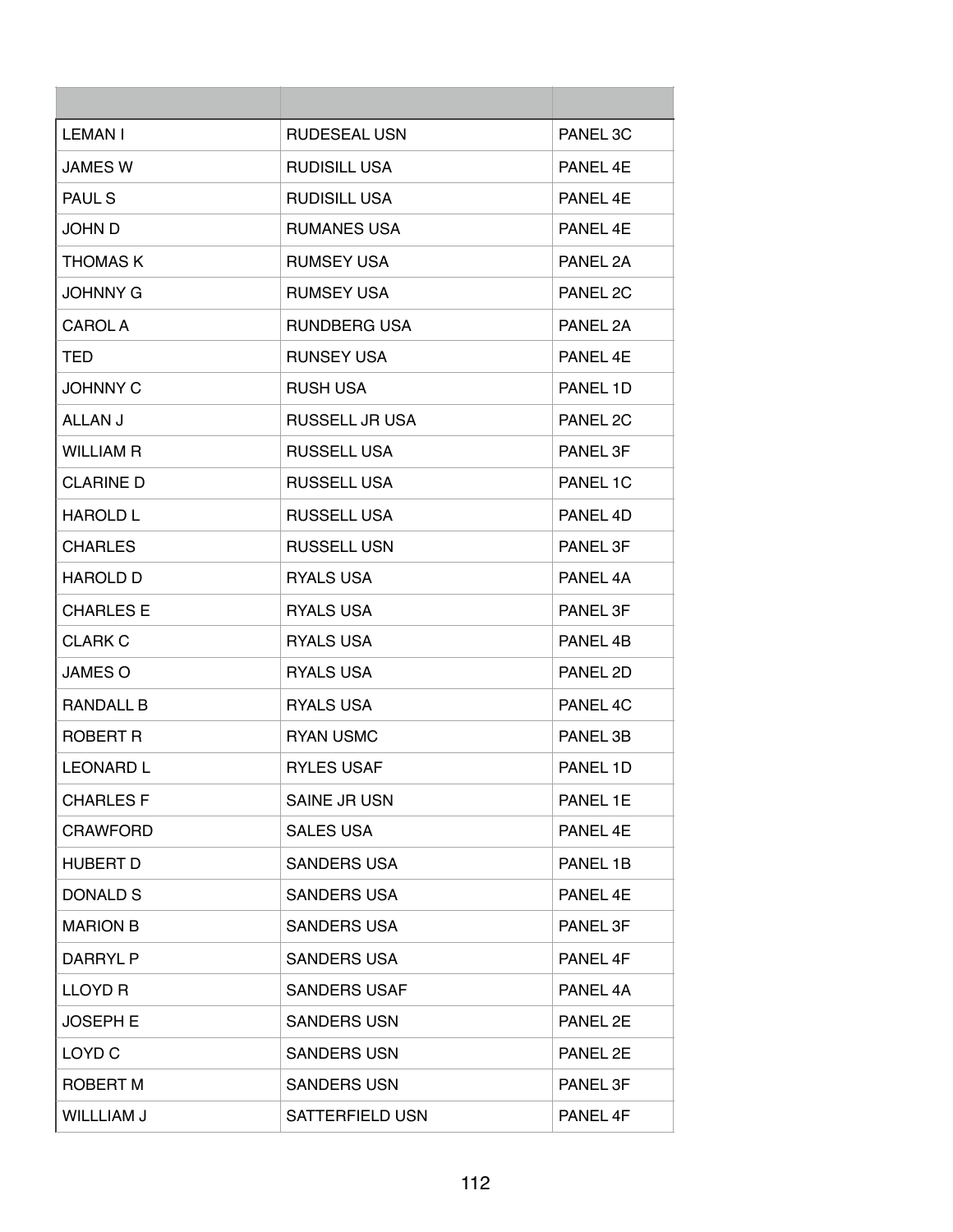| | | |
|---|---|---|
| LEMAN I | RUDESEAL USN | PANEL 3C |
| JAMES W | RUDISILL USA | PANEL 4E |
| PAUL S | RUDISILL USA | PANEL 4E |
| JOHN D | RUMANES USA | PANEL 4E |
| THOMAS K | RUMSEY USA | PANEL 2A |
| JOHNNY G | RUMSEY USA | PANEL 2C |
| CAROL A | RUNDBERG USA | PANEL 2A |
| TED | RUNSEY USA | PANEL 4E |
| JOHNNY C | RUSH USA | PANEL 1D |
| ALLAN J | RUSSELL JR USA | PANEL 2C |
| WILLIAM R | RUSSELL USA | PANEL 3F |
| CLARINE D | RUSSELL USA | PANEL 1C |
| HAROLD L | RUSSELL USA | PANEL 4D |
| CHARLES | RUSSELL USN | PANEL 3F |
| HAROLD D | RYALS USA | PANEL 4A |
| CHARLES E | RYALS USA | PANEL 3F |
| CLARK C | RYALS USA | PANEL 4B |
| JAMES O | RYALS USA | PANEL 2D |
| RANDALL B | RYALS USA | PANEL 4C |
| ROBERT R | RYAN USMC | PANEL 3B |
| LEONARD L | RYLES USAF | PANEL 1D |
| CHARLES F | SAINE JR USN | PANEL 1E |
| CRAWFORD | SALES USA | PANEL 4E |
| HUBERT D | SANDERS USA | PANEL 1B |
| DONALD S | SANDERS USA | PANEL 4E |
| MARION B | SANDERS USA | PANEL 3F |
| DARRYL P | SANDERS USA | PANEL 4F |
| LLOYD R | SANDERS USAF | PANEL 4A |
| JOSEPH E | SANDERS USN | PANEL 2E |
| LOYD C | SANDERS USN | PANEL 2E |
| ROBERT M | SANDERS USN | PANEL 3F |
| WILLLIAM J | SATTERFIELD USN | PANEL 4F |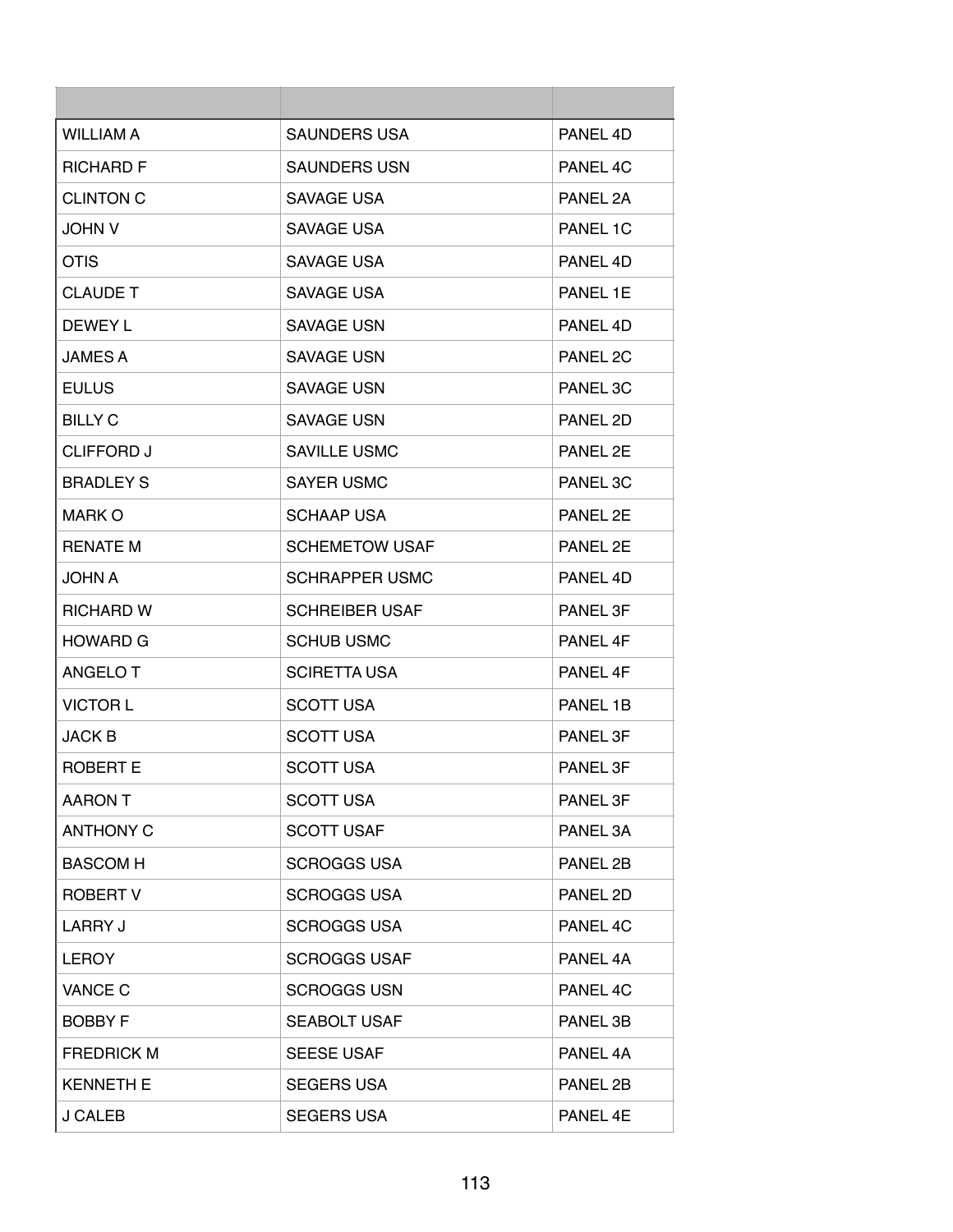| | | |
|---|---|---|
| WILLIAM A | SAUNDERS USA | PANEL 4D |
| RICHARD F | SAUNDERS USN | PANEL 4C |
| CLINTON C | SAVAGE USA | PANEL 2A |
| JOHN V | SAVAGE USA | PANEL 1C |
| OTIS | SAVAGE USA | PANEL 4D |
| CLAUDE T | SAVAGE USA | PANEL 1E |
| DEWEY L | SAVAGE USN | PANEL 4D |
| JAMES A | SAVAGE USN | PANEL 2C |
| EULUS | SAVAGE USN | PANEL 3C |
| BILLY C | SAVAGE USN | PANEL 2D |
| CLIFFORD J | SAVILLE USMC | PANEL 2E |
| BRADLEY S | SAYER USMC | PANEL 3C |
| MARK O | SCHAAP USA | PANEL 2E |
| RENATE M | SCHEMETOW USAF | PANEL 2E |
| JOHN A | SCHRAPPER USMC | PANEL 4D |
| RICHARD W | SCHREIBER USAF | PANEL 3F |
| HOWARD G | SCHUB USMC | PANEL 4F |
| ANGELO T | SCIRETTA USA | PANEL 4F |
| VICTOR L | SCOTT USA | PANEL 1B |
| JACK B | SCOTT USA | PANEL 3F |
| ROBERT E | SCOTT USA | PANEL 3F |
| AARON T | SCOTT USA | PANEL 3F |
| ANTHONY C | SCOTT USAF | PANEL 3A |
| BASCOM H | SCROGGS USA | PANEL 2B |
| ROBERT V | SCROGGS USA | PANEL 2D |
| LARRY J | SCROGGS USA | PANEL 4C |
| LEROY | SCROGGS USAF | PANEL 4A |
| VANCE C | SCROGGS USN | PANEL 4C |
| BOBBY F | SEABOLT USAF | PANEL 3B |
| FREDRICK M | SEESE USAF | PANEL 4A |
| KENNETH E | SEGERS USA | PANEL 2B |
| J CALEB | SEGERS USA | PANEL 4E |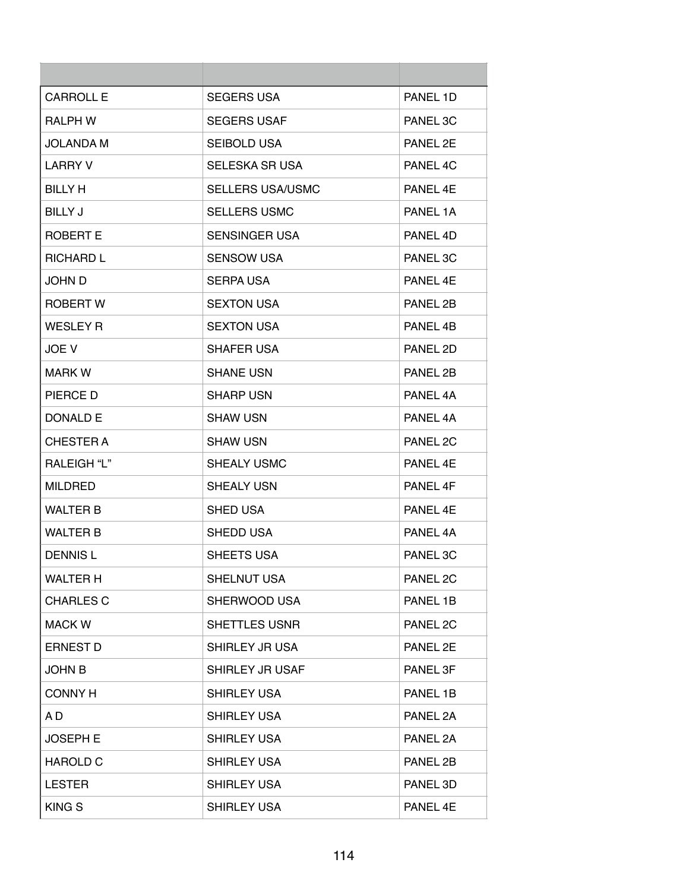| | | |
|---|---|---|
| CARROLL E | SEGERS USA | PANEL 1D |
| RALPH W | SEGERS USAF | PANEL 3C |
| JOLANDA M | SEIBOLD USA | PANEL 2E |
| LARRY V | SELESKA SR USA | PANEL 4C |
| BILLY H | SELLERS USA/USMC | PANEL 4E |
| BILLY J | SELLERS USMC | PANEL 1A |
| ROBERT E | SENSINGER USA | PANEL 4D |
| RICHARD L | SENSOW USA | PANEL 3C |
| JOHN D | SERPA USA | PANEL 4E |
| ROBERT W | SEXTON USA | PANEL 2B |
| WESLEY R | SEXTON USA | PANEL 4B |
| JOE V | SHAFER USA | PANEL 2D |
| MARK W | SHANE USN | PANEL 2B |
| PIERCE D | SHARP USN | PANEL 4A |
| DONALD E | SHAW USN | PANEL 4A |
| CHESTER A | SHAW USN | PANEL 2C |
| RALEIGH “L” | SHEALY USMC | PANEL 4E |
| MILDRED | SHEALY USN | PANEL 4F |
| WALTER B | SHED USA | PANEL 4E |
| WALTER B | SHEDD USA | PANEL 4A |
| DENNIS L | SHEETS USA | PANEL 3C |
| WALTER H | SHELNUT USA | PANEL 2C |
| CHARLES C | SHERWOOD USA | PANEL 1B |
| MACK W | SHETTLES USNR | PANEL 2C |
| ERNEST D | SHIRLEY JR USA | PANEL 2E |
| JOHN B | SHIRLEY JR USAF | PANEL 3F |
| CONNY H | SHIRLEY USA | PANEL 1B |
| A D | SHIRLEY USA | PANEL 2A |
| JOSEPH E | SHIRLEY USA | PANEL 2A |
| HAROLD C | SHIRLEY USA | PANEL 2B |
| LESTER | SHIRLEY USA | PANEL 3D |
| KING S | SHIRLEY USA | PANEL 4E |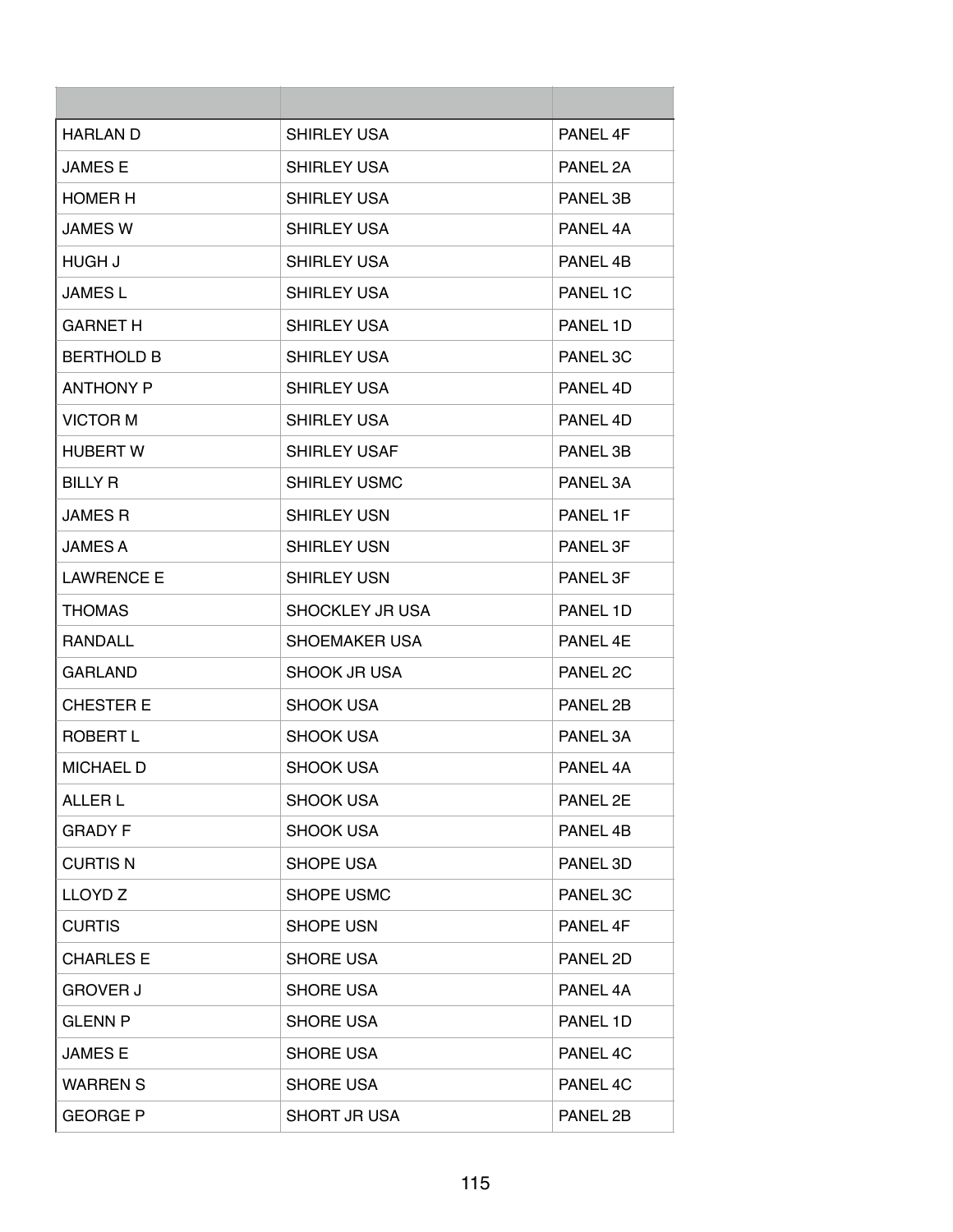| | | |
|---|---|---|
| HARLAN D | SHIRLEY USA | PANEL 4F |
| JAMES E | SHIRLEY USA | PANEL 2A |
| HOMER H | SHIRLEY USA | PANEL 3B |
| JAMES W | SHIRLEY USA | PANEL 4A |
| HUGH J | SHIRLEY USA | PANEL 4B |
| JAMES L | SHIRLEY USA | PANEL 1C |
| GARNET H | SHIRLEY USA | PANEL 1D |
| BERTHOLD B | SHIRLEY USA | PANEL 3C |
| ANTHONY P | SHIRLEY USA | PANEL 4D |
| VICTOR M | SHIRLEY USA | PANEL 4D |
| HUBERT W | SHIRLEY USAF | PANEL 3B |
| BILLY R | SHIRLEY USMC | PANEL 3A |
| JAMES R | SHIRLEY USN | PANEL 1F |
| JAMES A | SHIRLEY USN | PANEL 3F |
| LAWRENCE E | SHIRLEY USN | PANEL 3F |
| THOMAS | SHOCKLEY JR USA | PANEL 1D |
| RANDALL | SHOEMAKER USA | PANEL 4E |
| GARLAND | SHOOK JR USA | PANEL 2C |
| CHESTER E | SHOOK USA | PANEL 2B |
| ROBERT L | SHOOK USA | PANEL 3A |
| MICHAEL D | SHOOK USA | PANEL 4A |
| ALLER L | SHOOK USA | PANEL 2E |
| GRADY F | SHOOK USA | PANEL 4B |
| CURTIS N | SHOPE USA | PANEL 3D |
| LLOYD Z | SHOPE USMC | PANEL 3C |
| CURTIS | SHOPE USN | PANEL 4F |
| CHARLES E | SHORE USA | PANEL 2D |
| GROVER J | SHORE USA | PANEL 4A |
| GLENN P | SHORE USA | PANEL 1D |
| JAMES E | SHORE USA | PANEL 4C |
| WARREN S | SHORE USA | PANEL 4C |
| GEORGE P | SHORT JR USA | PANEL 2B |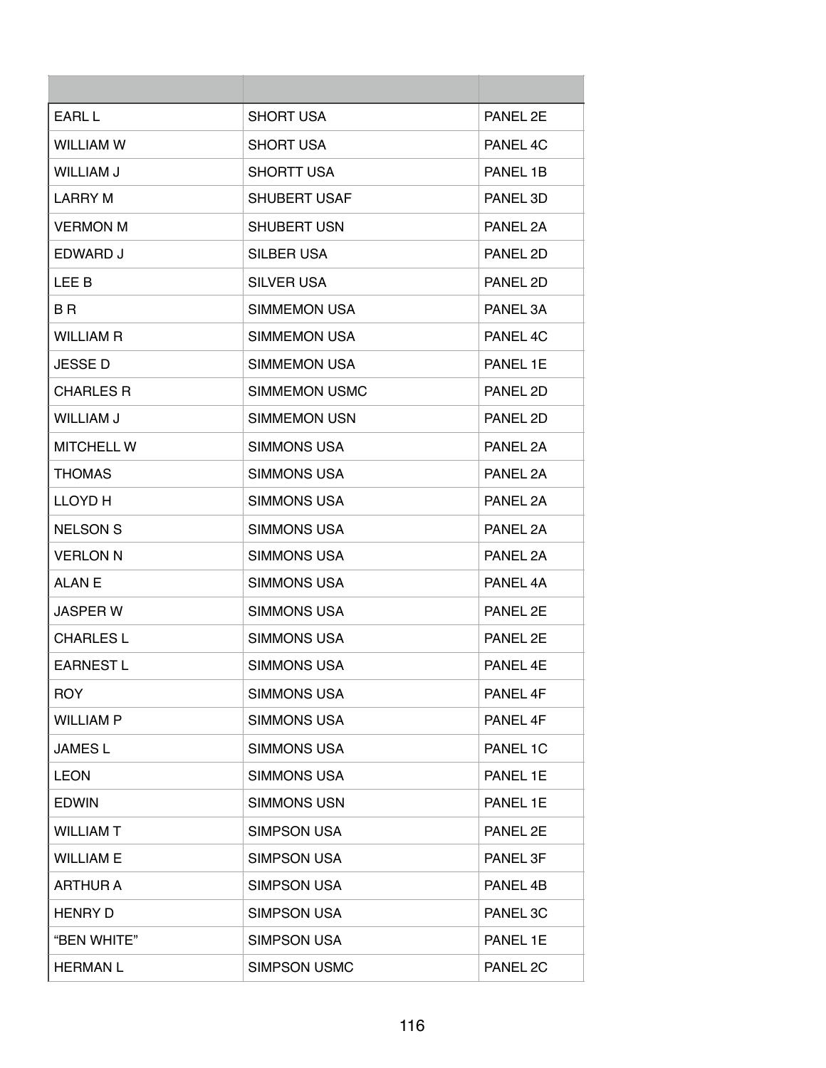| | | |
|---|---|---|
| EARL L | SHORT USA | PANEL 2E |
| WILLIAM W | SHORT USA | PANEL 4C |
| WILLIAM J | SHORTT USA | PANEL 1B |
| LARRY M | SHUBERT USAF | PANEL 3D |
| VERMON M | SHUBERT USN | PANEL 2A |
| EDWARD J | SILBER USA | PANEL 2D |
| LEE B | SILVER USA | PANEL 2D |
| B R | SIMMEMON USA | PANEL 3A |
| WILLIAM R | SIMMEMON USA | PANEL 4C |
| JESSE D | SIMMEMON USA | PANEL 1E |
| CHARLES R | SIMMEMON USMC | PANEL 2D |
| WILLIAM J | SIMMEMON USN | PANEL 2D |
| MITCHELL W | SIMMONS USA | PANEL 2A |
| THOMAS | SIMMONS USA | PANEL 2A |
| LLOYD H | SIMMONS USA | PANEL 2A |
| NELSON S | SIMMONS USA | PANEL 2A |
| VERLON N | SIMMONS USA | PANEL 2A |
| ALAN E | SIMMONS USA | PANEL 4A |
| JASPER W | SIMMONS USA | PANEL 2E |
| CHARLES L | SIMMONS USA | PANEL 2E |
| EARNEST L | SIMMONS USA | PANEL 4E |
| ROY | SIMMONS USA | PANEL 4F |
| WILLIAM P | SIMMONS USA | PANEL 4F |
| JAMES L | SIMMONS USA | PANEL 1C |
| LEON | SIMMONS USA | PANEL 1E |
| EDWIN | SIMMONS USN | PANEL 1E |
| WILLIAM T | SIMPSON USA | PANEL 2E |
| WILLIAM E | SIMPSON USA | PANEL 3F |
| ARTHUR A | SIMPSON USA | PANEL 4B |
| HENRY D | SIMPSON USA | PANEL 3C |
| “BEN WHITE” | SIMPSON USA | PANEL 1E |
| HERMAN L | SIMPSON USMC | PANEL 2C |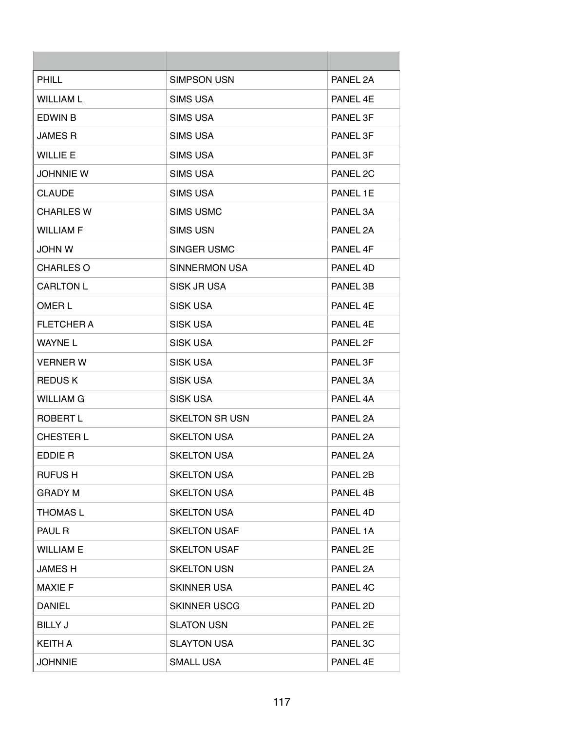| | | |
|---|---|---|
| PHILL | SIMPSON USN | PANEL 2A |
| WILLIAM L | SIMS USA | PANEL 4E |
| EDWIN B | SIMS USA | PANEL 3F |
| JAMES R | SIMS USA | PANEL 3F |
| WILLIE E | SIMS USA | PANEL 3F |
| JOHNNIE W | SIMS USA | PANEL 2C |
| CLAUDE | SIMS USA | PANEL 1E |
| CHARLES W | SIMS USMC | PANEL 3A |
| WILLIAM F | SIMS USN | PANEL 2A |
| JOHN W | SINGER USMC | PANEL 4F |
| CHARLES O | SINNERMON USA | PANEL 4D |
| CARLTON L | SISK JR USA | PANEL 3B |
| OMER L | SISK USA | PANEL 4E |
| FLETCHER A | SISK USA | PANEL 4E |
| WAYNE L | SISK USA | PANEL 2F |
| VERNER W | SISK USA | PANEL 3F |
| REDUS K | SISK USA | PANEL 3A |
| WILLIAM G | SISK USA | PANEL 4A |
| ROBERT L | SKELTON SR USN | PANEL 2A |
| CHESTER L | SKELTON USA | PANEL 2A |
| EDDIE R | SKELTON USA | PANEL 2A |
| RUFUS H | SKELTON USA | PANEL 2B |
| GRADY M | SKELTON USA | PANEL 4B |
| THOMAS L | SKELTON USA | PANEL 4D |
| PAUL R | SKELTON USAF | PANEL 1A |
| WILLIAM E | SKELTON USAF | PANEL 2E |
| JAMES H | SKELTON USN | PANEL 2A |
| MAXIE F | SKINNER USA | PANEL 4C |
| DANIEL | SKINNER USCG | PANEL 2D |
| BILLY J | SLATON USN | PANEL 2E |
| KEITH A | SLAYTON USA | PANEL 3C |
| JOHNNIE | SMALL USA | PANEL 4E |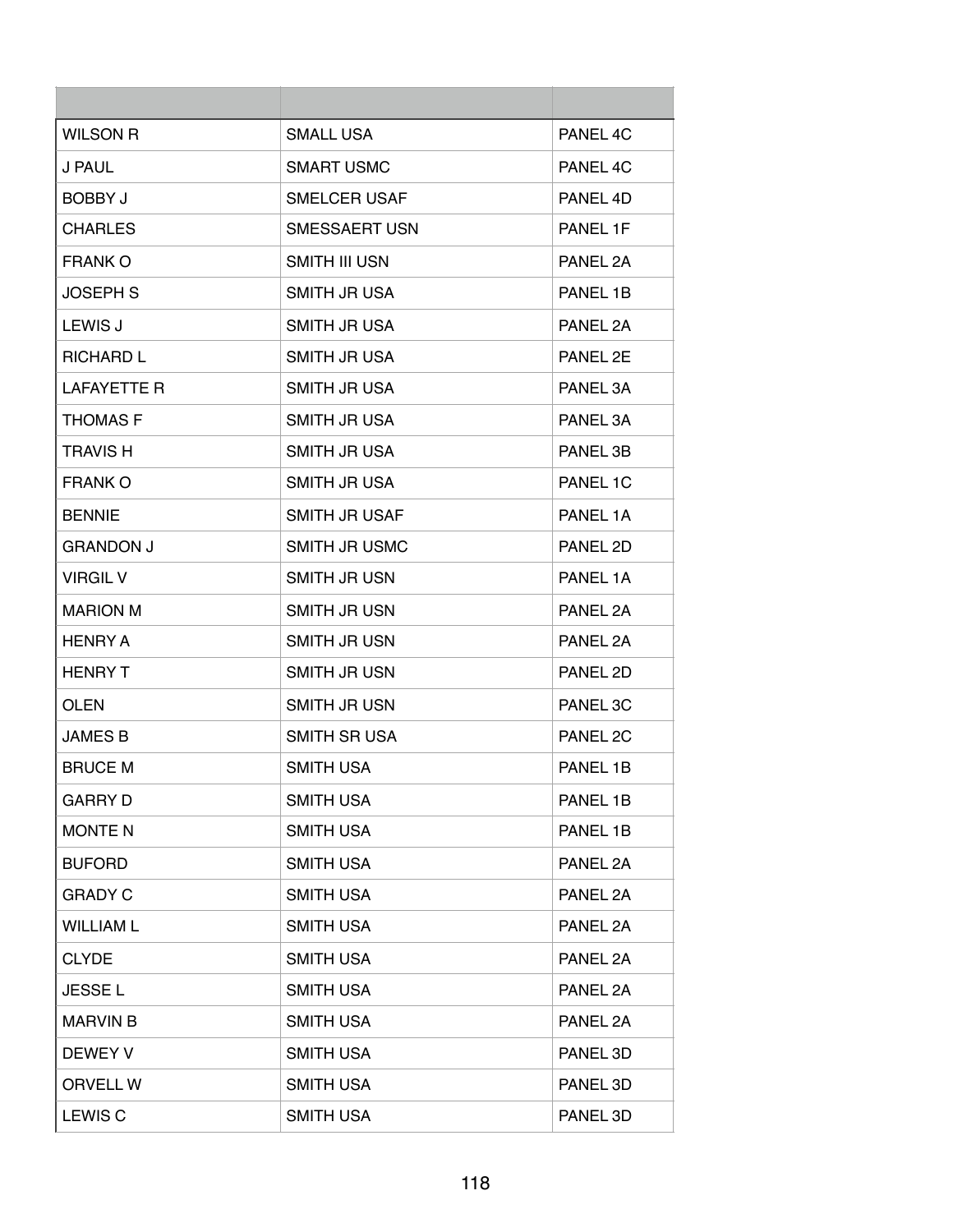| | | |
|---|---|---|
| WILSON R | SMALL USA | PANEL 4C |
| J PAUL | SMART USMC | PANEL 4C |
| BOBBY J | SMELCER USAF | PANEL 4D |
| CHARLES | SMESSAERT USN | PANEL 1F |
| FRANK O | SMITH III USN | PANEL 2A |
| JOSEPH S | SMITH JR USA | PANEL 1B |
| LEWIS J | SMITH JR USA | PANEL 2A |
| RICHARD L | SMITH JR USA | PANEL 2E |
| LAFAYETTE R | SMITH JR USA | PANEL 3A |
| THOMAS F | SMITH JR USA | PANEL 3A |
| TRAVIS H | SMITH JR USA | PANEL 3B |
| FRANK O | SMITH JR USA | PANEL 1C |
| BENNIE | SMITH JR USAF | PANEL 1A |
| GRANDON J | SMITH JR USMC | PANEL 2D |
| VIRGIL V | SMITH JR USN | PANEL 1A |
| MARION M | SMITH JR USN | PANEL 2A |
| HENRY A | SMITH JR USN | PANEL 2A |
| HENRY T | SMITH JR USN | PANEL 2D |
| OLEN | SMITH JR USN | PANEL 3C |
| JAMES B | SMITH SR USA | PANEL 2C |
| BRUCE M | SMITH USA | PANEL 1B |
| GARRY D | SMITH USA | PANEL 1B |
| MONTE N | SMITH USA | PANEL 1B |
| BUFORD | SMITH USA | PANEL 2A |
| GRADY C | SMITH USA | PANEL 2A |
| WILLIAM L | SMITH USA | PANEL 2A |
| CLYDE | SMITH USA | PANEL 2A |
| JESSE L | SMITH USA | PANEL 2A |
| MARVIN B | SMITH USA | PANEL 2A |
| DEWEY V | SMITH USA | PANEL 3D |
| ORVELL W | SMITH USA | PANEL 3D |
| LEWIS C | SMITH USA | PANEL 3D |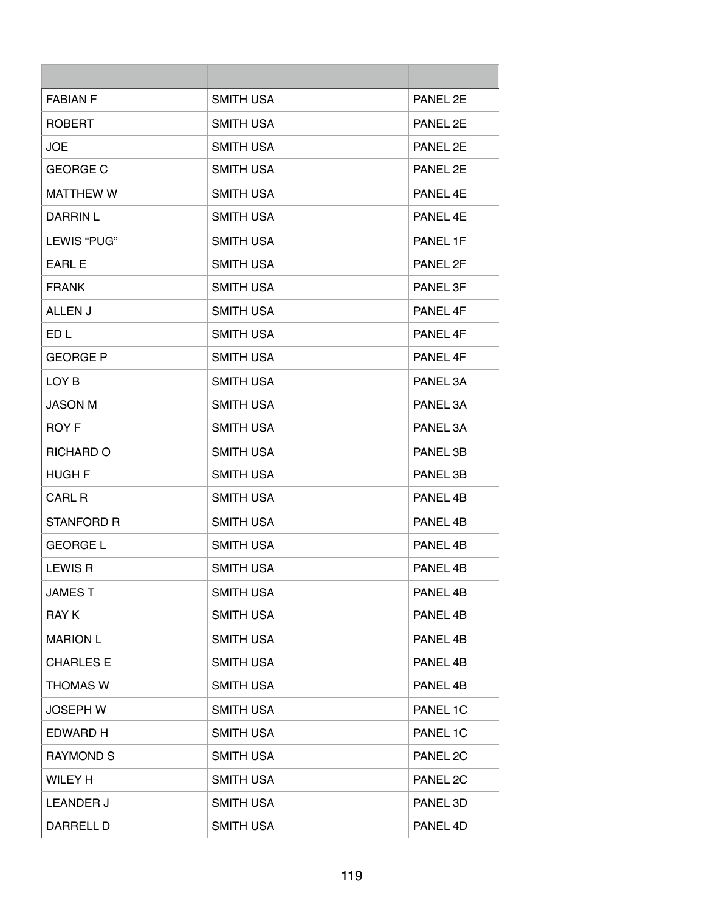| | | |
|---|---|---|
| FABIAN F | SMITH USA | PANEL 2E |
| ROBERT | SMITH USA | PANEL 2E |
| JOE | SMITH USA | PANEL 2E |
| GEORGE C | SMITH USA | PANEL 2E |
| MATTHEW W | SMITH USA | PANEL 4E |
| DARRIN L | SMITH USA | PANEL 4E |
| LEWIS “PUG” | SMITH USA | PANEL 1F |
| EARL E | SMITH USA | PANEL 2F |
| FRANK | SMITH USA | PANEL 3F |
| ALLEN J | SMITH USA | PANEL 4F |
| ED L | SMITH USA | PANEL 4F |
| GEORGE P | SMITH USA | PANEL 4F |
| LOY B | SMITH USA | PANEL 3A |
| JASON M | SMITH USA | PANEL 3A |
| ROY F | SMITH USA | PANEL 3A |
| RICHARD O | SMITH USA | PANEL 3B |
| HUGH F | SMITH USA | PANEL 3B |
| CARL R | SMITH USA | PANEL 4B |
| STANFORD R | SMITH USA | PANEL 4B |
| GEORGE L | SMITH USA | PANEL 4B |
| LEWIS R | SMITH USA | PANEL 4B |
| JAMES T | SMITH USA | PANEL 4B |
| RAY K | SMITH USA | PANEL 4B |
| MARION L | SMITH USA | PANEL 4B |
| CHARLES E | SMITH USA | PANEL 4B |
| THOMAS W | SMITH USA | PANEL 4B |
| JOSEPH W | SMITH USA | PANEL 1C |
| EDWARD H | SMITH USA | PANEL 1C |
| RAYMOND S | SMITH USA | PANEL 2C |
| WILEY H | SMITH USA | PANEL 2C |
| LEANDER J | SMITH USA | PANEL 3D |
| DARRELL D | SMITH USA | PANEL 4D |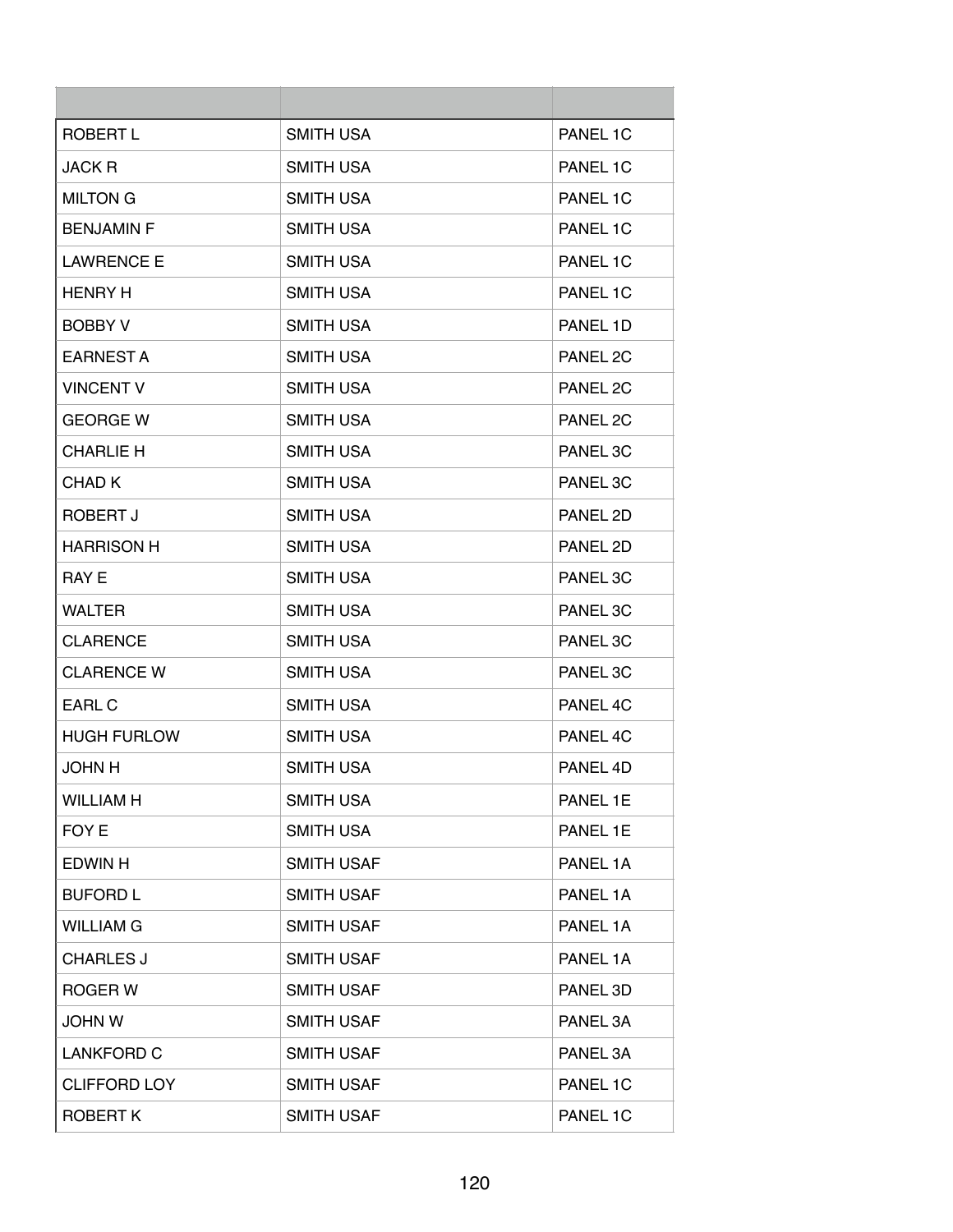| | | |
|---|---|---|
| ROBERT L | SMITH USA | PANEL 1C |
| JACK R | SMITH USA | PANEL 1C |
| MILTON G | SMITH USA | PANEL 1C |
| BENJAMIN F | SMITH USA | PANEL 1C |
| LAWRENCE E | SMITH USA | PANEL 1C |
| HENRY H | SMITH USA | PANEL 1C |
| BOBBY V | SMITH USA | PANEL 1D |
| EARNEST A | SMITH USA | PANEL 2C |
| VINCENT V | SMITH USA | PANEL 2C |
| GEORGE W | SMITH USA | PANEL 2C |
| CHARLIE H | SMITH USA | PANEL 3C |
| CHAD K | SMITH USA | PANEL 3C |
| ROBERT J | SMITH USA | PANEL 2D |
| HARRISON H | SMITH USA | PANEL 2D |
| RAY E | SMITH USA | PANEL 3C |
| WALTER | SMITH USA | PANEL 3C |
| CLARENCE | SMITH USA | PANEL 3C |
| CLARENCE W | SMITH USA | PANEL 3C |
| EARL C | SMITH USA | PANEL 4C |
| HUGH FURLOW | SMITH USA | PANEL 4C |
| JOHN H | SMITH USA | PANEL 4D |
| WILLIAM H | SMITH USA | PANEL 1E |
| FOY E | SMITH USA | PANEL 1E |
| EDWIN H | SMITH USAF | PANEL 1A |
| BUFORD L | SMITH USAF | PANEL 1A |
| WILLIAM G | SMITH USAF | PANEL 1A |
| CHARLES J | SMITH USAF | PANEL 1A |
| ROGER W | SMITH USAF | PANEL 3D |
| JOHN W | SMITH USAF | PANEL 3A |
| LANKFORD C | SMITH USAF | PANEL 3A |
| CLIFFORD LOY | SMITH USAF | PANEL 1C |
| ROBERT K | SMITH USAF | PANEL 1C |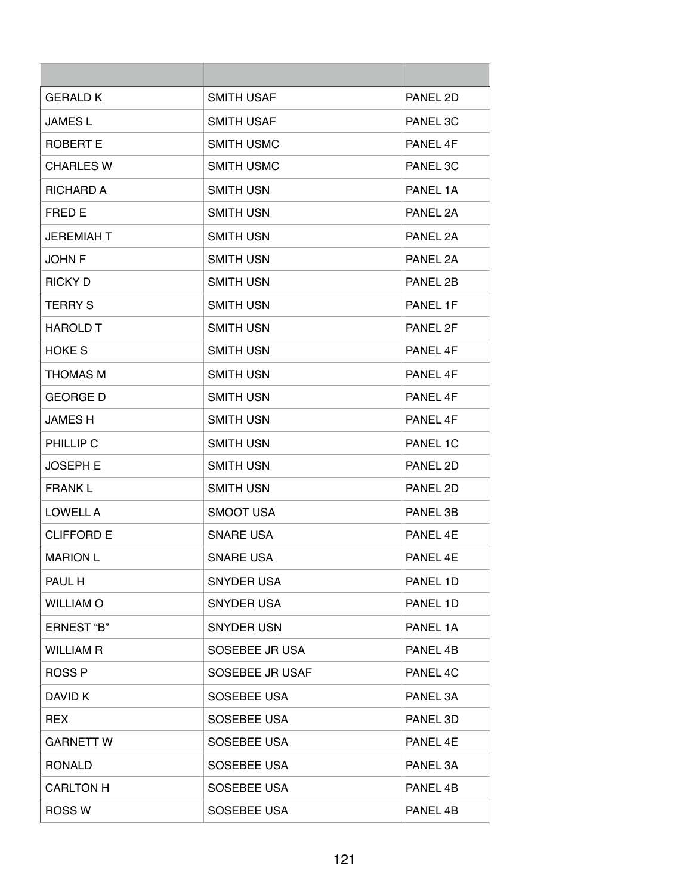| | | |
|---|---|---|
| GERALD K | SMITH USAF | PANEL 2D |
| JAMES L | SMITH USAF | PANEL 3C |
| ROBERT E | SMITH USMC | PANEL 4F |
| CHARLES W | SMITH USMC | PANEL 3C |
| RICHARD A | SMITH USN | PANEL 1A |
| FRED E | SMITH USN | PANEL 2A |
| JEREMIAH T | SMITH USN | PANEL 2A |
| JOHN F | SMITH USN | PANEL 2A |
| RICKY D | SMITH USN | PANEL 2B |
| TERRY S | SMITH USN | PANEL 1F |
| HAROLD T | SMITH USN | PANEL 2F |
| HOKE S | SMITH USN | PANEL 4F |
| THOMAS M | SMITH USN | PANEL 4F |
| GEORGE D | SMITH USN | PANEL 4F |
| JAMES H | SMITH USN | PANEL 4F |
| PHILLIP C | SMITH USN | PANEL 1C |
| JOSEPH E | SMITH USN | PANEL 2D |
| FRANK L | SMITH USN | PANEL 2D |
| LOWELL A | SMOOT USA | PANEL 3B |
| CLIFFORD E | SNARE USA | PANEL 4E |
| MARION L | SNARE USA | PANEL 4E |
| PAUL H | SNYDER USA | PANEL 1D |
| WILLIAM O | SNYDER USA | PANEL 1D |
| ERNEST “B” | SNYDER USN | PANEL 1A |
| WILLIAM R | SOSEBEE JR USA | PANEL 4B |
| ROSS P | SOSEBEE JR USAF | PANEL 4C |
| DAVID K | SOSEBEE USA | PANEL 3A |
| REX | SOSEBEE USA | PANEL 3D |
| GARNETT W | SOSEBEE USA | PANEL 4E |
| RONALD | SOSEBEE USA | PANEL 3A |
| CARLTON H | SOSEBEE USA | PANEL 4B |
| ROSS W | SOSEBEE USA | PANEL 4B |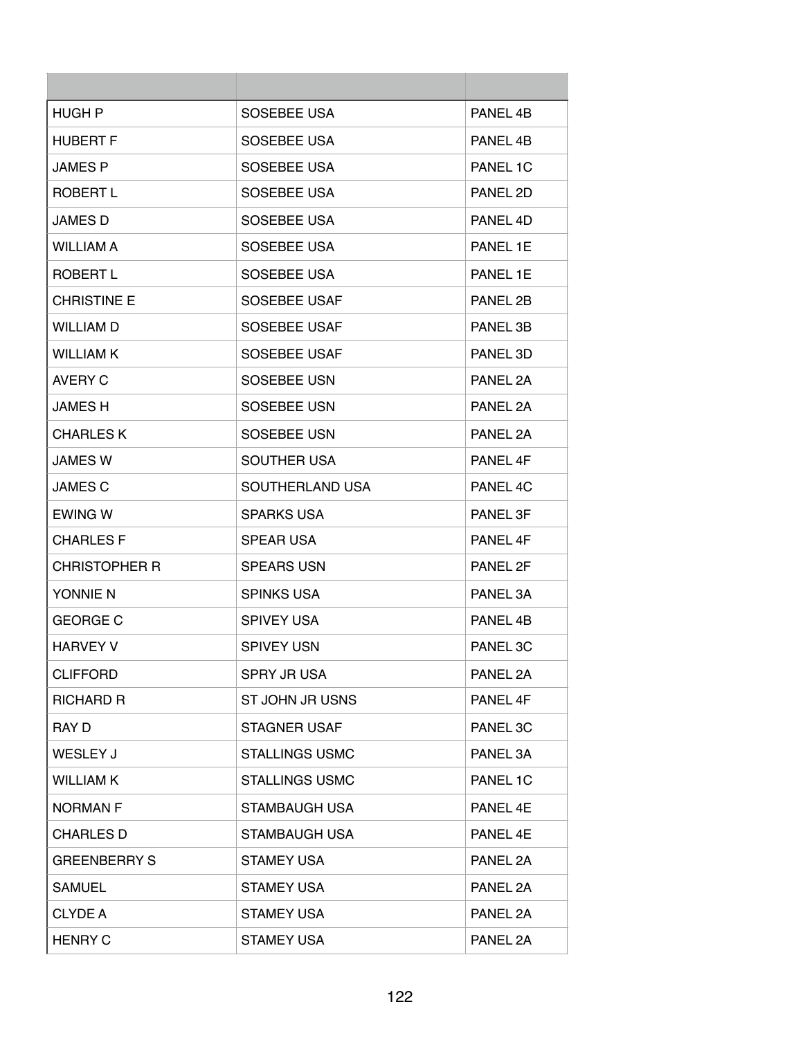| | | |
|---|---|---|
| HUGH P | SOSEBEE USA | PANEL 4B |
| HUBERT F | SOSEBEE USA | PANEL 4B |
| JAMES P | SOSEBEE USA | PANEL 1C |
| ROBERT L | SOSEBEE USA | PANEL 2D |
| JAMES D | SOSEBEE USA | PANEL 4D |
| WILLIAM A | SOSEBEE USA | PANEL 1E |
| ROBERT L | SOSEBEE USA | PANEL 1E |
| CHRISTINE E | SOSEBEE USAF | PANEL 2B |
| WILLIAM D | SOSEBEE USAF | PANEL 3B |
| WILLIAM K | SOSEBEE USAF | PANEL 3D |
| AVERY C | SOSEBEE USN | PANEL 2A |
| JAMES H | SOSEBEE USN | PANEL 2A |
| CHARLES K | SOSEBEE USN | PANEL 2A |
| JAMES W | SOUTHER USA | PANEL 4F |
| JAMES C | SOUTHERLAND USA | PANEL 4C |
| EWING W | SPARKS USA | PANEL 3F |
| CHARLES F | SPEAR USA | PANEL 4F |
| CHRISTOPHER R | SPEARS USN | PANEL 2F |
| YONNIE N | SPINKS USA | PANEL 3A |
| GEORGE C | SPIVEY USA | PANEL 4B |
| HARVEY V | SPIVEY USN | PANEL 3C |
| CLIFFORD | SPRY JR USA | PANEL 2A |
| RICHARD R | ST JOHN JR USNS | PANEL 4F |
| RAY D | STAGNER USAF | PANEL 3C |
| WESLEY J | STALLINGS USMC | PANEL 3A |
| WILLIAM K | STALLINGS USMC | PANEL 1C |
| NORMAN F | STAMBAUGH USA | PANEL 4E |
| CHARLES D | STAMBAUGH USA | PANEL 4E |
| GREENBERRY S | STAMEY USA | PANEL 2A |
| SAMUEL | STAMEY USA | PANEL 2A |
| CLYDE A | STAMEY USA | PANEL 2A |
| HENRY C | STAMEY USA | PANEL 2A |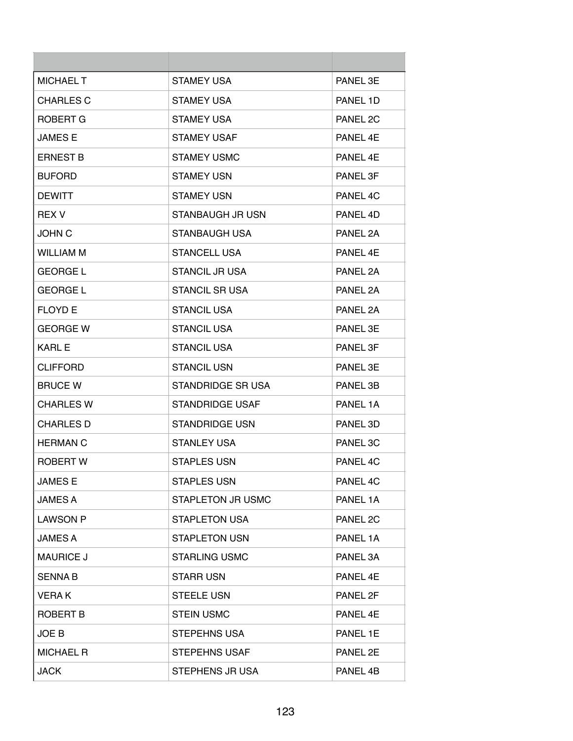| | | |
|---|---|---|
| MICHAEL T | STAMEY USA | PANEL 3E |
| CHARLES C | STAMEY USA | PANEL 1D |
| ROBERT G | STAMEY USA | PANEL 2C |
| JAMES E | STAMEY USAF | PANEL 4E |
| ERNEST B | STAMEY USMC | PANEL 4E |
| BUFORD | STAMEY USN | PANEL 3F |
| DEWITT | STAMEY USN | PANEL 4C |
| REX V | STANBAUGH JR USN | PANEL 4D |
| JOHN C | STANBAUGH USA | PANEL 2A |
| WILLIAM M | STANCELL USA | PANEL 4E |
| GEORGE L | STANCIL JR USA | PANEL 2A |
| GEORGE L | STANCIL SR USA | PANEL 2A |
| FLOYD E | STANCIL USA | PANEL 2A |
| GEORGE W | STANCIL USA | PANEL 3E |
| KARL E | STANCIL USA | PANEL 3F |
| CLIFFORD | STANCIL USN | PANEL 3E |
| BRUCE W | STANDRIDGE SR USA | PANEL 3B |
| CHARLES W | STANDRIDGE USAF | PANEL 1A |
| CHARLES D | STANDRIDGE USN | PANEL 3D |
| HERMAN C | STANLEY USA | PANEL 3C |
| ROBERT W | STAPLES USN | PANEL 4C |
| JAMES E | STAPLES USN | PANEL 4C |
| JAMES A | STAPLETON JR USMC | PANEL 1A |
| LAWSON P | STAPLETON USA | PANEL 2C |
| JAMES A | STAPLETON USN | PANEL 1A |
| MAURICE J | STARLING USMC | PANEL 3A |
| SENNA B | STARR USN | PANEL 4E |
| VERA K | STEELE USN | PANEL 2F |
| ROBERT B | STEIN USMC | PANEL 4E |
| JOE B | STEPEHNS USA | PANEL 1E |
| MICHAEL R | STEPEHNS USAF | PANEL 2E |
| JACK | STEPHENS JR USA | PANEL 4B |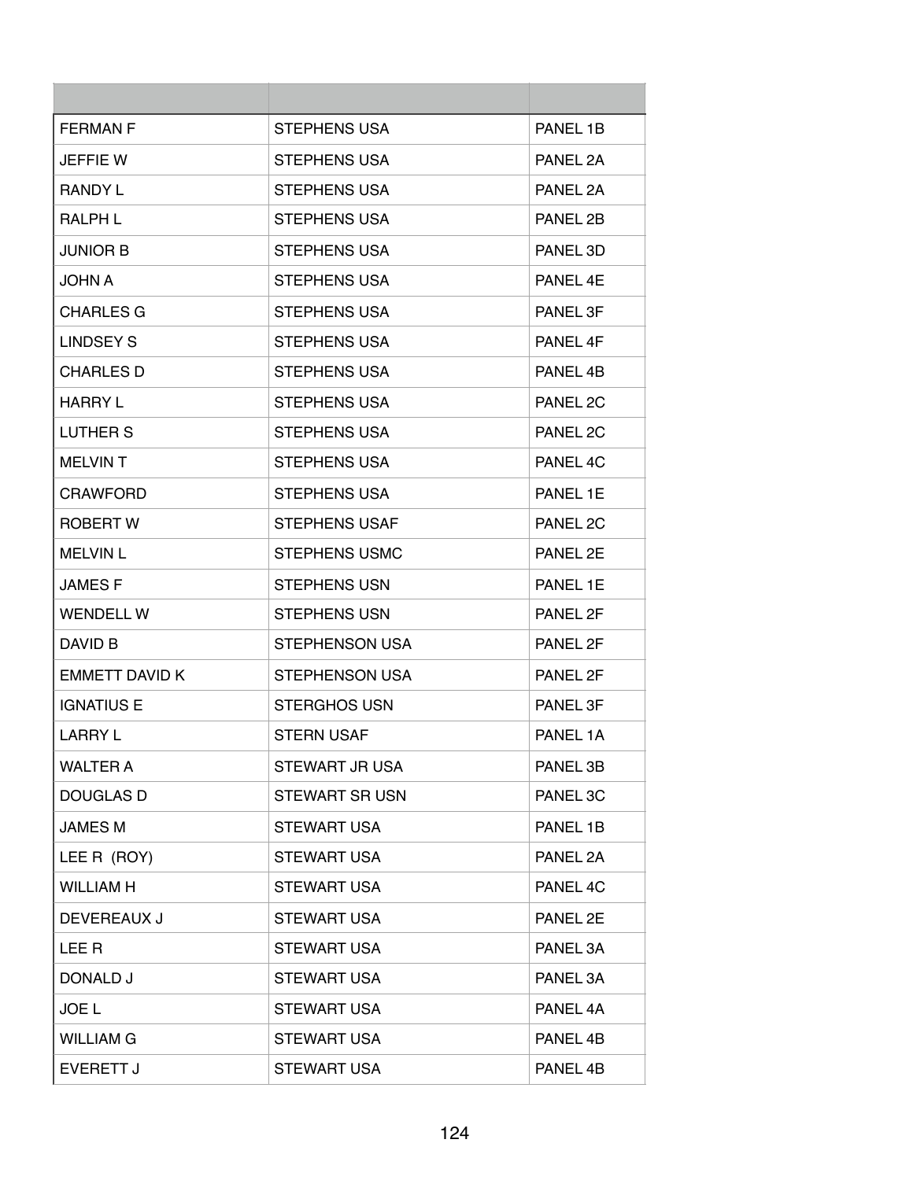| | | |
|---|---|---|
| FERMAN F | STEPHENS USA | PANEL 1B |
| JEFFIE W | STEPHENS USA | PANEL 2A |
| RANDY L | STEPHENS USA | PANEL 2A |
| RALPH L | STEPHENS USA | PANEL 2B |
| JUNIOR B | STEPHENS USA | PANEL 3D |
| JOHN A | STEPHENS USA | PANEL 4E |
| CHARLES G | STEPHENS USA | PANEL 3F |
| LINDSEY S | STEPHENS USA | PANEL 4F |
| CHARLES D | STEPHENS USA | PANEL 4B |
| HARRY L | STEPHENS USA | PANEL 2C |
| LUTHER S | STEPHENS USA | PANEL 2C |
| MELVIN T | STEPHENS USA | PANEL 4C |
| CRAWFORD | STEPHENS USA | PANEL 1E |
| ROBERT W | STEPHENS USAF | PANEL 2C |
| MELVIN L | STEPHENS USMC | PANEL 2E |
| JAMES F | STEPHENS USN | PANEL 1E |
| WENDELL W | STEPHENS USN | PANEL 2F |
| DAVID B | STEPHENSON USA | PANEL 2F |
| EMMETT DAVID K | STEPHENSON USA | PANEL 2F |
| IGNATIUS E | STERGHOS USN | PANEL 3F |
| LARRY L | STERN USAF | PANEL 1A |
| WALTER A | STEWART JR USA | PANEL 3B |
| DOUGLAS D | STEWART SR USN | PANEL 3C |
| JAMES M | STEWART USA | PANEL 1B |
| LEE R (ROY) | STEWART USA | PANEL 2A |
| WILLIAM H | STEWART USA | PANEL 4C |
| DEVEREAUX J | STEWART USA | PANEL 2E |
| LEE R | STEWART USA | PANEL 3A |
| DONALD J | STEWART USA | PANEL 3A |
| JOE L | STEWART USA | PANEL 4A |
| WILLIAM G | STEWART USA | PANEL 4B |
| EVERETT J | STEWART USA | PANEL 4B |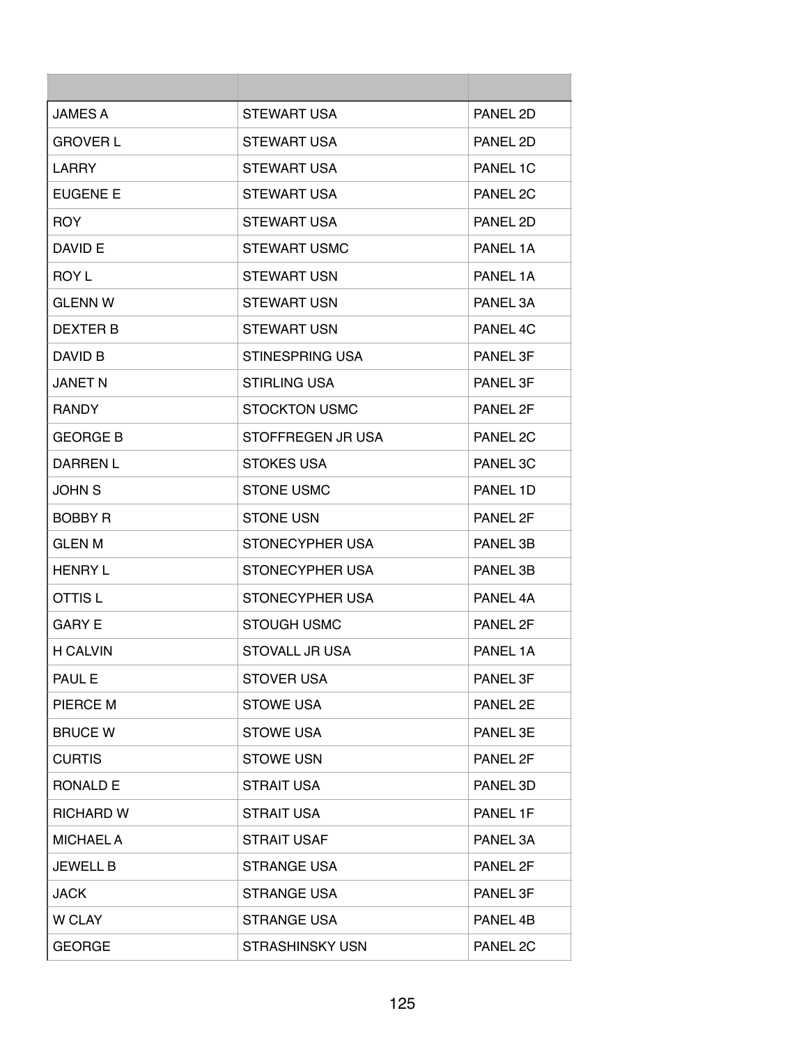| | | |
|---|---|---|
| JAMES A | STEWART USA | PANEL 2D |
| GROVER L | STEWART USA | PANEL 2D |
| LARRY | STEWART USA | PANEL 1C |
| EUGENE E | STEWART USA | PANEL 2C |
| ROY | STEWART USA | PANEL 2D |
| DAVID E | STEWART USMC | PANEL 1A |
| ROY L | STEWART USN | PANEL 1A |
| GLENN W | STEWART USN | PANEL 3A |
| DEXTER B | STEWART USN | PANEL 4C |
| DAVID B | STINESPRING USA | PANEL 3F |
| JANET N | STIRLING USA | PANEL 3F |
| RANDY | STOCKTON USMC | PANEL 2F |
| GEORGE B | STOFFREGEN JR USA | PANEL 2C |
| DARREN L | STOKES USA | PANEL 3C |
| JOHN S | STONE USMC | PANEL 1D |
| BOBBY R | STONE USN | PANEL 2F |
| GLEN M | STONECYPHER USA | PANEL 3B |
| HENRY L | STONECYPHER USA | PANEL 3B |
| OTTIS L | STONECYPHER USA | PANEL 4A |
| GARY E | STOUGH USMC | PANEL 2F |
| H CALVIN | STOVALL JR USA | PANEL 1A |
| PAUL E | STOVER USA | PANEL 3F |
| PIERCE M | STOWE USA | PANEL 2E |
| BRUCE W | STOWE USA | PANEL 3E |
| CURTIS | STOWE USN | PANEL 2F |
| RONALD E | STRAIT USA | PANEL 3D |
| RICHARD W | STRAIT USA | PANEL 1F |
| MICHAEL A | STRAIT USAF | PANEL 3A |
| JEWELL B | STRANGE USA | PANEL 2F |
| JACK | STRANGE USA | PANEL 3F |
| W CLAY | STRANGE USA | PANEL 4B |
| GEORGE | STRASHINSKY USN | PANEL 2C |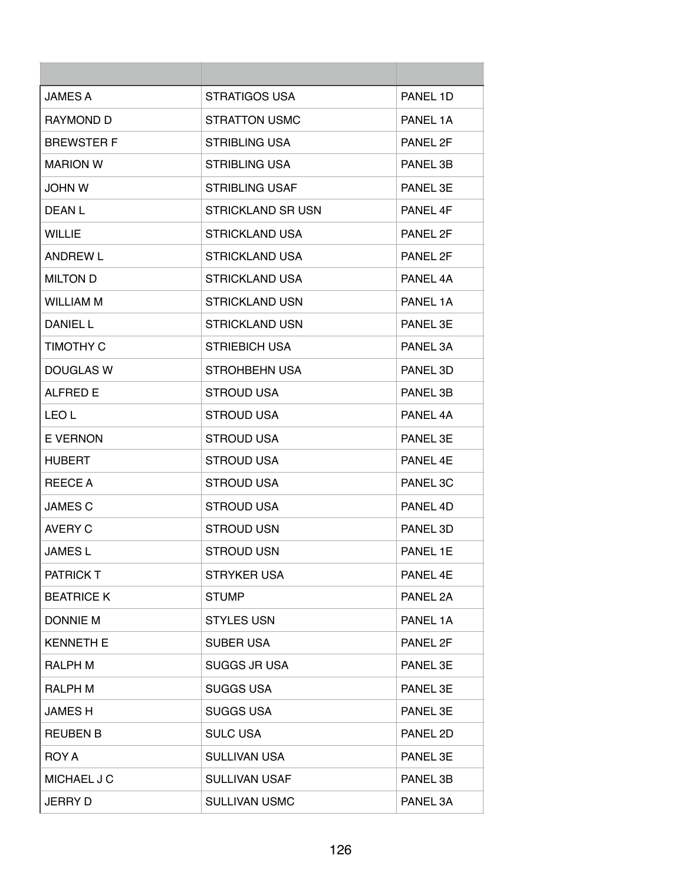| | | |
|---|---|---|
| JAMES A | STRATIGOS USA | PANEL 1D |
| RAYMOND D | STRATTON USMC | PANEL 1A |
| BREWSTER F | STRIBLING USA | PANEL 2F |
| MARION W | STRIBLING USA | PANEL 3B |
| JOHN W | STRIBLING USAF | PANEL 3E |
| DEAN L | STRICKLAND SR USN | PANEL 4F |
| WILLIE | STRICKLAND USA | PANEL 2F |
| ANDREW L | STRICKLAND USA | PANEL 2F |
| MILTON D | STRICKLAND USA | PANEL 4A |
| WILLIAM M | STRICKLAND USN | PANEL 1A |
| DANIEL L | STRICKLAND USN | PANEL 3E |
| TIMOTHY C | STRIEBICH USA | PANEL 3A |
| DOUGLAS W | STROHBEHN USA | PANEL 3D |
| ALFRED E | STROUD USA | PANEL 3B |
| LEO L | STROUD USA | PANEL 4A |
| E VERNON | STROUD USA | PANEL 3E |
| HUBERT | STROUD USA | PANEL 4E |
| REECE A | STROUD USA | PANEL 3C |
| JAMES C | STROUD USA | PANEL 4D |
| AVERY C | STROUD USN | PANEL 3D |
| JAMES L | STROUD USN | PANEL 1E |
| PATRICK T | STRYKER USA | PANEL 4E |
| BEATRICE K | STUMP | PANEL 2A |
| DONNIE M | STYLES USN | PANEL 1A |
| KENNETH E | SUBER USA | PANEL 2F |
| RALPH M | SUGGS JR USA | PANEL 3E |
| RALPH M | SUGGS USA | PANEL 3E |
| JAMES H | SUGGS USA | PANEL 3E |
| REUBEN B | SULC USA | PANEL 2D |
| ROY A | SULLIVAN USA | PANEL 3E |
| MICHAEL J C | SULLIVAN USAF | PANEL 3B |
| JERRY D | SULLIVAN USMC | PANEL 3A |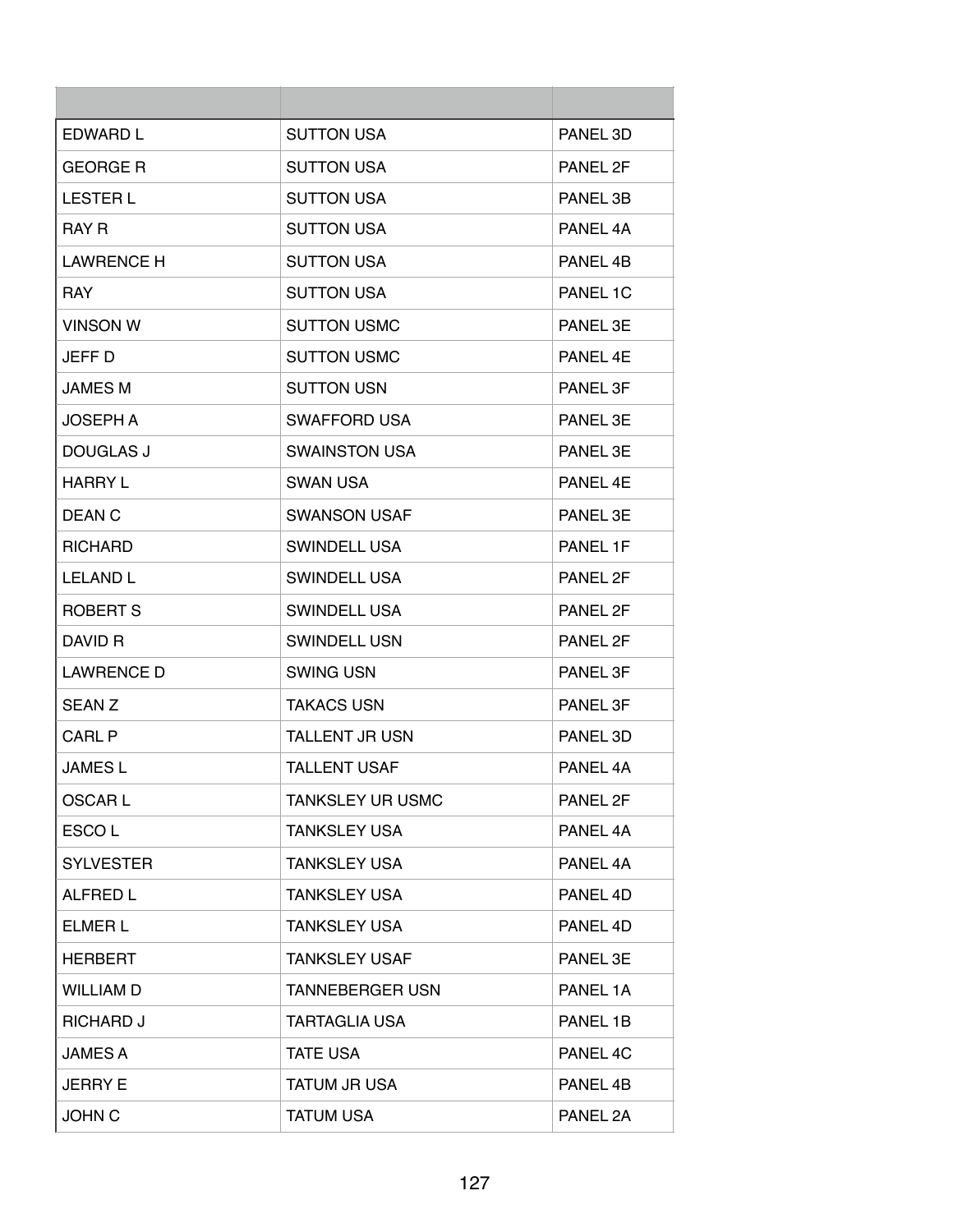| | | |
|---|---|---|
| EDWARD L | SUTTON USA | PANEL 3D |
| GEORGE R | SUTTON USA | PANEL 2F |
| LESTER L | SUTTON USA | PANEL 3B |
| RAY R | SUTTON USA | PANEL 4A |
| LAWRENCE H | SUTTON USA | PANEL 4B |
| RAY | SUTTON USA | PANEL 1C |
| VINSON W | SUTTON USMC | PANEL 3E |
| JEFF D | SUTTON USMC | PANEL 4E |
| JAMES M | SUTTON USN | PANEL 3F |
| JOSEPH A | SWAFFORD USA | PANEL 3E |
| DOUGLAS J | SWAINSTON USA | PANEL 3E |
| HARRY L | SWAN USA | PANEL 4E |
| DEAN C | SWANSON USAF | PANEL 3E |
| RICHARD | SWINDELL USA | PANEL 1F |
| LELAND L | SWINDELL USA | PANEL 2F |
| ROBERT S | SWINDELL USA | PANEL 2F |
| DAVID R | SWINDELL USN | PANEL 2F |
| LAWRENCE D | SWING USN | PANEL 3F |
| SEAN Z | TAKACS USN | PANEL 3F |
| CARL P | TALLENT JR USN | PANEL 3D |
| JAMES L | TALLENT USAF | PANEL 4A |
| OSCAR L | TANKSLEY UR USMC | PANEL 2F |
| ESCO L | TANKSLEY USA | PANEL 4A |
| SYLVESTER | TANKSLEY USA | PANEL 4A |
| ALFRED L | TANKSLEY USA | PANEL 4D |
| ELMER L | TANKSLEY USA | PANEL 4D |
| HERBERT | TANKSLEY USAF | PANEL 3E |
| WILLIAM D | TANNEBERGER USN | PANEL 1A |
| RICHARD J | TARTAGLIA USA | PANEL 1B |
| JAMES A | TATE USA | PANEL 4C |
| JERRY E | TATUM JR USA | PANEL 4B |
| JOHN C | TATUM USA | PANEL 2A |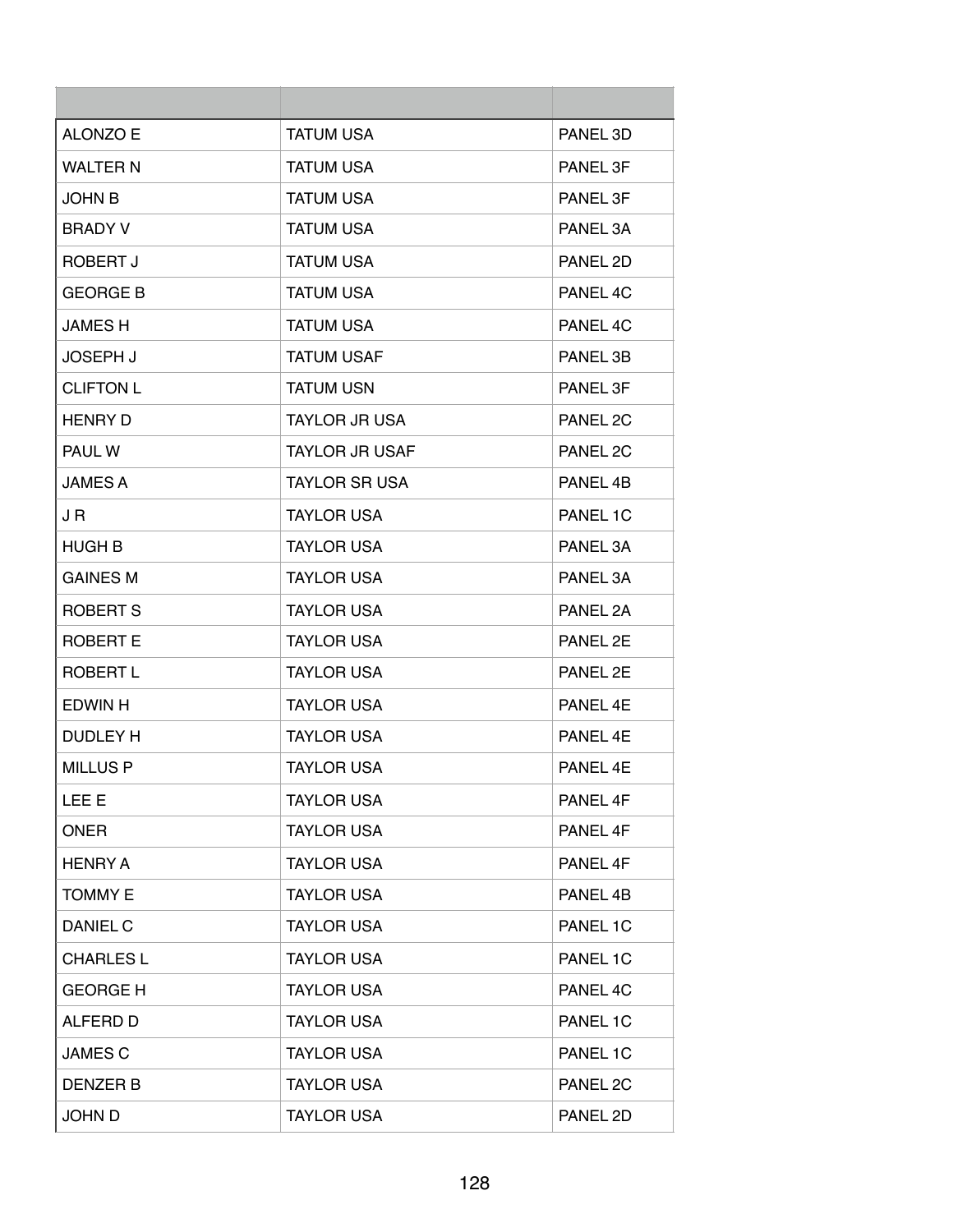| | | |
|---|---|---|
| ALONZO E | TATUM USA | PANEL 3D |
| WALTER N | TATUM USA | PANEL 3F |
| JOHN B | TATUM USA | PANEL 3F |
| BRADY V | TATUM USA | PANEL 3A |
| ROBERT J | TATUM USA | PANEL 2D |
| GEORGE B | TATUM USA | PANEL 4C |
| JAMES H | TATUM USA | PANEL 4C |
| JOSEPH J | TATUM USAF | PANEL 3B |
| CLIFTON L | TATUM USN | PANEL 3F |
| HENRY D | TAYLOR JR USA | PANEL 2C |
| PAUL W | TAYLOR JR USAF | PANEL 2C |
| JAMES A | TAYLOR SR USA | PANEL 4B |
| J R | TAYLOR USA | PANEL 1C |
| HUGH B | TAYLOR USA | PANEL 3A |
| GAINES M | TAYLOR USA | PANEL 3A |
| ROBERT S | TAYLOR USA | PANEL 2A |
| ROBERT E | TAYLOR USA | PANEL 2E |
| ROBERT L | TAYLOR USA | PANEL 2E |
| EDWIN H | TAYLOR USA | PANEL 4E |
| DUDLEY H | TAYLOR USA | PANEL 4E |
| MILLUS P | TAYLOR USA | PANEL 4E |
| LEE E | TAYLOR USA | PANEL 4F |
| ONER | TAYLOR USA | PANEL 4F |
| HENRY A | TAYLOR USA | PANEL 4F |
| TOMMY E | TAYLOR USA | PANEL 4B |
| DANIEL C | TAYLOR USA | PANEL 1C |
| CHARLES L | TAYLOR USA | PANEL 1C |
| GEORGE H | TAYLOR USA | PANEL 4C |
| ALFERD D | TAYLOR USA | PANEL 1C |
| JAMES C | TAYLOR USA | PANEL 1C |
| DENZER B | TAYLOR USA | PANEL 2C |
| JOHN D | TAYLOR USA | PANEL 2D |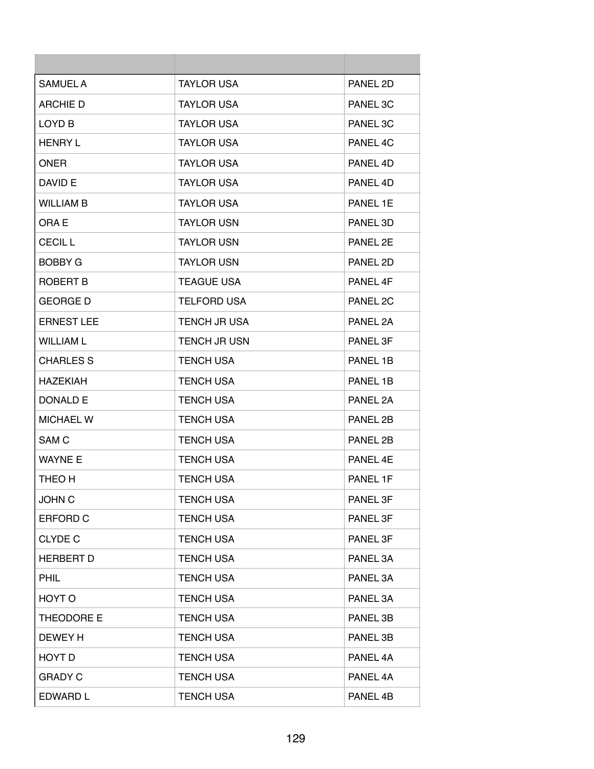| | | |
|---|---|---|
| SAMUEL A | TAYLOR USA | PANEL 2D |
| ARCHIE D | TAYLOR USA | PANEL 3C |
| LOYD B | TAYLOR USA | PANEL 3C |
| HENRY L | TAYLOR USA | PANEL 4C |
| ONER | TAYLOR USA | PANEL 4D |
| DAVID E | TAYLOR USA | PANEL 4D |
| WILLIAM B | TAYLOR USA | PANEL 1E |
| ORA E | TAYLOR USN | PANEL 3D |
| CECIL L | TAYLOR USN | PANEL 2E |
| BOBBY G | TAYLOR USN | PANEL 2D |
| ROBERT B | TEAGUE USA | PANEL 4F |
| GEORGE D | TELFORD USA | PANEL 2C |
| ERNEST LEE | TENCH JR USA | PANEL 2A |
| WILLIAM L | TENCH JR USN | PANEL 3F |
| CHARLES S | TENCH USA | PANEL 1B |
| HAZEKIAH | TENCH USA | PANEL 1B |
| DONALD E | TENCH USA | PANEL 2A |
| MICHAEL W | TENCH USA | PANEL 2B |
| SAM C | TENCH USA | PANEL 2B |
| WAYNE E | TENCH USA | PANEL 4E |
| THEO H | TENCH USA | PANEL 1F |
| JOHN C | TENCH USA | PANEL 3F |
| ERFORD C | TENCH USA | PANEL 3F |
| CLYDE C | TENCH USA | PANEL 3F |
| HERBERT D | TENCH USA | PANEL 3A |
| PHIL | TENCH USA | PANEL 3A |
| HOYT O | TENCH USA | PANEL 3A |
| THEODORE E | TENCH USA | PANEL 3B |
| DEWEY H | TENCH USA | PANEL 3B |
| HOYT D | TENCH USA | PANEL 4A |
| GRADY C | TENCH USA | PANEL 4A |
| EDWARD L | TENCH USA | PANEL 4B |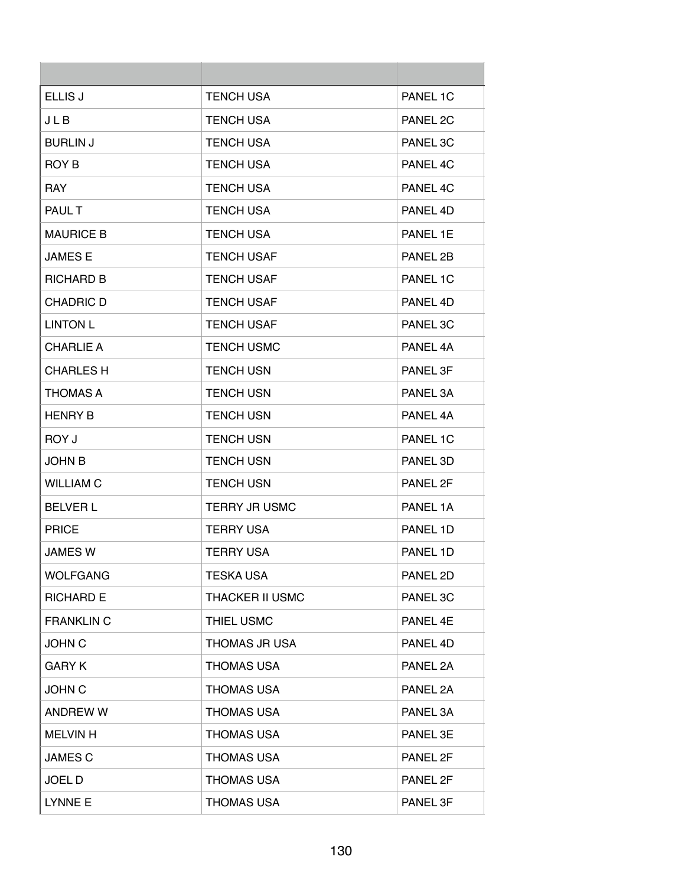| | | |
|---|---|---|
| ELLIS J | TENCH USA | PANEL 1C |
| J L B | TENCH USA | PANEL 2C |
| BURLIN J | TENCH USA | PANEL 3C |
| ROY B | TENCH USA | PANEL 4C |
| RAY | TENCH USA | PANEL 4C |
| PAUL T | TENCH USA | PANEL 4D |
| MAURICE B | TENCH USA | PANEL 1E |
| JAMES E | TENCH USAF | PANEL 2B |
| RICHARD B | TENCH USAF | PANEL 1C |
| CHADRIC D | TENCH USAF | PANEL 4D |
| LINTON L | TENCH USAF | PANEL 3C |
| CHARLIE A | TENCH USMC | PANEL 4A |
| CHARLES H | TENCH USN | PANEL 3F |
| THOMAS A | TENCH USN | PANEL 3A |
| HENRY B | TENCH USN | PANEL 4A |
| ROY J | TENCH USN | PANEL 1C |
| JOHN B | TENCH USN | PANEL 3D |
| WILLIAM C | TENCH USN | PANEL 2F |
| BELVER L | TERRY JR USMC | PANEL 1A |
| PRICE | TERRY USA | PANEL 1D |
| JAMES W | TERRY USA | PANEL 1D |
| WOLFGANG | TESKA USA | PANEL 2D |
| RICHARD E | THACKER II USMC | PANEL 3C |
| FRANKLIN C | THIEL USMC | PANEL 4E |
| JOHN C | THOMAS JR USA | PANEL 4D |
| GARY K | THOMAS USA | PANEL 2A |
| JOHN C | THOMAS USA | PANEL 2A |
| ANDREW W | THOMAS USA | PANEL 3A |
| MELVIN H | THOMAS USA | PANEL 3E |
| JAMES C | THOMAS USA | PANEL 2F |
| JOEL D | THOMAS USA | PANEL 2F |
| LYNNE E | THOMAS USA | PANEL 3F |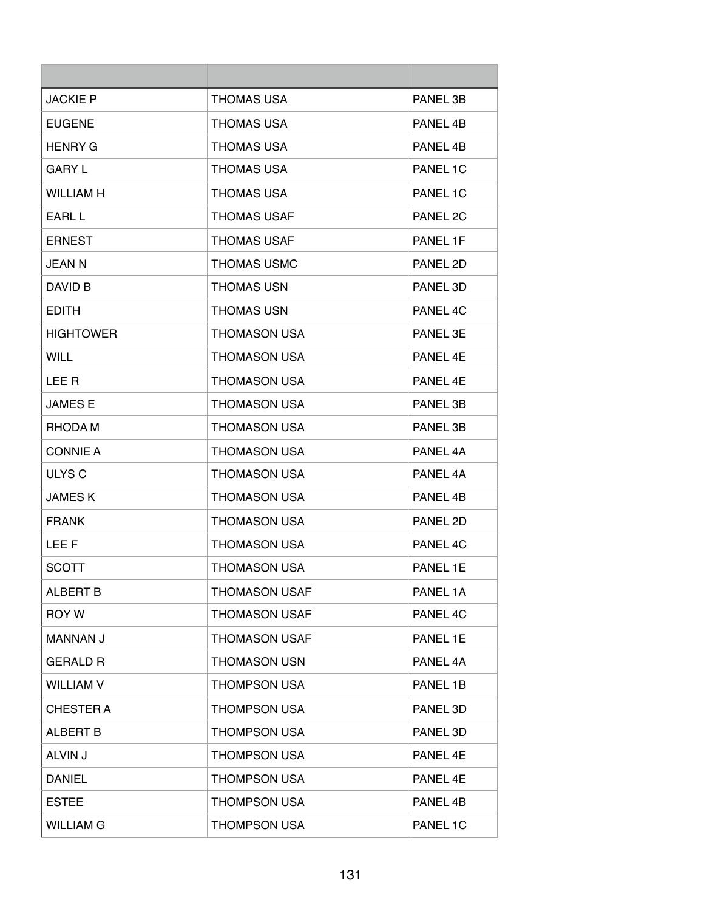| | | |
|---|---|---|
| JACKIE P | THOMAS USA | PANEL 3B |
| EUGENE | THOMAS USA | PANEL 4B |
| HENRY G | THOMAS USA | PANEL 4B |
| GARY L | THOMAS USA | PANEL 1C |
| WILLIAM H | THOMAS USA | PANEL 1C |
| EARL L | THOMAS USAF | PANEL 2C |
| ERNEST | THOMAS USAF | PANEL 1F |
| JEAN N | THOMAS USMC | PANEL 2D |
| DAVID B | THOMAS USN | PANEL 3D |
| EDITH | THOMAS USN | PANEL 4C |
| HIGHTOWER | THOMASON USA | PANEL 3E |
| WILL | THOMASON USA | PANEL 4E |
| LEE R | THOMASON USA | PANEL 4E |
| JAMES E | THOMASON USA | PANEL 3B |
| RHODA M | THOMASON USA | PANEL 3B |
| CONNIE A | THOMASON USA | PANEL 4A |
| ULYS C | THOMASON USA | PANEL 4A |
| JAMES K | THOMASON USA | PANEL 4B |
| FRANK | THOMASON USA | PANEL 2D |
| LEE F | THOMASON USA | PANEL 4C |
| SCOTT | THOMASON USA | PANEL 1E |
| ALBERT B | THOMASON USAF | PANEL 1A |
| ROY W | THOMASON USAF | PANEL 4C |
| MANNAN J | THOMASON USAF | PANEL 1E |
| GERALD R | THOMASON USN | PANEL 4A |
| WILLIAM V | THOMPSON USA | PANEL 1B |
| CHESTER A | THOMPSON USA | PANEL 3D |
| ALBERT B | THOMPSON USA | PANEL 3D |
| ALVIN J | THOMPSON USA | PANEL 4E |
| DANIEL | THOMPSON USA | PANEL 4E |
| ESTEE | THOMPSON USA | PANEL 4B |
| WILLIAM G | THOMPSON USA | PANEL 1C |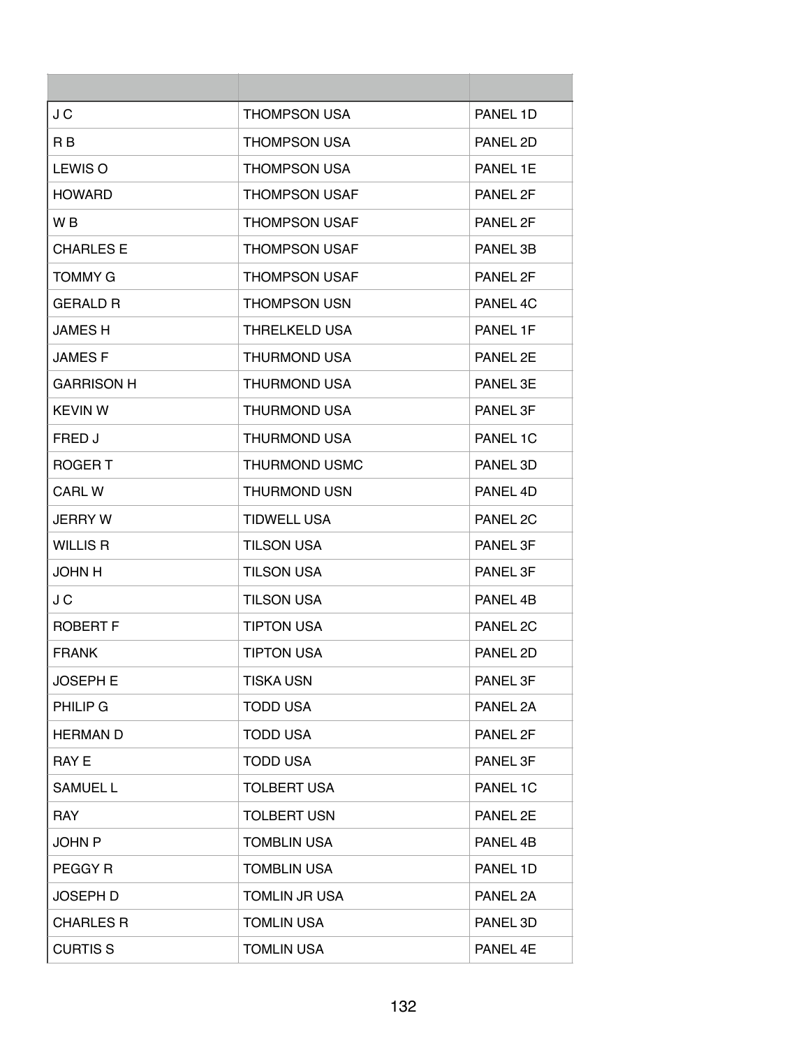| | | |
|---|---|---|
| J C | THOMPSON USA | PANEL 1D |
| R B | THOMPSON USA | PANEL 2D |
| LEWIS O | THOMPSON USA | PANEL 1E |
| HOWARD | THOMPSON USAF | PANEL 2F |
| W B | THOMPSON USAF | PANEL 2F |
| CHARLES E | THOMPSON USAF | PANEL 3B |
| TOMMY G | THOMPSON USAF | PANEL 2F |
| GERALD R | THOMPSON USN | PANEL 4C |
| JAMES H | THRELKELD USA | PANEL 1F |
| JAMES F | THURMOND USA | PANEL 2E |
| GARRISON H | THURMOND USA | PANEL 3E |
| KEVIN W | THURMOND USA | PANEL 3F |
| FRED J | THURMOND USA | PANEL 1C |
| ROGER T | THURMOND USMC | PANEL 3D |
| CARL W | THURMOND USN | PANEL 4D |
| JERRY W | TIDWELL USA | PANEL 2C |
| WILLIS R | TILSON USA | PANEL 3F |
| JOHN H | TILSON USA | PANEL 3F |
| J C | TILSON USA | PANEL 4B |
| ROBERT F | TIPTON USA | PANEL 2C |
| FRANK | TIPTON USA | PANEL 2D |
| JOSEPH E | TISKA USN | PANEL 3F |
| PHILIP G | TODD USA | PANEL 2A |
| HERMAN D | TODD USA | PANEL 2F |
| RAY E | TODD USA | PANEL 3F |
| SAMUEL L | TOLBERT USA | PANEL 1C |
| RAY | TOLBERT USN | PANEL 2E |
| JOHN P | TOMBLIN USA | PANEL 4B |
| PEGGY R | TOMBLIN USA | PANEL 1D |
| JOSEPH D | TOMLIN JR USA | PANEL 2A |
| CHARLES R | TOMLIN USA | PANEL 3D |
| CURTIS S | TOMLIN USA | PANEL 4E |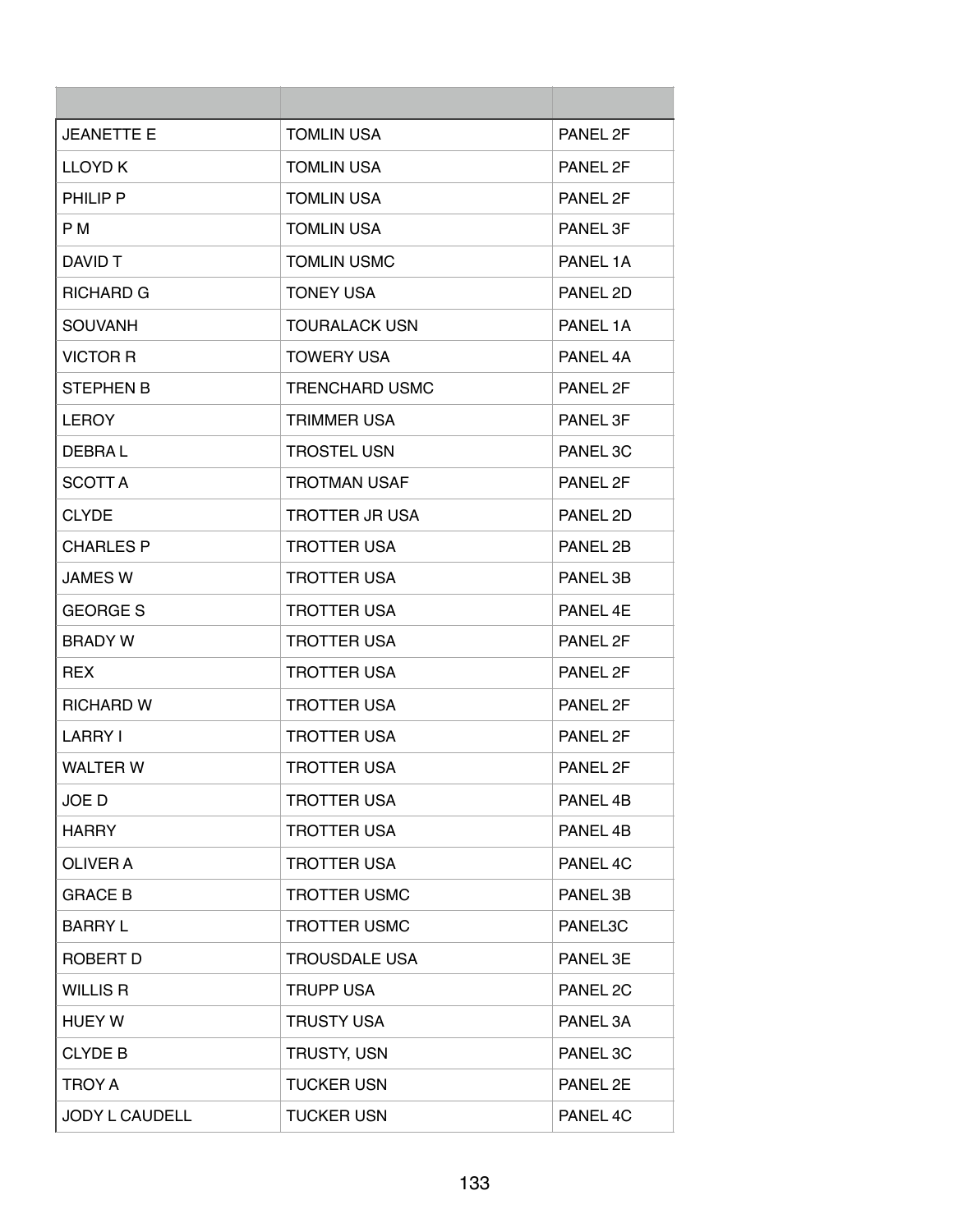| | | |
|---|---|---|
| JEANETTE E | TOMLIN USA | PANEL 2F |
| LLOYD K | TOMLIN USA | PANEL 2F |
| PHILIP P | TOMLIN USA | PANEL 2F |
| P M | TOMLIN USA | PANEL 3F |
| DAVID T | TOMLIN USMC | PANEL 1A |
| RICHARD G | TONEY USA | PANEL 2D |
| SOUVANH | TOURALACK USN | PANEL 1A |
| VICTOR R | TOWERY USA | PANEL 4A |
| STEPHEN B | TRENCHARD USMC | PANEL 2F |
| LEROY | TRIMMER USA | PANEL 3F |
| DEBRA L | TROSTEL USN | PANEL 3C |
| SCOTT A | TROTMAN USAF | PANEL 2F |
| CLYDE | TROTTER JR USA | PANEL 2D |
| CHARLES P | TROTTER USA | PANEL 2B |
| JAMES W | TROTTER USA | PANEL 3B |
| GEORGE S | TROTTER USA | PANEL 4E |
| BRADY W | TROTTER USA | PANEL 2F |
| REX | TROTTER USA | PANEL 2F |
| RICHARD W | TROTTER USA | PANEL 2F |
| LARRY I | TROTTER USA | PANEL 2F |
| WALTER W | TROTTER USA | PANEL 2F |
| JOE D | TROTTER USA | PANEL 4B |
| HARRY | TROTTER USA | PANEL 4B |
| OLIVER A | TROTTER USA | PANEL 4C |
| GRACE B | TROTTER USMC | PANEL 3B |
| BARRY L | TROTTER USMC | PANEL3C |
| ROBERT D | TROUSDALE USA | PANEL 3E |
| WILLIS R | TRUPP USA | PANEL 2C |
| HUEY W | TRUSTY USA | PANEL 3A |
| CLYDE B | TRUSTY, USN | PANEL 3C |
| TROY A | TUCKER USN | PANEL 2E |
| JODY L CAUDELL | TUCKER USN | PANEL 4C |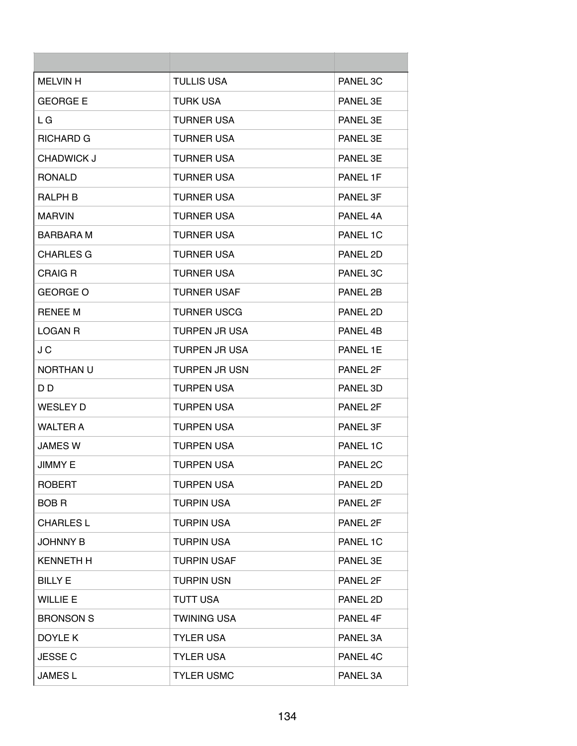| | | |
|---|---|---|
| MELVIN H | TULLIS USA | PANEL 3C |
| GEORGE E | TURK USA | PANEL 3E |
| L G | TURNER USA | PANEL 3E |
| RICHARD G | TURNER USA | PANEL 3E |
| CHADWICK J | TURNER USA | PANEL 3E |
| RONALD | TURNER USA | PANEL 1F |
| RALPH B | TURNER USA | PANEL 3F |
| MARVIN | TURNER USA | PANEL 4A |
| BARBARA M | TURNER USA | PANEL 1C |
| CHARLES G | TURNER USA | PANEL 2D |
| CRAIG R | TURNER USA | PANEL 3C |
| GEORGE O | TURNER USAF | PANEL 2B |
| RENEE M | TURNER USCG | PANEL 2D |
| LOGAN R | TURPEN JR USA | PANEL 4B |
| J C | TURPEN JR USA | PANEL 1E |
| NORTHAN U | TURPEN JR USN | PANEL 2F |
| D D | TURPEN USA | PANEL 3D |
| WESLEY D | TURPEN USA | PANEL 2F |
| WALTER A | TURPEN USA | PANEL 3F |
| JAMES W | TURPEN USA | PANEL 1C |
| JIMMY E | TURPEN USA | PANEL 2C |
| ROBERT | TURPEN USA | PANEL 2D |
| BOB R | TURPIN USA | PANEL 2F |
| CHARLES L | TURPIN USA | PANEL 2F |
| JOHNNY B | TURPIN USA | PANEL 1C |
| KENNETH H | TURPIN USAF | PANEL 3E |
| BILLY E | TURPIN USN | PANEL 2F |
| WILLIE E | TUTT USA | PANEL 2D |
| BRONSON S | TWINING USA | PANEL 4F |
| DOYLE K | TYLER USA | PANEL 3A |
| JESSE C | TYLER USA | PANEL 4C |
| JAMES L | TYLER USMC | PANEL 3A |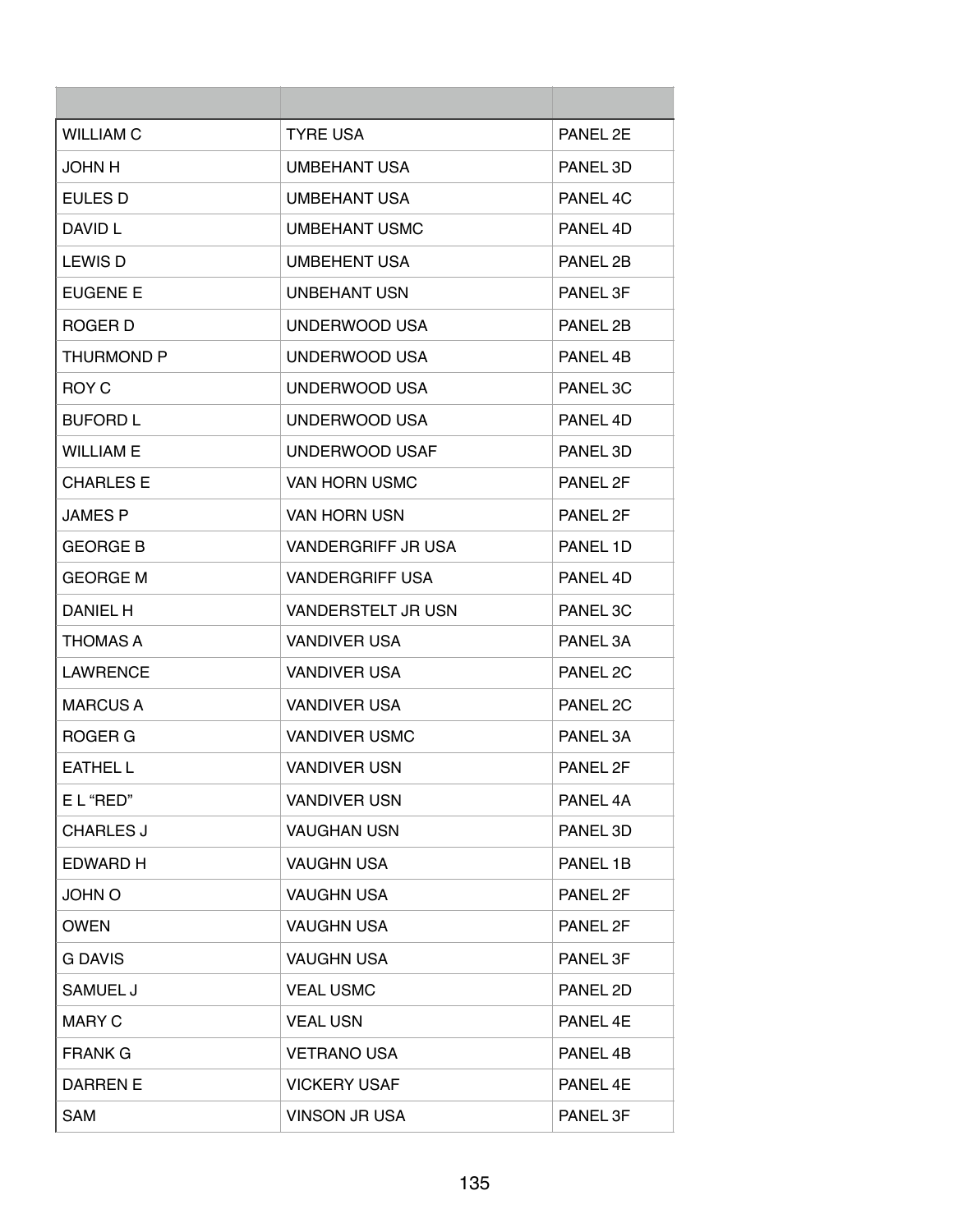| | | |
|---|---|---|
| WILLIAM C | TYRE USA | PANEL 2E |
| JOHN H | UMBEHANT USA | PANEL 3D |
| EULES D | UMBEHANT USA | PANEL 4C |
| DAVID L | UMBEHANT USMC | PANEL 4D |
| LEWIS D | UMBEHENT USA | PANEL 2B |
| EUGENE E | UNBEHANT USN | PANEL 3F |
| ROGER D | UNDERWOOD USA | PANEL 2B |
| THURMOND P | UNDERWOOD USA | PANEL 4B |
| ROY C | UNDERWOOD USA | PANEL 3C |
| BUFORD L | UNDERWOOD USA | PANEL 4D |
| WILLIAM E | UNDERWOOD USAF | PANEL 3D |
| CHARLES E | VAN HORN USMC | PANEL 2F |
| JAMES P | VAN HORN USN | PANEL 2F |
| GEORGE B | VANDERGRIFF JR USA | PANEL 1D |
| GEORGE M | VANDERGRIFF USA | PANEL 4D |
| DANIEL H | VANDERSTELT JR USN | PANEL 3C |
| THOMAS A | VANDIVER USA | PANEL 3A |
| LAWRENCE | VANDIVER USA | PANEL 2C |
| MARCUS A | VANDIVER USA | PANEL 2C |
| ROGER G | VANDIVER USMC | PANEL 3A |
| EATHEL L | VANDIVER USN | PANEL 2F |
| E L “RED” | VANDIVER USN | PANEL 4A |
| CHARLES J | VAUGHAN USN | PANEL 3D |
| EDWARD H | VAUGHN USA | PANEL 1B |
| JOHN O | VAUGHN USA | PANEL 2F |
| OWEN | VAUGHN USA | PANEL 2F |
| G DAVIS | VAUGHN USA | PANEL 3F |
| SAMUEL J | VEAL USMC | PANEL 2D |
| MARY C | VEAL USN | PANEL 4E |
| FRANK G | VETRANO USA | PANEL 4B |
| DARREN E | VICKERY USAF | PANEL 4E |
| SAM | VINSON JR USA | PANEL 3F |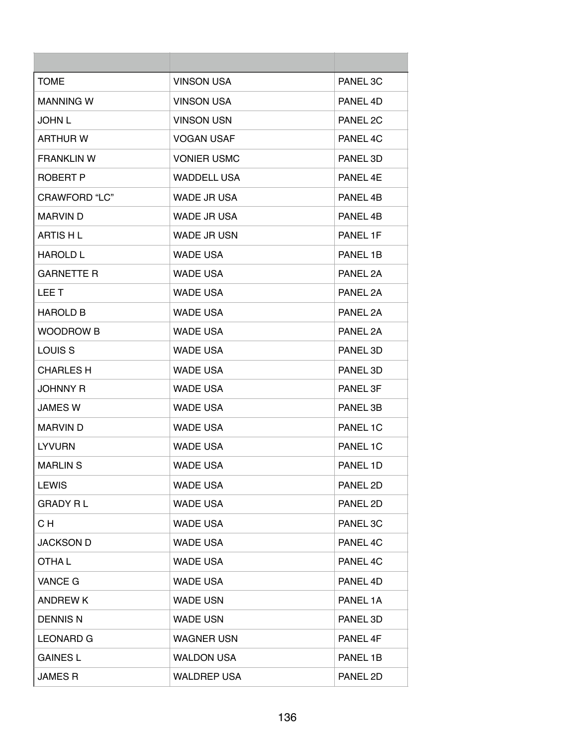| | | |
|---|---|---|
| TOME | VINSON USA | PANEL 3C |
| MANNING W | VINSON USA | PANEL 4D |
| JOHN L | VINSON USN | PANEL 2C |
| ARTHUR W | VOGAN USAF | PANEL 4C |
| FRANKLIN W | VONIER USMC | PANEL 3D |
| ROBERT P | WADDELL USA | PANEL 4E |
| CRAWFORD “LC” | WADE JR USA | PANEL 4B |
| MARVIN D | WADE JR USA | PANEL 4B |
| ARTIS H L | WADE JR USN | PANEL 1F |
| HAROLD L | WADE USA | PANEL 1B |
| GARNETTE R | WADE USA | PANEL 2A |
| LEE T | WADE USA | PANEL 2A |
| HAROLD B | WADE USA | PANEL 2A |
| WOODROW B | WADE USA | PANEL 2A |
| LOUIS S | WADE USA | PANEL 3D |
| CHARLES H | WADE USA | PANEL 3D |
| JOHNNY R | WADE USA | PANEL 3F |
| JAMES W | WADE USA | PANEL 3B |
| MARVIN D | WADE USA | PANEL 1C |
| LYVURN | WADE USA | PANEL 1C |
| MARLIN S | WADE USA | PANEL 1D |
| LEWIS | WADE USA | PANEL 2D |
| GRADY R L | WADE USA | PANEL 2D |
| C H | WADE USA | PANEL 3C |
| JACKSON D | WADE USA | PANEL 4C |
| OTHA L | WADE USA | PANEL 4C |
| VANCE G | WADE USA | PANEL 4D |
| ANDREW K | WADE USN | PANEL 1A |
| DENNIS N | WADE USN | PANEL 3D |
| LEONARD G | WAGNER USN | PANEL 4F |
| GAINES L | WALDON USA | PANEL 1B |
| JAMES R | WALDREP USA | PANEL 2D |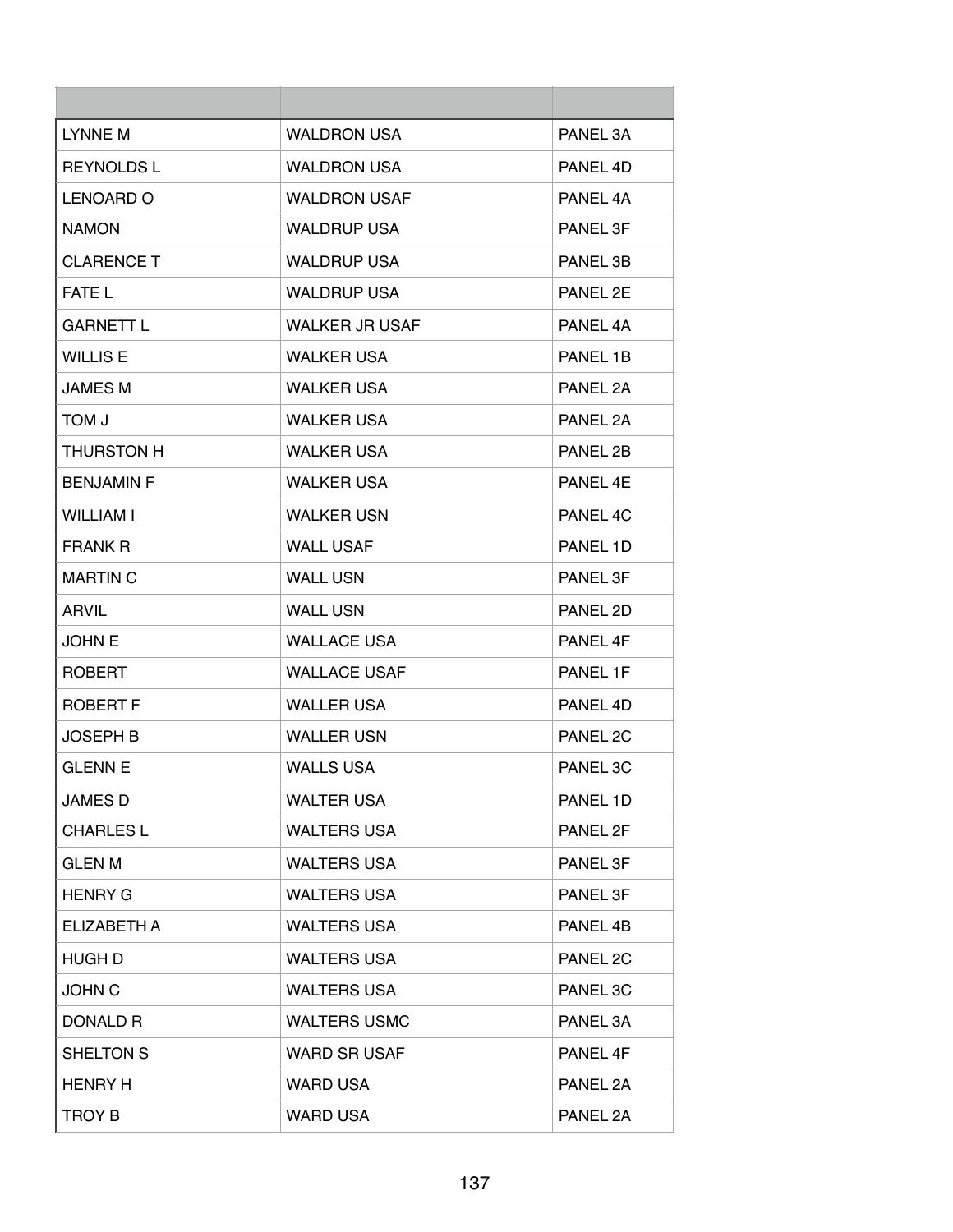| | | |
|---|---|---|
| LYNNE M | WALDRON USA | PANEL 3A |
| REYNOLDS L | WALDRON USA | PANEL 4D |
| LENOARD O | WALDRON USAF | PANEL 4A |
| NAMON | WALDRUP USA | PANEL 3F |
| CLARENCE T | WALDRUP USA | PANEL 3B |
| FATE L | WALDRUP USA | PANEL 2E |
| GARNETT L | WALKER JR USAF | PANEL 4A |
| WILLIS E | WALKER USA | PANEL 1B |
| JAMES M | WALKER USA | PANEL 2A |
| TOM J | WALKER USA | PANEL 2A |
| THURSTON H | WALKER USA | PANEL 2B |
| BENJAMIN F | WALKER USA | PANEL 4E |
| WILLIAM I | WALKER USN | PANEL 4C |
| FRANK R | WALL USAF | PANEL 1D |
| MARTIN C | WALL USN | PANEL 3F |
| ARVIL | WALL USN | PANEL 2D |
| JOHN E | WALLACE USA | PANEL 4F |
| ROBERT | WALLACE USAF | PANEL 1F |
| ROBERT F | WALLER USA | PANEL 4D |
| JOSEPH B | WALLER USN | PANEL 2C |
| GLENN E | WALLS USA | PANEL 3C |
| JAMES D | WALTER USA | PANEL 1D |
| CHARLES L | WALTERS USA | PANEL 2F |
| GLEN M | WALTERS USA | PANEL 3F |
| HENRY G | WALTERS USA | PANEL 3F |
| ELIZABETH A | WALTERS USA | PANEL 4B |
| HUGH D | WALTERS USA | PANEL 2C |
| JOHN C | WALTERS USA | PANEL 3C |
| DONALD R | WALTERS USMC | PANEL 3A |
| SHELTON S | WARD SR USAF | PANEL 4F |
| HENRY H | WARD USA | PANEL 2A |
| TROY B | WARD USA | PANEL 2A |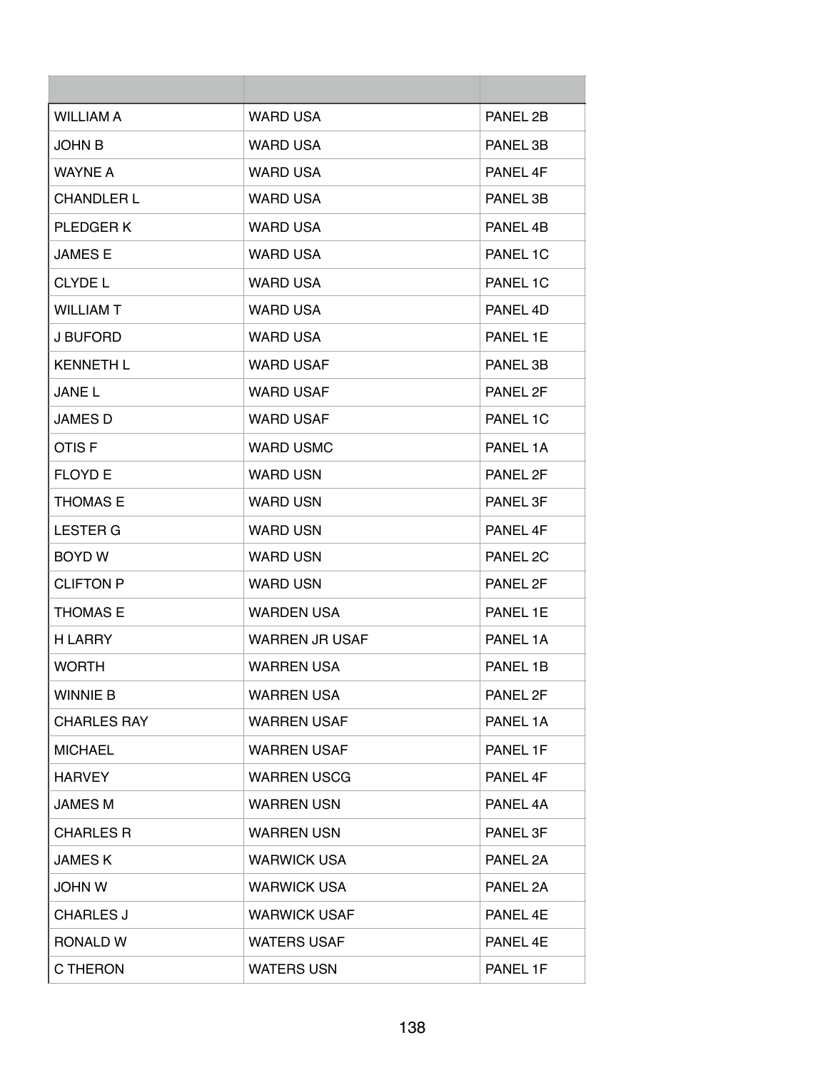| | | |
|---|---|---|
| WILLIAM A | WARD USA | PANEL 2B |
| JOHN B | WARD USA | PANEL 3B |
| WAYNE A | WARD USA | PANEL 4F |
| CHANDLER L | WARD USA | PANEL 3B |
| PLEDGER K | WARD USA | PANEL 4B |
| JAMES E | WARD USA | PANEL 1C |
| CLYDE L | WARD USA | PANEL 1C |
| WILLIAM T | WARD USA | PANEL 4D |
| J BUFORD | WARD USA | PANEL 1E |
| KENNETH L | WARD USAF | PANEL 3B |
| JANE L | WARD USAF | PANEL 2F |
| JAMES D | WARD USAF | PANEL 1C |
| OTIS F | WARD USMC | PANEL 1A |
| FLOYD E | WARD USN | PANEL 2F |
| THOMAS E | WARD USN | PANEL 3F |
| LESTER G | WARD USN | PANEL 4F |
| BOYD W | WARD USN | PANEL 2C |
| CLIFTON P | WARD USN | PANEL 2F |
| THOMAS E | WARDEN USA | PANEL 1E |
| H LARRY | WARREN JR USAF | PANEL 1A |
| WORTH | WARREN USA | PANEL 1B |
| WINNIE B | WARREN USA | PANEL 2F |
| CHARLES RAY | WARREN USAF | PANEL 1A |
| MICHAEL | WARREN USAF | PANEL 1F |
| HARVEY | WARREN USCG | PANEL 4F |
| JAMES M | WARREN USN | PANEL 4A |
| CHARLES R | WARREN USN | PANEL 3F |
| JAMES K | WARWICK USA | PANEL 2A |
| JOHN W | WARWICK USA | PANEL 2A |
| CHARLES J | WARWICK USAF | PANEL 4E |
| RONALD W | WATERS USAF | PANEL 4E |
| C THERON | WATERS USN | PANEL 1F |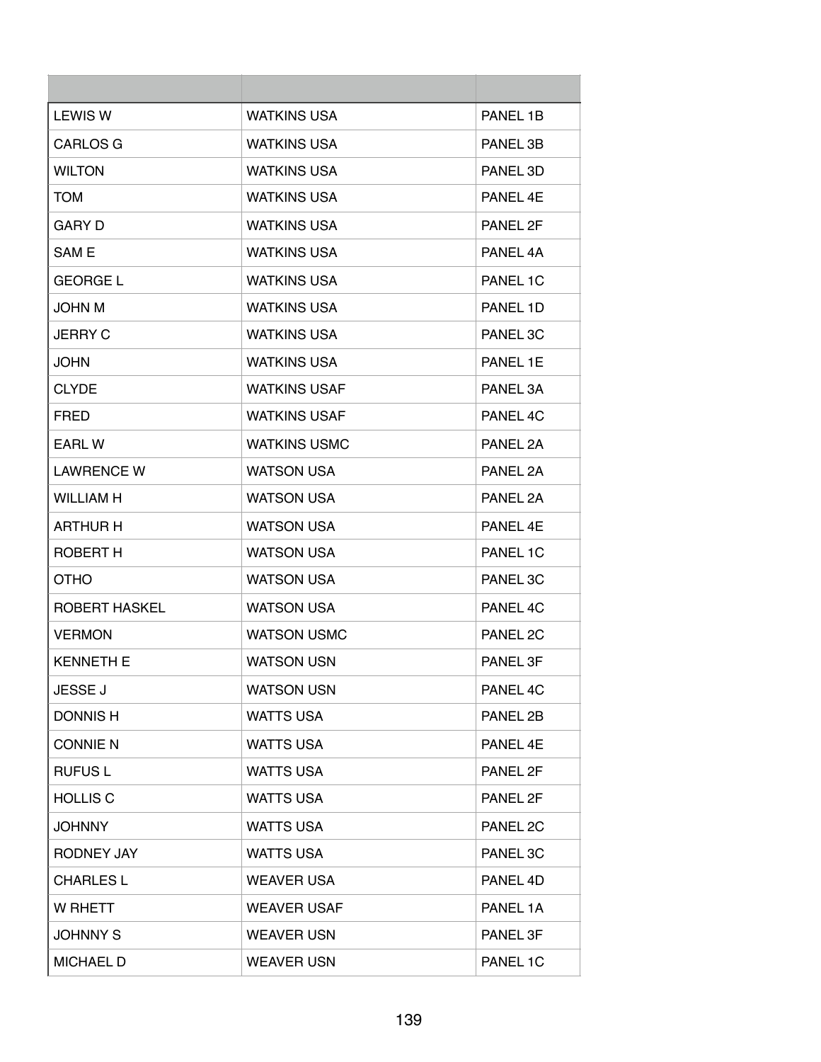| | | |
|---|---|---|
| LEWIS W | WATKINS USA | PANEL 1B |
| CARLOS G | WATKINS USA | PANEL 3B |
| WILTON | WATKINS USA | PANEL 3D |
| TOM | WATKINS USA | PANEL 4E |
| GARY D | WATKINS USA | PANEL 2F |
| SAM E | WATKINS USA | PANEL 4A |
| GEORGE L | WATKINS USA | PANEL 1C |
| JOHN M | WATKINS USA | PANEL 1D |
| JERRY C | WATKINS USA | PANEL 3C |
| JOHN | WATKINS USA | PANEL 1E |
| CLYDE | WATKINS USAF | PANEL 3A |
| FRED | WATKINS USAF | PANEL 4C |
| EARL W | WATKINS USMC | PANEL 2A |
| LAWRENCE W | WATSON USA | PANEL 2A |
| WILLIAM H | WATSON USA | PANEL 2A |
| ARTHUR H | WATSON USA | PANEL 4E |
| ROBERT H | WATSON USA | PANEL 1C |
| OTHO | WATSON USA | PANEL 3C |
| ROBERT HASKEL | WATSON USA | PANEL 4C |
| VERMON | WATSON USMC | PANEL 2C |
| KENNETH E | WATSON USN | PANEL 3F |
| JESSE J | WATSON USN | PANEL 4C |
| DONNIS H | WATTS USA | PANEL 2B |
| CONNIE N | WATTS USA | PANEL 4E |
| RUFUS L | WATTS USA | PANEL 2F |
| HOLLIS C | WATTS USA | PANEL 2F |
| JOHNNY | WATTS USA | PANEL 2C |
| RODNEY JAY | WATTS USA | PANEL 3C |
| CHARLES L | WEAVER USA | PANEL 4D |
| W RHETT | WEAVER USAF | PANEL 1A |
| JOHNNY S | WEAVER USN | PANEL 3F |
| MICHAEL D | WEAVER USN | PANEL 1C |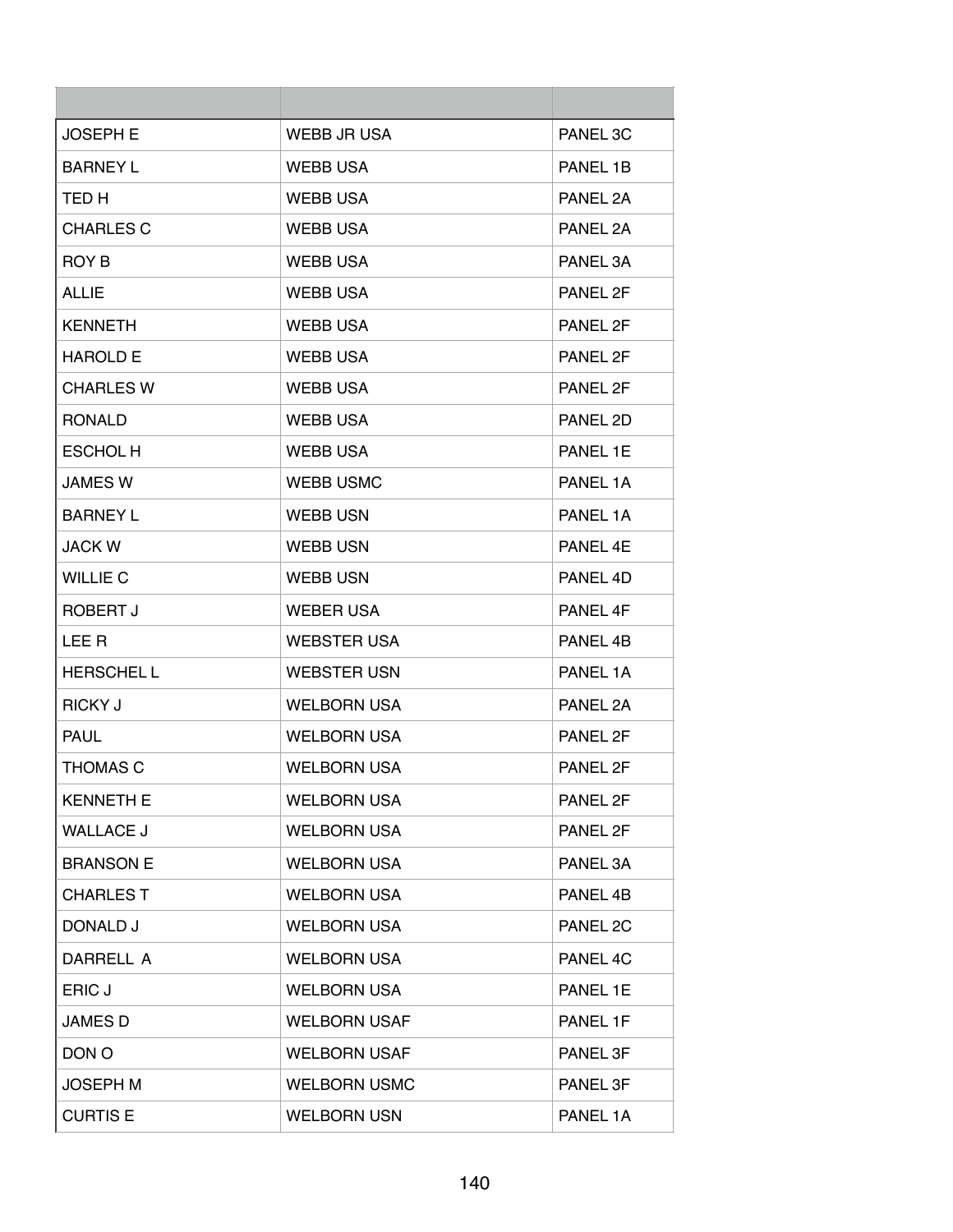| | | |
|---|---|---|
| JOSEPH E | WEBB JR USA | PANEL 3C |
| BARNEY L | WEBB USA | PANEL 1B |
| TED H | WEBB USA | PANEL 2A |
| CHARLES C | WEBB USA | PANEL 2A |
| ROY B | WEBB USA | PANEL 3A |
| ALLIE | WEBB USA | PANEL 2F |
| KENNETH | WEBB USA | PANEL 2F |
| HAROLD E | WEBB USA | PANEL 2F |
| CHARLES W | WEBB USA | PANEL 2F |
| RONALD | WEBB USA | PANEL 2D |
| ESCHOL H | WEBB USA | PANEL 1E |
| JAMES W | WEBB USMC | PANEL 1A |
| BARNEY L | WEBB USN | PANEL 1A |
| JACK W | WEBB USN | PANEL 4E |
| WILLIE C | WEBB USN | PANEL 4D |
| ROBERT J | WEBER USA | PANEL 4F |
| LEE R | WEBSTER USA | PANEL 4B |
| HERSCHEL L | WEBSTER USN | PANEL 1A |
| RICKY J | WELBORN USA | PANEL 2A |
| PAUL | WELBORN USA | PANEL 2F |
| THOMAS C | WELBORN USA | PANEL 2F |
| KENNETH E | WELBORN USA | PANEL 2F |
| WALLACE J | WELBORN USA | PANEL 2F |
| BRANSON E | WELBORN USA | PANEL 3A |
| CHARLES T | WELBORN USA | PANEL 4B |
| DONALD J | WELBORN USA | PANEL 2C |
| DARRELL A | WELBORN USA | PANEL 4C |
| ERIC J | WELBORN USA | PANEL 1E |
| JAMES D | WELBORN USAF | PANEL 1F |
| DON O | WELBORN USAF | PANEL 3F |
| JOSEPH M | WELBORN USMC | PANEL 3F |
| CURTIS E | WELBORN USN | PANEL 1A |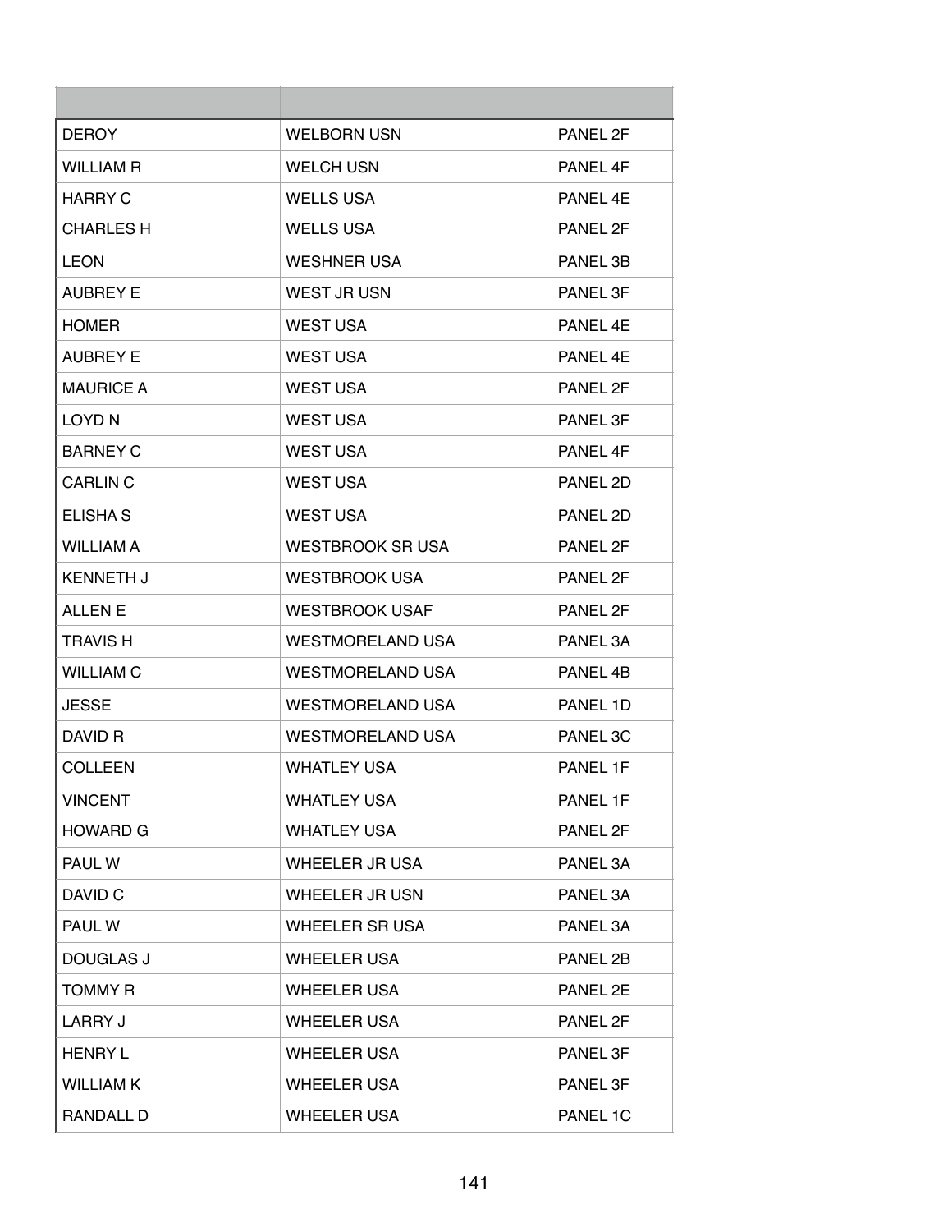| | | |
|---|---|---|
| DEROY | WELBORN USN | PANEL 2F |
| WILLIAM R | WELCH USN | PANEL 4F |
| HARRY C | WELLS USA | PANEL 4E |
| CHARLES H | WELLS USA | PANEL 2F |
| LEON | WESHNER USA | PANEL 3B |
| AUBREY E | WEST JR USN | PANEL 3F |
| HOMER | WEST USA | PANEL 4E |
| AUBREY E | WEST USA | PANEL 4E |
| MAURICE A | WEST USA | PANEL 2F |
| LOYD N | WEST USA | PANEL 3F |
| BARNEY C | WEST USA | PANEL 4F |
| CARLIN C | WEST USA | PANEL 2D |
| ELISHA S | WEST USA | PANEL 2D |
| WILLIAM A | WESTBROOK SR USA | PANEL 2F |
| KENNETH J | WESTBROOK USA | PANEL 2F |
| ALLEN E | WESTBROOK USAF | PANEL 2F |
| TRAVIS H | WESTMORELAND USA | PANEL 3A |
| WILLIAM C | WESTMORELAND USA | PANEL 4B |
| JESSE | WESTMORELAND USA | PANEL 1D |
| DAVID R | WESTMORELAND USA | PANEL 3C |
| COLLEEN | WHATLEY USA | PANEL 1F |
| VINCENT | WHATLEY USA | PANEL 1F |
| HOWARD G | WHATLEY USA | PANEL 2F |
| PAUL W | WHEELER JR USA | PANEL 3A |
| DAVID C | WHEELER JR USN | PANEL 3A |
| PAUL W | WHEELER SR USA | PANEL 3A |
| DOUGLAS J | WHEELER USA | PANEL 2B |
| TOMMY R | WHEELER USA | PANEL 2E |
| LARRY J | WHEELER USA | PANEL 2F |
| HENRY L | WHEELER USA | PANEL 3F |
| WILLIAM K | WHEELER USA | PANEL 3F |
| RANDALL D | WHEELER USA | PANEL 1C |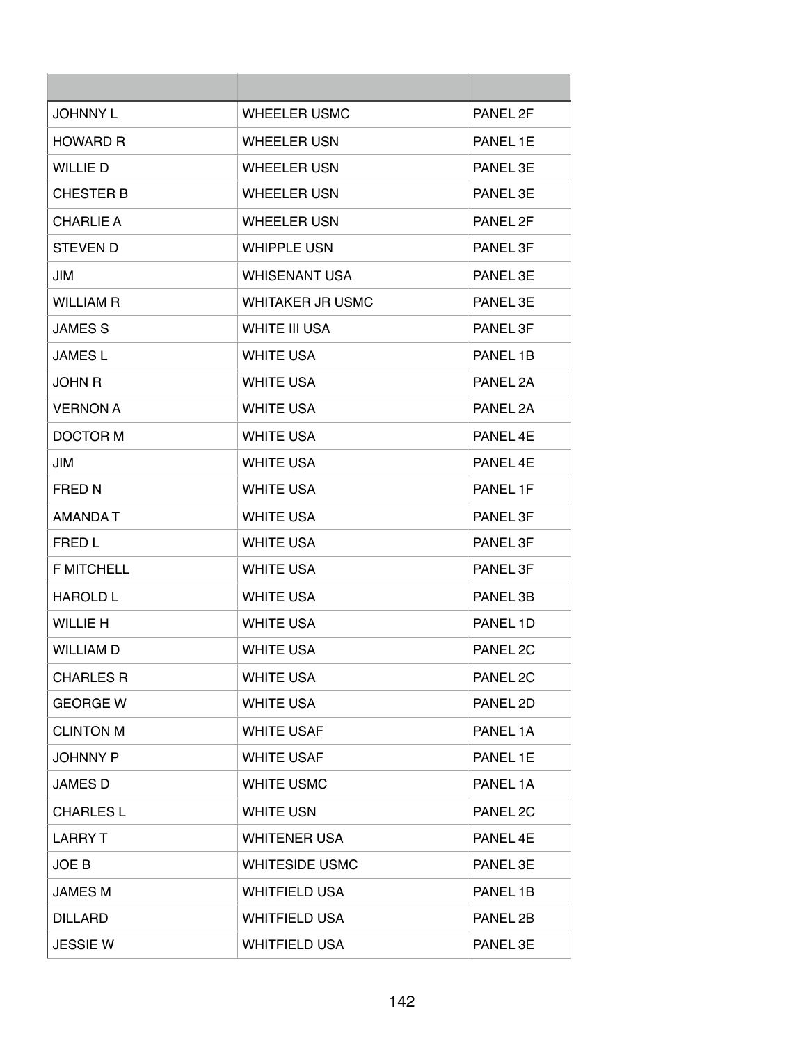| | | |
|---|---|---|
| JOHNNY L | WHEELER USMC | PANEL 2F |
| HOWARD R | WHEELER USN | PANEL 1E |
| WILLIE D | WHEELER USN | PANEL 3E |
| CHESTER B | WHEELER USN | PANEL 3E |
| CHARLIE A | WHEELER USN | PANEL 2F |
| STEVEN D | WHIPPLE USN | PANEL 3F |
| JIM | WHISENANT USA | PANEL 3E |
| WILLIAM R | WHITAKER JR USMC | PANEL 3E |
| JAMES S | WHITE III USA | PANEL 3F |
| JAMES L | WHITE USA | PANEL 1B |
| JOHN R | WHITE USA | PANEL 2A |
| VERNON A | WHITE USA | PANEL 2A |
| DOCTOR M | WHITE USA | PANEL 4E |
| JIM | WHITE USA | PANEL 4E |
| FRED N | WHITE USA | PANEL 1F |
| AMANDA T | WHITE USA | PANEL 3F |
| FRED L | WHITE USA | PANEL 3F |
| F MITCHELL | WHITE USA | PANEL 3F |
| HAROLD L | WHITE USA | PANEL 3B |
| WILLIE H | WHITE USA | PANEL 1D |
| WILLIAM D | WHITE USA | PANEL 2C |
| CHARLES R | WHITE USA | PANEL 2C |
| GEORGE W | WHITE USA | PANEL 2D |
| CLINTON M | WHITE USAF | PANEL 1A |
| JOHNNY P | WHITE USAF | PANEL 1E |
| JAMES D | WHITE USMC | PANEL 1A |
| CHARLES L | WHITE USN | PANEL 2C |
| LARRY T | WHITENER USA | PANEL 4E |
| JOE B | WHITESIDE USMC | PANEL 3E |
| JAMES M | WHITFIELD USA | PANEL 1B |
| DILLARD | WHITFIELD USA | PANEL 2B |
| JESSIE W | WHITFIELD USA | PANEL 3E |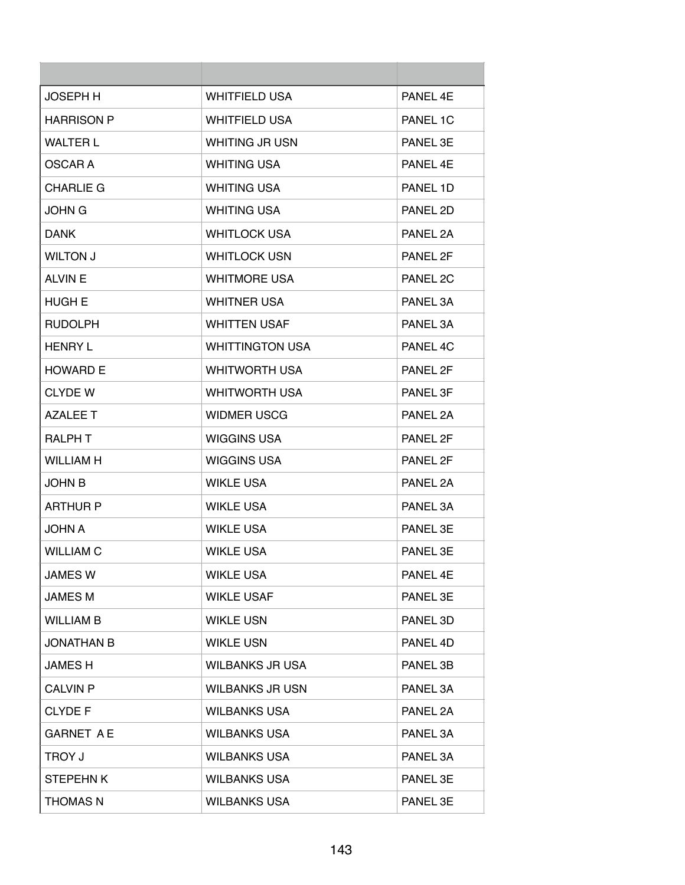| | | |
|---|---|---|
| JOSEPH H | WHITFIELD USA | PANEL 4E |
| HARRISON P | WHITFIELD USA | PANEL 1C |
| WALTER L | WHITING JR USN | PANEL 3E |
| OSCAR A | WHITING USA | PANEL 4E |
| CHARLIE G | WHITING USA | PANEL 1D |
| JOHN G | WHITING USA | PANEL 2D |
| DANK | WHITLOCK USA | PANEL 2A |
| WILTON J | WHITLOCK USN | PANEL 2F |
| ALVIN E | WHITMORE USA | PANEL 2C |
| HUGH E | WHITNER USA | PANEL 3A |
| RUDOLPH | WHITTEN USAF | PANEL 3A |
| HENRY L | WHITTINGTON USA | PANEL 4C |
| HOWARD E | WHITWORTH USA | PANEL 2F |
| CLYDE W | WHITWORTH USA | PANEL 3F |
| AZALEE T | WIDMER USCG | PANEL 2A |
| RALPH T | WIGGINS USA | PANEL 2F |
| WILLIAM H | WIGGINS USA | PANEL 2F |
| JOHN B | WIKLE USA | PANEL 2A |
| ARTHUR P | WIKLE USA | PANEL 3A |
| JOHN A | WIKLE USA | PANEL 3E |
| WILLIAM C | WIKLE USA | PANEL 3E |
| JAMES W | WIKLE USA | PANEL 4E |
| JAMES M | WIKLE USAF | PANEL 3E |
| WILLIAM B | WIKLE USN | PANEL 3D |
| JONATHAN B | WIKLE USN | PANEL 4D |
| JAMES H | WILBANKS JR USA | PANEL 3B |
| CALVIN P | WILBANKS JR USN | PANEL 3A |
| CLYDE F | WILBANKS USA | PANEL 2A |
| GARNET A E | WILBANKS USA | PANEL 3A |
| TROY J | WILBANKS USA | PANEL 3A |
| STEPEHN K | WILBANKS USA | PANEL 3E |
| THOMAS N | WILBANKS USA | PANEL 3E |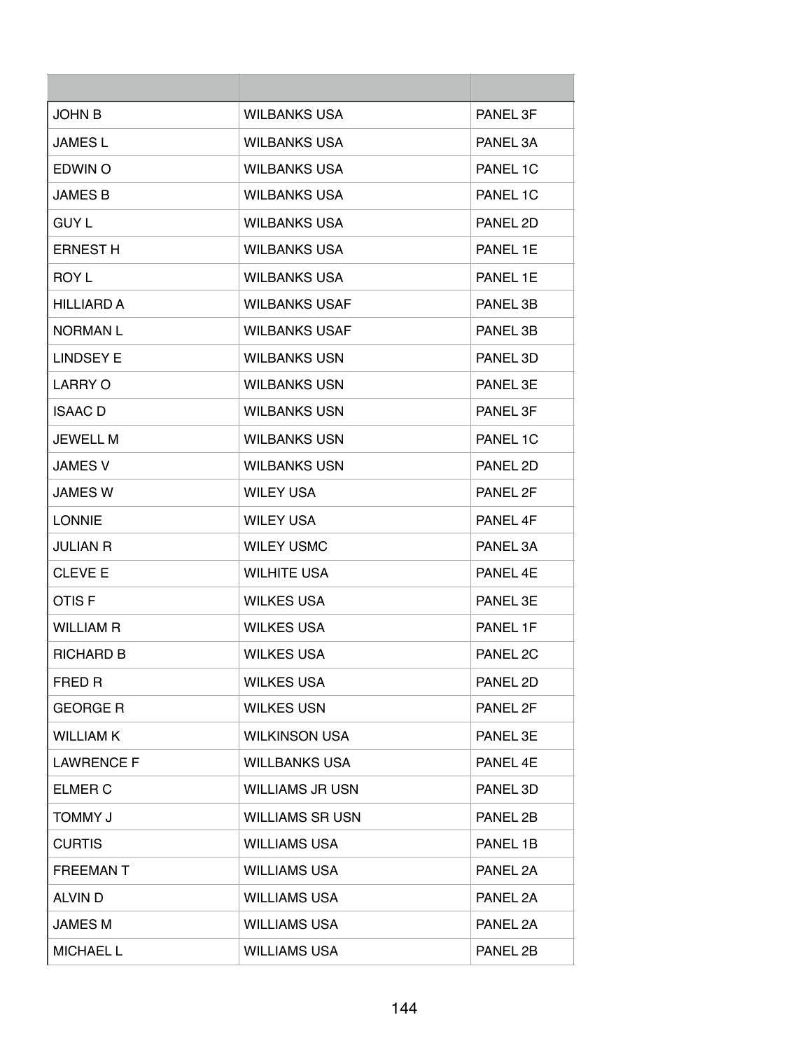| | | |
|---|---|---|
| JOHN B | WILBANKS USA | PANEL 3F |
| JAMES L | WILBANKS USA | PANEL 3A |
| EDWIN O | WILBANKS USA | PANEL 1C |
| JAMES B | WILBANKS USA | PANEL 1C |
| GUY L | WILBANKS USA | PANEL 2D |
| ERNEST H | WILBANKS USA | PANEL 1E |
| ROY L | WILBANKS USA | PANEL 1E |
| HILLIARD A | WILBANKS USAF | PANEL 3B |
| NORMAN L | WILBANKS USAF | PANEL 3B |
| LINDSEY E | WILBANKS USN | PANEL 3D |
| LARRY O | WILBANKS USN | PANEL 3E |
| ISAAC D | WILBANKS USN | PANEL 3F |
| JEWELL M | WILBANKS USN | PANEL 1C |
| JAMES V | WILBANKS USN | PANEL 2D |
| JAMES W | WILEY USA | PANEL 2F |
| LONNIE | WILEY USA | PANEL 4F |
| JULIAN R | WILEY USMC | PANEL 3A |
| CLEVE E | WILHITE USA | PANEL 4E |
| OTIS F | WILKES USA | PANEL 3E |
| WILLIAM R | WILKES USA | PANEL 1F |
| RICHARD B | WILKES USA | PANEL 2C |
| FRED R | WILKES USA | PANEL 2D |
| GEORGE R | WILKES USN | PANEL 2F |
| WILLIAM K | WILKINSON USA | PANEL 3E |
| LAWRENCE F | WILLBANKS USA | PANEL 4E |
| ELMER C | WILLIAMS JR USN | PANEL 3D |
| TOMMY J | WILLIAMS SR USN | PANEL 2B |
| CURTIS | WILLIAMS USA | PANEL 1B |
| FREEMAN T | WILLIAMS USA | PANEL 2A |
| ALVIN D | WILLIAMS USA | PANEL 2A |
| JAMES M | WILLIAMS USA | PANEL 2A |
| MICHAEL L | WILLIAMS USA | PANEL 2B |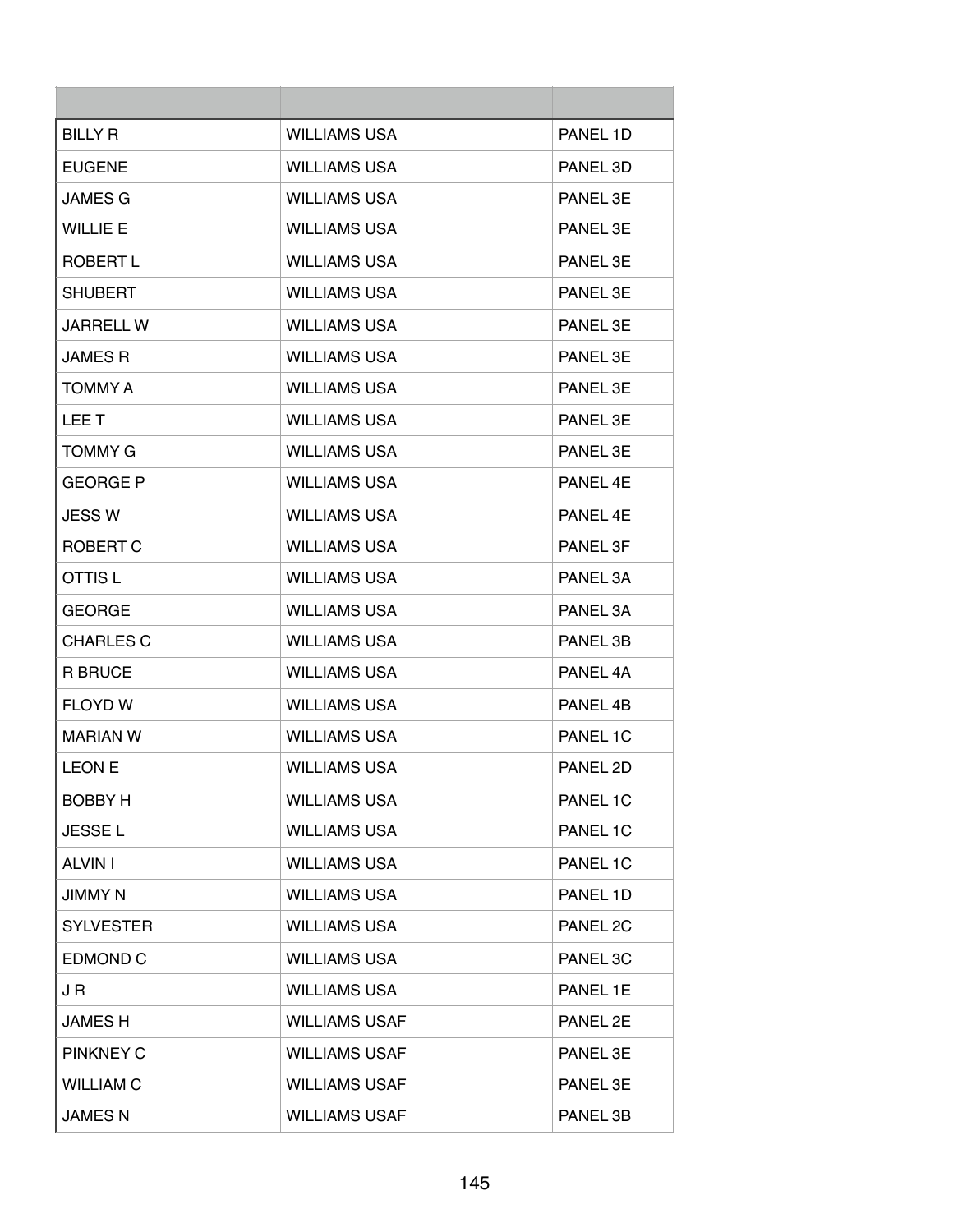| | | |
|---|---|---|
| BILLY R | WILLIAMS USA | PANEL 1D |
| EUGENE | WILLIAMS USA | PANEL 3D |
| JAMES G | WILLIAMS USA | PANEL 3E |
| WILLIE E | WILLIAMS USA | PANEL 3E |
| ROBERT L | WILLIAMS USA | PANEL 3E |
| SHUBERT | WILLIAMS USA | PANEL 3E |
| JARRELL W | WILLIAMS USA | PANEL 3E |
| JAMES R | WILLIAMS USA | PANEL 3E |
| TOMMY A | WILLIAMS USA | PANEL 3E |
| LEE T | WILLIAMS USA | PANEL 3E |
| TOMMY G | WILLIAMS USA | PANEL 3E |
| GEORGE P | WILLIAMS USA | PANEL 4E |
| JESS W | WILLIAMS USA | PANEL 4E |
| ROBERT C | WILLIAMS USA | PANEL 3F |
| OTTIS L | WILLIAMS USA | PANEL 3A |
| GEORGE | WILLIAMS USA | PANEL 3A |
| CHARLES C | WILLIAMS USA | PANEL 3B |
| R BRUCE | WILLIAMS USA | PANEL 4A |
| FLOYD W | WILLIAMS USA | PANEL 4B |
| MARIAN W | WILLIAMS USA | PANEL 1C |
| LEON E | WILLIAMS USA | PANEL 2D |
| BOBBY H | WILLIAMS USA | PANEL 1C |
| JESSE L | WILLIAMS USA | PANEL 1C |
| ALVIN I | WILLIAMS USA | PANEL 1C |
| JIMMY N | WILLIAMS USA | PANEL 1D |
| SYLVESTER | WILLIAMS USA | PANEL 2C |
| EDMOND C | WILLIAMS USA | PANEL 3C |
| J R | WILLIAMS USA | PANEL 1E |
| JAMES H | WILLIAMS USAF | PANEL 2E |
| PINKNEY C | WILLIAMS USAF | PANEL 3E |
| WILLIAM C | WILLIAMS USAF | PANEL 3E |
| JAMES N | WILLIAMS USAF | PANEL 3B |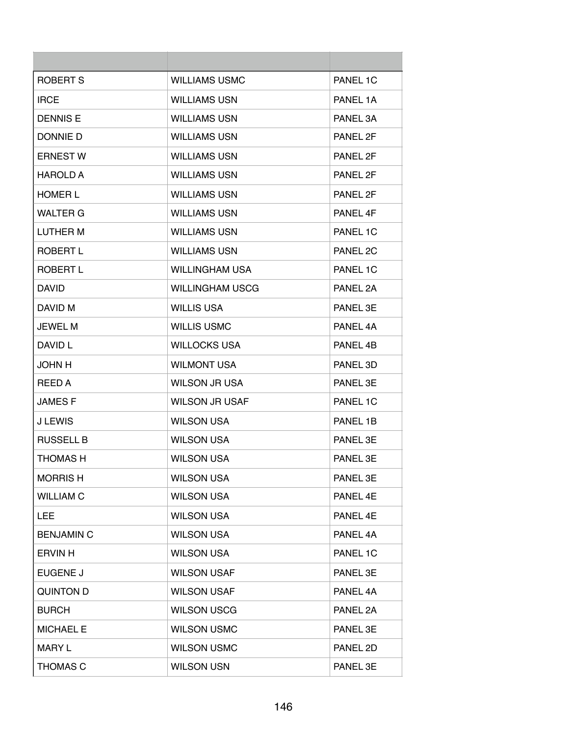| | | |
|---|---|---|
| ROBERT S | WILLIAMS USMC | PANEL 1C |
| IRCE | WILLIAMS USN | PANEL 1A |
| DENNIS E | WILLIAMS USN | PANEL 3A |
| DONNIE D | WILLIAMS USN | PANEL 2F |
| ERNEST W | WILLIAMS USN | PANEL 2F |
| HAROLD A | WILLIAMS USN | PANEL 2F |
| HOMER L | WILLIAMS USN | PANEL 2F |
| WALTER G | WILLIAMS USN | PANEL 4F |
| LUTHER M | WILLIAMS USN | PANEL 1C |
| ROBERT L | WILLIAMS USN | PANEL 2C |
| ROBERT L | WILLINGHAM USA | PANEL 1C |
| DAVID | WILLINGHAM USCG | PANEL 2A |
| DAVID M | WILLIS USA | PANEL 3E |
| JEWEL M | WILLIS USMC | PANEL 4A |
| DAVID L | WILLOCKS USA | PANEL 4B |
| JOHN H | WILMONT USA | PANEL 3D |
| REED A | WILSON JR USA | PANEL 3E |
| JAMES F | WILSON JR USAF | PANEL 1C |
| J LEWIS | WILSON USA | PANEL 1B |
| RUSSELL B | WILSON USA | PANEL 3E |
| THOMAS H | WILSON USA | PANEL 3E |
| MORRIS H | WILSON USA | PANEL 3E |
| WILLIAM C | WILSON USA | PANEL 4E |
| LEE | WILSON USA | PANEL 4E |
| BENJAMIN C | WILSON USA | PANEL 4A |
| ERVIN H | WILSON USA | PANEL 1C |
| EUGENE J | WILSON USAF | PANEL 3E |
| QUINTON D | WILSON USAF | PANEL 4A |
| BURCH | WILSON USCG | PANEL 2A |
| MICHAEL E | WILSON USMC | PANEL 3E |
| MARY L | WILSON USMC | PANEL 2D |
| THOMAS C | WILSON USN | PANEL 3E |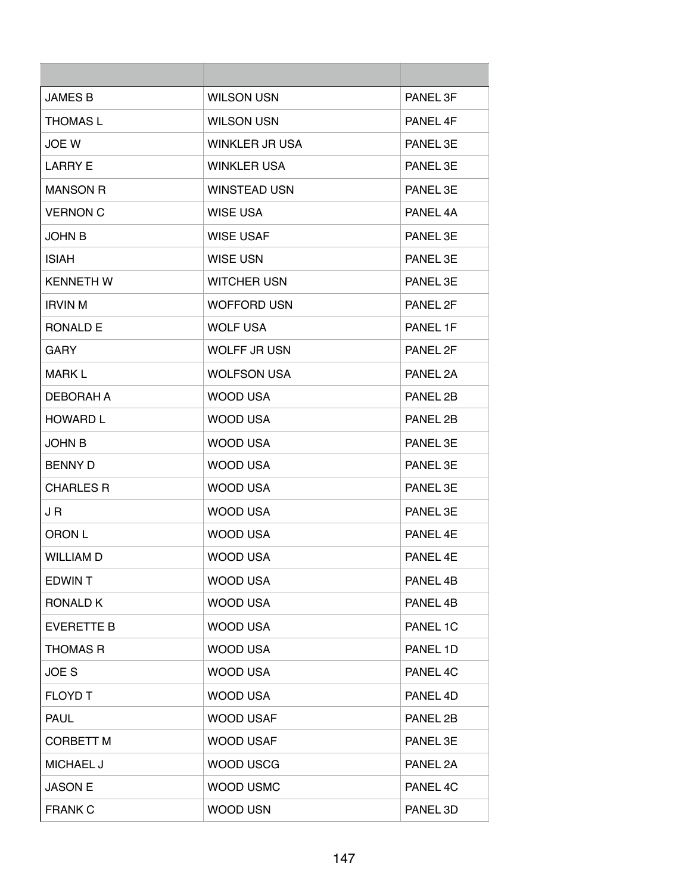| | | |
|---|---|---|
| JAMES B | WILSON USN | PANEL 3F |
| THOMAS L | WILSON USN | PANEL 4F |
| JOE W | WINKLER JR USA | PANEL 3E |
| LARRY E | WINKLER USA | PANEL 3E |
| MANSON R | WINSTEAD USN | PANEL 3E |
| VERNON C | WISE USA | PANEL 4A |
| JOHN B | WISE USAF | PANEL 3E |
| ISIAH | WISE USN | PANEL 3E |
| KENNETH W | WITCHER USN | PANEL 3E |
| IRVIN M | WOFFORD USN | PANEL 2F |
| RONALD E | WOLF USA | PANEL 1F |
| GARY | WOLFF JR USN | PANEL 2F |
| MARK L | WOLFSON USA | PANEL 2A |
| DEBORAH A | WOOD USA | PANEL 2B |
| HOWARD L | WOOD USA | PANEL 2B |
| JOHN B | WOOD USA | PANEL 3E |
| BENNY D | WOOD USA | PANEL 3E |
| CHARLES R | WOOD USA | PANEL 3E |
| J R | WOOD USA | PANEL 3E |
| ORON L | WOOD USA | PANEL 4E |
| WILLIAM D | WOOD USA | PANEL 4E |
| EDWIN T | WOOD USA | PANEL 4B |
| RONALD K | WOOD USA | PANEL 4B |
| EVERETTE B | WOOD USA | PANEL 1C |
| THOMAS R | WOOD USA | PANEL 1D |
| JOE S | WOOD USA | PANEL 4C |
| FLOYD T | WOOD USA | PANEL 4D |
| PAUL | WOOD USAF | PANEL 2B |
| CORBETT M | WOOD USAF | PANEL 3E |
| MICHAEL J | WOOD USCG | PANEL 2A |
| JASON E | WOOD USMC | PANEL 4C |
| FRANK C | WOOD USN | PANEL 3D |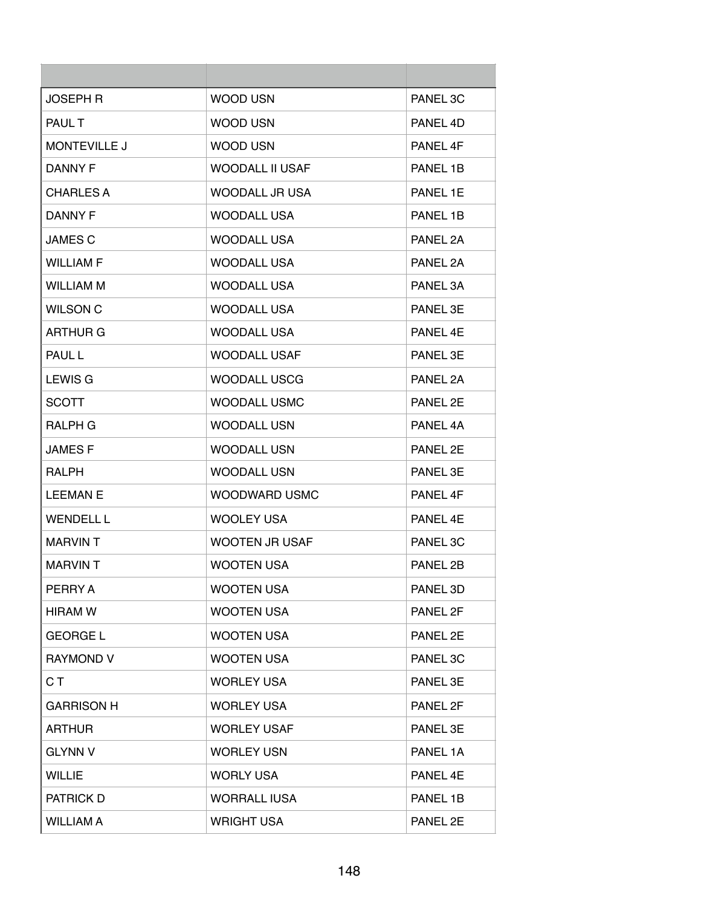| | | |
|---|---|---|
| JOSEPH R | WOOD USN | PANEL 3C |
| PAUL T | WOOD USN | PANEL 4D |
| MONTEVILLE J | WOOD USN | PANEL 4F |
| DANNY F | WOODALL II USAF | PANEL 1B |
| CHARLES A | WOODALL JR USA | PANEL 1E |
| DANNY F | WOODALL USA | PANEL 1B |
| JAMES C | WOODALL USA | PANEL 2A |
| WILLIAM F | WOODALL USA | PANEL 2A |
| WILLIAM M | WOODALL USA | PANEL 3A |
| WILSON C | WOODALL USA | PANEL 3E |
| ARTHUR G | WOODALL USA | PANEL 4E |
| PAUL L | WOODALL USAF | PANEL 3E |
| LEWIS G | WOODALL USCG | PANEL 2A |
| SCOTT | WOODALL USMC | PANEL 2E |
| RALPH G | WOODALL USN | PANEL 4A |
| JAMES F | WOODALL USN | PANEL 2E |
| RALPH | WOODALL USN | PANEL 3E |
| LEEMAN E | WOODWARD USMC | PANEL 4F |
| WENDELL L | WOOLEY USA | PANEL 4E |
| MARVIN T | WOOTEN JR USAF | PANEL 3C |
| MARVIN T | WOOTEN USA | PANEL 2B |
| PERRY A | WOOTEN USA | PANEL 3D |
| HIRAM W | WOOTEN USA | PANEL 2F |
| GEORGE L | WOOTEN USA | PANEL 2E |
| RAYMOND V | WOOTEN USA | PANEL 3C |
| C T | WORLEY USA | PANEL 3E |
| GARRISON H | WORLEY USA | PANEL 2F |
| ARTHUR | WORLEY USAF | PANEL 3E |
| GLYNN V | WORLEY USN | PANEL 1A |
| WILLIE | WORLY USA | PANEL 4E |
| PATRICK D | WORRALL IUSA | PANEL 1B |
| WILLIAM A | WRIGHT USA | PANEL 2E |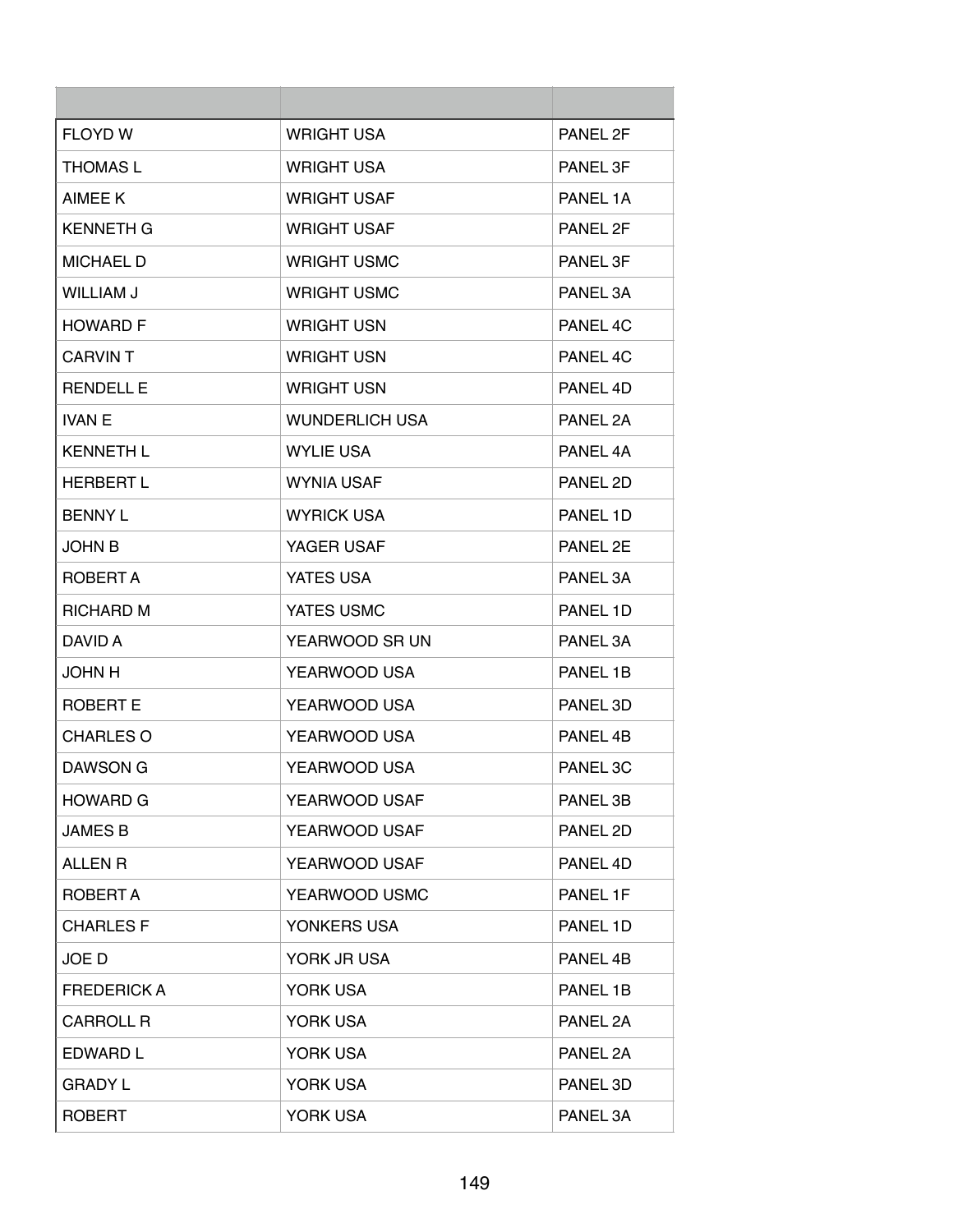| | | |
|---|---|---|
| FLOYD W | WRIGHT USA | PANEL 2F |
| THOMAS L | WRIGHT USA | PANEL 3F |
| AIMEE K | WRIGHT USAF | PANEL 1A |
| KENNETH G | WRIGHT USAF | PANEL 2F |
| MICHAEL D | WRIGHT USMC | PANEL 3F |
| WILLIAM J | WRIGHT USMC | PANEL 3A |
| HOWARD F | WRIGHT USN | PANEL 4C |
| CARVIN T | WRIGHT USN | PANEL 4C |
| RENDELL E | WRIGHT USN | PANEL 4D |
| IVAN E | WUNDERLICH USA | PANEL 2A |
| KENNETH L | WYLIE USA | PANEL 4A |
| HERBERT L | WYNIA USAF | PANEL 2D |
| BENNY L | WYRICK USA | PANEL 1D |
| JOHN B | YAGER USAF | PANEL 2E |
| ROBERT A | YATES USA | PANEL 3A |
| RICHARD M | YATES USMC | PANEL 1D |
| DAVID A | YEARWOOD SR UN | PANEL 3A |
| JOHN H | YEARWOOD USA | PANEL 1B |
| ROBERT E | YEARWOOD USA | PANEL 3D |
| CHARLES O | YEARWOOD USA | PANEL 4B |
| DAWSON G | YEARWOOD USA | PANEL 3C |
| HOWARD G | YEARWOOD USAF | PANEL 3B |
| JAMES B | YEARWOOD USAF | PANEL 2D |
| ALLEN R | YEARWOOD USAF | PANEL 4D |
| ROBERT A | YEARWOOD USMC | PANEL 1F |
| CHARLES F | YONKERS USA | PANEL 1D |
| JOE D | YORK JR USA | PANEL 4B |
| FREDERICK A | YORK USA | PANEL 1B |
| CARROLL R | YORK USA | PANEL 2A |
| EDWARD L | YORK USA | PANEL 2A |
| GRADY L | YORK USA | PANEL 3D |
| ROBERT | YORK USA | PANEL 3A |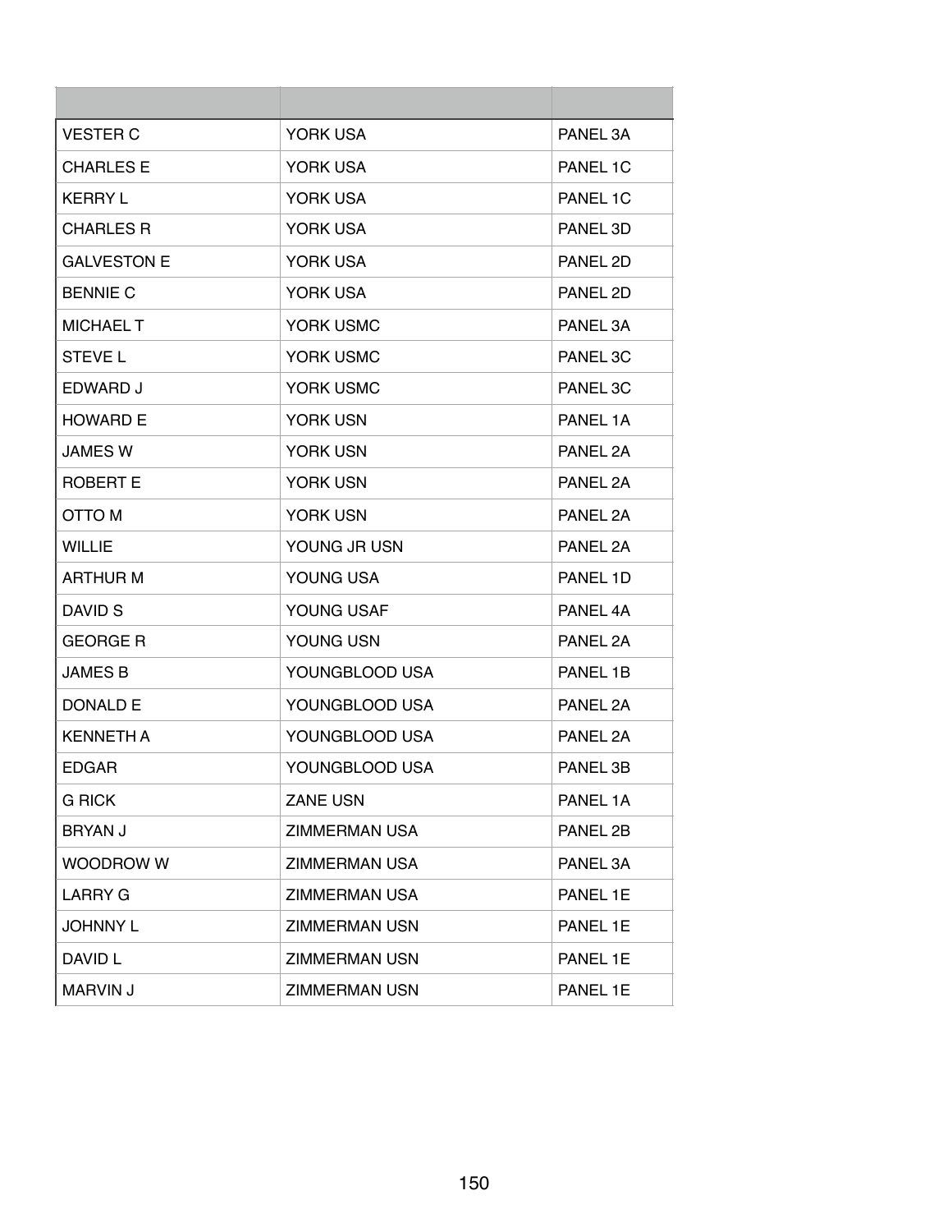| | | |
|---|---|---|
| VESTER C | YORK USA | PANEL 3A |
| CHARLES E | YORK USA | PANEL 1C |
| KERRY L | YORK USA | PANEL 1C |
| CHARLES R | YORK USA | PANEL 3D |
| GALVESTON E | YORK USA | PANEL 2D |
| BENNIE C | YORK USA | PANEL 2D |
| MICHAEL T | YORK USMC | PANEL 3A |
| STEVE L | YORK USMC | PANEL 3C |
| EDWARD J | YORK USMC | PANEL 3C |
| HOWARD E | YORK USN | PANEL 1A |
| JAMES W | YORK USN | PANEL 2A |
| ROBERT E | YORK USN | PANEL 2A |
| OTTO M | YORK USN | PANEL 2A |
| WILLIE | YOUNG JR USN | PANEL 2A |
| ARTHUR M | YOUNG USA | PANEL 1D |
| DAVID S | YOUNG USAF | PANEL 4A |
| GEORGE R | YOUNG USN | PANEL 2A |
| JAMES B | YOUNGBLOOD USA | PANEL 1B |
| DONALD E | YOUNGBLOOD USA | PANEL 2A |
| KENNETH A | YOUNGBLOOD USA | PANEL 2A |
| EDGAR | YOUNGBLOOD USA | PANEL 3B |
| G RICK | ZANE USN | PANEL 1A |
| BRYAN J | ZIMMERMAN USA | PANEL 2B |
| WOODROW W | ZIMMERMAN USA | PANEL 3A |
| LARRY G | ZIMMERMAN USA | PANEL 1E |
| JOHNNY L | ZIMMERMAN USN | PANEL 1E |
| DAVID L | ZIMMERMAN USN | PANEL 1E |
| MARVIN J | ZIMMERMAN USN | PANEL 1E |